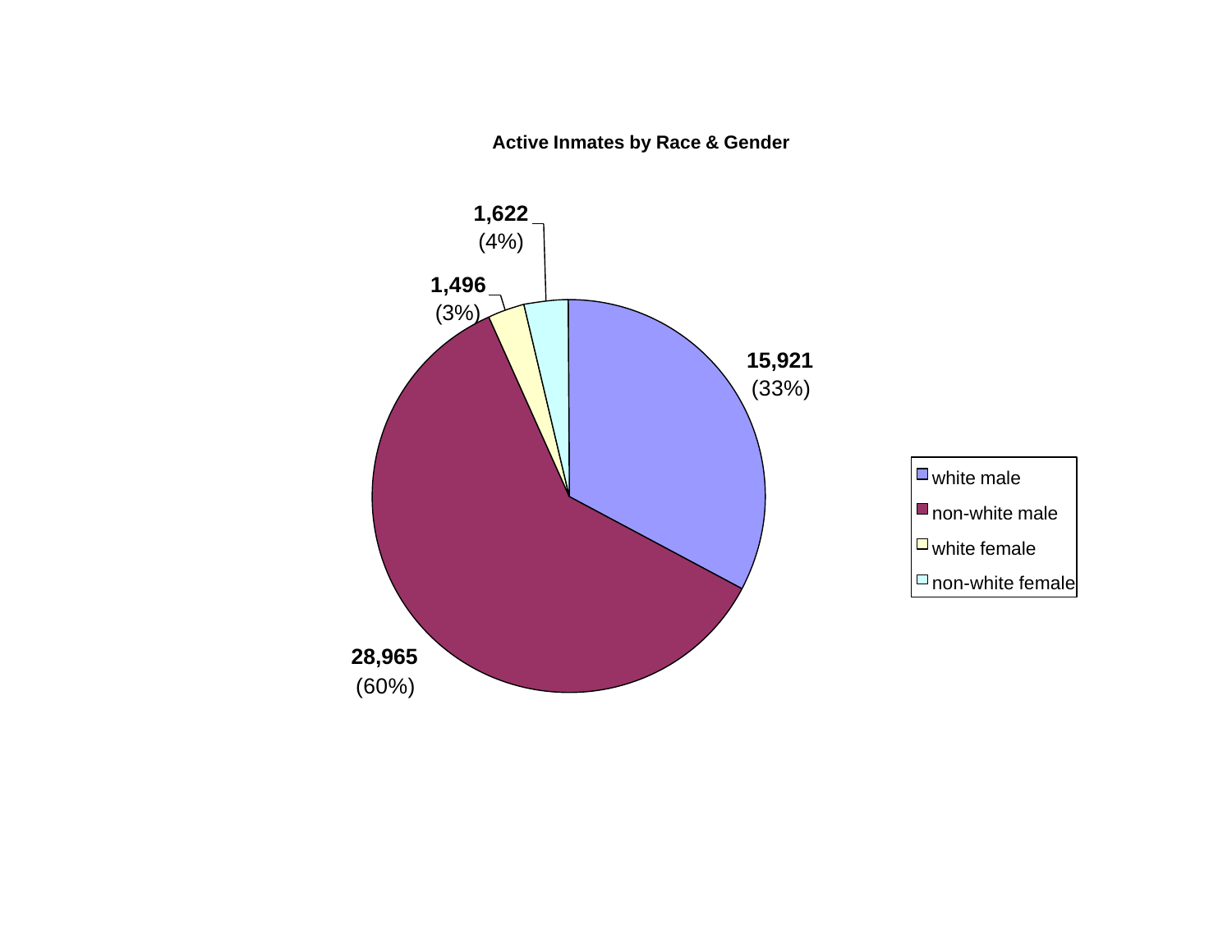**Active Inmates by Race & Gender**

| Category | Count | Percent |
|---|---|---|
| white male | 15,921 | (33%) |
| non-white male | 28,965 | (60%) |
| white female | 1,496 | (3%) |
| non-white female | 1,622 | (4%) |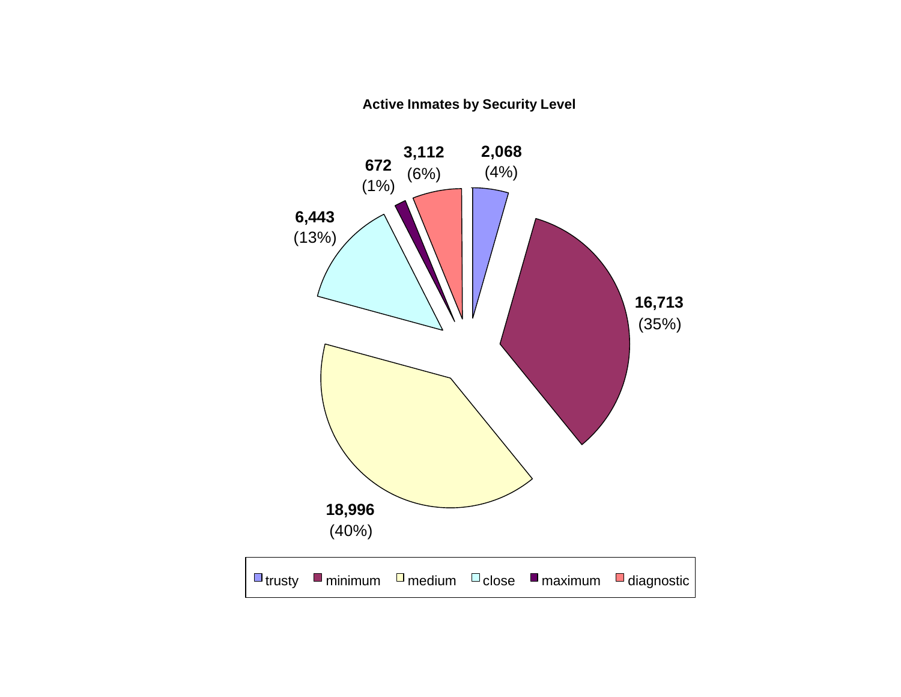**Active Inmates by Security Level**

| Security Level | Inmates | Percent |
|---|---|---|
| trusty | 2,068 | (4%) |
| minimum | 16,713 | (35%) |
| medium | 18,996 | (40%) |
| close | 6,443 | (13%) |
| maximum | 672 | (1%) |
| diagnostic | 3,112 | (6%) |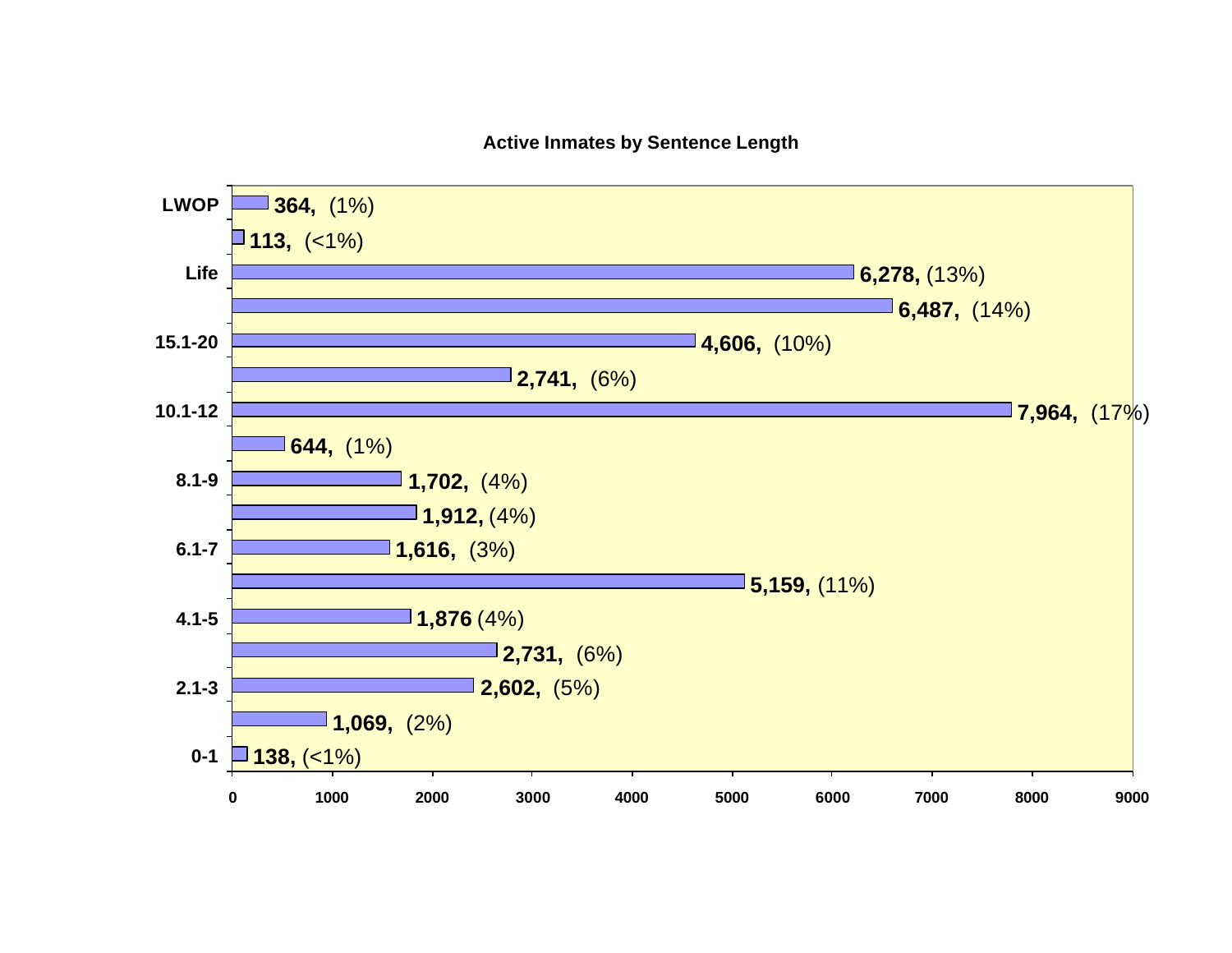**Active Inmates by Sentence Length**

| Sentence Length | Count | Percent |
|---|---|---|
| LWOP | 364 | (1%) |
| | 113 | (<1%) |
| Life | 6,278 | (13%) |
| | 6,487 | (14%) |
| 15.1-20 | 4,606 | (10%) |
| | 2,741 | (6%) |
| 10.1-12 | 7,964 | (17%) |
| | 644 | (1%) |
| 8.1-9 | 1,702 | (4%) |
| | 1,912 | (4%) |
| 6.1-7 | 1,616 | (3%) |
| | 5,159 | (11%) |
| 4.1-5 | 1,876 | (4%) |
| | 2,731 | (6%) |
| 2.1-3 | 2,602 | (5%) |
| | 1,069 | (2%) |
| 0-1 | 138 | (<1%) |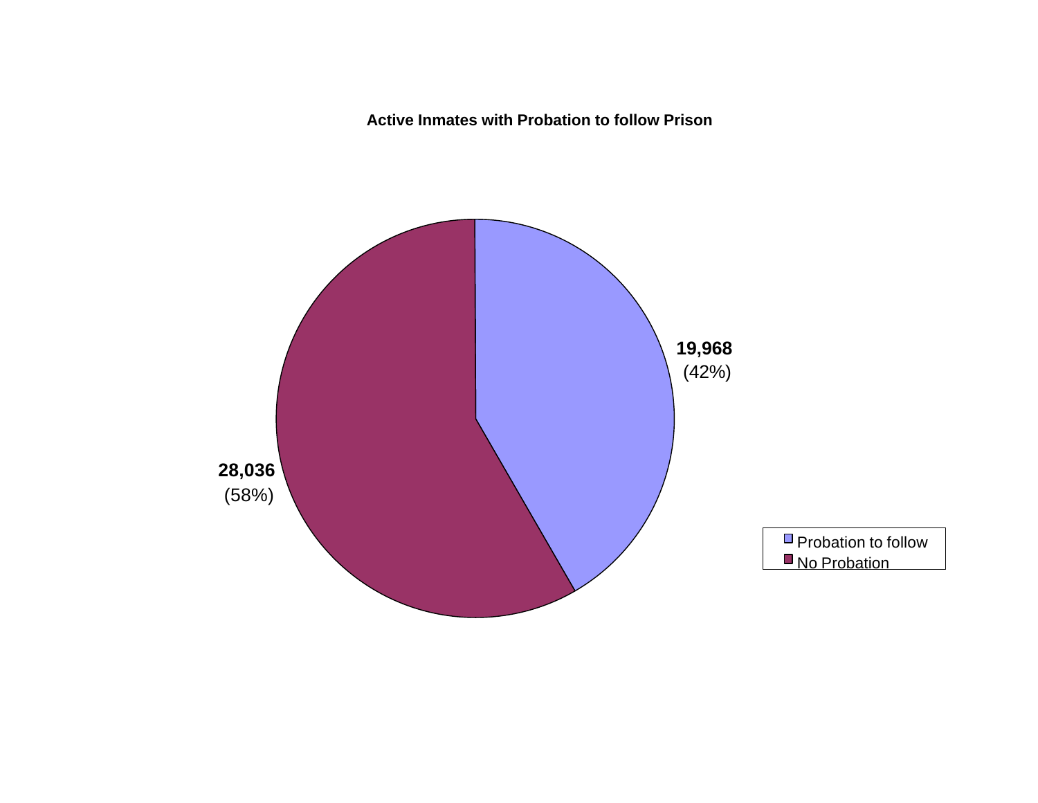**Active Inmates with Probation to follow Prison**

| Category | Count | Percent |
|---|---|---|
| Probation to follow | 19,968 | (42%) |
| No Probation | 28,036 | (58%) |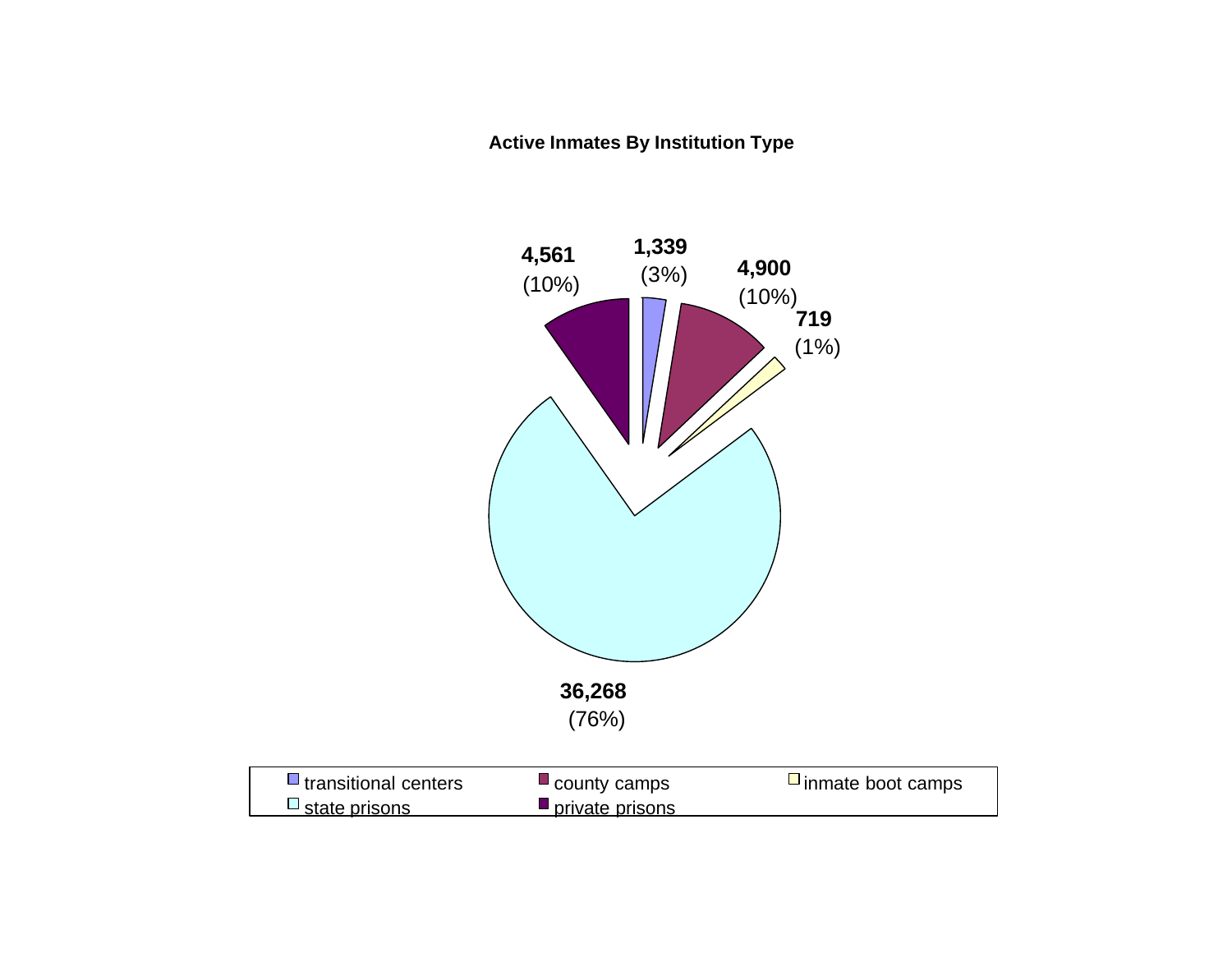**Active Inmates By Institution Type**

| Institution Type | Inmates | Percent |
|---|---|---|
| transitional centers | 1,339 | (3%) |
| county camps | 4,900 | (10%) |
| inmate boot camps | 719 | (1%) |
| state prisons | 36,268 | (76%) |
| private prisons | 4,561 | (10%) |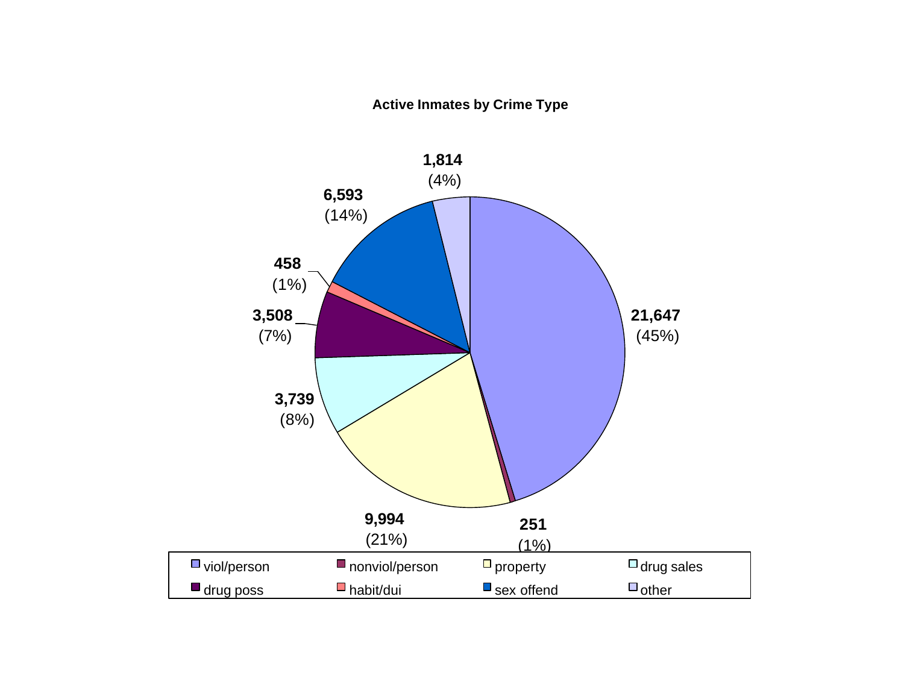**Active Inmates by Crime Type**

| Crime Type | Count | Percent |
|---|---|---|
| viol/person | 21,647 | (45%) |
| nonviol/person | 251 | (1%) |
| property | 9,994 | (21%) |
| drug sales | 3,739 | (8%) |
| drug poss | 3,508 | (7%) |
| habit/dui | 458 | (1%) |
| sex offend | 6,593 | (14%) |
| other | 1,814 | (4%) |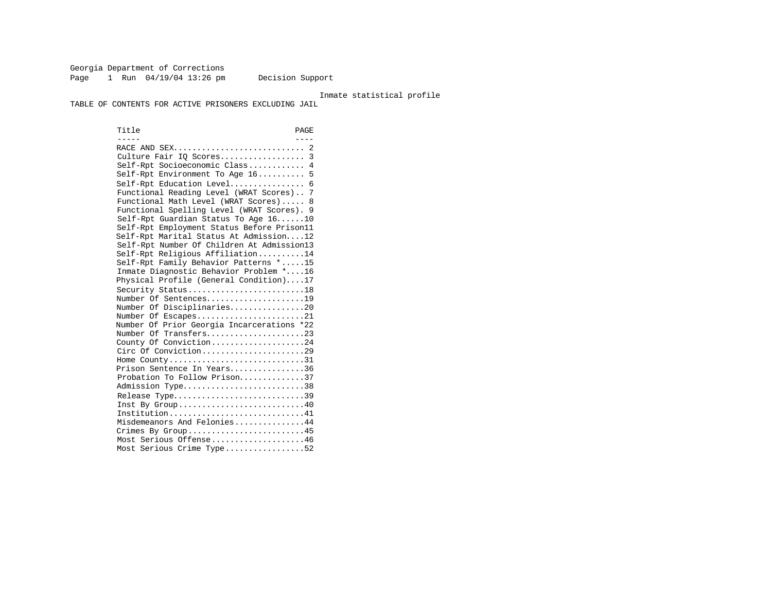Georgia Department of Corrections
Page 1 Run 04/19/04 13:26 pm Decision Support

Inmate statistical profile

TABLE OF CONTENTS FOR ACTIVE PRISONERS EXCLUDING JAIL

| Title | PAGE |
| --- | --- |
| RACE AND SEX | 2 |
| Culture Fair IQ Scores | 3 |
| Self-Rpt Socioeconomic Class | 4 |
| Self-Rpt Environment To Age 16 | 5 |
| Self-Rpt Education Level | 6 |
| Functional Reading Level (WRAT Scores) | 7 |
| Functional Math Level (WRAT Scores) | 8 |
| Functional Spelling Level (WRAT Scores) | 9 |
| Self-Rpt Guardian Status To Age 16 | 10 |
| Self-Rpt Employment Status Before Prison | 11 |
| Self-Rpt Marital Status At Admission | 12 |
| Self-Rpt Number Of Children At Admission | 13 |
| Self-Rpt Religious Affiliation | 14 |
| Self-Rpt Family Behavior Patterns * | 15 |
| Inmate Diagnostic Behavior Problem * | 16 |
| Physical Profile (General Condition) | 17 |
| Security Status | 18 |
| Number Of Sentences | 19 |
| Number Of Disciplinaries | 20 |
| Number Of Escapes | 21 |
| Number Of Prior Georgia Incarcerations * | 22 |
| Number Of Transfers | 23 |
| County Of Conviction | 24 |
| Circ Of Conviction | 29 |
| Home County | 31 |
| Prison Sentence In Years | 36 |
| Probation To Follow Prison | 37 |
| Admission Type | 38 |
| Release Type | 39 |
| Inst By Group | 40 |
| Institution | 41 |
| Misdemeanors And Felonies | 44 |
| Crimes By Group | 45 |
| Most Serious Offense | 46 |
| Most Serious Crime Type | 52 |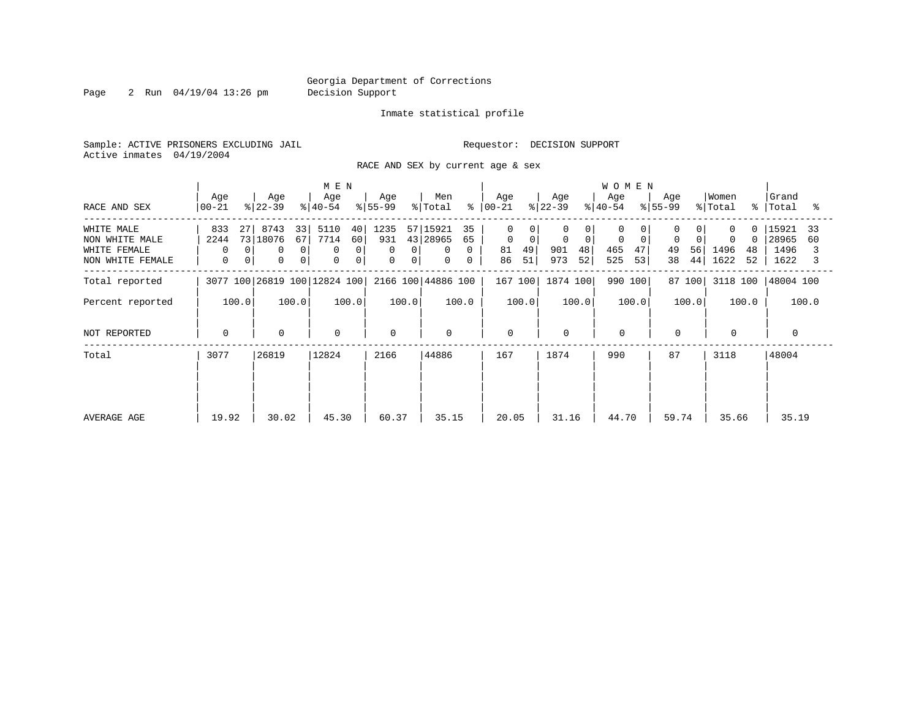Georgia Department of Corrections
Decision Support

Inmate statistical profile

Sample: ACTIVE PRISONERS EXCLUDING JAIL

Requestor: DECISION SUPPORT

Active inmates 04/19/2004

RACE AND SEX by current age & sex

| RACE AND SEX | MEN Age 00-21 | % | Age 22-39 | % | Age 40-54 | % | Age 55-99 | % | Men Total | % | WOMEN Age 00-21 | % | Age 22-39 | % | Age 40-54 | % | Age 55-99 | % | Women Total | % | Grand Total | % |
|---|---|---|---|---|---|---|---|---|---|---|---|---|---|---|---|---|---|---|---|---|---|---|
| WHITE MALE | 833 | 27 | 8743 | 33 | 5110 | 40 | 1235 | 57 | 15921 | 35 | 0 | 0 | 0 | 0 | 0 | 0 | 0 | 0 | 0 | 0 | 15921 | 33 |
| NON WHITE MALE | 2244 | 73 | 18076 | 67 | 7714 | 60 | 931 | 43 | 28965 | 65 | 0 | 0 | 0 | 0 | 0 | 0 | 0 | 0 | 0 | 0 | 28965 | 60 |
| WHITE FEMALE | 0 | 0 | 0 | 0 | 0 | 0 | 0 | 0 | 0 | 0 | 81 | 49 | 901 | 48 | 465 | 47 | 49 | 56 | 1496 | 48 | 1496 | 3 |
| NON WHITE FEMALE | 0 | 0 | 0 | 0 | 0 | 0 | 0 | 0 | 0 | 0 | 86 | 51 | 973 | 52 | 525 | 53 | 38 | 44 | 1622 | 52 | 1622 | 3 |
| Total reported | 3077 | 100 | 26819 | 100 | 12824 | 100 | 2166 | 100 | 44886 | 100 | 167 | 100 | 1874 | 100 | 990 | 100 | 87 | 100 | 3118 | 100 | 48004 | 100 |
| Percent reported | | 100.0 | | 100.0 | | 100.0 | | 100.0 | | 100.0 | | 100.0 | | 100.0 | | 100.0 | | 100.0 | | 100.0 | | 100.0 |
| NOT REPORTED | 0 | | 0 | | 0 | | 0 | | 0 | | 0 | | 0 | | 0 | | 0 | | 0 | | 0 | |
| Total | 3077 | | 26819 | | 12824 | | 2166 | | 44886 | | 167 | | 1874 | | 990 | | 87 | | 3118 | | 48004 | |
| AVERAGE AGE | 19.92 | | 30.02 | | 45.30 | | 60.37 | | 35.15 | | 20.05 | | 31.16 | | 44.70 | | 59.74 | | 35.66 | | 35.19 | |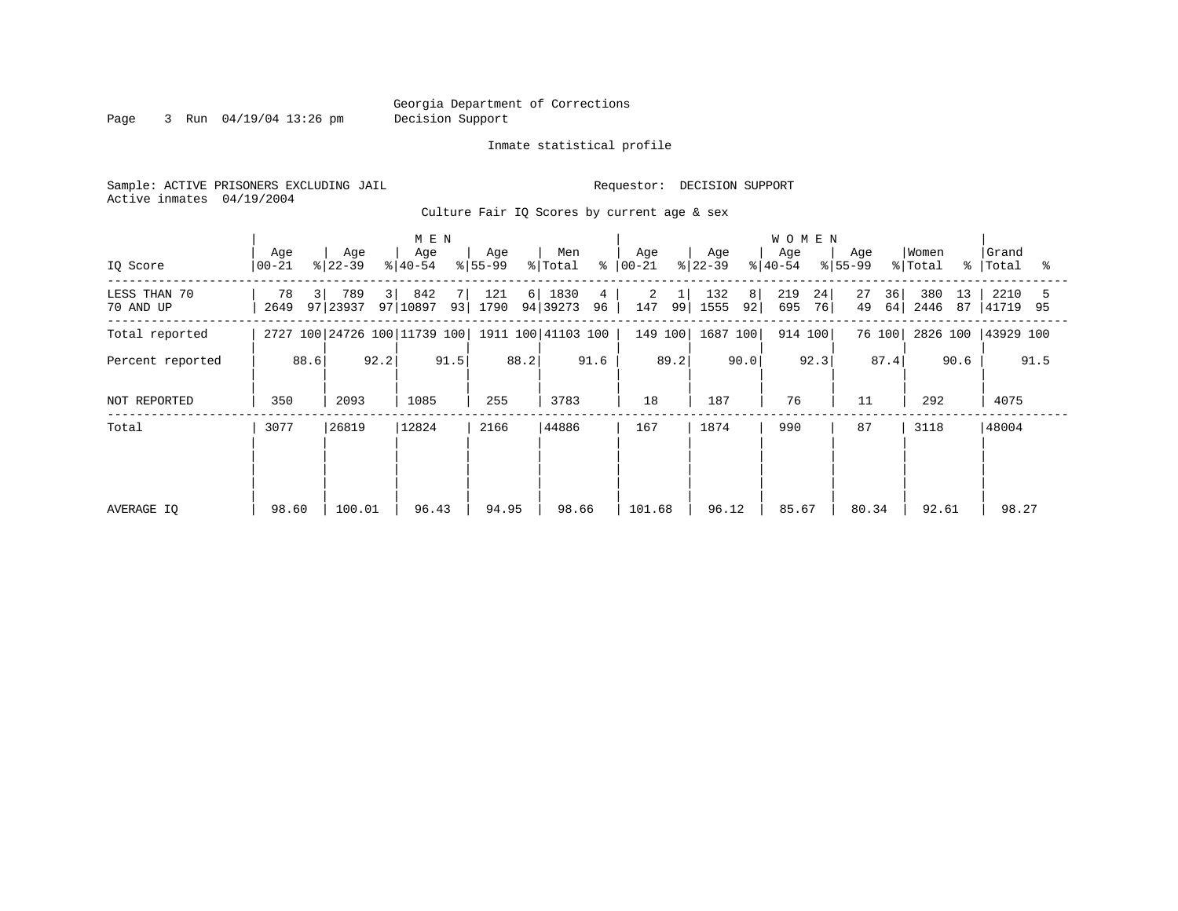Georgia Department of Corrections
Decision Support

Inmate statistical profile

Sample: ACTIVE PRISONERS EXCLUDING JAIL

Requestor: DECISION SUPPORT

Active inmates 04/19/2004

Culture Fair IQ Scores by current age & sex

| IQ Score | MEN Age 00-21 | % | Age 22-39 | % | Age 40-54 | % | Age 55-99 | % | Men Total | % | WOMEN Age 00-21 | % | Age 22-39 | % | Age 40-54 | % | Age 55-99 | % | Women Total | % | Grand Total | % |
|---|---|---|---|---|---|---|---|---|---|---|---|---|---|---|---|---|---|---|---|---|---|---|
| LESS THAN 70 | 78 | 3 | 789 | 3 | 842 | 7 | 121 | 6 | 1830 | 4 | 2 | 1 | 132 | 8 | 219 | 24 | 27 | 36 | 380 | 13 | 2210 | 5 |
| 70 AND UP | 2649 | 97 | 23937 | 97 | 10897 | 93 | 1790 | 94 | 39273 | 96 | 147 | 99 | 1555 | 92 | 695 | 76 | 49 | 64 | 2446 | 87 | 41719 | 95 |
| Total reported | 2727 | 100 | 24726 | 100 | 11739 | 100 | 1911 | 100 | 41103 | 100 | 149 | 100 | 1687 | 100 | 914 | 100 | 76 | 100 | 2826 | 100 | 43929 | 100 |
| Percent reported | | 88.6 | | 92.2 | | 91.5 | | 88.2 | | 91.6 | | 89.2 | | 90.0 | | 92.3 | | 87.4 | | 90.6 | | 91.5 |
| NOT REPORTED | 350 | | 2093 | | 1085 | | 255 | | 3783 | | 18 | | 187 | | 76 | | 11 | | 292 | | 4075 | |
| Total | 3077 | | 26819 | | 12824 | | 2166 | | 44886 | | 167 | | 1874 | | 990 | | 87 | | 3118 | | 48004 | |
| AVERAGE IQ | 98.60 | | 100.01 | | 96.43 | | 94.95 | | 98.66 | | 101.68 | | 96.12 | | 85.67 | | 80.34 | | 92.61 | | 98.27 | |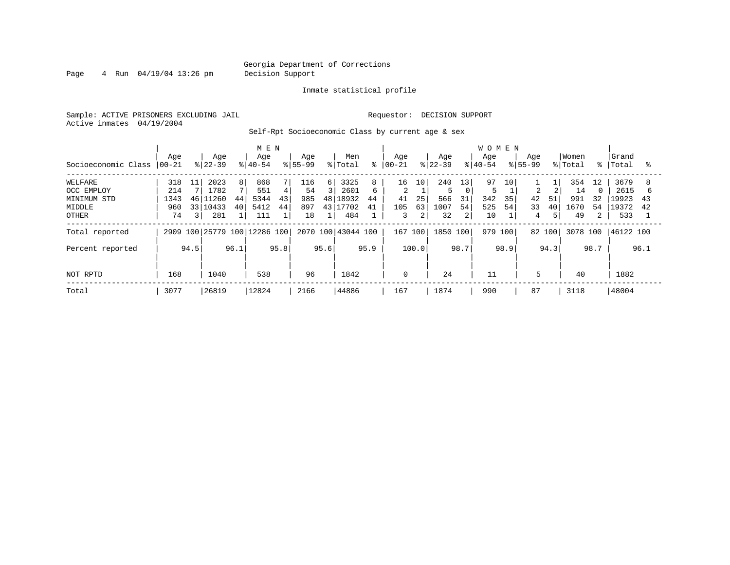Georgia Department of Corrections
Decision Support

Inmate statistical profile

Sample: ACTIVE PRISONERS EXCLUDING JAIL  Requestor: DECISION SUPPORT
Active inmates 04/19/2004

Self-Rpt Socioeconomic Class by current age & sex

| | MEN | | | | | | | | | | WOMEN | | | | | | | | | | | |
|---|---|---|---|---|---|---|---|---|---|---|---|---|---|---|---|---|---|---|---|---|---|---|
| Socioeconomic Class | Age 00-21 | % | Age 22-39 | % | Age 40-54 | % | Age 55-99 | % | Men Total | % | Age 00-21 | % | Age 22-39 | % | Age 40-54 | % | Age 55-99 | % | Women Total | % | Grand Total | % |
| WELFARE | 318 | 11 | 2023 | 8 | 868 | 7 | 116 | 6 | 3325 | 8 | 16 | 10 | 240 | 13 | 97 | 10 | 1 | 1 | 354 | 12 | 3679 | 8 |
| OCC EMPLOY | 214 | 7 | 1782 | 7 | 551 | 4 | 54 | 3 | 2601 | 6 | 2 | 1 | 5 | 0 | 5 | 1 | 2 | 2 | 14 | 0 | 2615 | 6 |
| MINIMUM STD | 1343 | 46 | 11260 | 44 | 5344 | 43 | 985 | 48 | 18932 | 44 | 41 | 25 | 566 | 31 | 342 | 35 | 42 | 51 | 991 | 32 | 19923 | 43 |
| MIDDLE | 960 | 33 | 10433 | 40 | 5412 | 44 | 897 | 43 | 17702 | 41 | 105 | 63 | 1007 | 54 | 525 | 54 | 33 | 40 | 1670 | 54 | 19372 | 42 |
| OTHER | 74 | 3 | 281 | 1 | 111 | 1 | 18 | 1 | 484 | 1 | 3 | 2 | 32 | 2 | 10 | 1 | 4 | 5 | 49 | 2 | 533 | 1 |
| Total reported | 2909 | 100 | 25779 | 100 | 12286 | 100 | 2070 | 100 | 43044 | 100 | 167 | 100 | 1850 | 100 | 979 | 100 | 82 | 100 | 3078 | 100 | 46122 | 100 |
| Percent reported | | 94.5 | | 96.1 | | 95.8 | | 95.6 | | 95.9 | | 100.0 | | 98.7 | | 98.9 | | 94.3 | | 98.7 | | 96.1 |
| NOT RPTD | 168 | | 1040 | | 538 | | 96 | | 1842 | | 0 | | 24 | | 11 | | 5 | | 40 | | 1882 | |
| Total | 3077 | | 26819 | | 12824 | | 2166 | | 44886 | | 167 | | 1874 | | 990 | | 87 | | 3118 | | 48004 | |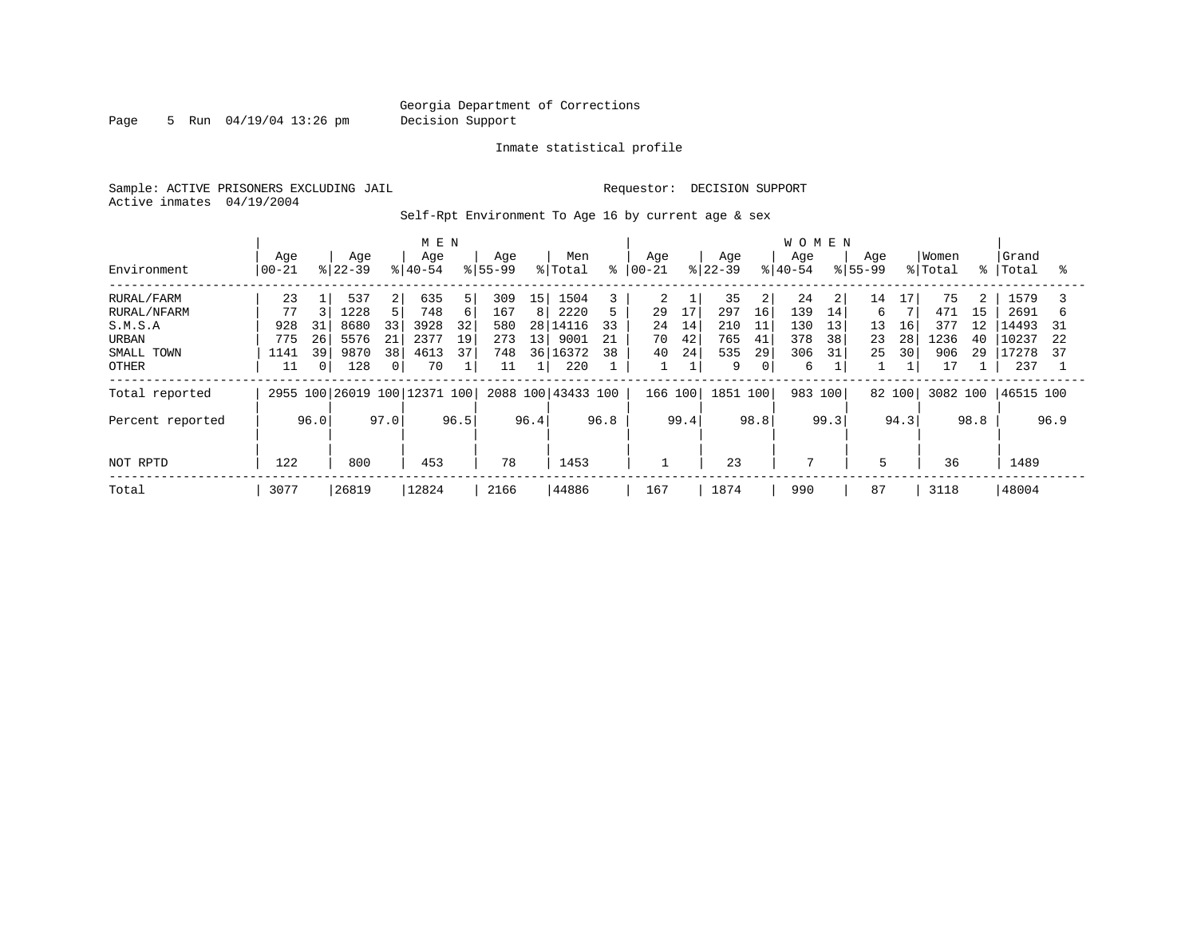Georgia Department of Corrections
Decision Support

Inmate statistical profile

Sample: ACTIVE PRISONERS EXCLUDING JAIL

Requestor: DECISION SUPPORT

Active inmates 04/19/2004

Self-Rpt Environment To Age 16 by current age & sex

| Environment | MEN Age 00-21 | % | Age 22-39 | % | Age 40-54 | % | Age 55-99 | % | Men Total | % | WOMEN Age 00-21 | % | Age 22-39 | % | Age 40-54 | % | Age 55-99 | % | Women Total | % | Grand Total | % |
|---|---|---|---|---|---|---|---|---|---|---|---|---|---|---|---|---|---|---|---|---|---|---|
| RURAL/FARM | 23 | 1 | 537 | 2 | 635 | 5 | 309 | 15 | 1504 | 3 | 2 | 1 | 35 | 2 | 24 | 2 | 14 | 17 | 75 | 2 | 1579 | 3 |
| RURAL/NFARM | 77 | 3 | 1228 | 5 | 748 | 6 | 167 | 8 | 2220 | 5 | 29 | 17 | 297 | 16 | 139 | 14 | 6 | 7 | 471 | 15 | 2691 | 6 |
| S.M.S.A | 928 | 31 | 8680 | 33 | 3928 | 32 | 580 | 28 | 14116 | 33 | 24 | 14 | 210 | 11 | 130 | 13 | 13 | 16 | 377 | 12 | 14493 | 31 |
| URBAN | 775 | 26 | 5576 | 21 | 2377 | 19 | 273 | 13 | 9001 | 21 | 70 | 42 | 765 | 41 | 378 | 38 | 23 | 28 | 1236 | 40 | 10237 | 22 |
| SMALL TOWN | 1141 | 39 | 9870 | 38 | 4613 | 37 | 748 | 36 | 16372 | 38 | 40 | 24 | 535 | 29 | 306 | 31 | 25 | 30 | 906 | 29 | 17278 | 37 |
| OTHER | 11 | 0 | 128 | 0 | 70 | 1 | 11 | 1 | 220 | 1 | 1 | 1 | 9 | 0 | 6 | 1 | 1 | 1 | 17 | 1 | 237 | 1 |
| Total reported | 2955 | 100 | 26019 | 100 | 12371 | 100 | 2088 | 100 | 43433 | 100 | 166 | 100 | 1851 | 100 | 983 | 100 | 82 | 100 | 3082 | 100 | 46515 | 100 |
| Percent reported | | 96.0 | | 97.0 | | 96.5 | | 96.4 | | 96.8 | | 99.4 | | 98.8 | | 99.3 | | 94.3 | | 98.8 | | 96.9 |
| NOT RPTD | 122 | | 800 | | 453 | | 78 | | 1453 | | 1 | | 23 | | 7 | | 5 | | 36 | | 1489 | |
| Total | 3077 | | 26819 | | 12824 | | 2166 | | 44886 | | 167 | | 1874 | | 990 | | 87 | | 3118 | | 48004 | |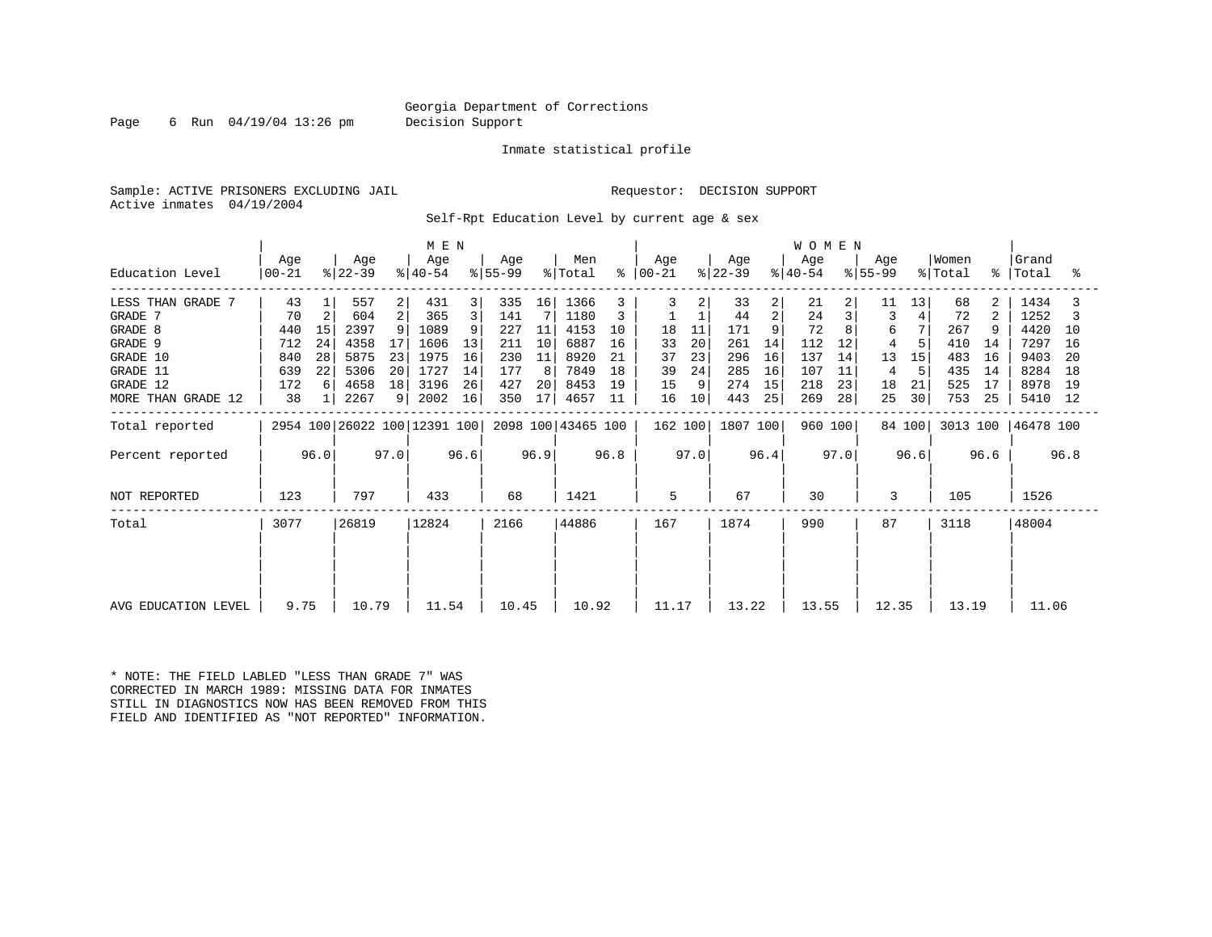Georgia Department of Corrections
Decision Support

Inmate statistical profile

Sample: ACTIVE PRISONERS EXCLUDING JAIL                                Requestor: DECISION SUPPORT
Active inmates 04/19/2004

Self-Rpt Education Level by current age & sex

| | MEN | | | | | | | | | | WOMEN | | | | | | | | | | | |
|---|---|---|---|---|---|---|---|---|---|---|---|---|---|---|---|---|---|---|---|---|---|---|
| Education Level | Age 00-21 | % | Age 22-39 | % | Age 40-54 | % | Age 55-99 | % | Men Total | % | Age 00-21 | % | Age 22-39 | % | Age 40-54 | % | Age 55-99 | % | Women Total | % | Grand Total | % |
| LESS THAN GRADE 7 | 43 | 1 | 557 | 2 | 431 | 3 | 335 | 16 | 1366 | 3 | 3 | 2 | 33 | 2 | 21 | 2 | 11 | 13 | 68 | 2 | 1434 | 3 |
| GRADE 7 | 70 | 2 | 604 | 2 | 365 | 3 | 141 | 7 | 1180 | 3 | 1 | 1 | 44 | 2 | 24 | 3 | 3 | 4 | 72 | 2 | 1252 | 3 |
| GRADE 8 | 440 | 15 | 2397 | 9 | 1089 | 9 | 227 | 11 | 4153 | 10 | 18 | 11 | 171 | 9 | 72 | 8 | 6 | 7 | 267 | 9 | 4420 | 10 |
| GRADE 9 | 712 | 24 | 4358 | 17 | 1606 | 13 | 211 | 10 | 6887 | 16 | 33 | 20 | 261 | 14 | 112 | 12 | 4 | 5 | 410 | 14 | 7297 | 16 |
| GRADE 10 | 840 | 28 | 5875 | 23 | 1975 | 16 | 230 | 11 | 8920 | 21 | 37 | 23 | 296 | 16 | 137 | 14 | 13 | 15 | 483 | 16 | 9403 | 20 |
| GRADE 11 | 639 | 22 | 5306 | 20 | 1727 | 14 | 177 | 8 | 7849 | 18 | 39 | 24 | 285 | 16 | 107 | 11 | 4 | 5 | 435 | 14 | 8284 | 18 |
| GRADE 12 | 172 | 6 | 4658 | 18 | 3196 | 26 | 427 | 20 | 8453 | 19 | 15 | 9 | 274 | 15 | 218 | 23 | 18 | 21 | 525 | 17 | 8978 | 19 |
| MORE THAN GRADE 12 | 38 | 1 | 2267 | 9 | 2002 | 16 | 350 | 17 | 4657 | 11 | 16 | 10 | 443 | 25 | 269 | 28 | 25 | 30 | 753 | 25 | 5410 | 12 |
| Total reported | 2954 | 100 | 26022 | 100 | 12391 | 100 | 2098 | 100 | 43465 | 100 | 162 | 100 | 1807 | 100 | 960 | 100 | 84 | 100 | 3013 | 100 | 46478 | 100 |
| Percent reported | | 96.0 | | 97.0 | | 96.6 | | 96.9 | | 96.8 | | 97.0 | | 96.4 | | 97.0 | | 96.6 | | 96.6 | | 96.8 |
| NOT REPORTED | 123 | | 797 | | 433 | | 68 | | 1421 | | 5 | | 67 | | 30 | | 3 | | 105 | | 1526 | |
| Total | 3077 | | 26819 | | 12824 | | 2166 | | 44886 | | 167 | | 1874 | | 990 | | 87 | | 3118 | | 48004 | |
| AVG EDUCATION LEVEL | 9.75 | | 10.79 | | 11.54 | | 10.45 | | 10.92 | | 11.17 | | 13.22 | | 13.55 | | 12.35 | | 13.19 | | 11.06 | |

* NOTE: THE FIELD LABLED "LESS THAN GRADE 7" WAS CORRECTED IN MARCH 1989: MISSING DATA FOR INMATES STILL IN DIAGNOSTICS NOW HAS BEEN REMOVED FROM THIS FIELD AND IDENTIFIED AS "NOT REPORTED" INFORMATION.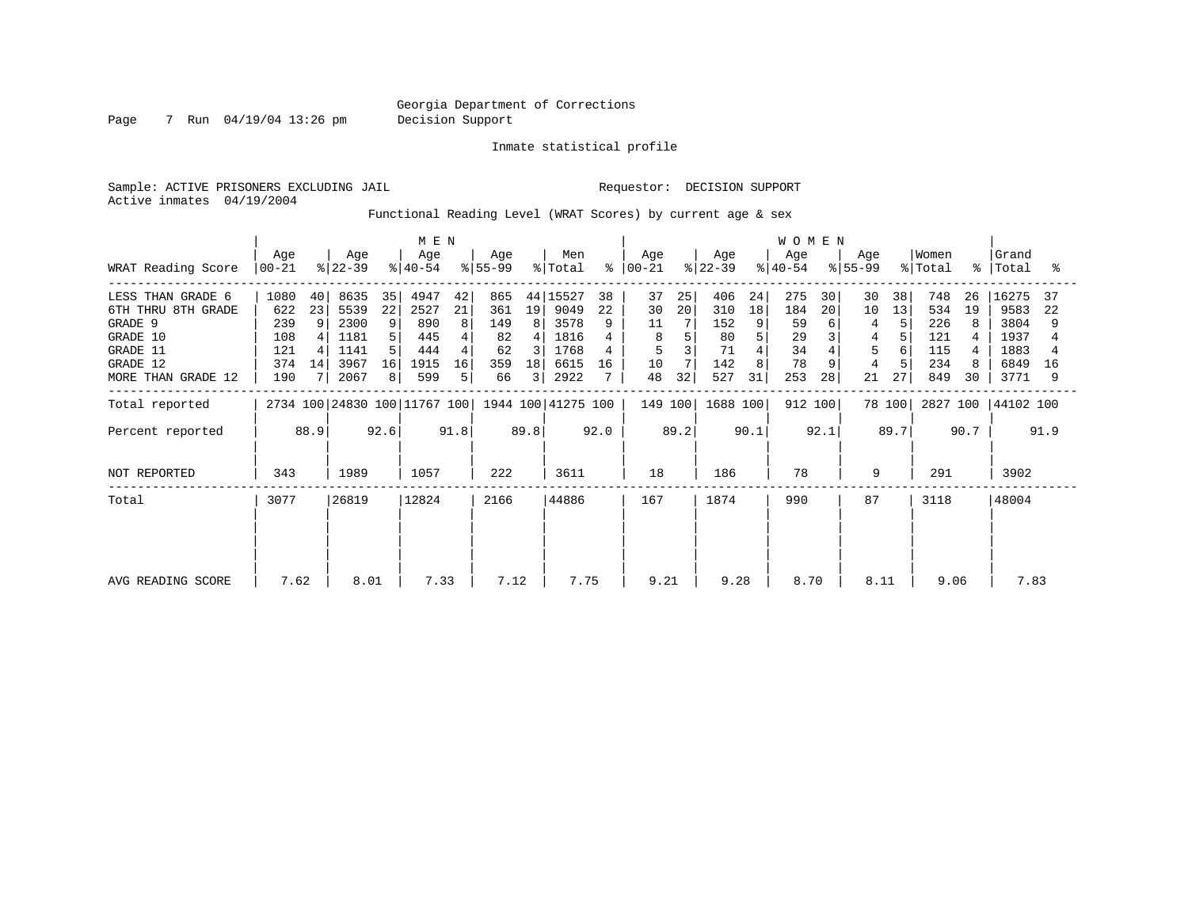Georgia Department of Corrections
Decision Support

Inmate statistical profile

Sample: ACTIVE PRISONERS EXCLUDING JAIL

Requestor: DECISION SUPPORT

Active inmates 04/19/2004

Functional Reading Level (WRAT Scores) by current age & sex

| WRAT Reading Score | MEN Age 00-21 | % | Age 22-39 | % | Age 40-54 | % | Age 55-99 | % | Men Total | % | WOMEN Age 00-21 | % | Age 22-39 | % | Age 40-54 | % | Age 55-99 | % | Women Total | % | Grand Total | % |
|---|---|---|---|---|---|---|---|---|---|---|---|---|---|---|---|---|---|---|---|---|---|---|
| LESS THAN GRADE 6 | 1080 | 40 | 8635 | 35 | 4947 | 42 | 865 | 44 | 15527 | 38 | 37 | 25 | 406 | 24 | 275 | 30 | 30 | 38 | 748 | 26 | 16275 | 37 |
| 6TH THRU 8TH GRADE | 622 | 23 | 5539 | 22 | 2527 | 21 | 361 | 19 | 9049 | 22 | 30 | 20 | 310 | 18 | 184 | 20 | 10 | 13 | 534 | 19 | 9583 | 22 |
| GRADE 9 | 239 | 9 | 2300 | 9 | 890 | 8 | 149 | 8 | 3578 | 9 | 11 | 7 | 152 | 9 | 59 | 6 | 4 | 5 | 226 | 8 | 3804 | 9 |
| GRADE 10 | 108 | 4 | 1181 | 5 | 445 | 4 | 82 | 4 | 1816 | 4 | 8 | 5 | 80 | 5 | 29 | 3 | 4 | 5 | 121 | 4 | 1937 | 4 |
| GRADE 11 | 121 | 4 | 1141 | 5 | 444 | 4 | 62 | 3 | 1768 | 4 | 5 | 3 | 71 | 4 | 34 | 4 | 5 | 6 | 115 | 4 | 1883 | 4 |
| GRADE 12 | 374 | 14 | 3967 | 16 | 1915 | 16 | 359 | 18 | 6615 | 16 | 10 | 7 | 142 | 8 | 78 | 9 | 4 | 5 | 234 | 8 | 6849 | 16 |
| MORE THAN GRADE 12 | 190 | 7 | 2067 | 8 | 599 | 5 | 66 | 3 | 2922 | 7 | 48 | 32 | 527 | 31 | 253 | 28 | 21 | 27 | 849 | 30 | 3771 | 9 |
| Total reported | 2734 | 100 | 24830 | 100 | 11767 | 100 | 1944 | 100 | 41275 | 100 | 149 | 100 | 1688 | 100 | 912 | 100 | 78 | 100 | 2827 | 100 | 44102 | 100 |
| Percent reported | | 88.9 | | 92.6 | | 91.8 | | 89.8 | | 92.0 | | 89.2 | | 90.1 | | 92.1 | | 89.7 | | 90.7 | | 91.9 |
| NOT REPORTED | 343 | | 1989 | | 1057 | | 222 | | 3611 | | 18 | | 186 | | 78 | | 9 | | 291 | | 3902 | |
| Total | 3077 | | 26819 | | 12824 | | 2166 | | 44886 | | 167 | | 1874 | | 990 | | 87 | | 3118 | | 48004 | |
| AVG READING SCORE | 7.62 | | 8.01 | | 7.33 | | 7.12 | | 7.75 | | 9.21 | | 9.28 | | 8.70 | | 8.11 | | 9.06 | | 7.83 | |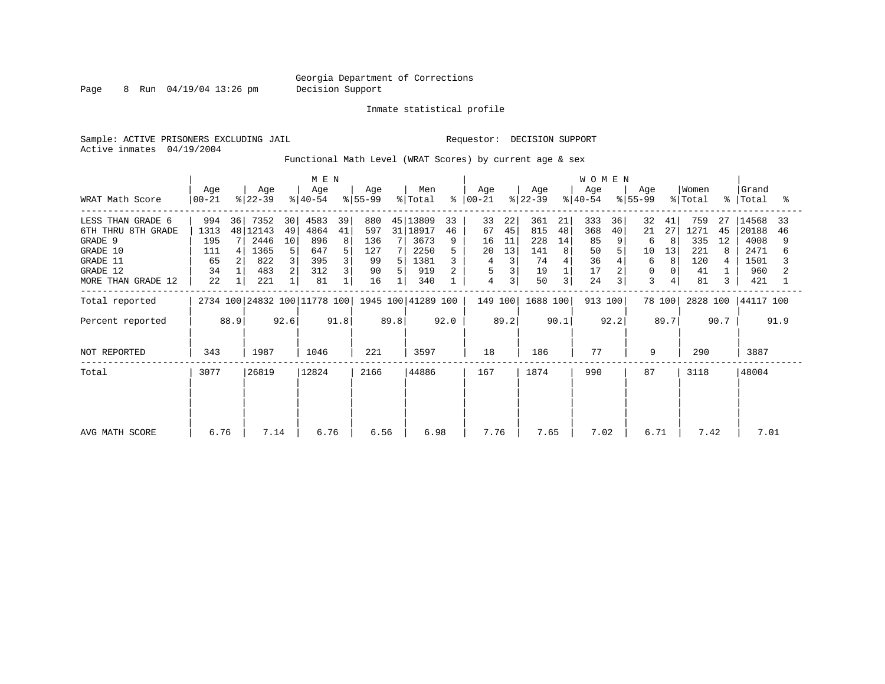Georgia Department of Corrections
Decision Support

Inmate statistical profile

Sample: ACTIVE PRISONERS EXCLUDING JAIL

Requestor: DECISION SUPPORT

Active inmates 04/19/2004

Functional Math Level (WRAT Scores) by current age & sex

| WRAT Math Score | MEN Age 00-21 | % | Age 22-39 | % | Age 40-54 | % | Age 55-99 | % | Men Total | % | WOMEN Age 00-21 | % | Age 22-39 | % | Age 40-54 | % | Age 55-99 | % | Women Total | % | Grand Total | % |
|---|---|---|---|---|---|---|---|---|---|---|---|---|---|---|---|---|---|---|---|---|---|---|
| LESS THAN GRADE 6 | 994 | 36 | 7352 | 30 | 4583 | 39 | 880 | 45 | 13809 | 33 | 33 | 22 | 361 | 21 | 333 | 36 | 32 | 41 | 759 | 27 | 14568 | 33 |
| 6TH THRU 8TH GRADE | 1313 | 48 | 12143 | 49 | 4864 | 41 | 597 | 31 | 18917 | 46 | 67 | 45 | 815 | 48 | 368 | 40 | 21 | 27 | 1271 | 45 | 20188 | 46 |
| GRADE 9 | 195 | 7 | 2446 | 10 | 896 | 8 | 136 | 7 | 3673 | 9 | 16 | 11 | 228 | 14 | 85 | 9 | 6 | 8 | 335 | 12 | 4008 | 9 |
| GRADE 10 | 111 | 4 | 1365 | 5 | 647 | 5 | 127 | 7 | 2250 | 5 | 20 | 13 | 141 | 8 | 50 | 5 | 10 | 13 | 221 | 8 | 2471 | 6 |
| GRADE 11 | 65 | 2 | 822 | 3 | 395 | 3 | 99 | 5 | 1381 | 3 | 4 | 3 | 74 | 4 | 36 | 4 | 6 | 8 | 120 | 4 | 1501 | 3 |
| GRADE 12 | 34 | 1 | 483 | 2 | 312 | 3 | 90 | 5 | 919 | 2 | 5 | 3 | 19 | 1 | 17 | 2 | 0 | 0 | 41 | 1 | 960 | 2 |
| MORE THAN GRADE 12 | 22 | 1 | 221 | 1 | 81 | 1 | 16 | 1 | 340 | 1 | 4 | 3 | 50 | 3 | 24 | 3 | 3 | 4 | 81 | 3 | 421 | 1 |
| Total reported | 2734 | 100 | 24832 | 100 | 11778 | 100 | 1945 | 100 | 41289 | 100 | 149 | 100 | 1688 | 100 | 913 | 100 | 78 | 100 | 2828 | 100 | 44117 | 100 |
| Percent reported | | 88.9 | | 92.6 | | 91.8 | | 89.8 | | 92.0 | | 89.2 | | 90.1 | | 92.2 | | 89.7 | | 90.7 | | 91.9 |
| NOT REPORTED | 343 | | 1987 | | 1046 | | 221 | | 3597 | | 18 | | 186 | | 77 | | 9 | | 290 | | 3887 | |
| Total | 3077 | | 26819 | | 12824 | | 2166 | | 44886 | | 167 | | 1874 | | 990 | | 87 | | 3118 | | 48004 | |
| AVG MATH SCORE | 6.76 | | 7.14 | | 6.76 | | 6.56 | | 6.98 | | 7.76 | | 7.65 | | 7.02 | | 6.71 | | 7.42 | | 7.01 | |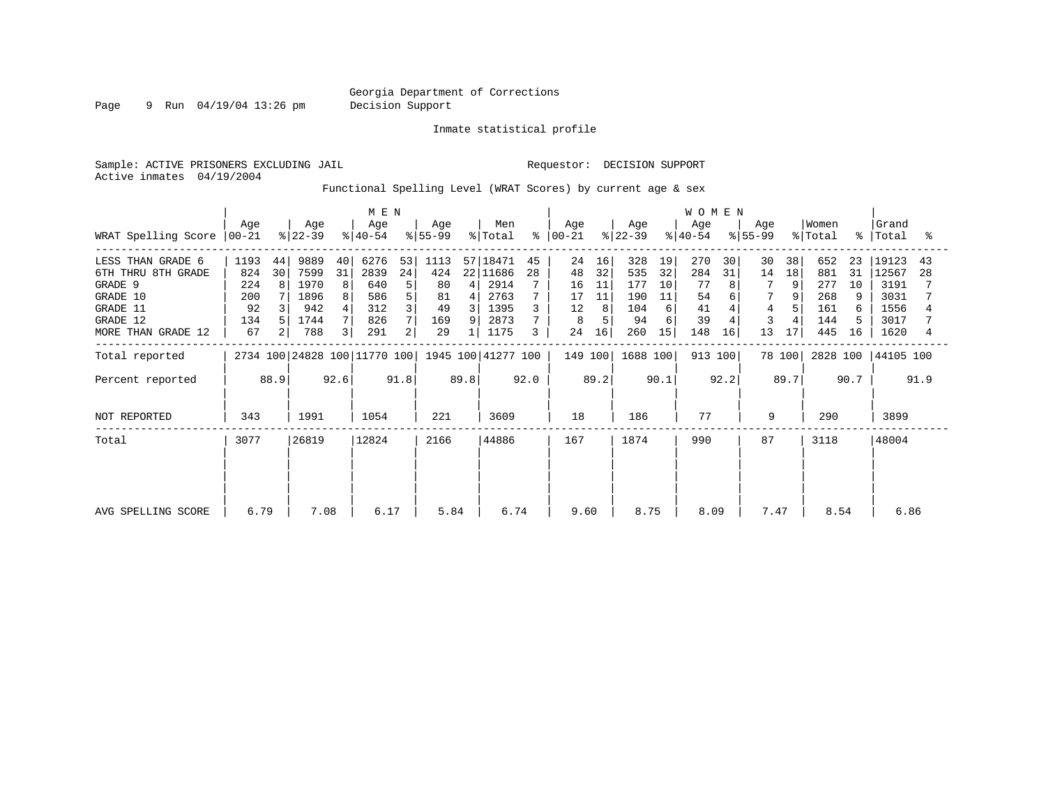Georgia Department of Corrections
Decision Support

Inmate statistical profile

Sample: ACTIVE PRISONERS EXCLUDING JAIL

Requestor: DECISION SUPPORT

Active inmates 04/19/2004

Functional Spelling Level (WRAT Scores) by current age & sex

| WRAT Spelling Score | MEN Age 00-21 | % | Age 22-39 | % | Age 40-54 | % | Age 55-99 | % | Men Total | % | WOMEN Age 00-21 | % | Age 22-39 | % | Age 40-54 | % | Age 55-99 | % | Women Total | % | Grand Total | % |
|---|---|---|---|---|---|---|---|---|---|---|---|---|---|---|---|---|---|---|---|---|---|---|
| LESS THAN GRADE 6 | 1193 | 44 | 9889 | 40 | 6276 | 53 | 1113 | 57 | 18471 | 45 | 24 | 16 | 328 | 19 | 270 | 30 | 30 | 38 | 652 | 23 | 19123 | 43 |
| 6TH THRU 8TH GRADE | 824 | 30 | 7599 | 31 | 2839 | 24 | 424 | 22 | 11686 | 28 | 48 | 32 | 535 | 32 | 284 | 31 | 14 | 18 | 881 | 31 | 12567 | 28 |
| GRADE 9 | 224 | 8 | 1970 | 8 | 640 | 5 | 80 | 4 | 2914 | 7 | 16 | 11 | 177 | 10 | 77 | 8 | 7 | 9 | 277 | 10 | 3191 | 7 |
| GRADE 10 | 200 | 7 | 1896 | 8 | 586 | 5 | 81 | 4 | 2763 | 7 | 17 | 11 | 190 | 11 | 54 | 6 | 7 | 9 | 268 | 9 | 3031 | 7 |
| GRADE 11 | 92 | 3 | 942 | 4 | 312 | 3 | 49 | 3 | 1395 | 3 | 12 | 8 | 104 | 6 | 41 | 4 | 4 | 5 | 161 | 6 | 1556 | 4 |
| GRADE 12 | 134 | 5 | 1744 | 7 | 826 | 7 | 169 | 9 | 2873 | 7 | 8 | 5 | 94 | 6 | 39 | 4 | 3 | 4 | 144 | 5 | 3017 | 7 |
| MORE THAN GRADE 12 | 67 | 2 | 788 | 3 | 291 | 2 | 29 | 1 | 1175 | 3 | 24 | 16 | 260 | 15 | 148 | 16 | 13 | 17 | 445 | 16 | 1620 | 4 |
| Total reported | 2734 | 100 | 24828 | 100 | 11770 | 100 | 1945 | 100 | 41277 | 100 | 149 | 100 | 1688 | 100 | 913 | 100 | 78 | 100 | 2828 | 100 | 44105 | 100 |
| Percent reported | | 88.9 | | 92.6 | | 91.8 | | 89.8 | | 92.0 | | 89.2 | | 90.1 | | 92.2 | | 89.7 | | 90.7 | | 91.9 |
| NOT REPORTED | 343 | | 1991 | | 1054 | | 221 | | 3609 | | 18 | | 186 | | 77 | | 9 | | 290 | | 3899 | |
| Total | 3077 | | 26819 | | 12824 | | 2166 | | 44886 | | 167 | | 1874 | | 990 | | 87 | | 3118 | | 48004 | |
| AVG SPELLING SCORE | 6.79 | | 7.08 | | 6.17 | | 5.84 | | 6.74 | | 9.60 | | 8.75 | | 8.09 | | 7.47 | | 8.54 | | 6.86 | |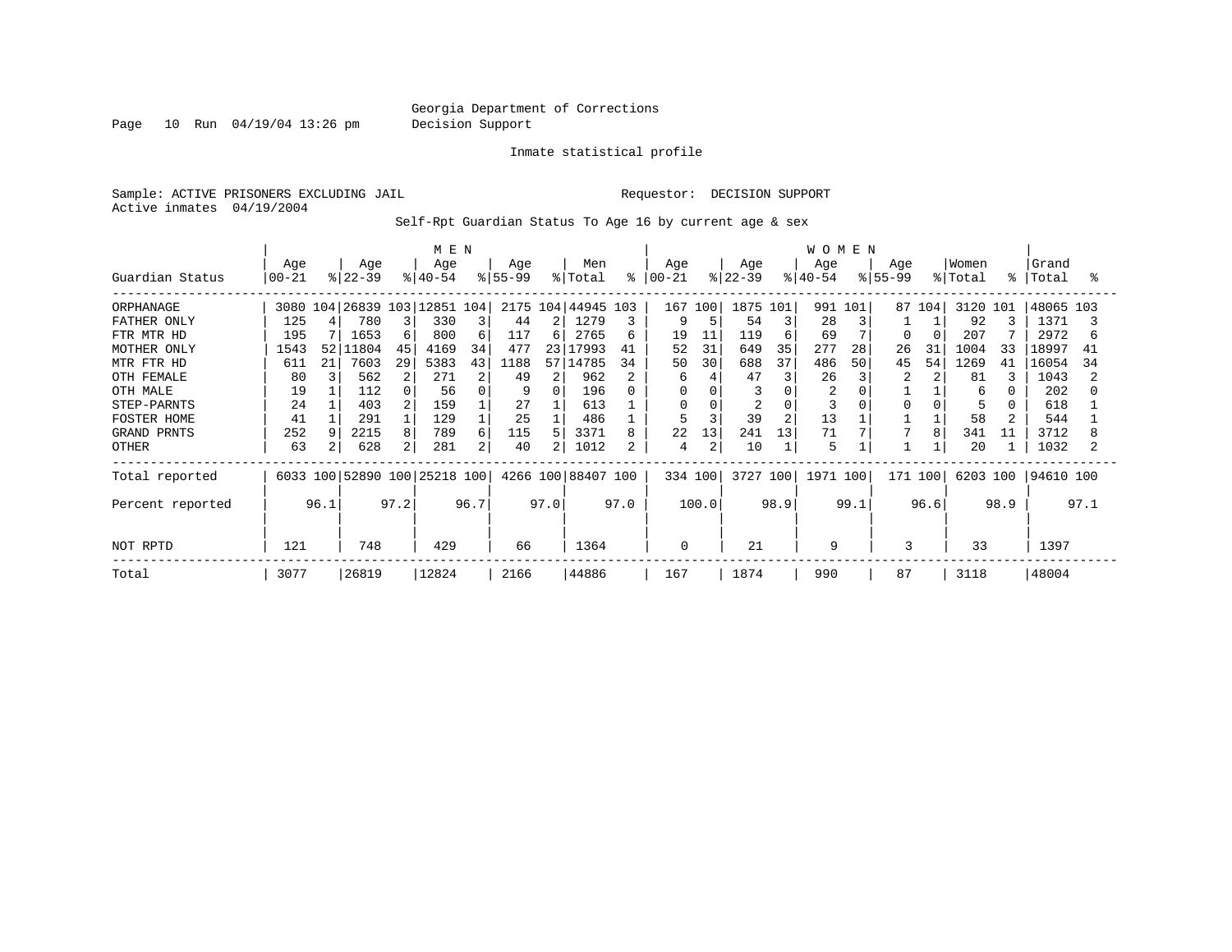Georgia Department of Corrections
Decision Support

Inmate statistical profile

Sample: ACTIVE PRISONERS EXCLUDING JAIL

Requestor: DECISION SUPPORT

Active inmates 04/19/2004

Self-Rpt Guardian Status To Age 16 by current age & sex

| Guardian Status | MEN Age 00-21 | % | MEN Age 22-39 | % | MEN Age 40-54 | % | MEN Age 55-99 | % | Men Total | % | WOMEN Age 00-21 | % | WOMEN Age 22-39 | % | WOMEN Age 40-54 | % | WOMEN Age 55-99 | % | Women Total | % | Grand Total | % |
|---|---|---|---|---|---|---|---|---|---|---|---|---|---|---|---|---|---|---|---|---|---|---|
| ORPHANAGE | 3080 | 104 | 26839 | 103 | 12851 | 104 | 2175 | 104 | 44945 | 103 | 167 | 100 | 1875 | 101 | 991 | 101 | 87 | 104 | 3120 | 101 | 48065 | 103 |
| FATHER ONLY | 125 | 4 | 780 | 3 | 330 | 3 | 44 | 2 | 1279 | 3 | 9 | 5 | 54 | 3 | 28 | 3 | 1 | 1 | 92 | 3 | 1371 | 3 |
| FTR MTR HD | 195 | 7 | 1653 | 6 | 800 | 6 | 117 | 6 | 2765 | 6 | 19 | 11 | 119 | 6 | 69 | 7 | 0 | 0 | 207 | 7 | 2972 | 6 |
| MOTHER ONLY | 1543 | 52 | 11804 | 45 | 4169 | 34 | 477 | 23 | 17993 | 41 | 52 | 31 | 649 | 35 | 277 | 28 | 26 | 31 | 1004 | 33 | 18997 | 41 |
| MTR FTR HD | 611 | 21 | 7603 | 29 | 5383 | 43 | 1188 | 57 | 14785 | 34 | 50 | 30 | 688 | 37 | 486 | 50 | 45 | 54 | 1269 | 41 | 16054 | 34 |
| OTH FEMALE | 80 | 3 | 562 | 2 | 271 | 2 | 49 | 2 | 962 | 2 | 6 | 4 | 47 | 3 | 26 | 3 | 2 | 2 | 81 | 3 | 1043 | 2 |
| OTH MALE | 19 | 1 | 112 | 0 | 56 | 0 | 9 | 0 | 196 | 0 | 0 | 0 | 3 | 0 | 2 | 0 | 1 | 1 | 6 | 0 | 202 | 0 |
| STEP-PARNTS | 24 | 1 | 403 | 2 | 159 | 1 | 27 | 1 | 613 | 1 | 0 | 0 | 2 | 0 | 3 | 0 | 0 | 0 | 5 | 0 | 618 | 1 |
| FOSTER HOME | 41 | 1 | 291 | 1 | 129 | 1 | 25 | 1 | 486 | 1 | 5 | 3 | 39 | 2 | 13 | 1 | 1 | 1 | 58 | 2 | 544 | 1 |
| GRAND PRNTS | 252 | 9 | 2215 | 8 | 789 | 6 | 115 | 5 | 3371 | 8 | 22 | 13 | 241 | 13 | 71 | 7 | 7 | 8 | 341 | 11 | 3712 | 8 |
| OTHER | 63 | 2 | 628 | 2 | 281 | 2 | 40 | 2 | 1012 | 2 | 4 | 2 | 10 | 1 | 5 | 1 | 1 | 1 | 20 | 1 | 1032 | 2 |
| Total reported | 6033 | 100 | 52890 | 100 | 25218 | 100 | 4266 | 100 | 88407 | 100 | 334 | 100 | 3727 | 100 | 1971 | 100 | 171 | 100 | 6203 | 100 | 94610 | 100 |
| Percent reported | | 96.1 | | 97.2 | | 96.7 | | 97.0 | | 97.0 | | 100.0 | | 98.9 | | 99.1 | | 96.6 | | 98.9 | | 97.1 |
| NOT RPTD | 121 | | 748 | | 429 | | 66 | | 1364 | | 0 | | 21 | | 9 | | 3 | | 33 | | 1397 | |
| Total | 3077 | | 26819 | | 12824 | | 2166 | | 44886 | | 167 | | 1874 | | 990 | | 87 | | 3118 | | 48004 | |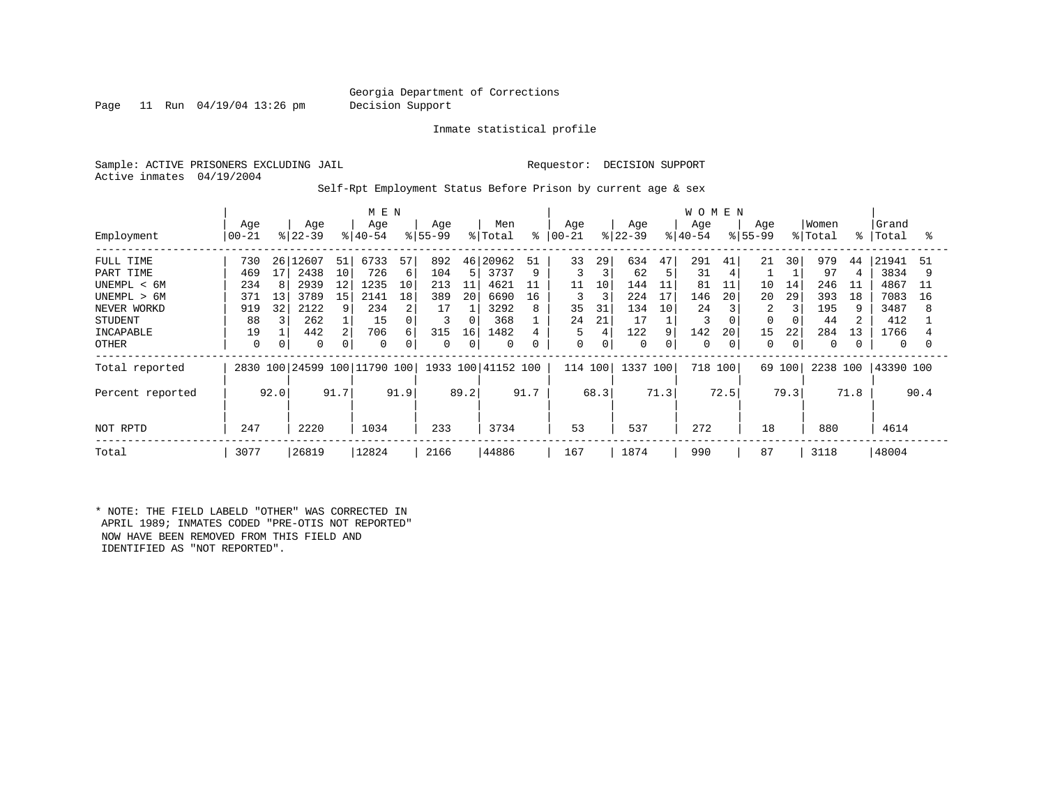Georgia Department of Corrections
Decision Support

Inmate statistical profile

Sample: ACTIVE PRISONERS EXCLUDING JAIL

Requestor: DECISION SUPPORT

Active inmates 04/19/2004

Self-Rpt Employment Status Before Prison by current age & sex

| Employment | MEN Age 00-21 | % | Age 22-39 | % | Age 40-54 | % | Age 55-99 | % | Men Total | % | WOMEN Age 00-21 | % | Age 22-39 | % | Age 40-54 | % | Age 55-99 | % | Women Total | % | Grand Total | % |
|---|---|---|---|---|---|---|---|---|---|---|---|---|---|---|---|---|---|---|---|---|---|---|
| FULL TIME | 730 | 26 | 12607 | 51 | 6733 | 57 | 892 | 46 | 20962 | 51 | 33 | 29 | 634 | 47 | 291 | 41 | 21 | 30 | 979 | 44 | 21941 | 51 |
| PART TIME | 469 | 17 | 2438 | 10 | 726 | 6 | 104 | 5 | 3737 | 9 | 3 | 3 | 62 | 5 | 31 | 4 | 1 | 1 | 97 | 4 | 3834 | 9 |
| UNEMPL < 6M | 234 | 8 | 2939 | 12 | 1235 | 10 | 213 | 11 | 4621 | 11 | 11 | 10 | 144 | 11 | 81 | 11 | 10 | 14 | 246 | 11 | 4867 | 11 |
| UNEMPL > 6M | 371 | 13 | 3789 | 15 | 2141 | 18 | 389 | 20 | 6690 | 16 | 3 | 3 | 224 | 17 | 146 | 20 | 20 | 29 | 393 | 18 | 7083 | 16 |
| NEVER WORKD | 919 | 32 | 2122 | 9 | 234 | 2 | 17 | 1 | 3292 | 8 | 35 | 31 | 134 | 10 | 24 | 3 | 2 | 3 | 195 | 9 | 3487 | 8 |
| STUDENT | 88 | 3 | 262 | 1 | 15 | 0 | 3 | 0 | 368 | 1 | 24 | 21 | 17 | 1 | 3 | 0 | 0 | 0 | 44 | 2 | 412 | 1 |
| INCAPABLE | 19 | 1 | 442 | 2 | 706 | 6 | 315 | 16 | 1482 | 4 | 5 | 4 | 122 | 9 | 142 | 20 | 15 | 22 | 284 | 13 | 1766 | 4 |
| OTHER | 0 | 0 | 0 | 0 | 0 | 0 | 0 | 0 | 0 | 0 | 0 | 0 | 0 | 0 | 0 | 0 | 0 | 0 | 0 | 0 | 0 | 0 |
| Total reported | 2830 | 100 | 24599 | 100 | 11790 | 100 | 1933 | 100 | 41152 | 100 | 114 | 100 | 1337 | 100 | 718 | 100 | 69 | 100 | 2238 | 100 | 43390 | 100 |
| Percent reported | | 92.0 | | 91.7 | | 91.9 | | 89.2 | | 91.7 | | 68.3 | | 71.3 | | 72.5 | | 79.3 | | 71.8 | | 90.4 |
| NOT RPTD | 247 | | 2220 | | 1034 | | 233 | | 3734 | | 53 | | 537 | | 272 | | 18 | | 880 | | 4614 | |
| Total | 3077 | | 26819 | | 12824 | | 2166 | | 44886 | | 167 | | 1874 | | 990 | | 87 | | 3118 | | 48004 | |

* NOTE: THE FIELD LABELD "OTHER" WAS CORRECTED IN APRIL 1989; INMATES CODED "PRE-OTIS NOT REPORTED" NOW HAVE BEEN REMOVED FROM THIS FIELD AND IDENTIFIED AS "NOT REPORTED".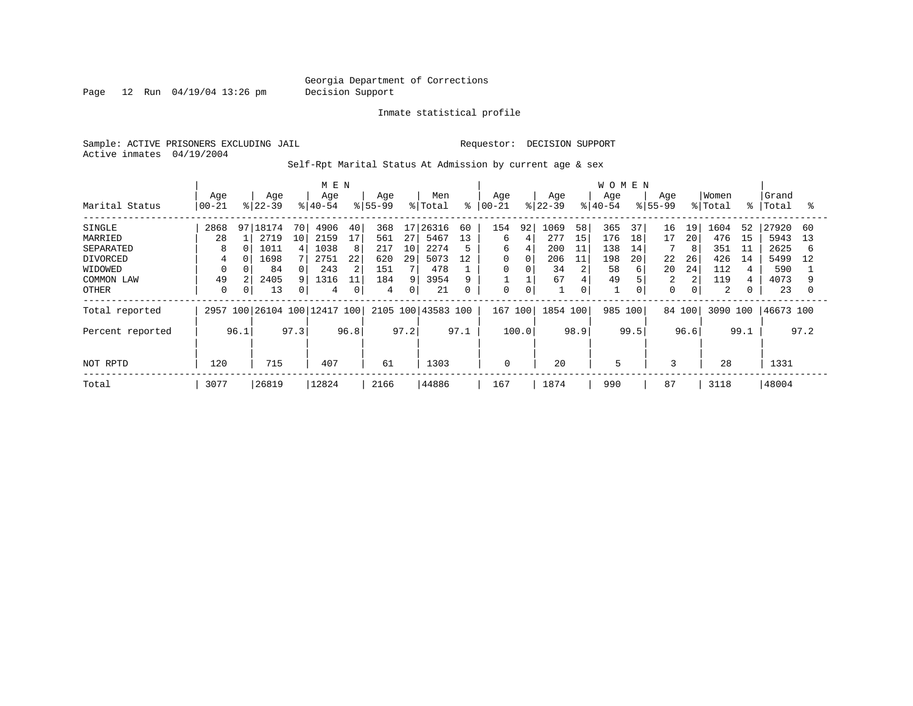Georgia Department of Corrections
Decision Support

Page 12 Run 04/19/04 13:26 pm

Inmate statistical profile

Sample: ACTIVE PRISONERS EXCLUDING JAIL

Requestor: DECISION SUPPORT

Active inmates 04/19/2004

Self-Rpt Marital Status At Admission by current age & sex

| Marital Status | MEN Age 00-21 | % | MEN Age 22-39 | % | MEN Age 40-54 | % | MEN Age 55-99 | % | Men Total | % | WOMEN Age 00-21 | % | WOMEN Age 22-39 | % | WOMEN Age 40-54 | % | WOMEN Age 55-99 | % | Women Total | % | Grand Total | % |
|---|---|---|---|---|---|---|---|---|---|---|---|---|---|---|---|---|---|---|---|---|---|---|
| SINGLE | 2868 | 97 | 18174 | 70 | 4906 | 40 | 368 | 17 | 26316 | 60 | 154 | 92 | 1069 | 58 | 365 | 37 | 16 | 19 | 1604 | 52 | 27920 | 60 |
| MARRIED | 28 | 1 | 2719 | 10 | 2159 | 17 | 561 | 27 | 5467 | 13 | 6 | 4 | 277 | 15 | 176 | 18 | 17 | 20 | 476 | 15 | 5943 | 13 |
| SEPARATED | 8 | 0 | 1011 | 4 | 1038 | 8 | 217 | 10 | 2274 | 5 | 6 | 4 | 200 | 11 | 138 | 14 | 7 | 8 | 351 | 11 | 2625 | 6 |
| DIVORCED | 4 | 0 | 1698 | 7 | 2751 | 22 | 620 | 29 | 5073 | 12 | 0 | 0 | 206 | 11 | 198 | 20 | 22 | 26 | 426 | 14 | 5499 | 12 |
| WIDOWED | 0 | 0 | 84 | 0 | 243 | 2 | 151 | 7 | 478 | 1 | 0 | 0 | 34 | 2 | 58 | 6 | 20 | 24 | 112 | 4 | 590 | 1 |
| COMMON LAW | 49 | 2 | 2405 | 9 | 1316 | 11 | 184 | 9 | 3954 | 9 | 1 | 1 | 67 | 4 | 49 | 5 | 2 | 2 | 119 | 4 | 4073 | 9 |
| OTHER | 0 | 0 | 13 | 0 | 4 | 0 | 4 | 0 | 21 | 0 | 0 | 0 | 1 | 0 | 1 | 0 | 0 | 0 | 2 | 0 | 23 | 0 |
| Total reported | 2957 | 100 | 26104 | 100 | 12417 | 100 | 2105 | 100 | 43583 | 100 | 167 | 100 | 1854 | 100 | 985 | 100 | 84 | 100 | 3090 | 100 | 46673 | 100 |
| Percent reported | | 96.1 | | 97.3 | | 96.8 | | 97.2 | | 97.1 | | 100.0 | | 98.9 | | 99.5 | | 96.6 | | 99.1 | | 97.2 |
| NOT RPTD | 120 | | 715 | | 407 | | 61 | | 1303 | | 0 | | 20 | | 5 | | 3 | | 28 | | 1331 | |
| Total | 3077 | | 26819 | | 12824 | | 2166 | | 44886 | | 167 | | 1874 | | 990 | | 87 | | 3118 | | 48004 | |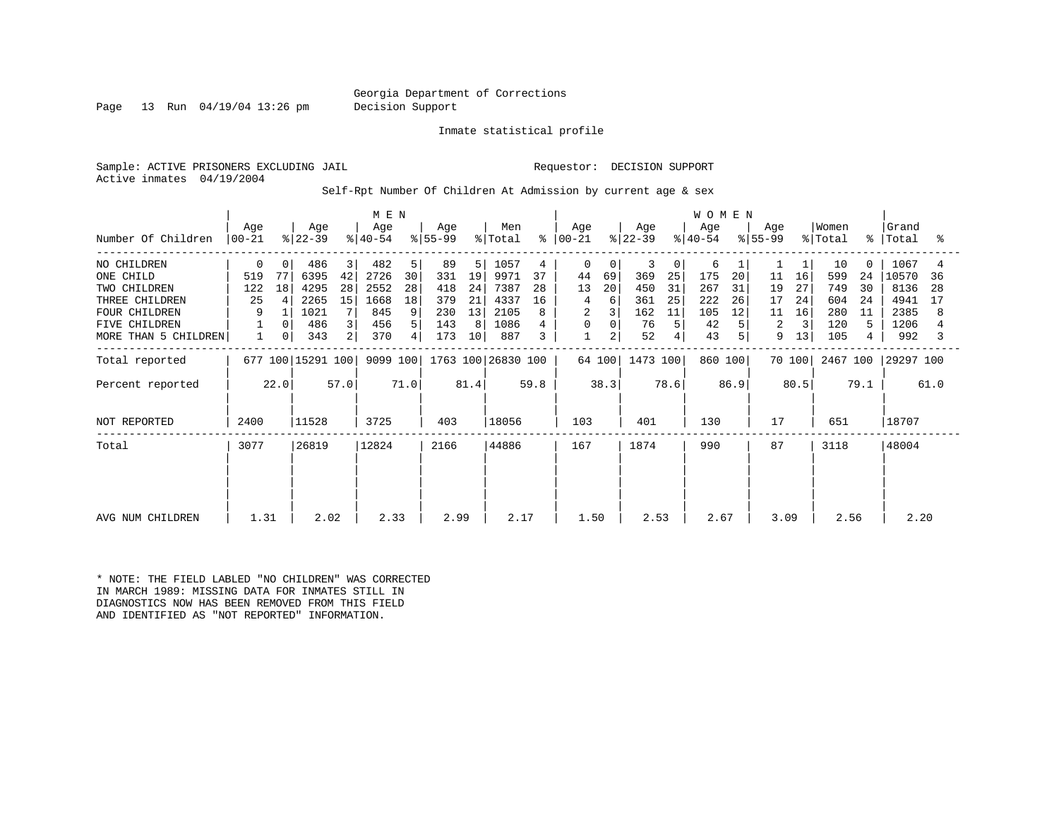Georgia Department of Corrections
Decision Support

Inmate statistical profile

Sample: ACTIVE PRISONERS EXCLUDING JAIL

Requestor: DECISION SUPPORT

Active inmates 04/19/2004

Self-Rpt Number Of Children At Admission by current age & sex

| Number Of Children | MEN Age 00-21 | % | MEN Age 22-39 | % | MEN Age 40-54 | % | MEN Age 55-99 | % | Men Total | % | WOMEN Age 00-21 | % | WOMEN Age 22-39 | % | WOMEN Age 40-54 | % | WOMEN Age 55-99 | % | Women Total | % | Grand Total | % |
|---|---|---|---|---|---|---|---|---|---|---|---|---|---|---|---|---|---|---|---|---|---|---|
| NO CHILDREN | 0 | 0 | 486 | 3 | 482 | 5 | 89 | 5 | 1057 | 4 | 0 | 0 | 3 | 0 | 6 | 1 | 1 | 1 | 10 | 0 | 1067 | 4 |
| ONE CHILD | 519 | 77 | 6395 | 42 | 2726 | 30 | 331 | 19 | 9971 | 37 | 44 | 69 | 369 | 25 | 175 | 20 | 11 | 16 | 599 | 24 | 10570 | 36 |
| TWO CHILDREN | 122 | 18 | 4295 | 28 | 2552 | 28 | 418 | 24 | 7387 | 28 | 13 | 20 | 450 | 31 | 267 | 31 | 19 | 27 | 749 | 30 | 8136 | 28 |
| THREE CHILDREN | 25 | 4 | 2265 | 15 | 1668 | 18 | 379 | 21 | 4337 | 16 | 4 | 6 | 361 | 25 | 222 | 26 | 17 | 24 | 604 | 24 | 4941 | 17 |
| FOUR CHILDREN | 9 | 1 | 1021 | 7 | 845 | 9 | 230 | 13 | 2105 | 8 | 2 | 3 | 162 | 11 | 105 | 12 | 11 | 16 | 280 | 11 | 2385 | 8 |
| FIVE CHILDREN | 1 | 0 | 486 | 3 | 456 | 5 | 143 | 8 | 1086 | 4 | 0 | 0 | 76 | 5 | 42 | 5 | 2 | 3 | 120 | 5 | 1206 | 4 |
| MORE THAN 5 CHILDREN | 1 | 0 | 343 | 2 | 370 | 4 | 173 | 10 | 887 | 3 | 1 | 2 | 52 | 4 | 43 | 5 | 9 | 13 | 105 | 4 | 992 | 3 |
| Total reported | 677 | 100 | 15291 | 100 | 9099 | 100 | 1763 | 100 | 26830 | 100 | 64 | 100 | 1473 | 100 | 860 | 100 | 70 | 100 | 2467 | 100 | 29297 | 100 |
| Percent reported | | 22.0 | | 57.0 | | 71.0 | | 81.4 | | 59.8 | | 38.3 | | 78.6 | | 86.9 | | 80.5 | | 79.1 | | 61.0 |
| NOT REPORTED | 2400 | | 11528 | | 3725 | | 403 | | 18056 | | 103 | | 401 | | 130 | | 17 | | 651 | | 18707 | |
| Total | 3077 | | 26819 | | 12824 | | 2166 | | 44886 | | 167 | | 1874 | | 990 | | 87 | | 3118 | | 48004 | |
| AVG NUM CHILDREN | 1.31 | | 2.02 | | 2.33 | | 2.99 | | 2.17 | | 1.50 | | 2.53 | | 2.67 | | 3.09 | | 2.56 | | 2.20 | |

* NOTE: THE FIELD LABLED "NO CHILDREN" WAS CORRECTED IN MARCH 1989: MISSING DATA FOR INMATES STILL IN DIAGNOSTICS NOW HAS BEEN REMOVED FROM THIS FIELD AND IDENTIFIED AS "NOT REPORTED" INFORMATION.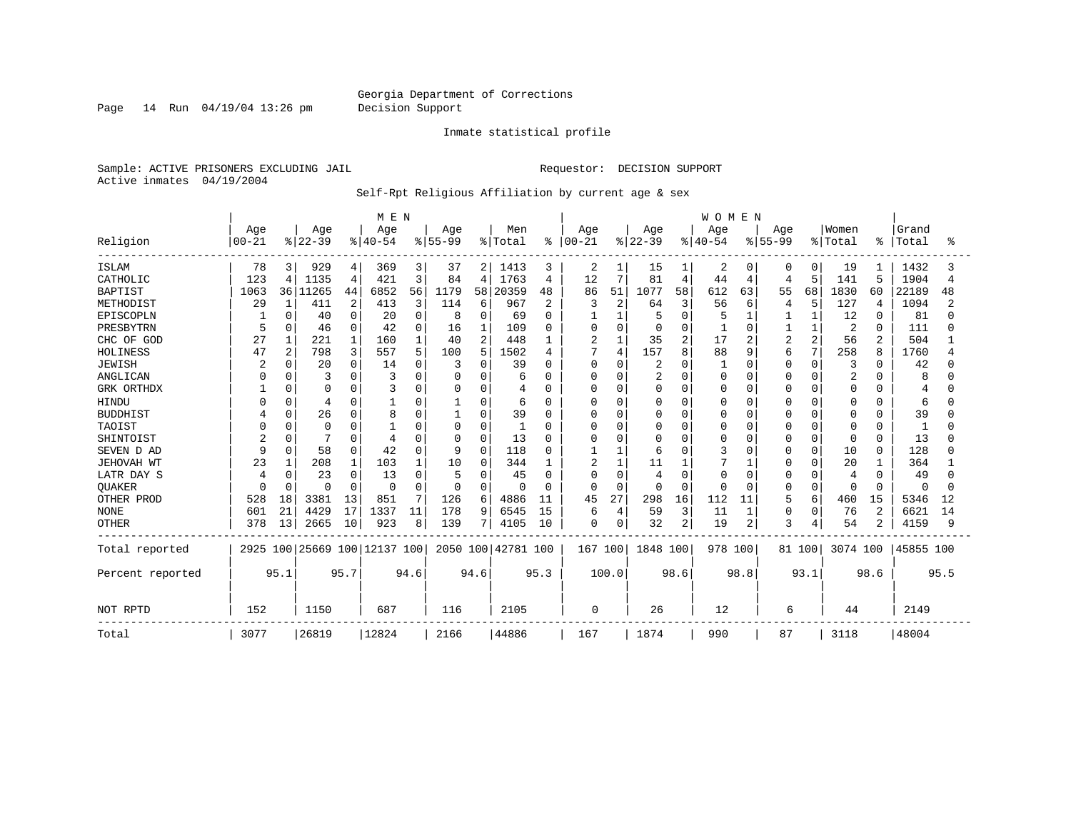Georgia Department of Corrections
Decision Support

Inmate statistical profile

Sample: ACTIVE PRISONERS EXCLUDING JAIL
Active inmates 04/19/2004

Requestor: DECISION SUPPORT

Self-Rpt Religious Affiliation by current age & sex

| Religion | MEN Age 00-21 | % | Age 22-39 | % | Age 40-54 | % | Age 55-99 | % | Men Total | % | WOMEN Age 00-21 | % | Age 22-39 | % | Age 40-54 | % | Age 55-99 | % | Women Total | % | Grand Total | % |
|---|---|---|---|---|---|---|---|---|---|---|---|---|---|---|---|---|---|---|---|---|---|---|
| ISLAM | 78 | 3 | 929 | 4 | 369 | 3 | 37 | 2 | 1413 | 3 | 2 | 1 | 15 | 1 | 2 | 0 | 0 | 0 | 19 | 1 | 1432 | 3 |
| CATHOLIC | 123 | 4 | 1135 | 4 | 421 | 3 | 84 | 4 | 1763 | 4 | 12 | 7 | 81 | 4 | 44 | 4 | 4 | 5 | 141 | 5 | 1904 | 4 |
| BAPTIST | 1063 | 36 | 11265 | 44 | 6852 | 56 | 1179 | 58 | 20359 | 48 | 86 | 51 | 1077 | 58 | 612 | 63 | 55 | 68 | 1830 | 60 | 22189 | 48 |
| METHODIST | 29 | 1 | 411 | 2 | 413 | 3 | 114 | 6 | 967 | 2 | 3 | 2 | 64 | 3 | 56 | 6 | 4 | 5 | 127 | 4 | 1094 | 2 |
| EPISCOPLN | 1 | 0 | 40 | 0 | 20 | 0 | 8 | 0 | 69 | 0 | 1 | 1 | 5 | 0 | 5 | 1 | 1 | 1 | 12 | 0 | 81 | 0 |
| PRESBYTRN | 5 | 0 | 46 | 0 | 42 | 0 | 16 | 1 | 109 | 0 | 0 | 0 | 0 | 0 | 1 | 0 | 1 | 1 | 2 | 0 | 111 | 0 |
| CHC OF GOD | 27 | 1 | 221 | 1 | 160 | 1 | 40 | 2 | 448 | 1 | 2 | 1 | 35 | 2 | 17 | 2 | 2 | 2 | 56 | 2 | 504 | 1 |
| HOLINESS | 47 | 2 | 798 | 3 | 557 | 5 | 100 | 5 | 1502 | 4 | 7 | 4 | 157 | 8 | 88 | 9 | 6 | 7 | 258 | 8 | 1760 | 4 |
| JEWISH | 2 | 0 | 20 | 0 | 14 | 0 | 3 | 0 | 39 | 0 | 0 | 0 | 2 | 0 | 1 | 0 | 0 | 0 | 3 | 0 | 42 | 0 |
| ANGLICAN | 0 | 0 | 3 | 0 | 3 | 0 | 0 | 0 | 6 | 0 | 0 | 0 | 2 | 0 | 0 | 0 | 0 | 0 | 2 | 0 | 8 | 0 |
| GRK ORTHDX | 1 | 0 | 0 | 0 | 3 | 0 | 0 | 0 | 4 | 0 | 0 | 0 | 0 | 0 | 0 | 0 | 0 | 0 | 0 | 0 | 4 | 0 |
| HINDU | 0 | 0 | 4 | 0 | 1 | 0 | 1 | 0 | 6 | 0 | 0 | 0 | 0 | 0 | 0 | 0 | 0 | 0 | 0 | 0 | 6 | 0 |
| BUDDHIST | 4 | 0 | 26 | 0 | 8 | 0 | 1 | 0 | 39 | 0 | 0 | 0 | 0 | 0 | 0 | 0 | 0 | 0 | 0 | 0 | 39 | 0 |
| TAOIST | 0 | 0 | 0 | 0 | 1 | 0 | 0 | 0 | 1 | 0 | 0 | 0 | 0 | 0 | 0 | 0 | 0 | 0 | 0 | 0 | 1 | 0 |
| SHINTOIST | 2 | 0 | 7 | 0 | 4 | 0 | 0 | 0 | 13 | 0 | 0 | 0 | 0 | 0 | 0 | 0 | 0 | 0 | 0 | 0 | 13 | 0 |
| SEVEN D AD | 9 | 0 | 58 | 0 | 42 | 0 | 9 | 0 | 118 | 0 | 1 | 1 | 6 | 0 | 3 | 0 | 0 | 0 | 10 | 0 | 128 | 0 |
| JEHOVAH WT | 23 | 1 | 208 | 1 | 103 | 1 | 10 | 0 | 344 | 1 | 2 | 1 | 11 | 1 | 7 | 1 | 0 | 0 | 20 | 1 | 364 | 1 |
| LATR DAY S | 4 | 0 | 23 | 0 | 13 | 0 | 5 | 0 | 45 | 0 | 0 | 0 | 4 | 0 | 0 | 0 | 0 | 0 | 4 | 0 | 49 | 0 |
| QUAKER | 0 | 0 | 0 | 0 | 0 | 0 | 0 | 0 | 0 | 0 | 0 | 0 | 0 | 0 | 0 | 0 | 0 | 0 | 0 | 0 | 0 | 0 |
| OTHER PROD | 528 | 18 | 3381 | 13 | 851 | 7 | 126 | 6 | 4886 | 11 | 45 | 27 | 298 | 16 | 112 | 11 | 5 | 6 | 460 | 15 | 5346 | 12 |
| NONE | 601 | 21 | 4429 | 17 | 1337 | 11 | 178 | 9 | 6545 | 15 | 6 | 4 | 59 | 3 | 11 | 1 | 0 | 0 | 76 | 2 | 6621 | 14 |
| OTHER | 378 | 13 | 2665 | 10 | 923 | 8 | 139 | 7 | 4105 | 10 | 0 | 0 | 32 | 2 | 19 | 2 | 3 | 4 | 54 | 2 | 4159 | 9 |
| Total reported | 2925 | 100 | 25669 | 100 | 12137 | 100 | 2050 | 100 | 42781 | 100 | 167 | 100 | 1848 | 100 | 978 | 100 | 81 | 100 | 3074 | 100 | 45855 | 100 |
| Percent reported | | 95.1 | | 95.7 | | 94.6 | | 94.6 | | 95.3 | | 100.0 | | 98.6 | | 98.8 | | 93.1 | | 98.6 | | 95.5 |
| NOT RPTD | 152 | | 1150 | | 687 | | 116 | | 2105 | | 0 | | 26 | | 12 | | 6 | | 44 | | 2149 | |
| Total | 3077 | | 26819 | | 12824 | | 2166 | | 44886 | | 167 | | 1874 | | 990 | | 87 | | 3118 | | 48004 | |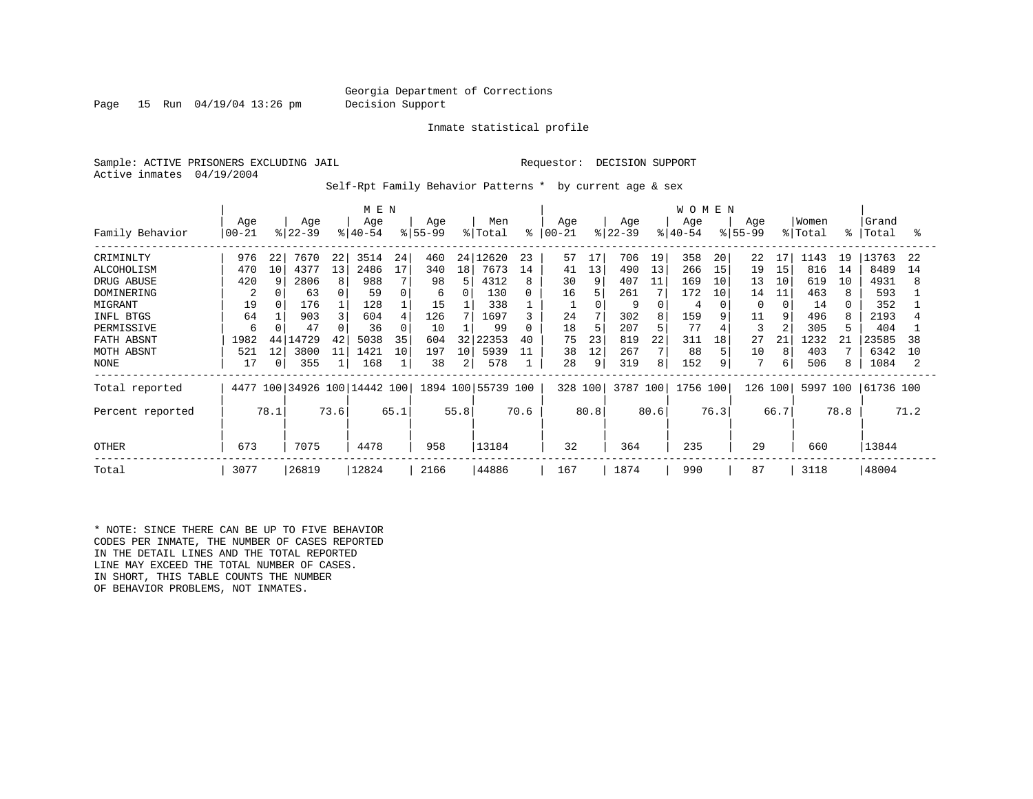Georgia Department of Corrections
Decision Support

Inmate statistical profile

Sample: ACTIVE PRISONERS EXCLUDING JAIL

Requestor: DECISION SUPPORT

Active inmates 04/19/2004

Self-Rpt Family Behavior Patterns * by current age & sex

| Family Behavior | MEN Age 00-21 | % | Age 22-39 | % | Age 40-54 | % | Age 55-99 | % | Men Total | % | WOMEN Age 00-21 | % | Age 22-39 | % | Age 40-54 | % | Age 55-99 | % | Women Total | % | Grand Total | % |
|---|---|---|---|---|---|---|---|---|---|---|---|---|---|---|---|---|---|---|---|---|---|---|
| CRIMINLTY | 976 | 22 | 7670 | 22 | 3514 | 24 | 460 | 24 | 12620 | 23 | 57 | 17 | 706 | 19 | 358 | 20 | 22 | 17 | 1143 | 19 | 13763 | 22 |
| ALCOHOLISM | 470 | 10 | 4377 | 13 | 2486 | 17 | 340 | 18 | 7673 | 14 | 41 | 13 | 490 | 13 | 266 | 15 | 19 | 15 | 816 | 14 | 8489 | 14 |
| DRUG ABUSE | 420 | 9 | 2806 | 8 | 988 | 7 | 98 | 5 | 4312 | 8 | 30 | 9 | 407 | 11 | 169 | 10 | 13 | 10 | 619 | 10 | 4931 | 8 |
| DOMINERING | 2 | 0 | 63 | 0 | 59 | 0 | 6 | 0 | 130 | 0 | 16 | 5 | 261 | 7 | 172 | 10 | 14 | 11 | 463 | 8 | 593 | 1 |
| MIGRANT | 19 | 0 | 176 | 1 | 128 | 1 | 15 | 1 | 338 | 1 | 1 | 0 | 9 | 0 | 4 | 0 | 0 | 0 | 14 | 0 | 352 | 1 |
| INFL BTGS | 64 | 1 | 903 | 3 | 604 | 4 | 126 | 7 | 1697 | 3 | 24 | 7 | 302 | 8 | 159 | 9 | 11 | 9 | 496 | 8 | 2193 | 4 |
| PERMISSIVE | 6 | 0 | 47 | 0 | 36 | 0 | 10 | 1 | 99 | 0 | 18 | 5 | 207 | 5 | 77 | 4 | 3 | 2 | 305 | 5 | 404 | 1 |
| FATH ABSNT | 1982 | 44 | 14729 | 42 | 5038 | 35 | 604 | 32 | 22353 | 40 | 75 | 23 | 819 | 22 | 311 | 18 | 27 | 21 | 1232 | 21 | 23585 | 38 |
| MOTH ABSNT | 521 | 12 | 3800 | 11 | 1421 | 10 | 197 | 10 | 5939 | 11 | 38 | 12 | 267 | 7 | 88 | 5 | 10 | 8 | 403 | 7 | 6342 | 10 |
| NONE | 17 | 0 | 355 | 1 | 168 | 1 | 38 | 2 | 578 | 1 | 28 | 9 | 319 | 8 | 152 | 9 | 7 | 6 | 506 | 8 | 1084 | 2 |
| Total reported | 4477 | 100 | 34926 | 100 | 14442 | 100 | 1894 | 100 | 55739 | 100 | 328 | 100 | 3787 | 100 | 1756 | 100 | 126 | 100 | 5997 | 100 | 61736 | 100 |
| Percent reported | | 78.1 | | 73.6 | | 65.1 | | 55.8 | | 70.6 | | 80.8 | | 80.6 | | 76.3 | | 66.7 | | 78.8 | | 71.2 |
| OTHER | 673 | | 7075 | | 4478 | | 958 | | 13184 | | 32 | | 364 | | 235 | | 29 | | 660 | | 13844 | |
| Total | 3077 | | 26819 | | 12824 | | 2166 | | 44886 | | 167 | | 1874 | | 990 | | 87 | | 3118 | | 48004 | |

* NOTE: SINCE THERE CAN BE UP TO FIVE BEHAVIOR CODES PER INMATE, THE NUMBER OF CASES REPORTED IN THE DETAIL LINES AND THE TOTAL REPORTED LINE MAY EXCEED THE TOTAL NUMBER OF CASES. IN SHORT, THIS TABLE COUNTS THE NUMBER OF BEHAVIOR PROBLEMS, NOT INMATES.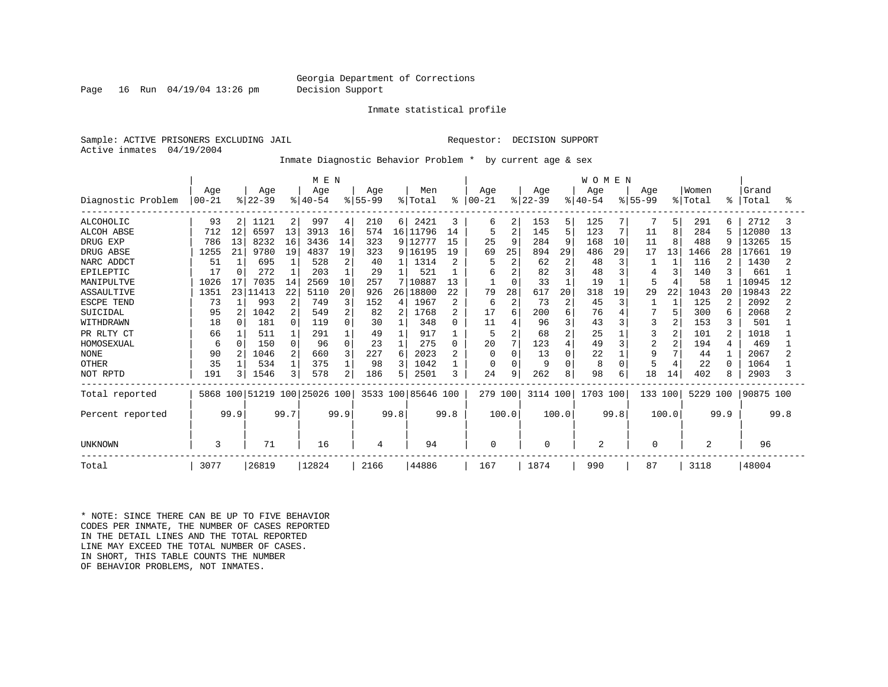Georgia Department of Corrections
Decision Support

Inmate statistical profile

Sample: ACTIVE PRISONERS EXCLUDING JAIL    Requestor: DECISION SUPPORT
Active inmates 04/19/2004

Inmate Diagnostic Behavior Problem * by current age & sex

| Diagnostic Problem | MEN Age 00-21 | % | Age 22-39 | % | Age 40-54 | % | Age 55-99 | % | Men Total | % | WOMEN Age 00-21 | % | Age 22-39 | % | Age 40-54 | % | Age 55-99 | % | Women Total | % | Grand Total | % |
|---|---|---|---|---|---|---|---|---|---|---|---|---|---|---|---|---|---|---|---|---|---|---|
| ALCOHOLIC | 93 | 2 | 1121 | 2 | 997 | 4 | 210 | 6 | 2421 | 3 | 6 | 2 | 153 | 5 | 125 | 7 | 7 | 5 | 291 | 6 | 2712 | 3 |
| ALCOH ABSE | 712 | 12 | 6597 | 13 | 3913 | 16 | 574 | 16 | 11796 | 14 | 5 | 2 | 145 | 5 | 123 | 7 | 11 | 8 | 284 | 5 | 12080 | 13 |
| DRUG EXP | 786 | 13 | 8232 | 16 | 3436 | 14 | 323 | 9 | 12777 | 15 | 25 | 9 | 284 | 9 | 168 | 10 | 11 | 8 | 488 | 9 | 13265 | 15 |
| DRUG ABSE | 1255 | 21 | 9780 | 19 | 4837 | 19 | 323 | 9 | 16195 | 19 | 69 | 25 | 894 | 29 | 486 | 29 | 17 | 13 | 1466 | 28 | 17661 | 19 |
| NARC ADDCT | 51 | 1 | 695 | 1 | 528 | 2 | 40 | 1 | 1314 | 2 | 5 | 2 | 62 | 2 | 48 | 3 | 1 | 1 | 116 | 2 | 1430 | 2 |
| EPILEPTIC | 17 | 0 | 272 | 1 | 203 | 1 | 29 | 1 | 521 | 1 | 6 | 2 | 82 | 3 | 48 | 3 | 4 | 3 | 140 | 3 | 661 | 1 |
| MANIPULTVE | 1026 | 17 | 7035 | 14 | 2569 | 10 | 257 | 7 | 10887 | 13 | 1 | 0 | 33 | 1 | 19 | 1 | 5 | 4 | 58 | 1 | 10945 | 12 |
| ASSAULTIVE | 1351 | 23 | 11413 | 22 | 5110 | 20 | 926 | 26 | 18800 | 22 | 79 | 28 | 617 | 20 | 318 | 19 | 29 | 22 | 1043 | 20 | 19843 | 22 |
| ESCPE TEND | 73 | 1 | 993 | 2 | 749 | 3 | 152 | 4 | 1967 | 2 | 6 | 2 | 73 | 2 | 45 | 3 | 1 | 1 | 125 | 2 | 2092 | 2 |
| SUICIDAL | 95 | 2 | 1042 | 2 | 549 | 2 | 82 | 2 | 1768 | 2 | 17 | 6 | 200 | 6 | 76 | 4 | 7 | 5 | 300 | 6 | 2068 | 2 |
| WITHDRAWN | 18 | 0 | 181 | 0 | 119 | 0 | 30 | 1 | 348 | 0 | 11 | 4 | 96 | 3 | 43 | 3 | 3 | 2 | 153 | 3 | 501 | 1 |
| PR RLTY CT | 66 | 1 | 511 | 1 | 291 | 1 | 49 | 1 | 917 | 1 | 5 | 2 | 68 | 2 | 25 | 1 | 3 | 2 | 101 | 2 | 1018 | 1 |
| HOMOSEXUAL | 6 | 0 | 150 | 0 | 96 | 0 | 23 | 1 | 275 | 0 | 20 | 7 | 123 | 4 | 49 | 3 | 2 | 2 | 194 | 4 | 469 | 1 |
| NONE | 90 | 2 | 1046 | 2 | 660 | 3 | 227 | 6 | 2023 | 2 | 0 | 0 | 13 | 0 | 22 | 1 | 9 | 7 | 44 | 1 | 2067 | 2 |
| OTHER | 35 | 1 | 534 | 1 | 375 | 1 | 98 | 3 | 1042 | 1 | 0 | 0 | 9 | 0 | 8 | 0 | 5 | 4 | 22 | 0 | 1064 | 1 |
| NOT RPTD | 191 | 3 | 1546 | 3 | 578 | 2 | 186 | 5 | 2501 | 3 | 24 | 9 | 262 | 8 | 98 | 6 | 18 | 14 | 402 | 8 | 2903 | 3 |
| Total reported | 5868 | 100 | 51219 | 100 | 25026 | 100 | 3533 | 100 | 85646 | 100 | 279 | 100 | 3114 | 100 | 1703 | 100 | 133 | 100 | 5229 | 100 | 90875 | 100 |
| Percent reported | | 99.9 | | 99.7 | | 99.9 | | 99.8 | | 99.8 | | 100.0 | | 100.0 | | 99.8 | | 100.0 | | 99.9 | | 99.8 |
| UNKNOWN | 3 | | 71 | | 16 | | 4 | | 94 | | 0 | | 0 | | 2 | | 0 | | 2 | | 96 | |
| Total | 3077 | | 26819 | | 12824 | | 2166 | | 44886 | | 167 | | 1874 | | 990 | | 87 | | 3118 | | 48004 | |

* NOTE: SINCE THERE CAN BE UP TO FIVE BEHAVIOR CODES PER INMATE, THE NUMBER OF CASES REPORTED IN THE DETAIL LINES AND THE TOTAL REPORTED LINE MAY EXCEED THE TOTAL NUMBER OF CASES. IN SHORT, THIS TABLE COUNTS THE NUMBER OF BEHAVIOR PROBLEMS, NOT INMATES.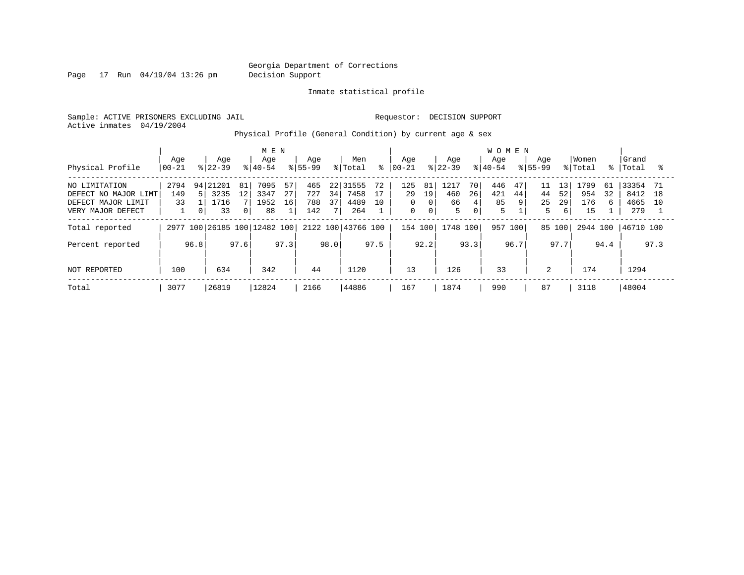Georgia Department of Corrections
Decision Support

Inmate statistical profile

Sample: ACTIVE PRISONERS EXCLUDING JAIL    Requestor: DECISION SUPPORT
Active inmates 04/19/2004

Physical Profile (General Condition) by current age & sex

| Physical Profile | MEN Age 00-21 | % | Age 22-39 | % | Age 40-54 | % | Age 55-99 | % | Men Total | % | WOMEN Age 00-21 | % | Age 22-39 | % | Age 40-54 | % | Age 55-99 | % | Women Total | % | Grand Total | % |
|---|---|---|---|---|---|---|---|---|---|---|---|---|---|---|---|---|---|---|---|---|---|---|
| NO LIMITATION | 2794 | 94 | 21201 | 81 | 7095 | 57 | 465 | 22 | 31555 | 72 | 125 | 81 | 1217 | 70 | 446 | 47 | 11 | 13 | 1799 | 61 | 33354 | 71 |
| DEFECT NO MAJOR LIMT | 149 | 5 | 3235 | 12 | 3347 | 27 | 727 | 34 | 7458 | 17 | 29 | 19 | 460 | 26 | 421 | 44 | 44 | 52 | 954 | 32 | 8412 | 18 |
| DEFECT MAJOR LIMIT | 33 | 1 | 1716 | 7 | 1952 | 16 | 788 | 37 | 4489 | 10 | 0 | 0 | 66 | 4 | 85 | 9 | 25 | 29 | 176 | 6 | 4665 | 10 |
| VERY MAJOR DEFECT | 1 | 0 | 33 | 0 | 88 | 1 | 142 | 7 | 264 | 1 | 0 | 0 | 5 | 0 | 5 | 1 | 5 | 6 | 15 | 1 | 279 | 1 |
| Total reported | 2977 | 100 | 26185 | 100 | 12482 | 100 | 2122 | 100 | 43766 | 100 | 154 | 100 | 1748 | 100 | 957 | 100 | 85 | 100 | 2944 | 100 | 46710 | 100 |
| Percent reported | | 96.8 | | 97.6 | | 97.3 | | 98.0 | | 97.5 | | 92.2 | | 93.3 | | 96.7 | | 97.7 | | 94.4 | | 97.3 |
| NOT REPORTED | 100 | | 634 | | 342 | | 44 | | 1120 | | 13 | | 126 | | 33 | | 2 | | 174 | | 1294 | |
| Total | 3077 | | 26819 | | 12824 | | 2166 | | 44886 | | 167 | | 1874 | | 990 | | 87 | | 3118 | | 48004 | |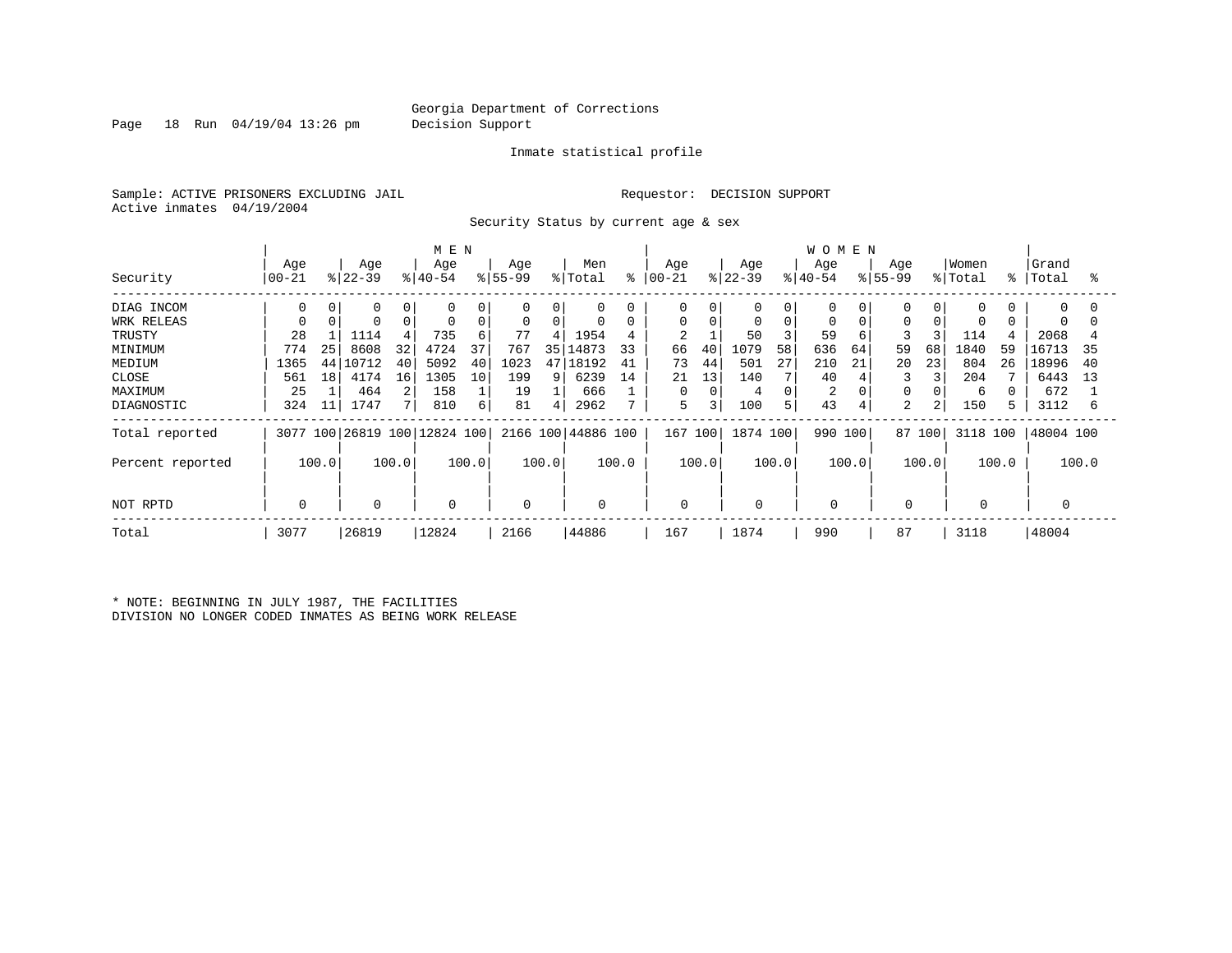Georgia Department of Corrections
Decision Support

Page 18 Run 04/19/04 13:26 pm

Inmate statistical profile

Sample: ACTIVE PRISONERS EXCLUDING JAIL

Requestor: DECISION SUPPORT

Active inmates 04/19/2004

Security Status by current age & sex

| Security | MEN Age 00-21 | % | Age 22-39 | % | Age 40-54 | % | Age 55-99 | % | Men Total | % | WOMEN Age 00-21 | % | Age 22-39 | % | Age 40-54 | % | Age 55-99 | % | Women Total | % | Grand Total | % |
|---|---|---|---|---|---|---|---|---|---|---|---|---|---|---|---|---|---|---|---|---|---|---|
| DIAG INCOM | 0 | 0 | 0 | 0 | 0 | 0 | 0 | 0 | 0 | 0 | 0 | 0 | 0 | 0 | 0 | 0 | 0 | 0 | 0 | 0 | 0 | 0 |
| WRK RELEAS | 0 | 0 | 0 | 0 | 0 | 0 | 0 | 0 | 0 | 0 | 0 | 0 | 0 | 0 | 0 | 0 | 0 | 0 | 0 | 0 | 0 | 0 |
| TRUSTY | 28 | 1 | 1114 | 4 | 735 | 6 | 77 | 4 | 1954 | 4 | 2 | 1 | 50 | 3 | 59 | 6 | 3 | 3 | 114 | 4 | 2068 | 4 |
| MINIMUM | 774 | 25 | 8608 | 32 | 4724 | 37 | 767 | 35 | 14873 | 33 | 66 | 40 | 1079 | 58 | 636 | 64 | 59 | 68 | 1840 | 59 | 16713 | 35 |
| MEDIUM | 1365 | 44 | 10712 | 40 | 5092 | 40 | 1023 | 47 | 18192 | 41 | 73 | 44 | 501 | 27 | 210 | 21 | 20 | 23 | 804 | 26 | 18996 | 40 |
| CLOSE | 561 | 18 | 4174 | 16 | 1305 | 10 | 199 | 9 | 6239 | 14 | 21 | 13 | 140 | 7 | 40 | 4 | 3 | 3 | 204 | 7 | 6443 | 13 |
| MAXIMUM | 25 | 1 | 464 | 2 | 158 | 1 | 19 | 1 | 666 | 1 | 0 | 0 | 4 | 0 | 2 | 0 | 0 | 0 | 6 | 0 | 672 | 1 |
| DIAGNOSTIC | 324 | 11 | 1747 | 7 | 810 | 6 | 81 | 4 | 2962 | 7 | 5 | 3 | 100 | 5 | 43 | 4 | 2 | 2 | 150 | 5 | 3112 | 6 |
| Total reported | 3077 | 100 | 26819 | 100 | 12824 | 100 | 2166 | 100 | 44886 | 100 | 167 | 100 | 1874 | 100 | 990 | 100 | 87 | 100 | 3118 | 100 | 48004 | 100 |
| Percent reported | | 100.0 | | 100.0 | | 100.0 | | 100.0 | | 100.0 | | 100.0 | | 100.0 | | 100.0 | | 100.0 | | 100.0 | | 100.0 |
| NOT RPTD | 0 | | 0 | | 0 | | 0 | | 0 | | 0 | | 0 | | 0 | | 0 | | 0 | | 0 | |
| Total | 3077 | | 26819 | | 12824 | | 2166 | | 44886 | | 167 | | 1874 | | 990 | | 87 | | 3118 | | 48004 | |

* NOTE: BEGINNING IN JULY 1987, THE FACILITIES DIVISION NO LONGER CODED INMATES AS BEING WORK RELEASE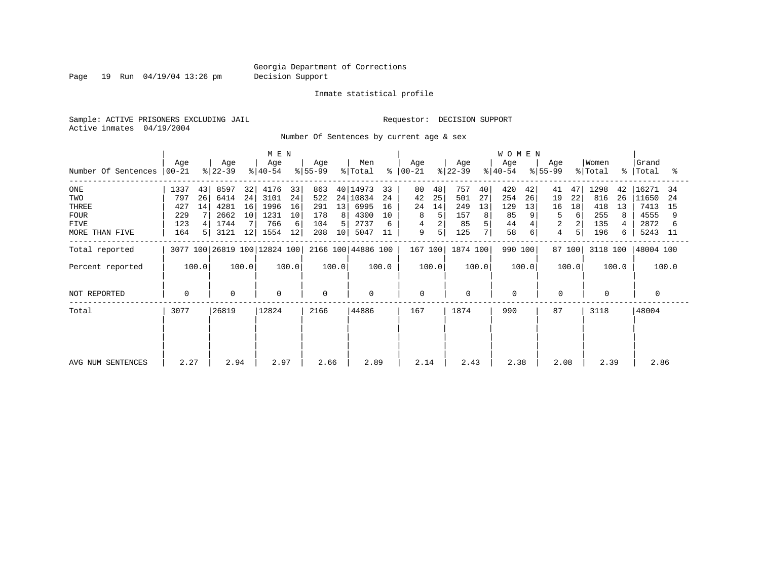Georgia Department of Corrections
Decision Support

Inmate statistical profile

Sample: ACTIVE PRISONERS EXCLUDING JAIL

Requestor: DECISION SUPPORT

Active inmates 04/19/2004

Number Of Sentences by current age & sex

| Number Of Sentences | MEN Age 00-21 | % | Age 22-39 | % | Age 40-54 | % | Age 55-99 | % | Men Total | % | WOMEN Age 00-21 | % | Age 22-39 | % | Age 40-54 | % | Age 55-99 | % | Women Total | % | Grand Total | % |
|---|---|---|---|---|---|---|---|---|---|---|---|---|---|---|---|---|---|---|---|---|---|---|
| ONE | 1337 | 43 | 8597 | 32 | 4176 | 33 | 863 | 40 | 14973 | 33 | 80 | 48 | 757 | 40 | 420 | 42 | 41 | 47 | 1298 | 42 | 16271 | 34 |
| TWO | 797 | 26 | 6414 | 24 | 3101 | 24 | 522 | 24 | 10834 | 24 | 42 | 25 | 501 | 27 | 254 | 26 | 19 | 22 | 816 | 26 | 11650 | 24 |
| THREE | 427 | 14 | 4281 | 16 | 1996 | 16 | 291 | 13 | 6995 | 16 | 24 | 14 | 249 | 13 | 129 | 13 | 16 | 18 | 418 | 13 | 7413 | 15 |
| FOUR | 229 | 7 | 2662 | 10 | 1231 | 10 | 178 | 8 | 4300 | 10 | 8 | 5 | 157 | 8 | 85 | 9 | 5 | 6 | 255 | 8 | 4555 | 9 |
| FIVE | 123 | 4 | 1744 | 7 | 766 | 6 | 104 | 5 | 2737 | 6 | 4 | 2 | 85 | 5 | 44 | 4 | 2 | 2 | 135 | 4 | 2872 | 6 |
| MORE THAN FIVE | 164 | 5 | 3121 | 12 | 1554 | 12 | 208 | 10 | 5047 | 11 | 9 | 5 | 125 | 7 | 58 | 6 | 4 | 5 | 196 | 6 | 5243 | 11 |
| Total reported | 3077 | 100 | 26819 | 100 | 12824 | 100 | 2166 | 100 | 44886 | 100 | 167 | 100 | 1874 | 100 | 990 | 100 | 87 | 100 | 3118 | 100 | 48004 | 100 |
| Percent reported | | 100.0 | | 100.0 | | 100.0 | | 100.0 | | 100.0 | | 100.0 | | 100.0 | | 100.0 | | 100.0 | | 100.0 | | 100.0 |
| NOT REPORTED | 0 | | 0 | | 0 | | 0 | | 0 | | 0 | | 0 | | 0 | | 0 | | 0 | | 0 | |
| Total | 3077 | | 26819 | | 12824 | | 2166 | | 44886 | | 167 | | 1874 | | 990 | | 87 | | 3118 | | 48004 | |
| AVG NUM SENTENCES | 2.27 | | 2.94 | | 2.97 | | 2.66 | | 2.89 | | 2.14 | | 2.43 | | 2.38 | | 2.08 | | 2.39 | | 2.86 | |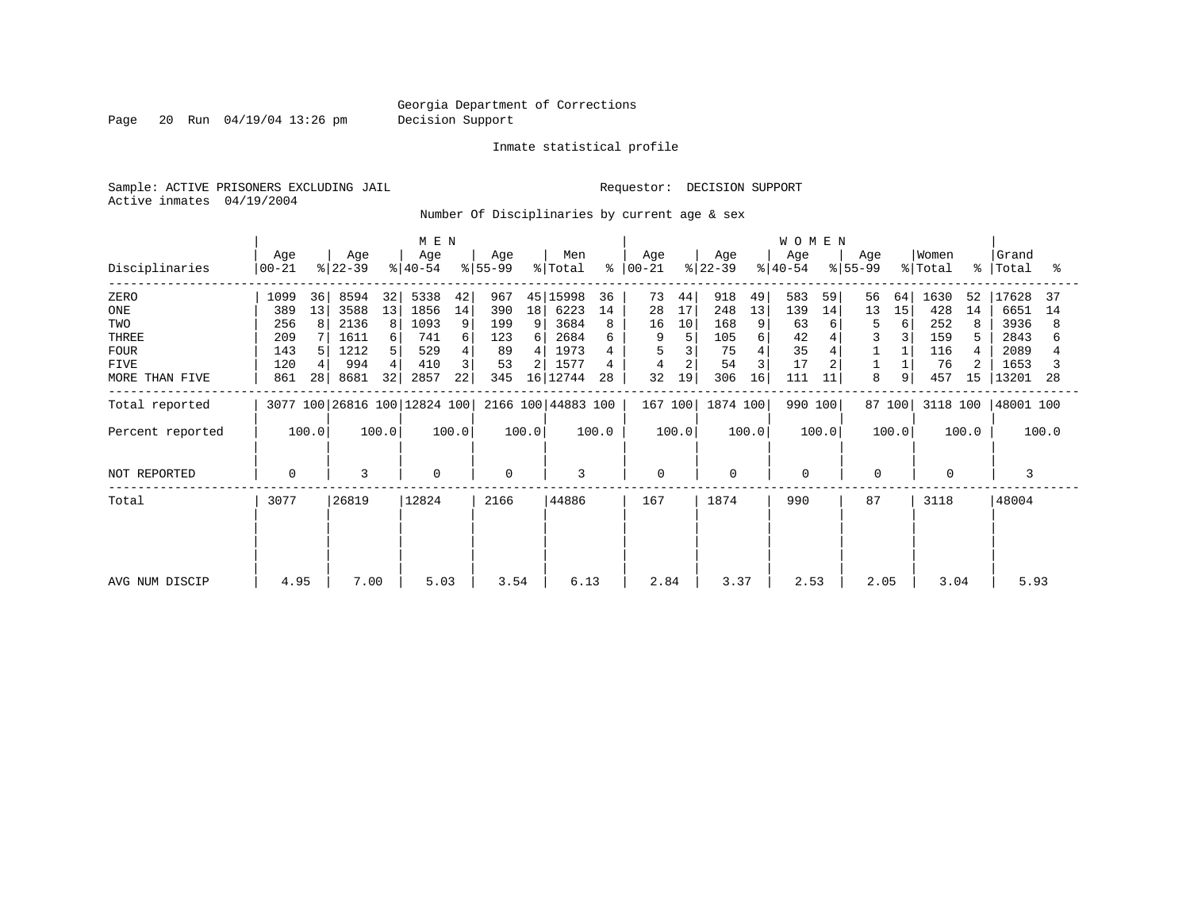Georgia Department of Corrections
Decision Support

Inmate statistical profile

Sample: ACTIVE PRISONERS EXCLUDING JAIL

Requestor: DECISION SUPPORT

Active inmates 04/19/2004

Number Of Disciplinaries by current age & sex

| Disciplinaries | MEN Age 00-21 | % | Age 22-39 | % | Age 40-54 | % | Age 55-99 | % | Men Total | % | WOMEN Age 00-21 | % | Age 22-39 | % | Age 40-54 | % | Age 55-99 | % | Women Total | % | Grand Total | % |
|---|---|---|---|---|---|---|---|---|---|---|---|---|---|---|---|---|---|---|---|---|---|---|
| ZERO | 1099 | 36 | 8594 | 32 | 5338 | 42 | 967 | 45 | 15998 | 36 | 73 | 44 | 918 | 49 | 583 | 59 | 56 | 64 | 1630 | 52 | 17628 | 37 |
| ONE | 389 | 13 | 3588 | 13 | 1856 | 14 | 390 | 18 | 6223 | 14 | 28 | 17 | 248 | 13 | 139 | 14 | 13 | 15 | 428 | 14 | 6651 | 14 |
| TWO | 256 | 8 | 2136 | 8 | 1093 | 9 | 199 | 9 | 3684 | 8 | 16 | 10 | 168 | 9 | 63 | 6 | 5 | 6 | 252 | 8 | 3936 | 8 |
| THREE | 209 | 7 | 1611 | 6 | 741 | 6 | 123 | 6 | 2684 | 6 | 9 | 5 | 105 | 6 | 42 | 4 | 3 | 3 | 159 | 5 | 2843 | 6 |
| FOUR | 143 | 5 | 1212 | 5 | 529 | 4 | 89 | 4 | 1973 | 4 | 5 | 3 | 75 | 4 | 35 | 4 | 1 | 1 | 116 | 4 | 2089 | 4 |
| FIVE | 120 | 4 | 994 | 4 | 410 | 3 | 53 | 2 | 1577 | 4 | 4 | 2 | 54 | 3 | 17 | 2 | 1 | 1 | 76 | 2 | 1653 | 3 |
| MORE THAN FIVE | 861 | 28 | 8681 | 32 | 2857 | 22 | 345 | 16 | 12744 | 28 | 32 | 19 | 306 | 16 | 111 | 11 | 8 | 9 | 457 | 15 | 13201 | 28 |
| Total reported | 3077 | 100 | 26816 | 100 | 12824 | 100 | 2166 | 100 | 44883 | 100 | 167 | 100 | 1874 | 100 | 990 | 100 | 87 | 100 | 3118 | 100 | 48001 | 100 |
| Percent reported | 100.0 | | 100.0 | | 100.0 | | 100.0 | | 100.0 | | 100.0 | | 100.0 | | 100.0 | | 100.0 | | 100.0 | | 100.0 | |
| NOT REPORTED | 0 | | 3 | | 0 | | 0 | | 3 | | 0 | | 0 | | 0 | | 0 | | 0 | | 3 | |
| Total | 3077 | | 26819 | | 12824 | | 2166 | | 44886 | | 167 | | 1874 | | 990 | | 87 | | 3118 | | 48004 | |
| AVG NUM DISCIP | 4.95 | | 7.00 | | 5.03 | | 3.54 | | 6.13 | | 2.84 | | 3.37 | | 2.53 | | 2.05 | | 3.04 | | 5.93 | |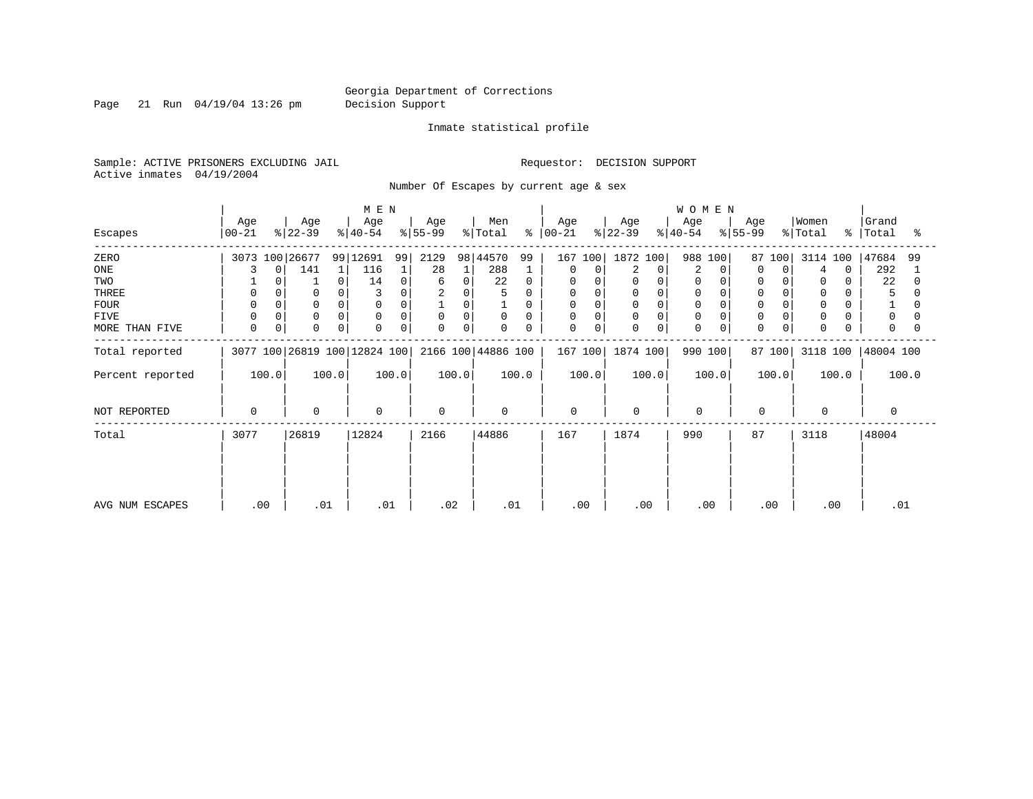Georgia Department of Corrections
Decision Support

Inmate statistical profile

Sample: ACTIVE PRISONERS EXCLUDING JAIL                                    Requestor: DECISION SUPPORT
Active inmates 04/19/2004

Number Of Escapes by current age & sex

| Escapes | MEN Age 00-21 | % | MEN Age 22-39 | % | MEN Age 40-54 | % | MEN Age 55-99 | % | Men Total | % | WOMEN Age 00-21 | % | WOMEN Age 22-39 | % | WOMEN Age 40-54 | % | WOMEN Age 55-99 | % | Women Total | % | Grand Total | % |
|---|---|---|---|---|---|---|---|---|---|---|---|---|---|---|---|---|---|---|---|---|---|---|
| ZERO | 3073 | 100 | 26677 | 99 | 12691 | 99 | 2129 | 98 | 44570 | 99 | 167 | 100 | 1872 | 100 | 988 | 100 | 87 | 100 | 3114 | 100 | 47684 | 99 |
| ONE | 3 | 0 | 141 | 1 | 116 | 1 | 28 | 1 | 288 | 1 | 0 | 0 | 2 | 0 | 2 | 0 | 0 | 0 | 4 | 0 | 292 | 1 |
| TWO | 1 | 0 | 1 | 0 | 14 | 0 | 6 | 0 | 22 | 0 | 0 | 0 | 0 | 0 | 0 | 0 | 0 | 0 | 0 | 0 | 22 | 0 |
| THREE | 0 | 0 | 0 | 0 | 3 | 0 | 2 | 0 | 5 | 0 | 0 | 0 | 0 | 0 | 0 | 0 | 0 | 0 | 0 | 0 | 5 | 0 |
| FOUR | 0 | 0 | 0 | 0 | 0 | 0 | 1 | 0 | 1 | 0 | 0 | 0 | 0 | 0 | 0 | 0 | 0 | 0 | 0 | 0 | 1 | 0 |
| FIVE | 0 | 0 | 0 | 0 | 0 | 0 | 0 | 0 | 0 | 0 | 0 | 0 | 0 | 0 | 0 | 0 | 0 | 0 | 0 | 0 | 0 | 0 |
| MORE THAN FIVE | 0 | 0 | 0 | 0 | 0 | 0 | 0 | 0 | 0 | 0 | 0 | 0 | 0 | 0 | 0 | 0 | 0 | 0 | 0 | 0 | 0 | 0 |
| Total reported | 3077 | 100 | 26819 | 100 | 12824 | 100 | 2166 | 100 | 44886 | 100 | 167 | 100 | 1874 | 100 | 990 | 100 | 87 | 100 | 3118 | 100 | 48004 | 100 |
| Percent reported | 100.0 | | 100.0 | | 100.0 | | 100.0 | | 100.0 | | 100.0 | | 100.0 | | 100.0 | | 100.0 | | 100.0 | | 100.0 | |
| NOT REPORTED | 0 | | 0 | | 0 | | 0 | | 0 | | 0 | | 0 | | 0 | | 0 | | 0 | | 0 | |
| Total | 3077 | | 26819 | | 12824 | | 2166 | | 44886 | | 167 | | 1874 | | 990 | | 87 | | 3118 | | 48004 | |
| AVG NUM ESCAPES | .00 | | .01 | | .01 | | .02 | | .01 | | .00 | | .00 | | .00 | | .00 | | .00 | | .01 | |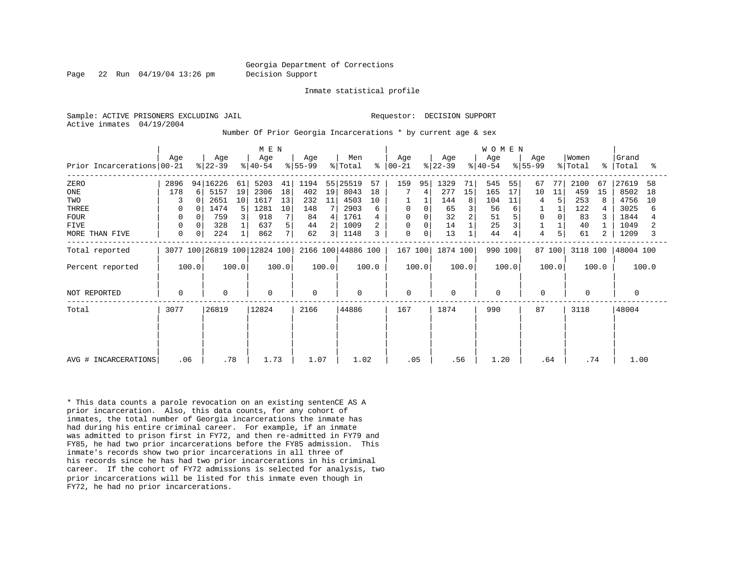Georgia Department of Corrections
Decision Support

Inmate statistical profile

Sample: ACTIVE PRISONERS EXCLUDING JAIL　　Requestor: DECISION SUPPORT
Active inmates 04/19/2004

Number Of Prior Georgia Incarcerations * by current age & sex

| Prior Incarcerations | MEN Age 00-21 | % | Age 22-39 | % | Age 40-54 | % | Age 55-99 | % | Men Total | % | WOMEN Age 00-21 | % | Age 22-39 | % | Age 40-54 | % | Age 55-99 | % | Women Total | % | Grand Total | % |
|---|---|---|---|---|---|---|---|---|---|---|---|---|---|---|---|---|---|---|---|---|---|---|
| ZERO | 2896 | 94 | 16226 | 61 | 5203 | 41 | 1194 | 55 | 25519 | 57 | 159 | 95 | 1329 | 71 | 545 | 55 | 67 | 77 | 2100 | 67 | 27619 | 58 |
| ONE | 178 | 6 | 5157 | 19 | 2306 | 18 | 402 | 19 | 8043 | 18 | 7 | 4 | 277 | 15 | 165 | 17 | 10 | 11 | 459 | 15 | 8502 | 18 |
| TWO | 3 | 0 | 2651 | 10 | 1617 | 13 | 232 | 11 | 4503 | 10 | 1 | 1 | 144 | 8 | 104 | 11 | 4 | 5 | 253 | 8 | 4756 | 10 |
| THREE | 0 | 0 | 1474 | 5 | 1281 | 10 | 148 | 7 | 2903 | 6 | 0 | 0 | 65 | 3 | 56 | 6 | 1 | 1 | 122 | 4 | 3025 | 6 |
| FOUR | 0 | 0 | 759 | 3 | 918 | 7 | 84 | 4 | 1761 | 4 | 0 | 0 | 32 | 2 | 51 | 5 | 0 | 0 | 83 | 3 | 1844 | 4 |
| FIVE | 0 | 0 | 328 | 1 | 637 | 5 | 44 | 2 | 1009 | 2 | 0 | 0 | 14 | 1 | 25 | 3 | 1 | 1 | 40 | 1 | 1049 | 2 |
| MORE THAN FIVE | 0 | 0 | 224 | 1 | 862 | 7 | 62 | 3 | 1148 | 3 | 0 | 0 | 13 | 1 | 44 | 4 | 4 | 5 | 61 | 2 | 1209 | 3 |
| Total reported | 3077 | 100 | 26819 | 100 | 12824 | 100 | 2166 | 100 | 44886 | 100 | 167 | 100 | 1874 | 100 | 990 | 100 | 87 | 100 | 3118 | 100 | 48004 | 100 |
| Percent reported | 100.0 | | 100.0 | | 100.0 | | 100.0 | | 100.0 | | 100.0 | | 100.0 | | 100.0 | | 100.0 | | 100.0 | | 100.0 | |
| NOT REPORTED | 0 | | 0 | | 0 | | 0 | | 0 | | 0 | | 0 | | 0 | | 0 | | 0 | | 0 | |
| Total | 3077 | | 26819 | | 12824 | | 2166 | | 44886 | | 167 | | 1874 | | 990 | | 87 | | 3118 | | 48004 | |
| AVG # INCARCERATIONS | .06 | | .78 | | 1.73 | | 1.07 | | 1.02 | | .05 | | .56 | | 1.20 | | .64 | | .74 | | 1.00 | |

* This data counts a parole revocation on an existing sentenCE AS A prior incarceration. Also, this data counts, for any cohort of inmates, the total number of Georgia incarcerations the inmate has had during his entire criminal career. For example, if an inmate was admitted to prison first in FY72, and then re-admitted in FY79 and FY85, he had two prior incarcerations before the FY85 admission. This inmate's records show two prior incarcerations in all three of his records since he has had two prior incarcerations in his criminal career. If the cohort of FY72 admissions is selected for analysis, two prior incarcerations will be listed for this inmate even though in FY72, he had no prior incarcerations.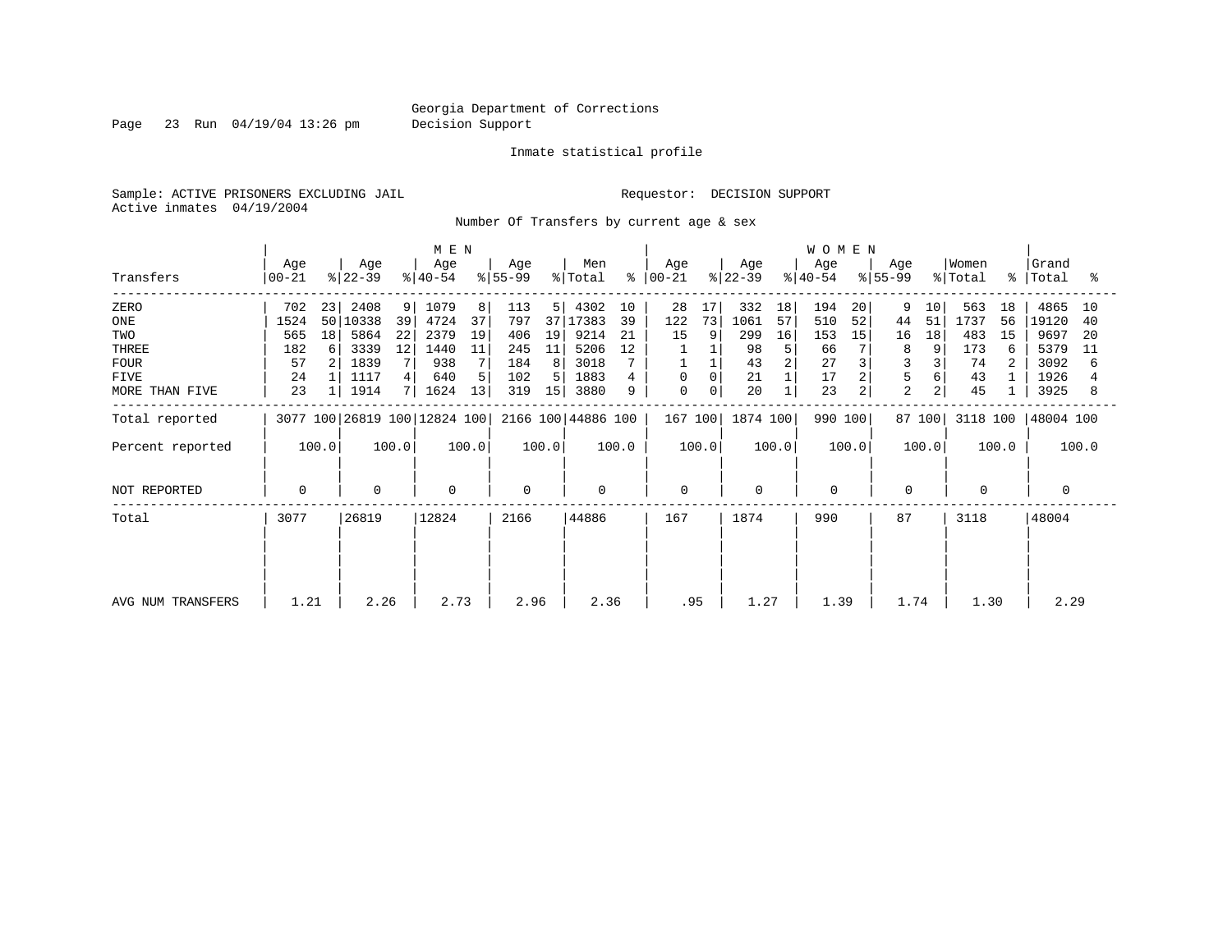Georgia Department of Corrections
Decision Support

Inmate statistical profile

Sample: ACTIVE PRISONERS EXCLUDING JAIL

Requestor: DECISION SUPPORT

Active inmates 04/19/2004

Number Of Transfers by current age & sex

| Transfers | MEN Age 00-21 | % | Age 22-39 | % | Age 40-54 | % | Age 55-99 | % | Men Total | % | WOMEN Age 00-21 | % | Age 22-39 | % | Age 40-54 | % | Age 55-99 | % | Women Total | % | Grand Total | % |
|---|---|---|---|---|---|---|---|---|---|---|---|---|---|---|---|---|---|---|---|---|---|---|
| ZERO | 702 | 23 | 2408 | 9 | 1079 | 8 | 113 | 5 | 4302 | 10 | 28 | 17 | 332 | 18 | 194 | 20 | 9 | 10 | 563 | 18 | 4865 | 10 |
| ONE | 1524 | 50 | 10338 | 39 | 4724 | 37 | 797 | 37 | 17383 | 39 | 122 | 73 | 1061 | 57 | 510 | 52 | 44 | 51 | 1737 | 56 | 19120 | 40 |
| TWO | 565 | 18 | 5864 | 22 | 2379 | 19 | 406 | 19 | 9214 | 21 | 15 | 9 | 299 | 16 | 153 | 15 | 16 | 18 | 483 | 15 | 9697 | 20 |
| THREE | 182 | 6 | 3339 | 12 | 1440 | 11 | 245 | 11 | 5206 | 12 | 1 | 1 | 98 | 5 | 66 | 7 | 8 | 9 | 173 | 6 | 5379 | 11 |
| FOUR | 57 | 2 | 1839 | 7 | 938 | 7 | 184 | 8 | 3018 | 7 | 1 | 1 | 43 | 2 | 27 | 3 | 3 | 3 | 74 | 2 | 3092 | 6 |
| FIVE | 24 | 1 | 1117 | 4 | 640 | 5 | 102 | 5 | 1883 | 4 | 0 | 0 | 21 | 1 | 17 | 2 | 5 | 6 | 43 | 1 | 1926 | 4 |
| MORE THAN FIVE | 23 | 1 | 1914 | 7 | 1624 | 13 | 319 | 15 | 3880 | 9 | 0 | 0 | 20 | 1 | 23 | 2 | 2 | 2 | 45 | 1 | 3925 | 8 |
| Total reported | 3077 | 100 | 26819 | 100 | 12824 | 100 | 2166 | 100 | 44886 | 100 | 167 | 100 | 1874 | 100 | 990 | 100 | 87 | 100 | 3118 | 100 | 48004 | 100 |
| Percent reported | | 100.0 | | 100.0 | | 100.0 | | 100.0 | | 100.0 | | 100.0 | | 100.0 | | 100.0 | | 100.0 | | 100.0 | | 100.0 |
| NOT REPORTED | 0 | | 0 | | 0 | | 0 | | 0 | | 0 | | 0 | | 0 | | 0 | | 0 | | 0 | |
| Total | 3077 | | 26819 | | 12824 | | 2166 | | 44886 | | 167 | | 1874 | | 990 | | 87 | | 3118 | | 48004 | |
| AVG NUM TRANSFERS | 1.21 | | 2.26 | | 2.73 | | 2.96 | | 2.36 | | .95 | | 1.27 | | 1.39 | | 1.74 | | 1.30 | | 2.29 | |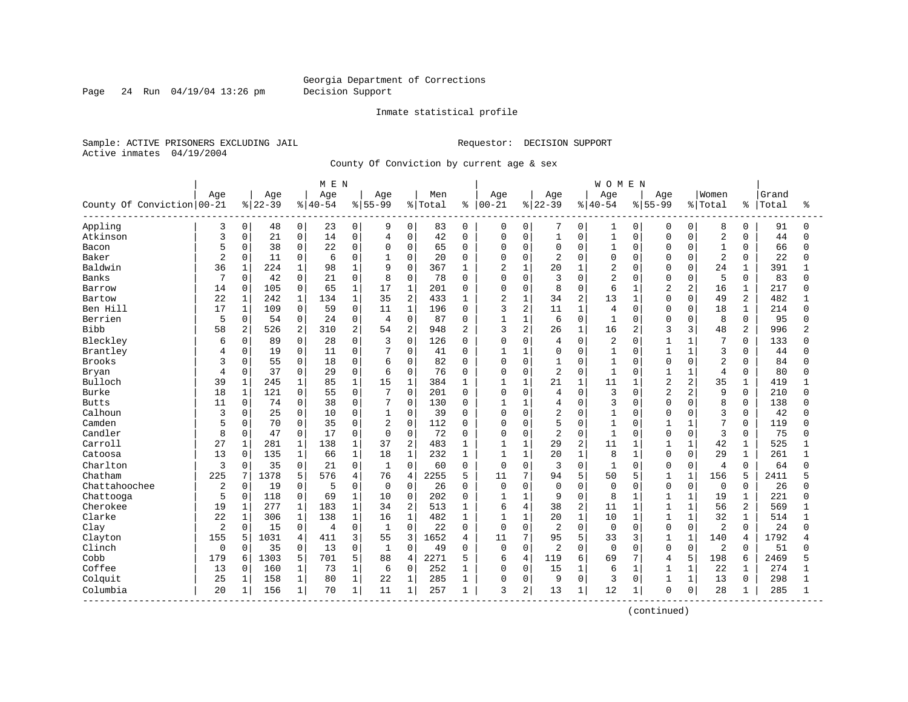Georgia Department of Corrections
Decision Support

Inmate statistical profile

Sample: ACTIVE PRISONERS EXCLUDING JAIL

Requestor: DECISION SUPPORT

Active inmates 04/19/2004

County Of Conviction by current age & sex

| County Of Conviction | MEN Age 00-21 | % | Age 22-39 | % | Age 40-54 | % | Age 55-99 | % | Men Total | % | WOMEN Age 00-21 | % | Age 22-39 | % | Age 40-54 | % | Age 55-99 | % | Women Total | % | Grand Total | % |
|---|---|---|---|---|---|---|---|---|---|---|---|---|---|---|---|---|---|---|---|---|---|---|
| Appling | 3 | 0 | 48 | 0 | 23 | 0 | 9 | 0 | 83 | 0 | 0 | 0 | 7 | 0 | 1 | 0 | 0 | 0 | 8 | 0 | 91 | 0 |
| Atkinson | 3 | 0 | 21 | 0 | 14 | 0 | 4 | 0 | 42 | 0 | 0 | 0 | 1 | 0 | 1 | 0 | 0 | 0 | 2 | 0 | 44 | 0 |
| Bacon | 5 | 0 | 38 | 0 | 22 | 0 | 0 | 0 | 65 | 0 | 0 | 0 | 0 | 0 | 1 | 0 | 0 | 0 | 1 | 0 | 66 | 0 |
| Baker | 2 | 0 | 11 | 0 | 6 | 0 | 1 | 0 | 20 | 0 | 0 | 0 | 2 | 0 | 0 | 0 | 0 | 0 | 2 | 0 | 22 | 0 |
| Baldwin | 36 | 1 | 224 | 1 | 98 | 1 | 9 | 0 | 367 | 1 | 2 | 1 | 20 | 1 | 2 | 0 | 0 | 0 | 24 | 1 | 391 | 1 |
| Banks | 7 | 0 | 42 | 0 | 21 | 0 | 8 | 0 | 78 | 0 | 0 | 0 | 3 | 0 | 2 | 0 | 0 | 0 | 5 | 0 | 83 | 0 |
| Barrow | 14 | 0 | 105 | 0 | 65 | 1 | 17 | 1 | 201 | 0 | 0 | 0 | 8 | 0 | 6 | 1 | 2 | 2 | 16 | 1 | 217 | 0 |
| Bartow | 22 | 1 | 242 | 1 | 134 | 1 | 35 | 2 | 433 | 1 | 2 | 1 | 34 | 2 | 13 | 1 | 0 | 0 | 49 | 2 | 482 | 1 |
| Ben Hill | 17 | 1 | 109 | 0 | 59 | 0 | 11 | 1 | 196 | 0 | 3 | 2 | 11 | 1 | 4 | 0 | 0 | 0 | 18 | 1 | 214 | 0 |
| Berrien | 5 | 0 | 54 | 0 | 24 | 0 | 4 | 0 | 87 | 0 | 1 | 1 | 6 | 0 | 1 | 0 | 0 | 0 | 8 | 0 | 95 | 0 |
| Bibb | 58 | 2 | 526 | 2 | 310 | 2 | 54 | 2 | 948 | 2 | 3 | 2 | 26 | 1 | 16 | 2 | 3 | 3 | 48 | 2 | 996 | 2 |
| Bleckley | 6 | 0 | 89 | 0 | 28 | 0 | 3 | 0 | 126 | 0 | 0 | 0 | 4 | 0 | 2 | 0 | 1 | 1 | 7 | 0 | 133 | 0 |
| Brantley | 4 | 0 | 19 | 0 | 11 | 0 | 7 | 0 | 41 | 0 | 1 | 1 | 0 | 0 | 1 | 0 | 1 | 1 | 3 | 0 | 44 | 0 |
| Brooks | 3 | 0 | 55 | 0 | 18 | 0 | 6 | 0 | 82 | 0 | 0 | 0 | 1 | 0 | 1 | 0 | 0 | 0 | 2 | 0 | 84 | 0 |
| Bryan | 4 | 0 | 37 | 0 | 29 | 0 | 6 | 0 | 76 | 0 | 0 | 0 | 2 | 0 | 1 | 0 | 1 | 1 | 4 | 0 | 80 | 0 |
| Bulloch | 39 | 1 | 245 | 1 | 85 | 1 | 15 | 1 | 384 | 1 | 1 | 1 | 21 | 1 | 11 | 1 | 2 | 2 | 35 | 1 | 419 | 1 |
| Burke | 18 | 1 | 121 | 0 | 55 | 0 | 7 | 0 | 201 | 0 | 0 | 0 | 4 | 0 | 3 | 0 | 2 | 2 | 9 | 0 | 210 | 0 |
| Butts | 11 | 0 | 74 | 0 | 38 | 0 | 7 | 0 | 130 | 0 | 1 | 1 | 4 | 0 | 3 | 0 | 0 | 0 | 8 | 0 | 138 | 0 |
| Calhoun | 3 | 0 | 25 | 0 | 10 | 0 | 1 | 0 | 39 | 0 | 0 | 0 | 2 | 0 | 1 | 0 | 0 | 0 | 3 | 0 | 42 | 0 |
| Camden | 5 | 0 | 70 | 0 | 35 | 0 | 2 | 0 | 112 | 0 | 0 | 0 | 5 | 0 | 1 | 0 | 1 | 1 | 7 | 0 | 119 | 0 |
| Candler | 8 | 0 | 47 | 0 | 17 | 0 | 0 | 0 | 72 | 0 | 0 | 0 | 2 | 0 | 1 | 0 | 0 | 0 | 3 | 0 | 75 | 0 |
| Carroll | 27 | 1 | 281 | 1 | 138 | 1 | 37 | 2 | 483 | 1 | 1 | 1 | 29 | 2 | 11 | 1 | 1 | 1 | 42 | 1 | 525 | 1 |
| Catoosa | 13 | 0 | 135 | 1 | 66 | 1 | 18 | 1 | 232 | 1 | 1 | 1 | 20 | 1 | 8 | 1 | 0 | 0 | 29 | 1 | 261 | 1 |
| Charlton | 3 | 0 | 35 | 0 | 21 | 0 | 1 | 0 | 60 | 0 | 0 | 0 | 3 | 0 | 1 | 0 | 0 | 0 | 4 | 0 | 64 | 0 |
| Chatham | 225 | 7 | 1378 | 5 | 576 | 4 | 76 | 4 | 2255 | 5 | 11 | 7 | 94 | 5 | 50 | 5 | 1 | 1 | 156 | 5 | 2411 | 5 |
| Chattahoochee | 2 | 0 | 19 | 0 | 5 | 0 | 0 | 0 | 26 | 0 | 0 | 0 | 0 | 0 | 0 | 0 | 0 | 0 | 0 | 0 | 26 | 0 |
| Chattooga | 5 | 0 | 118 | 0 | 69 | 1 | 10 | 0 | 202 | 0 | 1 | 1 | 9 | 0 | 8 | 1 | 1 | 1 | 19 | 1 | 221 | 0 |
| Cherokee | 19 | 1 | 277 | 1 | 183 | 1 | 34 | 2 | 513 | 1 | 6 | 4 | 38 | 2 | 11 | 1 | 1 | 1 | 56 | 2 | 569 | 1 |
| Clarke | 22 | 1 | 306 | 1 | 138 | 1 | 16 | 1 | 482 | 1 | 1 | 1 | 20 | 1 | 10 | 1 | 1 | 1 | 32 | 1 | 514 | 1 |
| Clay | 2 | 0 | 15 | 0 | 4 | 0 | 1 | 0 | 22 | 0 | 0 | 0 | 2 | 0 | 0 | 0 | 0 | 0 | 2 | 0 | 24 | 0 |
| Clayton | 155 | 5 | 1031 | 4 | 411 | 3 | 55 | 3 | 1652 | 4 | 11 | 7 | 95 | 5 | 33 | 3 | 1 | 1 | 140 | 4 | 1792 | 4 |
| Clinch | 0 | 0 | 35 | 0 | 13 | 0 | 1 | 0 | 49 | 0 | 0 | 0 | 2 | 0 | 0 | 0 | 0 | 0 | 2 | 0 | 51 | 0 |
| Cobb | 179 | 6 | 1303 | 5 | 701 | 5 | 88 | 4 | 2271 | 5 | 6 | 4 | 119 | 6 | 69 | 7 | 4 | 5 | 198 | 6 | 2469 | 5 |
| Coffee | 13 | 0 | 160 | 1 | 73 | 1 | 6 | 0 | 252 | 1 | 0 | 0 | 15 | 1 | 6 | 1 | 1 | 1 | 22 | 1 | 274 | 1 |
| Colquit | 25 | 1 | 158 | 1 | 80 | 1 | 22 | 1 | 285 | 1 | 0 | 0 | 9 | 0 | 3 | 0 | 1 | 1 | 13 | 0 | 298 | 1 |
| Columbia | 20 | 1 | 156 | 1 | 70 | 1 | 11 | 1 | 257 | 1 | 3 | 2 | 13 | 1 | 12 | 1 | 0 | 0 | 28 | 1 | 285 | 1 |

(continued)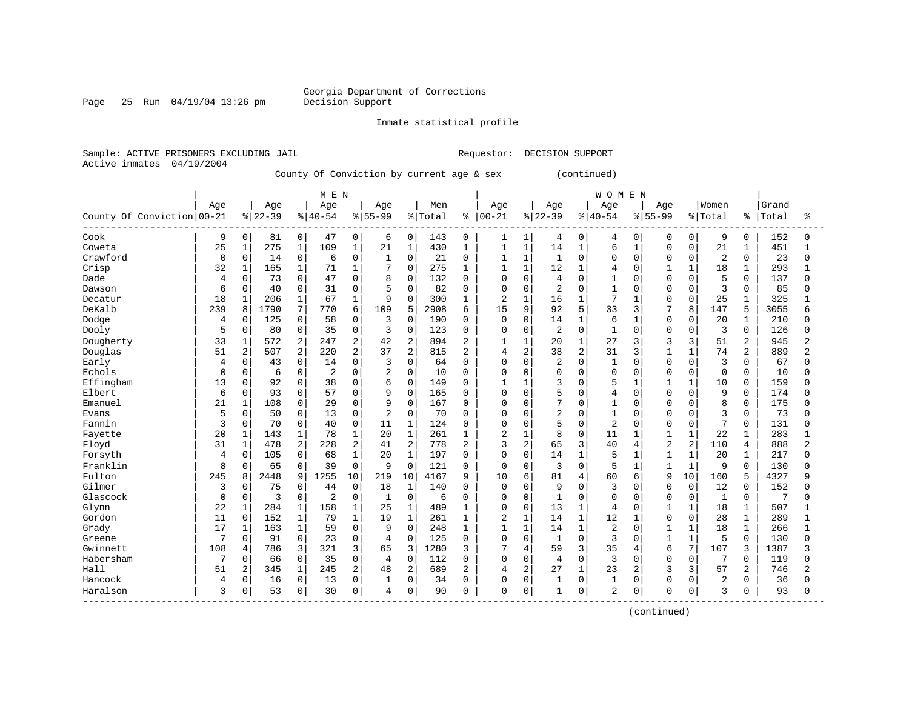Georgia Department of Corrections
Decision Support

Inmate statistical profile

Sample: ACTIVE PRISONERS EXCLUDING JAIL    Requestor: DECISION SUPPORT
Active inmates 04/19/2004

County Of Conviction by current age & sex (continued)

| County Of Conviction | MEN Age 00-21 | % | Age 22-39 | % | Age 40-54 | % | Age 55-99 | % | Men Total | % | WOMEN Age 00-21 | % | Age 22-39 | % | Age 40-54 | % | Age 55-99 | % | Women Total | % | Grand Total | % |
|---|---|---|---|---|---|---|---|---|---|---|---|---|---|---|---|---|---|---|---|---|---|---|
| Cook | 9 | 0 | 81 | 0 | 47 | 0 | 6 | 0 | 143 | 0 | 1 | 1 | 4 | 0 | 4 | 0 | 0 | 0 | 9 | 0 | 152 | 0 |
| Coweta | 25 | 1 | 275 | 1 | 109 | 1 | 21 | 1 | 430 | 1 | 1 | 1 | 14 | 1 | 6 | 1 | 0 | 0 | 21 | 1 | 451 | 1 |
| Crawford | 0 | 0 | 14 | 0 | 6 | 0 | 1 | 0 | 21 | 0 | 1 | 1 | 1 | 0 | 0 | 0 | 0 | 0 | 2 | 0 | 23 | 0 |
| Crisp | 32 | 1 | 165 | 1 | 71 | 1 | 7 | 0 | 275 | 1 | 1 | 1 | 12 | 1 | 4 | 0 | 1 | 1 | 18 | 1 | 293 | 1 |
| Dade | 4 | 0 | 73 | 0 | 47 | 0 | 8 | 0 | 132 | 0 | 0 | 0 | 4 | 0 | 1 | 0 | 0 | 0 | 5 | 0 | 137 | 0 |
| Dawson | 6 | 0 | 40 | 0 | 31 | 0 | 5 | 0 | 82 | 0 | 0 | 0 | 2 | 0 | 1 | 0 | 0 | 0 | 3 | 0 | 85 | 0 |
| Decatur | 18 | 1 | 206 | 1 | 67 | 1 | 9 | 0 | 300 | 1 | 2 | 1 | 16 | 1 | 7 | 1 | 0 | 0 | 25 | 1 | 325 | 1 |
| DeKalb | 239 | 8 | 1790 | 7 | 770 | 6 | 109 | 5 | 2908 | 6 | 15 | 9 | 92 | 5 | 33 | 3 | 7 | 8 | 147 | 5 | 3055 | 6 |
| Dodge | 4 | 0 | 125 | 0 | 58 | 0 | 3 | 0 | 190 | 0 | 0 | 0 | 14 | 1 | 6 | 1 | 0 | 0 | 20 | 1 | 210 | 0 |
| Dooly | 5 | 0 | 80 | 0 | 35 | 0 | 3 | 0 | 123 | 0 | 0 | 0 | 2 | 0 | 1 | 0 | 0 | 0 | 3 | 0 | 126 | 0 |
| Dougherty | 33 | 1 | 572 | 2 | 247 | 2 | 42 | 2 | 894 | 2 | 1 | 1 | 20 | 1 | 27 | 3 | 3 | 3 | 51 | 2 | 945 | 2 |
| Douglas | 51 | 2 | 507 | 2 | 220 | 2 | 37 | 2 | 815 | 2 | 4 | 2 | 38 | 2 | 31 | 3 | 1 | 1 | 74 | 2 | 889 | 2 |
| Early | 4 | 0 | 43 | 0 | 14 | 0 | 3 | 0 | 64 | 0 | 0 | 0 | 2 | 0 | 1 | 0 | 0 | 0 | 3 | 0 | 67 | 0 |
| Echols | 0 | 0 | 6 | 0 | 2 | 0 | 2 | 0 | 10 | 0 | 0 | 0 | 0 | 0 | 0 | 0 | 0 | 0 | 0 | 0 | 10 | 0 |
| Effingham | 13 | 0 | 92 | 0 | 38 | 0 | 6 | 0 | 149 | 0 | 1 | 1 | 3 | 0 | 5 | 1 | 1 | 1 | 10 | 0 | 159 | 0 |
| Elbert | 6 | 0 | 93 | 0 | 57 | 0 | 9 | 0 | 165 | 0 | 0 | 0 | 5 | 0 | 4 | 0 | 0 | 0 | 9 | 0 | 174 | 0 |
| Emanuel | 21 | 1 | 108 | 0 | 29 | 0 | 9 | 0 | 167 | 0 | 0 | 0 | 7 | 0 | 1 | 0 | 0 | 0 | 8 | 0 | 175 | 0 |
| Evans | 5 | 0 | 50 | 0 | 13 | 0 | 2 | 0 | 70 | 0 | 0 | 0 | 2 | 0 | 1 | 0 | 0 | 0 | 3 | 0 | 73 | 0 |
| Fannin | 3 | 0 | 70 | 0 | 40 | 0 | 11 | 1 | 124 | 0 | 0 | 0 | 5 | 0 | 2 | 0 | 0 | 0 | 7 | 0 | 131 | 0 |
| Fayette | 20 | 1 | 143 | 1 | 78 | 1 | 20 | 1 | 261 | 1 | 2 | 1 | 8 | 0 | 11 | 1 | 1 | 1 | 22 | 1 | 283 | 1 |
| Floyd | 31 | 1 | 478 | 2 | 228 | 2 | 41 | 2 | 778 | 2 | 3 | 2 | 65 | 3 | 40 | 4 | 2 | 2 | 110 | 4 | 888 | 2 |
| Forsyth | 4 | 0 | 105 | 0 | 68 | 1 | 20 | 1 | 197 | 0 | 0 | 0 | 14 | 1 | 5 | 1 | 1 | 1 | 20 | 1 | 217 | 0 |
| Franklin | 8 | 0 | 65 | 0 | 39 | 0 | 9 | 0 | 121 | 0 | 0 | 0 | 3 | 0 | 5 | 1 | 1 | 1 | 9 | 0 | 130 | 0 |
| Fulton | 245 | 8 | 2448 | 9 | 1255 | 10 | 219 | 10 | 4167 | 9 | 10 | 6 | 81 | 4 | 60 | 6 | 9 | 10 | 160 | 5 | 4327 | 9 |
| Gilmer | 3 | 0 | 75 | 0 | 44 | 0 | 18 | 1 | 140 | 0 | 0 | 0 | 9 | 0 | 3 | 0 | 0 | 0 | 12 | 0 | 152 | 0 |
| Glascock | 0 | 0 | 3 | 0 | 2 | 0 | 1 | 0 | 6 | 0 | 0 | 0 | 1 | 0 | 0 | 0 | 0 | 0 | 1 | 0 | 7 | 0 |
| Glynn | 22 | 1 | 284 | 1 | 158 | 1 | 25 | 1 | 489 | 1 | 0 | 0 | 13 | 1 | 4 | 0 | 1 | 1 | 18 | 1 | 507 | 1 |
| Gordon | 11 | 0 | 152 | 1 | 79 | 1 | 19 | 1 | 261 | 1 | 2 | 1 | 14 | 1 | 12 | 1 | 0 | 0 | 28 | 1 | 289 | 1 |
| Grady | 17 | 1 | 163 | 1 | 59 | 0 | 9 | 0 | 248 | 1 | 1 | 1 | 14 | 1 | 2 | 0 | 1 | 1 | 18 | 1 | 266 | 1 |
| Greene | 7 | 0 | 91 | 0 | 23 | 0 | 4 | 0 | 125 | 0 | 0 | 0 | 1 | 0 | 3 | 0 | 1 | 1 | 5 | 0 | 130 | 0 |
| Gwinnett | 108 | 4 | 786 | 3 | 321 | 3 | 65 | 3 | 1280 | 3 | 7 | 4 | 59 | 3 | 35 | 4 | 6 | 7 | 107 | 3 | 1387 | 3 |
| Habersham | 7 | 0 | 66 | 0 | 35 | 0 | 4 | 0 | 112 | 0 | 0 | 0 | 4 | 0 | 3 | 0 | 0 | 0 | 7 | 0 | 119 | 0 |
| Hall | 51 | 2 | 345 | 1 | 245 | 2 | 48 | 2 | 689 | 2 | 4 | 2 | 27 | 1 | 23 | 2 | 3 | 3 | 57 | 2 | 746 | 2 |
| Hancock | 4 | 0 | 16 | 0 | 13 | 0 | 1 | 0 | 34 | 0 | 0 | 0 | 1 | 0 | 1 | 0 | 0 | 0 | 2 | 0 | 36 | 0 |
| Haralson | 3 | 0 | 53 | 0 | 30 | 0 | 4 | 0 | 90 | 0 | 0 | 0 | 1 | 0 | 2 | 0 | 0 | 0 | 3 | 0 | 93 | 0 |

(continued)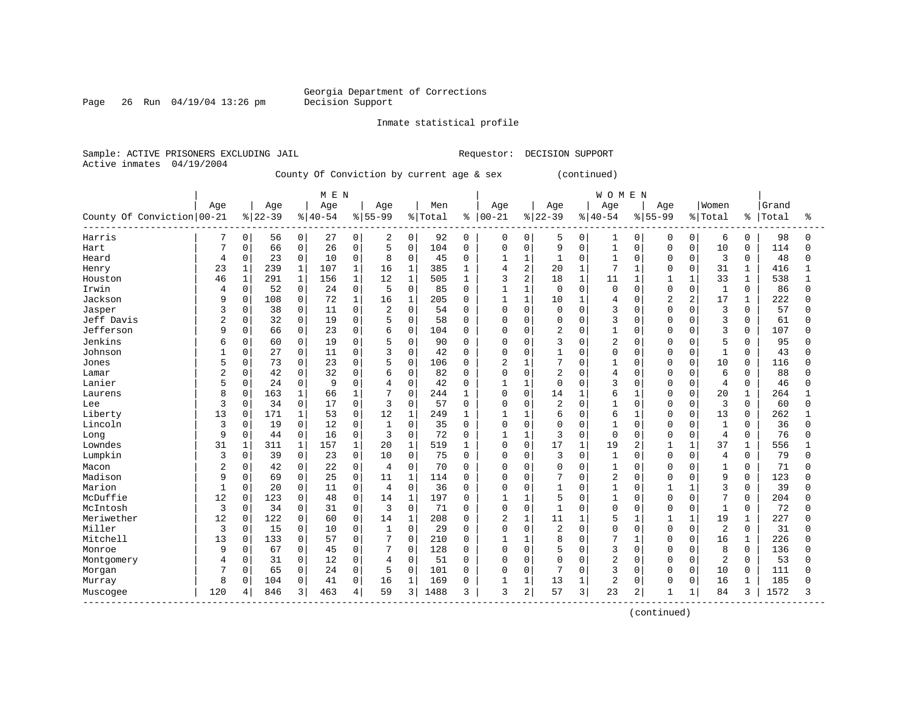Georgia Department of Corrections
Decision Support

Inmate statistical profile

Sample: ACTIVE PRISONERS EXCLUDING JAIL    Requestor: DECISION SUPPORT
Active inmates 04/19/2004

County Of Conviction by current age & sex (continued)

| County Of Conviction | MEN Age 00-21 | % | Age 22-39 | % | Age 40-54 | % | Age 55-99 | % | Men Total | % | WOMEN Age 00-21 | % | Age 22-39 | % | Age 40-54 | % | Age 55-99 | % | Women Total | % | Grand Total | % |
|---|---|---|---|---|---|---|---|---|---|---|---|---|---|---|---|---|---|---|---|---|---|---|
| Harris | 7 | 0 | 56 | 0 | 27 | 0 | 2 | 0 | 92 | 0 | 0 | 0 | 5 | 0 | 1 | 0 | 0 | 0 | 6 | 0 | 98 | 0 |
| Hart | 7 | 0 | 66 | 0 | 26 | 0 | 5 | 0 | 104 | 0 | 0 | 0 | 9 | 0 | 1 | 0 | 0 | 0 | 10 | 0 | 114 | 0 |
| Heard | 4 | 0 | 23 | 0 | 10 | 0 | 8 | 0 | 45 | 0 | 1 | 1 | 1 | 0 | 1 | 0 | 0 | 0 | 3 | 0 | 48 | 0 |
| Henry | 23 | 1 | 239 | 1 | 107 | 1 | 16 | 1 | 385 | 1 | 4 | 2 | 20 | 1 | 7 | 1 | 0 | 0 | 31 | 1 | 416 | 1 |
| Houston | 46 | 1 | 291 | 1 | 156 | 1 | 12 | 1 | 505 | 1 | 3 | 2 | 18 | 1 | 11 | 1 | 1 | 1 | 33 | 1 | 538 | 1 |
| Irwin | 4 | 0 | 52 | 0 | 24 | 0 | 5 | 0 | 85 | 0 | 1 | 1 | 0 | 0 | 0 | 0 | 0 | 0 | 1 | 0 | 86 | 0 |
| Jackson | 9 | 0 | 108 | 0 | 72 | 1 | 16 | 1 | 205 | 0 | 1 | 1 | 10 | 1 | 4 | 0 | 2 | 2 | 17 | 1 | 222 | 0 |
| Jasper | 3 | 0 | 38 | 0 | 11 | 0 | 2 | 0 | 54 | 0 | 0 | 0 | 0 | 0 | 3 | 0 | 0 | 0 | 3 | 0 | 57 | 0 |
| Jeff Davis | 2 | 0 | 32 | 0 | 19 | 0 | 5 | 0 | 58 | 0 | 0 | 0 | 0 | 0 | 3 | 0 | 0 | 0 | 3 | 0 | 61 | 0 |
| Jefferson | 9 | 0 | 66 | 0 | 23 | 0 | 6 | 0 | 104 | 0 | 0 | 0 | 2 | 0 | 1 | 0 | 0 | 0 | 3 | 0 | 107 | 0 |
| Jenkins | 6 | 0 | 60 | 0 | 19 | 0 | 5 | 0 | 90 | 0 | 0 | 0 | 3 | 0 | 2 | 0 | 0 | 0 | 5 | 0 | 95 | 0 |
| Johnson | 1 | 0 | 27 | 0 | 11 | 0 | 3 | 0 | 42 | 0 | 0 | 0 | 1 | 0 | 0 | 0 | 0 | 0 | 1 | 0 | 43 | 0 |
| Jones | 5 | 0 | 73 | 0 | 23 | 0 | 5 | 0 | 106 | 0 | 2 | 1 | 7 | 0 | 1 | 0 | 0 | 0 | 10 | 0 | 116 | 0 |
| Lamar | 2 | 0 | 42 | 0 | 32 | 0 | 6 | 0 | 82 | 0 | 0 | 0 | 2 | 0 | 4 | 0 | 0 | 0 | 6 | 0 | 88 | 0 |
| Lanier | 5 | 0 | 24 | 0 | 9 | 0 | 4 | 0 | 42 | 0 | 1 | 1 | 0 | 0 | 3 | 0 | 0 | 0 | 4 | 0 | 46 | 0 |
| Laurens | 8 | 0 | 163 | 1 | 66 | 1 | 7 | 0 | 244 | 1 | 0 | 0 | 14 | 1 | 6 | 1 | 0 | 0 | 20 | 1 | 264 | 1 |
| Lee | 3 | 0 | 34 | 0 | 17 | 0 | 3 | 0 | 57 | 0 | 0 | 0 | 2 | 0 | 1 | 0 | 0 | 0 | 3 | 0 | 60 | 0 |
| Liberty | 13 | 0 | 171 | 1 | 53 | 0 | 12 | 1 | 249 | 1 | 1 | 1 | 6 | 0 | 6 | 1 | 0 | 0 | 13 | 0 | 262 | 1 |
| Lincoln | 3 | 0 | 19 | 0 | 12 | 0 | 1 | 0 | 35 | 0 | 0 | 0 | 0 | 0 | 1 | 0 | 0 | 0 | 1 | 0 | 36 | 0 |
| Long | 9 | 0 | 44 | 0 | 16 | 0 | 3 | 0 | 72 | 0 | 1 | 1 | 3 | 0 | 0 | 0 | 0 | 0 | 4 | 0 | 76 | 0 |
| Lowndes | 31 | 1 | 311 | 1 | 157 | 1 | 20 | 1 | 519 | 1 | 0 | 0 | 17 | 1 | 19 | 2 | 1 | 1 | 37 | 1 | 556 | 1 |
| Lumpkin | 3 | 0 | 39 | 0 | 23 | 0 | 10 | 0 | 75 | 0 | 0 | 0 | 3 | 0 | 1 | 0 | 0 | 0 | 4 | 0 | 79 | 0 |
| Macon | 2 | 0 | 42 | 0 | 22 | 0 | 4 | 0 | 70 | 0 | 0 | 0 | 0 | 0 | 1 | 0 | 0 | 0 | 1 | 0 | 71 | 0 |
| Madison | 9 | 0 | 69 | 0 | 25 | 0 | 11 | 1 | 114 | 0 | 0 | 0 | 7 | 0 | 2 | 0 | 0 | 0 | 9 | 0 | 123 | 0 |
| Marion | 1 | 0 | 20 | 0 | 11 | 0 | 4 | 0 | 36 | 0 | 0 | 0 | 1 | 0 | 1 | 0 | 1 | 1 | 3 | 0 | 39 | 0 |
| McDuffie | 12 | 0 | 123 | 0 | 48 | 0 | 14 | 1 | 197 | 0 | 1 | 1 | 5 | 0 | 1 | 0 | 0 | 0 | 7 | 0 | 204 | 0 |
| McIntosh | 3 | 0 | 34 | 0 | 31 | 0 | 3 | 0 | 71 | 0 | 0 | 0 | 1 | 0 | 0 | 0 | 0 | 0 | 1 | 0 | 72 | 0 |
| Meriwether | 12 | 0 | 122 | 0 | 60 | 0 | 14 | 1 | 208 | 0 | 2 | 1 | 11 | 1 | 5 | 1 | 1 | 1 | 19 | 1 | 227 | 0 |
| Miller | 3 | 0 | 15 | 0 | 10 | 0 | 1 | 0 | 29 | 0 | 0 | 0 | 2 | 0 | 0 | 0 | 0 | 0 | 2 | 0 | 31 | 0 |
| Mitchell | 13 | 0 | 133 | 0 | 57 | 0 | 7 | 0 | 210 | 0 | 1 | 1 | 8 | 0 | 7 | 1 | 0 | 0 | 16 | 1 | 226 | 0 |
| Monroe | 9 | 0 | 67 | 0 | 45 | 0 | 7 | 0 | 128 | 0 | 0 | 0 | 5 | 0 | 3 | 0 | 0 | 0 | 8 | 0 | 136 | 0 |
| Montgomery | 4 | 0 | 31 | 0 | 12 | 0 | 4 | 0 | 51 | 0 | 0 | 0 | 0 | 0 | 2 | 0 | 0 | 0 | 2 | 0 | 53 | 0 |
| Morgan | 7 | 0 | 65 | 0 | 24 | 0 | 5 | 0 | 101 | 0 | 0 | 0 | 7 | 0 | 3 | 0 | 0 | 0 | 10 | 0 | 111 | 0 |
| Murray | 8 | 0 | 104 | 0 | 41 | 0 | 16 | 1 | 169 | 0 | 1 | 1 | 13 | 1 | 2 | 0 | 0 | 0 | 16 | 1 | 185 | 0 |
| Muscogee | 120 | 4 | 846 | 3 | 463 | 4 | 59 | 3 | 1488 | 3 | 3 | 2 | 57 | 3 | 23 | 2 | 1 | 1 | 84 | 3 | 1572 | 3 |

(continued)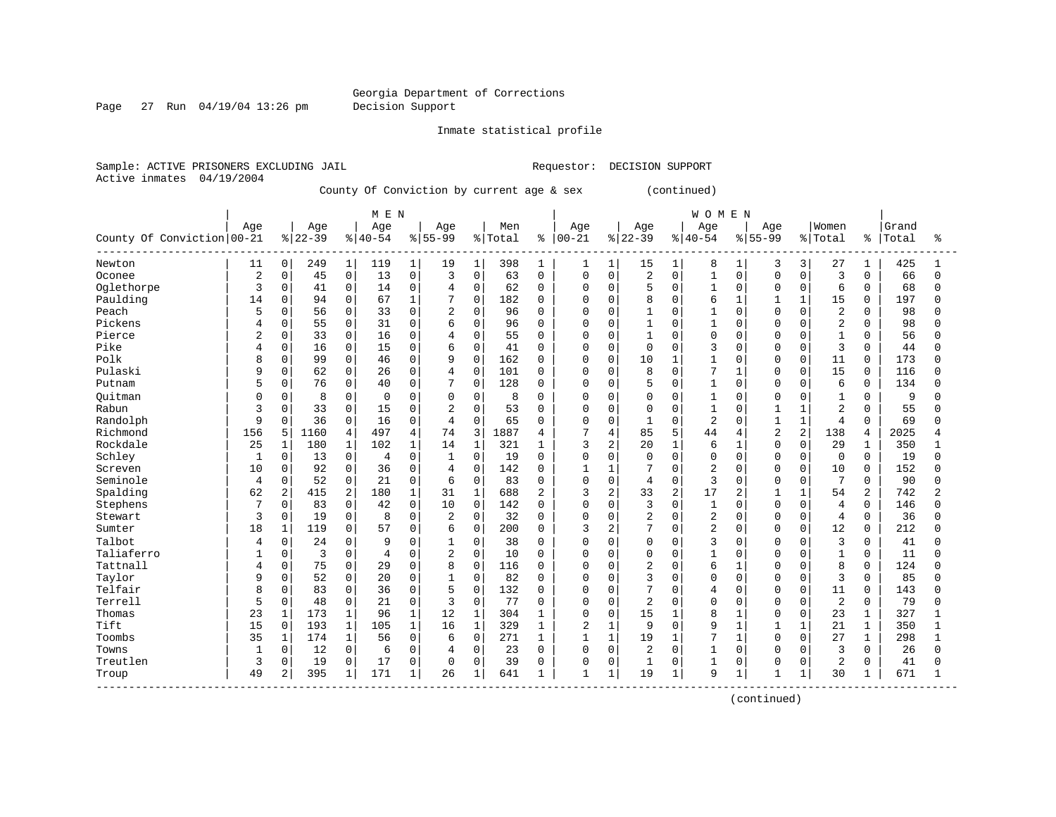Georgia Department of Corrections
Decision Support

Inmate statistical profile

Sample: ACTIVE PRISONERS EXCLUDING JAIL                                  Requestor: DECISION SUPPORT
Active inmates 04/19/2004

County Of Conviction by current age & sex (continued)

| County Of Conviction | MEN Age 00-21 | % | Age 22-39 | % | Age 40-54 | % | Age 55-99 | % | Men Total | % | WOMEN Age 00-21 | % | Age 22-39 | % | Age 40-54 | % | Age 55-99 | % | Women Total | % | Grand Total | % |
|---|---|---|---|---|---|---|---|---|---|---|---|---|---|---|---|---|---|---|---|---|---|---|
| Newton | 11 | 0 | 249 | 1 | 119 | 1 | 19 | 1 | 398 | 1 | 1 | 1 | 15 | 1 | 8 | 1 | 3 | 3 | 27 | 1 | 425 | 1 |
| Oconee | 2 | 0 | 45 | 0 | 13 | 0 | 3 | 0 | 63 | 0 | 0 | 0 | 2 | 0 | 1 | 0 | 0 | 0 | 3 | 0 | 66 | 0 |
| Oglethorpe | 3 | 0 | 41 | 0 | 14 | 0 | 4 | 0 | 62 | 0 | 0 | 0 | 5 | 0 | 1 | 0 | 0 | 0 | 6 | 0 | 68 | 0 |
| Paulding | 14 | 0 | 94 | 0 | 67 | 1 | 7 | 0 | 182 | 0 | 0 | 0 | 8 | 0 | 6 | 1 | 1 | 1 | 15 | 0 | 197 | 0 |
| Peach | 5 | 0 | 56 | 0 | 33 | 0 | 2 | 0 | 96 | 0 | 0 | 0 | 1 | 0 | 1 | 0 | 0 | 0 | 2 | 0 | 98 | 0 |
| Pickens | 4 | 0 | 55 | 0 | 31 | 0 | 6 | 0 | 96 | 0 | 0 | 0 | 1 | 0 | 1 | 0 | 0 | 0 | 2 | 0 | 98 | 0 |
| Pierce | 2 | 0 | 33 | 0 | 16 | 0 | 4 | 0 | 55 | 0 | 0 | 0 | 1 | 0 | 0 | 0 | 0 | 0 | 1 | 0 | 56 | 0 |
| Pike | 4 | 0 | 16 | 0 | 15 | 0 | 6 | 0 | 41 | 0 | 0 | 0 | 0 | 0 | 3 | 0 | 0 | 0 | 3 | 0 | 44 | 0 |
| Polk | 8 | 0 | 99 | 0 | 46 | 0 | 9 | 0 | 162 | 0 | 0 | 0 | 10 | 1 | 1 | 0 | 0 | 0 | 11 | 0 | 173 | 0 |
| Pulaski | 9 | 0 | 62 | 0 | 26 | 0 | 4 | 0 | 101 | 0 | 0 | 0 | 8 | 0 | 7 | 1 | 0 | 0 | 15 | 0 | 116 | 0 |
| Putnam | 5 | 0 | 76 | 0 | 40 | 0 | 7 | 0 | 128 | 0 | 0 | 0 | 5 | 0 | 1 | 0 | 0 | 0 | 6 | 0 | 134 | 0 |
| Quitman | 0 | 0 | 8 | 0 | 0 | 0 | 0 | 0 | 8 | 0 | 0 | 0 | 0 | 0 | 1 | 0 | 0 | 0 | 1 | 0 | 9 | 0 |
| Rabun | 3 | 0 | 33 | 0 | 15 | 0 | 2 | 0 | 53 | 0 | 0 | 0 | 0 | 0 | 1 | 0 | 1 | 1 | 2 | 0 | 55 | 0 |
| Randolph | 9 | 0 | 36 | 0 | 16 | 0 | 4 | 0 | 65 | 0 | 0 | 0 | 1 | 0 | 2 | 0 | 1 | 1 | 4 | 0 | 69 | 0 |
| Richmond | 156 | 5 | 1160 | 4 | 497 | 4 | 74 | 3 | 1887 | 4 | 7 | 4 | 85 | 5 | 44 | 4 | 2 | 2 | 138 | 4 | 2025 | 4 |
| Rockdale | 25 | 1 | 180 | 1 | 102 | 1 | 14 | 1 | 321 | 1 | 3 | 2 | 20 | 1 | 6 | 1 | 0 | 0 | 29 | 1 | 350 | 1 |
| Schley | 1 | 0 | 13 | 0 | 4 | 0 | 1 | 0 | 19 | 0 | 0 | 0 | 0 | 0 | 0 | 0 | 0 | 0 | 0 | 0 | 19 | 0 |
| Screven | 10 | 0 | 92 | 0 | 36 | 0 | 4 | 0 | 142 | 0 | 1 | 1 | 7 | 0 | 2 | 0 | 0 | 0 | 10 | 0 | 152 | 0 |
| Seminole | 4 | 0 | 52 | 0 | 21 | 0 | 6 | 0 | 83 | 0 | 0 | 0 | 4 | 0 | 3 | 0 | 0 | 0 | 7 | 0 | 90 | 0 |
| Spalding | 62 | 2 | 415 | 2 | 180 | 1 | 31 | 1 | 688 | 2 | 3 | 2 | 33 | 2 | 17 | 2 | 1 | 1 | 54 | 2 | 742 | 2 |
| Stephens | 7 | 0 | 83 | 0 | 42 | 0 | 10 | 0 | 142 | 0 | 0 | 0 | 3 | 0 | 1 | 0 | 0 | 0 | 4 | 0 | 146 | 0 |
| Stewart | 3 | 0 | 19 | 0 | 8 | 0 | 2 | 0 | 32 | 0 | 0 | 0 | 2 | 0 | 2 | 0 | 0 | 0 | 4 | 0 | 36 | 0 |
| Sumter | 18 | 1 | 119 | 0 | 57 | 0 | 6 | 0 | 200 | 0 | 3 | 2 | 7 | 0 | 2 | 0 | 0 | 0 | 12 | 0 | 212 | 0 |
| Talbot | 4 | 0 | 24 | 0 | 9 | 0 | 1 | 0 | 38 | 0 | 0 | 0 | 0 | 0 | 3 | 0 | 0 | 0 | 3 | 0 | 41 | 0 |
| Taliaferro | 1 | 0 | 3 | 0 | 4 | 0 | 2 | 0 | 10 | 0 | 0 | 0 | 0 | 0 | 1 | 0 | 0 | 0 | 1 | 0 | 11 | 0 |
| Tattnall | 4 | 0 | 75 | 0 | 29 | 0 | 8 | 0 | 116 | 0 | 0 | 0 | 2 | 0 | 6 | 1 | 0 | 0 | 8 | 0 | 124 | 0 |
| Taylor | 9 | 0 | 52 | 0 | 20 | 0 | 1 | 0 | 82 | 0 | 0 | 0 | 3 | 0 | 0 | 0 | 0 | 0 | 3 | 0 | 85 | 0 |
| Telfair | 8 | 0 | 83 | 0 | 36 | 0 | 5 | 0 | 132 | 0 | 0 | 0 | 7 | 0 | 4 | 0 | 0 | 0 | 11 | 0 | 143 | 0 |
| Terrell | 5 | 0 | 48 | 0 | 21 | 0 | 3 | 0 | 77 | 0 | 0 | 0 | 2 | 0 | 0 | 0 | 0 | 0 | 2 | 0 | 79 | 0 |
| Thomas | 23 | 1 | 173 | 1 | 96 | 1 | 12 | 1 | 304 | 1 | 0 | 0 | 15 | 1 | 8 | 1 | 0 | 0 | 23 | 1 | 327 | 1 |
| Tift | 15 | 0 | 193 | 1 | 105 | 1 | 16 | 1 | 329 | 1 | 2 | 1 | 9 | 0 | 9 | 1 | 1 | 1 | 21 | 1 | 350 | 1 |
| Toombs | 35 | 1 | 174 | 1 | 56 | 0 | 6 | 0 | 271 | 1 | 1 | 1 | 19 | 1 | 7 | 1 | 0 | 0 | 27 | 1 | 298 | 1 |
| Towns | 1 | 0 | 12 | 0 | 6 | 0 | 4 | 0 | 23 | 0 | 0 | 0 | 2 | 0 | 1 | 0 | 0 | 0 | 3 | 0 | 26 | 0 |
| Treutlen | 3 | 0 | 19 | 0 | 17 | 0 | 0 | 0 | 39 | 0 | 0 | 0 | 1 | 0 | 1 | 0 | 0 | 0 | 2 | 0 | 41 | 0 |
| Troup | 49 | 2 | 395 | 1 | 171 | 1 | 26 | 1 | 641 | 1 | 1 | 1 | 19 | 1 | 9 | 1 | 1 | 1 | 30 | 1 | 671 | 1 |

(continued)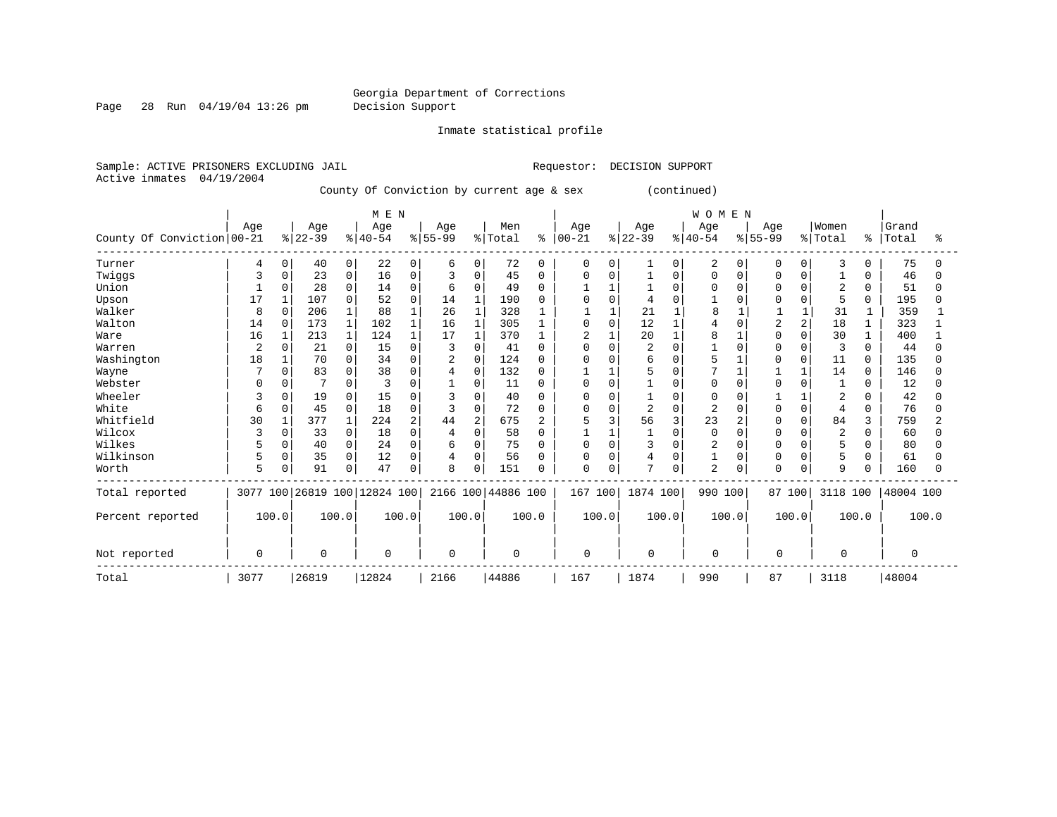Georgia Department of Corrections
Decision Support

Inmate statistical profile

Sample: ACTIVE PRISONERS EXCLUDING JAIL                    Requestor: DECISION SUPPORT
Active inmates 04/19/2004

County Of Conviction by current age & sex (continued)

| County Of Conviction | MEN Age 00-21 | % | MEN Age 22-39 | % | MEN Age 40-54 | % | MEN Age 55-99 | % | Men Total | % | WOMEN Age 00-21 | % | WOMEN Age 22-39 | % | WOMEN Age 40-54 | % | WOMEN Age 55-99 | % | Women Total | % | Grand Total | % |
|---|---|---|---|---|---|---|---|---|---|---|---|---|---|---|---|---|---|---|---|---|---|---|
| Turner | 4 | 0 | 40 | 0 | 22 | 0 | 6 | 0 | 72 | 0 | 0 | 0 | 1 | 0 | 2 | 0 | 0 | 0 | 3 | 0 | 75 | 0 |
| Twiggs | 3 | 0 | 23 | 0 | 16 | 0 | 3 | 0 | 45 | 0 | 0 | 0 | 1 | 0 | 0 | 0 | 0 | 0 | 1 | 0 | 46 | 0 |
| Union | 1 | 0 | 28 | 0 | 14 | 0 | 6 | 0 | 49 | 0 | 1 | 1 | 1 | 0 | 0 | 0 | 0 | 0 | 2 | 0 | 51 | 0 |
| Upson | 17 | 1 | 107 | 0 | 52 | 0 | 14 | 1 | 190 | 0 | 0 | 0 | 4 | 0 | 1 | 0 | 0 | 0 | 5 | 0 | 195 | 0 |
| Walker | 8 | 0 | 206 | 1 | 88 | 1 | 26 | 1 | 328 | 1 | 1 | 1 | 21 | 1 | 8 | 1 | 1 | 1 | 31 | 1 | 359 | 1 |
| Walton | 14 | 0 | 173 | 1 | 102 | 1 | 16 | 1 | 305 | 1 | 0 | 0 | 12 | 1 | 4 | 0 | 2 | 2 | 18 | 1 | 323 | 1 |
| Ware | 16 | 1 | 213 | 1 | 124 | 1 | 17 | 1 | 370 | 1 | 2 | 1 | 20 | 1 | 8 | 1 | 0 | 0 | 30 | 1 | 400 | 1 |
| Warren | 2 | 0 | 21 | 0 | 15 | 0 | 3 | 0 | 41 | 0 | 0 | 0 | 2 | 0 | 1 | 0 | 0 | 0 | 3 | 0 | 44 | 0 |
| Washington | 18 | 1 | 70 | 0 | 34 | 0 | 2 | 0 | 124 | 0 | 0 | 0 | 6 | 0 | 5 | 1 | 0 | 0 | 11 | 0 | 135 | 0 |
| Wayne | 7 | 0 | 83 | 0 | 38 | 0 | 4 | 0 | 132 | 0 | 1 | 1 | 5 | 0 | 7 | 1 | 1 | 1 | 14 | 0 | 146 | 0 |
| Webster | 0 | 0 | 7 | 0 | 3 | 0 | 1 | 0 | 11 | 0 | 0 | 0 | 1 | 0 | 0 | 0 | 0 | 0 | 1 | 0 | 12 | 0 |
| Wheeler | 3 | 0 | 19 | 0 | 15 | 0 | 3 | 0 | 40 | 0 | 0 | 0 | 1 | 0 | 0 | 0 | 1 | 1 | 2 | 0 | 42 | 0 |
| White | 6 | 0 | 45 | 0 | 18 | 0 | 3 | 0 | 72 | 0 | 0 | 0 | 2 | 0 | 2 | 0 | 0 | 0 | 4 | 0 | 76 | 0 |
| Whitfield | 30 | 1 | 377 | 1 | 224 | 2 | 44 | 2 | 675 | 2 | 5 | 3 | 56 | 3 | 23 | 2 | 0 | 0 | 84 | 3 | 759 | 2 |
| Wilcox | 3 | 0 | 33 | 0 | 18 | 0 | 4 | 0 | 58 | 0 | 1 | 1 | 1 | 0 | 0 | 0 | 0 | 0 | 2 | 0 | 60 | 0 |
| Wilkes | 5 | 0 | 40 | 0 | 24 | 0 | 6 | 0 | 75 | 0 | 0 | 0 | 3 | 0 | 2 | 0 | 0 | 0 | 5 | 0 | 80 | 0 |
| Wilkinson | 5 | 0 | 35 | 0 | 12 | 0 | 4 | 0 | 56 | 0 | 0 | 0 | 4 | 0 | 1 | 0 | 0 | 0 | 5 | 0 | 61 | 0 |
| Worth | 5 | 0 | 91 | 0 | 47 | 0 | 8 | 0 | 151 | 0 | 0 | 0 | 7 | 0 | 2 | 0 | 0 | 0 | 9 | 0 | 160 | 0 |
| Total reported | 3077 | 100 | 26819 | 100 | 12824 | 100 | 2166 | 100 | 44886 | 100 | 167 | 100 | 1874 | 100 | 990 | 100 | 87 | 100 | 3118 | 100 | 48004 | 100 |
| Percent reported | 100.0 | | 100.0 | | 100.0 | | 100.0 | | 100.0 | | 100.0 | | 100.0 | | 100.0 | | 100.0 | | 100.0 | | 100.0 | |
| Not reported | 0 | | 0 | | 0 | | 0 | | 0 | | 0 | | 0 | | 0 | | 0 | | 0 | | 0 | |
| Total | 3077 | | 26819 | | 12824 | | 2166 | | 44886 | | 167 | | 1874 | | 990 | | 87 | | 3118 | | 48004 | |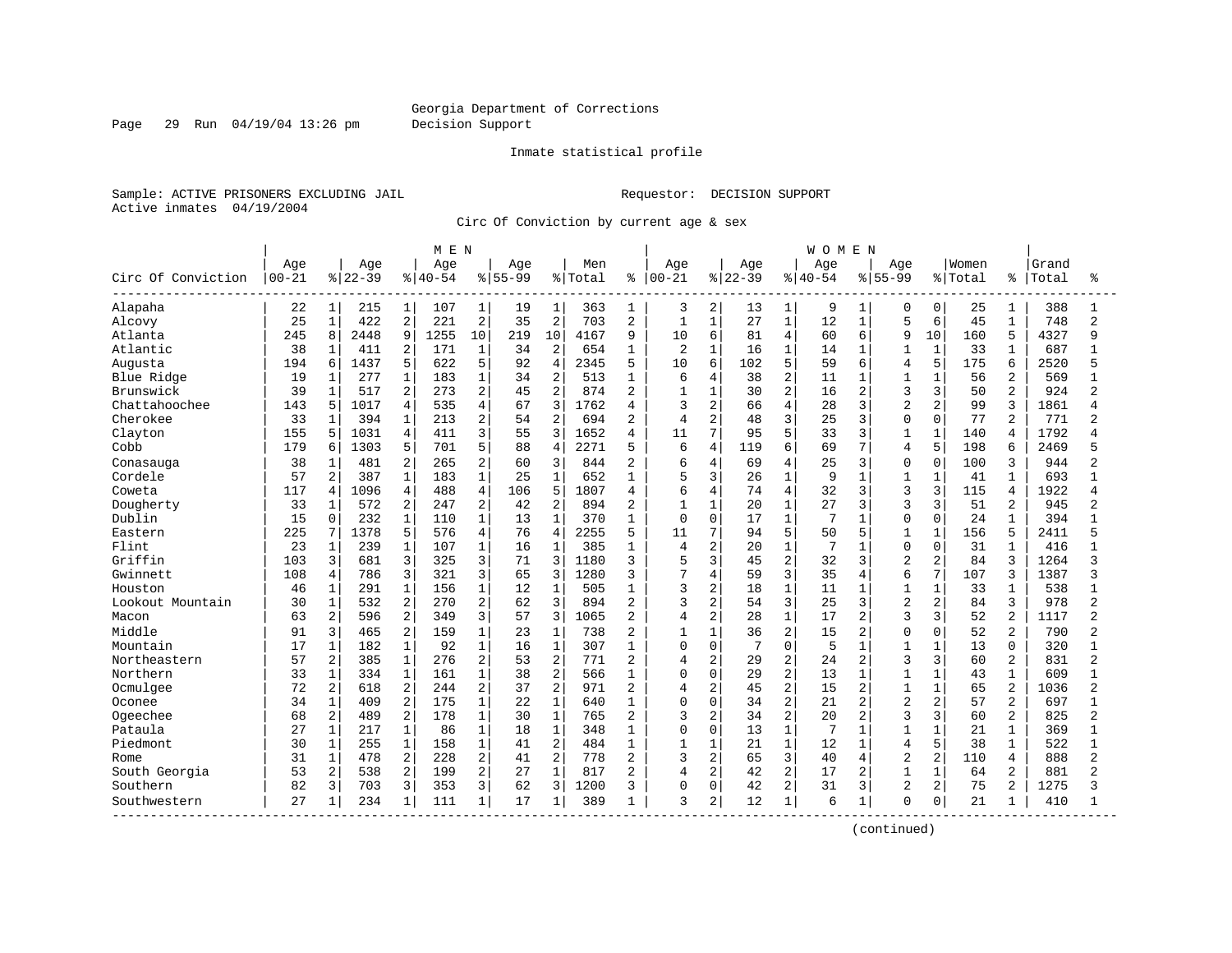Georgia Department of Corrections
Decision Support

Inmate statistical profile

Sample: ACTIVE PRISONERS EXCLUDING JAIL
Active inmates 04/19/2004

Requestor: DECISION SUPPORT

Circ Of Conviction by current age & sex

| Circ Of Conviction | MEN Age 00-21 | % | Age 22-39 | % | Age 40-54 | % | Age 55-99 | % | Men Total | % | WOMEN Age 00-21 | % | Age 22-39 | % | Age 40-54 | % | Age 55-99 | % | Women Total | % | Grand Total | % |
|---|---|---|---|---|---|---|---|---|---|---|---|---|---|---|---|---|---|---|---|---|---|---|
| Alapaha | 22 | 1 | 215 | 1 | 107 | 1 | 19 | 1 | 363 | 1 | 3 | 2 | 13 | 1 | 9 | 1 | 0 | 0 | 25 | 1 | 388 | 1 |
| Alcovy | 25 | 1 | 422 | 2 | 221 | 2 | 35 | 2 | 703 | 2 | 1 | 1 | 27 | 1 | 12 | 1 | 5 | 6 | 45 | 1 | 748 | 2 |
| Atlanta | 245 | 8 | 2448 | 9 | 1255 | 10 | 219 | 10 | 4167 | 9 | 10 | 6 | 81 | 4 | 60 | 6 | 9 | 10 | 160 | 5 | 4327 | 9 |
| Atlantic | 38 | 1 | 411 | 2 | 171 | 1 | 34 | 2 | 654 | 1 | 2 | 1 | 16 | 1 | 14 | 1 | 1 | 1 | 33 | 1 | 687 | 1 |
| Augusta | 194 | 6 | 1437 | 5 | 622 | 5 | 92 | 4 | 2345 | 5 | 10 | 6 | 102 | 5 | 59 | 6 | 4 | 5 | 175 | 6 | 2520 | 5 |
| Blue Ridge | 19 | 1 | 277 | 1 | 183 | 1 | 34 | 2 | 513 | 1 | 6 | 4 | 38 | 2 | 11 | 1 | 1 | 1 | 56 | 2 | 569 | 1 |
| Brunswick | 39 | 1 | 517 | 2 | 273 | 2 | 45 | 2 | 874 | 2 | 1 | 1 | 30 | 2 | 16 | 2 | 3 | 3 | 50 | 2 | 924 | 2 |
| Chattahoochee | 143 | 5 | 1017 | 4 | 535 | 4 | 67 | 3 | 1762 | 4 | 3 | 2 | 66 | 4 | 28 | 3 | 2 | 2 | 99 | 3 | 1861 | 4 |
| Cherokee | 33 | 1 | 394 | 1 | 213 | 2 | 54 | 2 | 694 | 2 | 4 | 2 | 48 | 3 | 25 | 3 | 0 | 0 | 77 | 2 | 771 | 2 |
| Clayton | 155 | 5 | 1031 | 4 | 411 | 3 | 55 | 3 | 1652 | 4 | 11 | 7 | 95 | 5 | 33 | 3 | 1 | 1 | 140 | 4 | 1792 | 4 |
| Cobb | 179 | 6 | 1303 | 5 | 701 | 5 | 88 | 4 | 2271 | 5 | 6 | 4 | 119 | 6 | 69 | 7 | 4 | 5 | 198 | 6 | 2469 | 5 |
| Conasauga | 38 | 1 | 481 | 2 | 265 | 2 | 60 | 3 | 844 | 2 | 6 | 4 | 69 | 4 | 25 | 3 | 0 | 0 | 100 | 3 | 944 | 2 |
| Cordele | 57 | 2 | 387 | 1 | 183 | 1 | 25 | 1 | 652 | 1 | 5 | 3 | 26 | 1 | 9 | 1 | 1 | 1 | 41 | 1 | 693 | 1 |
| Coweta | 117 | 4 | 1096 | 4 | 488 | 4 | 106 | 5 | 1807 | 4 | 6 | 4 | 74 | 4 | 32 | 3 | 3 | 3 | 115 | 4 | 1922 | 4 |
| Dougherty | 33 | 1 | 572 | 2 | 247 | 2 | 42 | 2 | 894 | 2 | 1 | 1 | 20 | 1 | 27 | 3 | 3 | 3 | 51 | 2 | 945 | 2 |
| Dublin | 15 | 0 | 232 | 1 | 110 | 1 | 13 | 1 | 370 | 1 | 0 | 0 | 17 | 1 | 7 | 1 | 0 | 0 | 24 | 1 | 394 | 1 |
| Eastern | 225 | 7 | 1378 | 5 | 576 | 4 | 76 | 4 | 2255 | 5 | 11 | 7 | 94 | 5 | 50 | 5 | 1 | 1 | 156 | 5 | 2411 | 5 |
| Flint | 23 | 1 | 239 | 1 | 107 | 1 | 16 | 1 | 385 | 1 | 4 | 2 | 20 | 1 | 7 | 1 | 0 | 0 | 31 | 1 | 416 | 1 |
| Griffin | 103 | 3 | 681 | 3 | 325 | 3 | 71 | 3 | 1180 | 3 | 5 | 3 | 45 | 2 | 32 | 3 | 2 | 2 | 84 | 3 | 1264 | 3 |
| Gwinnett | 108 | 4 | 786 | 3 | 321 | 3 | 65 | 3 | 1280 | 3 | 7 | 4 | 59 | 3 | 35 | 4 | 6 | 7 | 107 | 3 | 1387 | 3 |
| Houston | 46 | 1 | 291 | 1 | 156 | 1 | 12 | 1 | 505 | 1 | 3 | 2 | 18 | 1 | 11 | 1 | 1 | 1 | 33 | 1 | 538 | 1 |
| Lookout Mountain | 30 | 1 | 532 | 2 | 270 | 2 | 62 | 3 | 894 | 2 | 3 | 2 | 54 | 3 | 25 | 3 | 2 | 2 | 84 | 3 | 978 | 2 |
| Macon | 63 | 2 | 596 | 2 | 349 | 3 | 57 | 3 | 1065 | 2 | 4 | 2 | 28 | 1 | 17 | 2 | 3 | 3 | 52 | 2 | 1117 | 2 |
| Middle | 91 | 3 | 465 | 2 | 159 | 1 | 23 | 1 | 738 | 2 | 1 | 1 | 36 | 2 | 15 | 2 | 0 | 0 | 52 | 2 | 790 | 2 |
| Mountain | 17 | 1 | 182 | 1 | 92 | 1 | 16 | 1 | 307 | 1 | 0 | 0 | 7 | 0 | 5 | 1 | 1 | 1 | 13 | 0 | 320 | 1 |
| Northeastern | 57 | 2 | 385 | 1 | 276 | 2 | 53 | 2 | 771 | 2 | 4 | 2 | 29 | 2 | 24 | 2 | 3 | 3 | 60 | 2 | 831 | 2 |
| Northern | 33 | 1 | 334 | 1 | 161 | 1 | 38 | 2 | 566 | 1 | 0 | 0 | 29 | 2 | 13 | 1 | 1 | 1 | 43 | 1 | 609 | 1 |
| Ocmulgee | 72 | 2 | 618 | 2 | 244 | 2 | 37 | 2 | 971 | 2 | 4 | 2 | 45 | 2 | 15 | 2 | 1 | 1 | 65 | 2 | 1036 | 2 |
| Oconee | 34 | 1 | 409 | 2 | 175 | 1 | 22 | 1 | 640 | 1 | 0 | 0 | 34 | 2 | 21 | 2 | 2 | 2 | 57 | 2 | 697 | 1 |
| Ogeechee | 68 | 2 | 489 | 2 | 178 | 1 | 30 | 1 | 765 | 2 | 3 | 2 | 34 | 2 | 20 | 2 | 3 | 3 | 60 | 2 | 825 | 2 |
| Pataula | 27 | 1 | 217 | 1 | 86 | 1 | 18 | 1 | 348 | 1 | 0 | 0 | 13 | 1 | 7 | 1 | 1 | 1 | 21 | 1 | 369 | 1 |
| Piedmont | 30 | 1 | 255 | 1 | 158 | 1 | 41 | 2 | 484 | 1 | 1 | 1 | 21 | 1 | 12 | 1 | 4 | 5 | 38 | 1 | 522 | 1 |
| Rome | 31 | 1 | 478 | 2 | 228 | 2 | 41 | 2 | 778 | 2 | 3 | 2 | 65 | 3 | 40 | 4 | 2 | 2 | 110 | 4 | 888 | 2 |
| South Georgia | 53 | 2 | 538 | 2 | 199 | 2 | 27 | 1 | 817 | 2 | 4 | 2 | 42 | 2 | 17 | 2 | 1 | 1 | 64 | 2 | 881 | 2 |
| Southern | 82 | 3 | 703 | 3 | 353 | 3 | 62 | 3 | 1200 | 3 | 0 | 0 | 42 | 2 | 31 | 3 | 2 | 2 | 75 | 2 | 1275 | 3 |
| Southwestern | 27 | 1 | 234 | 1 | 111 | 1 | 17 | 1 | 389 | 1 | 3 | 2 | 12 | 1 | 6 | 1 | 0 | 0 | 21 | 1 | 410 | 1 |

(continued)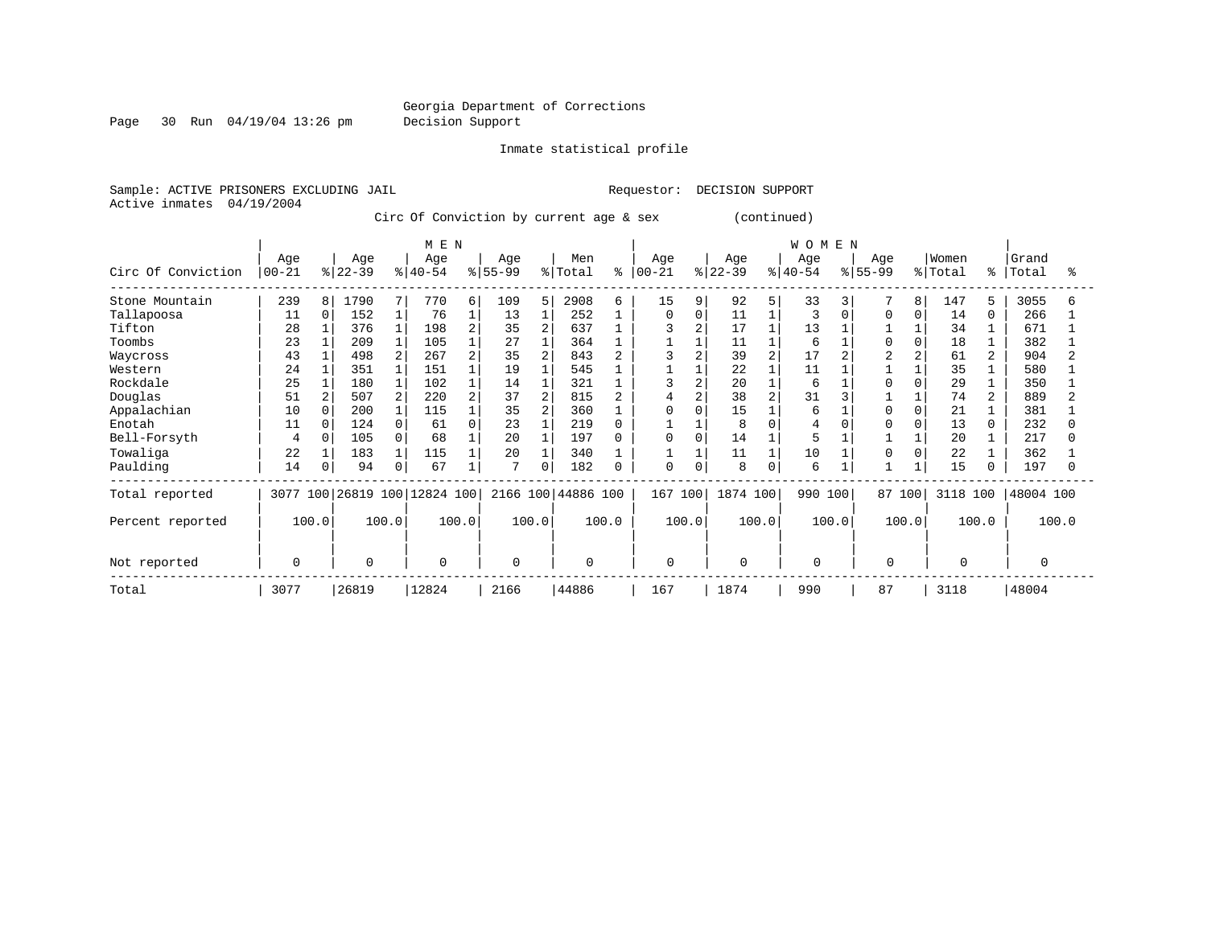Georgia Department of Corrections
Decision Support

Inmate statistical profile

Sample: ACTIVE PRISONERS EXCLUDING JAIL                                   Requestor:  DECISION SUPPORT
Active inmates  04/19/2004

Circ Of Conviction by current age & sex          (continued)

| Circ Of Conviction | MEN Age 00-21 | % | MEN Age 22-39 | % | MEN Age 40-54 | % | MEN Age 55-99 | % | Men Total | % | WOMEN Age 00-21 | % | WOMEN Age 22-39 | % | WOMEN Age 40-54 | % | WOMEN Age 55-99 | % | Women Total | % | Grand Total | % |
|---|---|---|---|---|---|---|---|---|---|---|---|---|---|---|---|---|---|---|---|---|---|---|
| Stone Mountain | 239 | 8 | 1790 | 7 | 770 | 6 | 109 | 5 | 2908 | 6 | 15 | 9 | 92 | 5 | 33 | 3 | 7 | 8 | 147 | 5 | 3055 | 6 |
| Tallapoosa | 11 | 0 | 152 | 1 | 76 | 1 | 13 | 1 | 252 | 1 | 0 | 0 | 11 | 1 | 3 | 0 | 0 | 0 | 14 | 0 | 266 | 1 |
| Tifton | 28 | 1 | 376 | 1 | 198 | 2 | 35 | 2 | 637 | 1 | 3 | 2 | 17 | 1 | 13 | 1 | 1 | 1 | 34 | 1 | 671 | 1 |
| Toombs | 23 | 1 | 209 | 1 | 105 | 1 | 27 | 1 | 364 | 1 | 1 | 1 | 11 | 1 | 6 | 1 | 0 | 0 | 18 | 1 | 382 | 1 |
| Waycross | 43 | 1 | 498 | 2 | 267 | 2 | 35 | 2 | 843 | 2 | 3 | 2 | 39 | 2 | 17 | 2 | 2 | 2 | 61 | 2 | 904 | 2 |
| Western | 24 | 1 | 351 | 1 | 151 | 1 | 19 | 1 | 545 | 1 | 1 | 1 | 22 | 1 | 11 | 1 | 1 | 1 | 35 | 1 | 580 | 1 |
| Rockdale | 25 | 1 | 180 | 1 | 102 | 1 | 14 | 1 | 321 | 1 | 3 | 2 | 20 | 1 | 6 | 1 | 0 | 0 | 29 | 1 | 350 | 1 |
| Douglas | 51 | 2 | 507 | 2 | 220 | 2 | 37 | 2 | 815 | 2 | 4 | 2 | 38 | 2 | 31 | 3 | 1 | 1 | 74 | 2 | 889 | 2 |
| Appalachian | 10 | 0 | 200 | 1 | 115 | 1 | 35 | 2 | 360 | 1 | 0 | 0 | 15 | 1 | 6 | 1 | 0 | 0 | 21 | 1 | 381 | 1 |
| Enotah | 11 | 0 | 124 | 0 | 61 | 0 | 23 | 1 | 219 | 0 | 1 | 1 | 8 | 0 | 4 | 0 | 0 | 0 | 13 | 0 | 232 | 0 |
| Bell-Forsyth | 4 | 0 | 105 | 0 | 68 | 1 | 20 | 1 | 197 | 0 | 0 | 0 | 14 | 1 | 5 | 1 | 1 | 1 | 20 | 1 | 217 | 0 |
| Towaliga | 22 | 1 | 183 | 1 | 115 | 1 | 20 | 1 | 340 | 1 | 1 | 1 | 11 | 1 | 10 | 1 | 0 | 0 | 22 | 1 | 362 | 1 |
| Paulding | 14 | 0 | 94 | 0 | 67 | 1 | 7 | 0 | 182 | 0 | 0 | 0 | 8 | 0 | 6 | 1 | 1 | 1 | 15 | 0 | 197 | 0 |
| Total reported | 3077 | 100 | 26819 | 100 | 12824 | 100 | 2166 | 100 | 44886 | 100 | 167 | 100 | 1874 | 100 | 990 | 100 | 87 | 100 | 3118 | 100 | 48004 | 100 |
| Percent reported | 100.0 | | 100.0 | | 100.0 | | 100.0 | | 100.0 | | 100.0 | | 100.0 | | 100.0 | | 100.0 | | 100.0 | | 100.0 | |
| Not reported | 0 | | 0 | | 0 | | 0 | | 0 | | 0 | | 0 | | 0 | | 0 | | 0 | | 0 | |
| Total | 3077 | | 26819 | | 12824 | | 2166 | | 44886 | | 167 | | 1874 | | 990 | | 87 | | 3118 | | 48004 | |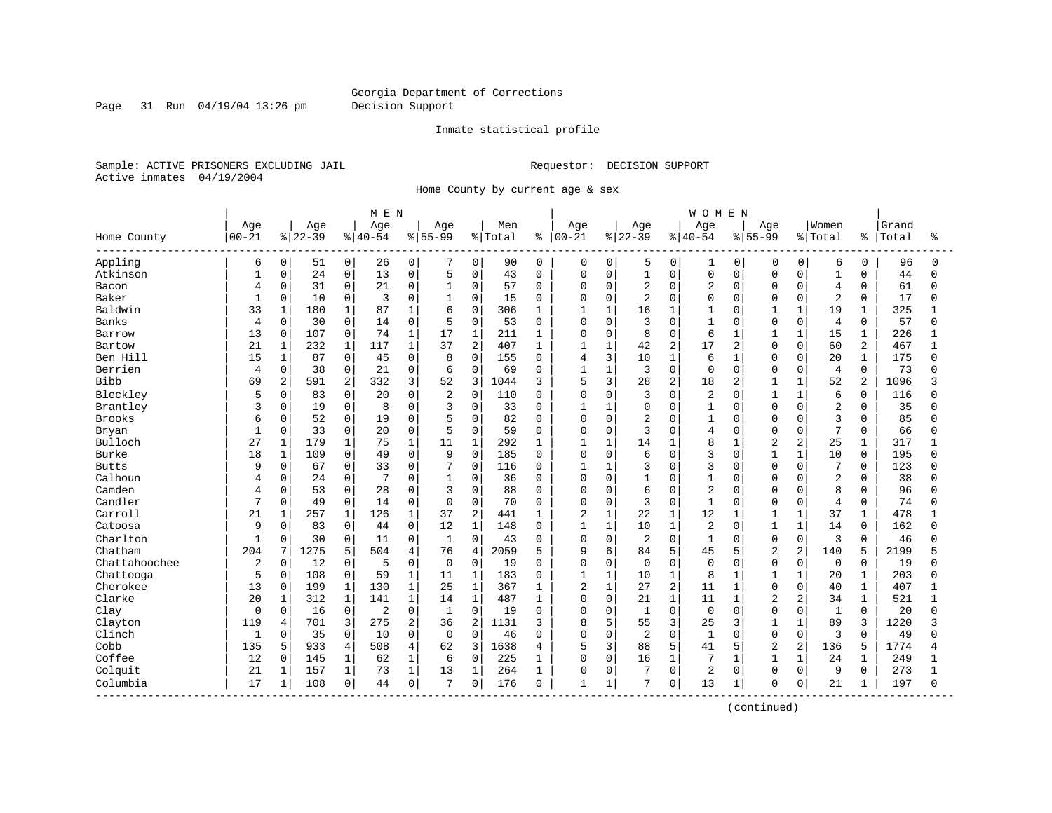Georgia Department of Corrections
Decision Support

Inmate statistical profile

Sample: ACTIVE PRISONERS EXCLUDING JAIL
Active inmates 04/19/2004

Requestor: DECISION SUPPORT

Home County by current age & sex

| Home County | MEN Age 00-21 | % | Age 22-39 | % | Age 40-54 | % | Age 55-99 | % | Men Total | % | WOMEN Age 00-21 | % | Age 22-39 | % | Age 40-54 | % | Age 55-99 | % | Women Total | % | Grand Total | % |
|---|---|---|---|---|---|---|---|---|---|---|---|---|---|---|---|---|---|---|---|---|---|---|
| Appling | 6 | 0 | 51 | 0 | 26 | 0 | 7 | 0 | 90 | 0 | 0 | 0 | 5 | 0 | 1 | 0 | 0 | 0 | 6 | 0 | 96 | 0 |
| Atkinson | 1 | 0 | 24 | 0 | 13 | 0 | 5 | 0 | 43 | 0 | 0 | 0 | 1 | 0 | 0 | 0 | 0 | 0 | 1 | 0 | 44 | 0 |
| Bacon | 4 | 0 | 31 | 0 | 21 | 0 | 1 | 0 | 57 | 0 | 0 | 0 | 2 | 0 | 2 | 0 | 0 | 0 | 4 | 0 | 61 | 0 |
| Baker | 1 | 0 | 10 | 0 | 3 | 0 | 1 | 0 | 15 | 0 | 0 | 0 | 2 | 0 | 0 | 0 | 0 | 0 | 2 | 0 | 17 | 0 |
| Baldwin | 33 | 1 | 180 | 1 | 87 | 1 | 6 | 0 | 306 | 1 | 1 | 1 | 16 | 1 | 1 | 0 | 1 | 1 | 19 | 1 | 325 | 1 |
| Banks | 4 | 0 | 30 | 0 | 14 | 0 | 5 | 0 | 53 | 0 | 0 | 0 | 3 | 0 | 1 | 0 | 0 | 0 | 4 | 0 | 57 | 0 |
| Barrow | 13 | 0 | 107 | 0 | 74 | 1 | 17 | 1 | 211 | 1 | 0 | 0 | 8 | 0 | 6 | 1 | 1 | 1 | 15 | 1 | 226 | 1 |
| Bartow | 21 | 1 | 232 | 1 | 117 | 1 | 37 | 2 | 407 | 1 | 1 | 1 | 42 | 2 | 17 | 2 | 0 | 0 | 60 | 2 | 467 | 1 |
| Ben Hill | 15 | 1 | 87 | 0 | 45 | 0 | 8 | 0 | 155 | 0 | 4 | 3 | 10 | 1 | 6 | 1 | 0 | 0 | 20 | 1 | 175 | 0 |
| Berrien | 4 | 0 | 38 | 0 | 21 | 0 | 6 | 0 | 69 | 0 | 1 | 1 | 3 | 0 | 0 | 0 | 0 | 0 | 4 | 0 | 73 | 0 |
| Bibb | 69 | 2 | 591 | 2 | 332 | 3 | 52 | 3 | 1044 | 3 | 5 | 3 | 28 | 2 | 18 | 2 | 1 | 1 | 52 | 2 | 1096 | 3 |
| Bleckley | 5 | 0 | 83 | 0 | 20 | 0 | 2 | 0 | 110 | 0 | 0 | 0 | 3 | 0 | 2 | 0 | 1 | 1 | 6 | 0 | 116 | 0 |
| Brantley | 3 | 0 | 19 | 0 | 8 | 0 | 3 | 0 | 33 | 0 | 1 | 1 | 0 | 0 | 1 | 0 | 0 | 0 | 2 | 0 | 35 | 0 |
| Brooks | 6 | 0 | 52 | 0 | 19 | 0 | 5 | 0 | 82 | 0 | 0 | 0 | 2 | 0 | 1 | 0 | 0 | 0 | 3 | 0 | 85 | 0 |
| Bryan | 1 | 0 | 33 | 0 | 20 | 0 | 5 | 0 | 59 | 0 | 0 | 0 | 3 | 0 | 4 | 0 | 0 | 0 | 7 | 0 | 66 | 0 |
| Bulloch | 27 | 1 | 179 | 1 | 75 | 1 | 11 | 1 | 292 | 1 | 1 | 1 | 14 | 1 | 8 | 1 | 2 | 2 | 25 | 1 | 317 | 1 |
| Burke | 18 | 1 | 109 | 0 | 49 | 0 | 9 | 0 | 185 | 0 | 0 | 0 | 6 | 0 | 3 | 0 | 1 | 1 | 10 | 0 | 195 | 0 |
| Butts | 9 | 0 | 67 | 0 | 33 | 0 | 7 | 0 | 116 | 0 | 1 | 1 | 3 | 0 | 3 | 0 | 0 | 0 | 7 | 0 | 123 | 0 |
| Calhoun | 4 | 0 | 24 | 0 | 7 | 0 | 1 | 0 | 36 | 0 | 0 | 0 | 1 | 0 | 1 | 0 | 0 | 0 | 2 | 0 | 38 | 0 |
| Camden | 4 | 0 | 53 | 0 | 28 | 0 | 3 | 0 | 88 | 0 | 0 | 0 | 6 | 0 | 2 | 0 | 0 | 0 | 8 | 0 | 96 | 0 |
| Candler | 7 | 0 | 49 | 0 | 14 | 0 | 0 | 0 | 70 | 0 | 0 | 0 | 3 | 0 | 1 | 0 | 0 | 0 | 4 | 0 | 74 | 0 |
| Carroll | 21 | 1 | 257 | 1 | 126 | 1 | 37 | 2 | 441 | 1 | 2 | 1 | 22 | 1 | 12 | 1 | 1 | 1 | 37 | 1 | 478 | 1 |
| Catoosa | 9 | 0 | 83 | 0 | 44 | 0 | 12 | 1 | 148 | 0 | 1 | 1 | 10 | 1 | 2 | 0 | 1 | 1 | 14 | 0 | 162 | 0 |
| Charlton | 1 | 0 | 30 | 0 | 11 | 0 | 1 | 0 | 43 | 0 | 0 | 0 | 2 | 0 | 1 | 0 | 0 | 0 | 3 | 0 | 46 | 0 |
| Chatham | 204 | 7 | 1275 | 5 | 504 | 4 | 76 | 4 | 2059 | 5 | 9 | 6 | 84 | 5 | 45 | 5 | 2 | 2 | 140 | 5 | 2199 | 5 |
| Chattahoochee | 2 | 0 | 12 | 0 | 5 | 0 | 0 | 0 | 19 | 0 | 0 | 0 | 0 | 0 | 0 | 0 | 0 | 0 | 0 | 0 | 19 | 0 |
| Chattooga | 5 | 0 | 108 | 0 | 59 | 1 | 11 | 1 | 183 | 0 | 1 | 1 | 10 | 1 | 8 | 1 | 1 | 1 | 20 | 1 | 203 | 0 |
| Cherokee | 13 | 0 | 199 | 1 | 130 | 1 | 25 | 1 | 367 | 1 | 2 | 1 | 27 | 2 | 11 | 1 | 0 | 0 | 40 | 1 | 407 | 1 |
| Clarke | 20 | 1 | 312 | 1 | 141 | 1 | 14 | 1 | 487 | 1 | 0 | 0 | 21 | 1 | 11 | 1 | 2 | 2 | 34 | 1 | 521 | 1 |
| Clay | 0 | 0 | 16 | 0 | 2 | 0 | 1 | 0 | 19 | 0 | 0 | 0 | 1 | 0 | 0 | 0 | 0 | 0 | 1 | 0 | 20 | 0 |
| Clayton | 119 | 4 | 701 | 3 | 275 | 2 | 36 | 2 | 1131 | 3 | 8 | 5 | 55 | 3 | 25 | 3 | 1 | 1 | 89 | 3 | 1220 | 3 |
| Clinch | 1 | 0 | 35 | 0 | 10 | 0 | 0 | 0 | 46 | 0 | 0 | 0 | 2 | 0 | 1 | 0 | 0 | 0 | 3 | 0 | 49 | 0 |
| Cobb | 135 | 5 | 933 | 4 | 508 | 4 | 62 | 3 | 1638 | 4 | 5 | 3 | 88 | 5 | 41 | 5 | 2 | 2 | 136 | 5 | 1774 | 4 |
| Coffee | 12 | 0 | 145 | 1 | 62 | 1 | 6 | 0 | 225 | 1 | 0 | 0 | 16 | 1 | 7 | 1 | 1 | 1 | 24 | 1 | 249 | 1 |
| Colquit | 21 | 1 | 157 | 1 | 73 | 1 | 13 | 1 | 264 | 1 | 0 | 0 | 7 | 0 | 2 | 0 | 0 | 0 | 9 | 0 | 273 | 1 |
| Columbia | 17 | 1 | 108 | 0 | 44 | 0 | 7 | 0 | 176 | 0 | 1 | 1 | 7 | 0 | 13 | 1 | 0 | 0 | 21 | 1 | 197 | 0 |

(continued)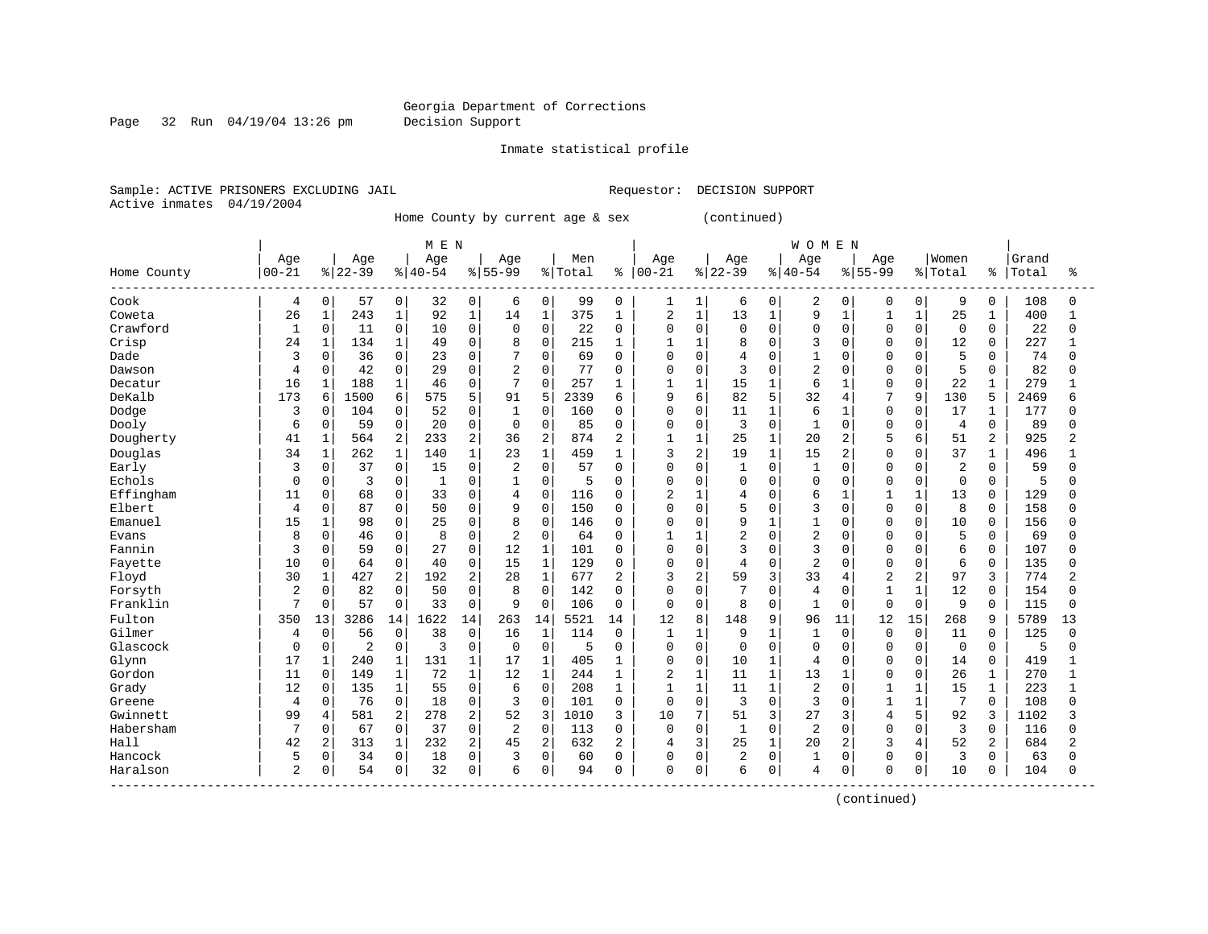Georgia Department of Corrections
Decision Support

Inmate statistical profile

Sample: ACTIVE PRISONERS EXCLUDING JAIL    Requestor: DECISION SUPPORT
Active inmates 04/19/2004

Home County by current age & sex (continued)

| Home County | MEN Age 00-21 | % | Age 22-39 | % | Age 40-54 | % | Age 55-99 | % | Men Total | % | WOMEN Age 00-21 | % | Age 22-39 | % | Age 40-54 | % | Age 55-99 | % | Women Total | % | Grand Total | % |
|---|---|---|---|---|---|---|---|---|---|---|---|---|---|---|---|---|---|---|---|---|---|---|
| Cook | 4 | 0 | 57 | 0 | 32 | 0 | 6 | 0 | 99 | 0 | 1 | 1 | 6 | 0 | 2 | 0 | 0 | 0 | 9 | 0 | 108 | 0 |
| Coweta | 26 | 1 | 243 | 1 | 92 | 1 | 14 | 1 | 375 | 1 | 2 | 1 | 13 | 1 | 9 | 1 | 1 | 1 | 25 | 1 | 400 | 1 |
| Crawford | 1 | 0 | 11 | 0 | 10 | 0 | 0 | 0 | 22 | 0 | 0 | 0 | 0 | 0 | 0 | 0 | 0 | 0 | 0 | 0 | 22 | 0 |
| Crisp | 24 | 1 | 134 | 1 | 49 | 0 | 8 | 0 | 215 | 1 | 1 | 1 | 8 | 0 | 3 | 0 | 0 | 0 | 12 | 0 | 227 | 1 |
| Dade | 3 | 0 | 36 | 0 | 23 | 0 | 7 | 0 | 69 | 0 | 0 | 0 | 4 | 0 | 1 | 0 | 0 | 0 | 5 | 0 | 74 | 0 |
| Dawson | 4 | 0 | 42 | 0 | 29 | 0 | 2 | 0 | 77 | 0 | 0 | 0 | 3 | 0 | 2 | 0 | 0 | 0 | 5 | 0 | 82 | 0 |
| Decatur | 16 | 1 | 188 | 1 | 46 | 0 | 7 | 0 | 257 | 1 | 1 | 1 | 15 | 1 | 6 | 1 | 0 | 0 | 22 | 1 | 279 | 1 |
| DeKalb | 173 | 6 | 1500 | 6 | 575 | 5 | 91 | 5 | 2339 | 6 | 9 | 6 | 82 | 5 | 32 | 4 | 7 | 9 | 130 | 5 | 2469 | 6 |
| Dodge | 3 | 0 | 104 | 0 | 52 | 0 | 1 | 0 | 160 | 0 | 0 | 0 | 11 | 1 | 6 | 1 | 0 | 0 | 17 | 1 | 177 | 0 |
| Dooly | 6 | 0 | 59 | 0 | 20 | 0 | 0 | 0 | 85 | 0 | 0 | 0 | 3 | 0 | 1 | 0 | 0 | 0 | 4 | 0 | 89 | 0 |
| Dougherty | 41 | 1 | 564 | 2 | 233 | 2 | 36 | 2 | 874 | 2 | 1 | 1 | 25 | 1 | 20 | 2 | 5 | 6 | 51 | 2 | 925 | 2 |
| Douglas | 34 | 1 | 262 | 1 | 140 | 1 | 23 | 1 | 459 | 1 | 3 | 2 | 19 | 1 | 15 | 2 | 0 | 0 | 37 | 1 | 496 | 1 |
| Early | 3 | 0 | 37 | 0 | 15 | 0 | 2 | 0 | 57 | 0 | 0 | 0 | 1 | 0 | 1 | 0 | 0 | 0 | 2 | 0 | 59 | 0 |
| Echols | 0 | 0 | 3 | 0 | 1 | 0 | 1 | 0 | 5 | 0 | 0 | 0 | 0 | 0 | 0 | 0 | 0 | 0 | 0 | 0 | 5 | 0 |
| Effingham | 11 | 0 | 68 | 0 | 33 | 0 | 4 | 0 | 116 | 0 | 2 | 1 | 4 | 0 | 6 | 1 | 1 | 1 | 13 | 0 | 129 | 0 |
| Elbert | 4 | 0 | 87 | 0 | 50 | 0 | 9 | 0 | 150 | 0 | 0 | 0 | 5 | 0 | 3 | 0 | 0 | 0 | 8 | 0 | 158 | 0 |
| Emanuel | 15 | 1 | 98 | 0 | 25 | 0 | 8 | 0 | 146 | 0 | 0 | 0 | 9 | 1 | 1 | 0 | 0 | 0 | 10 | 0 | 156 | 0 |
| Evans | 8 | 0 | 46 | 0 | 8 | 0 | 2 | 0 | 64 | 0 | 1 | 1 | 2 | 0 | 2 | 0 | 0 | 0 | 5 | 0 | 69 | 0 |
| Fannin | 3 | 0 | 59 | 0 | 27 | 0 | 12 | 1 | 101 | 0 | 0 | 0 | 3 | 0 | 3 | 0 | 0 | 0 | 6 | 0 | 107 | 0 |
| Fayette | 10 | 0 | 64 | 0 | 40 | 0 | 15 | 1 | 129 | 0 | 0 | 0 | 4 | 0 | 2 | 0 | 0 | 0 | 6 | 0 | 135 | 0 |
| Floyd | 30 | 1 | 427 | 2 | 192 | 2 | 28 | 1 | 677 | 2 | 3 | 2 | 59 | 3 | 33 | 4 | 2 | 2 | 97 | 3 | 774 | 2 |
| Forsyth | 2 | 0 | 82 | 0 | 50 | 0 | 8 | 0 | 142 | 0 | 0 | 0 | 7 | 0 | 4 | 0 | 1 | 1 | 12 | 0 | 154 | 0 |
| Franklin | 7 | 0 | 57 | 0 | 33 | 0 | 9 | 0 | 106 | 0 | 0 | 0 | 8 | 0 | 1 | 0 | 0 | 0 | 9 | 0 | 115 | 0 |
| Fulton | 350 | 13 | 3286 | 14 | 1622 | 14 | 263 | 14 | 5521 | 14 | 12 | 8 | 148 | 9 | 96 | 11 | 12 | 15 | 268 | 9 | 5789 | 13 |
| Gilmer | 4 | 0 | 56 | 0 | 38 | 0 | 16 | 1 | 114 | 0 | 1 | 1 | 9 | 1 | 1 | 0 | 0 | 0 | 11 | 0 | 125 | 0 |
| Glascock | 0 | 0 | 2 | 0 | 3 | 0 | 0 | 0 | 5 | 0 | 0 | 0 | 0 | 0 | 0 | 0 | 0 | 0 | 0 | 0 | 5 | 0 |
| Glynn | 17 | 1 | 240 | 1 | 131 | 1 | 17 | 1 | 405 | 1 | 0 | 0 | 10 | 1 | 4 | 0 | 0 | 0 | 14 | 0 | 419 | 1 |
| Gordon | 11 | 0 | 149 | 1 | 72 | 1 | 12 | 1 | 244 | 1 | 2 | 1 | 11 | 1 | 13 | 1 | 0 | 0 | 26 | 1 | 270 | 1 |
| Grady | 12 | 0 | 135 | 1 | 55 | 0 | 6 | 0 | 208 | 1 | 1 | 1 | 11 | 1 | 2 | 0 | 1 | 1 | 15 | 1 | 223 | 1 |
| Greene | 4 | 0 | 76 | 0 | 18 | 0 | 3 | 0 | 101 | 0 | 0 | 0 | 3 | 0 | 3 | 0 | 1 | 1 | 7 | 0 | 108 | 0 |
| Gwinnett | 99 | 4 | 581 | 2 | 278 | 2 | 52 | 3 | 1010 | 3 | 10 | 7 | 51 | 3 | 27 | 3 | 4 | 5 | 92 | 3 | 1102 | 3 |
| Habersham | 7 | 0 | 67 | 0 | 37 | 0 | 2 | 0 | 113 | 0 | 0 | 0 | 1 | 0 | 2 | 0 | 0 | 0 | 3 | 0 | 116 | 0 |
| Hall | 42 | 2 | 313 | 1 | 232 | 2 | 45 | 2 | 632 | 2 | 4 | 3 | 25 | 1 | 20 | 2 | 3 | 4 | 52 | 2 | 684 | 2 |
| Hancock | 5 | 0 | 34 | 0 | 18 | 0 | 3 | 0 | 60 | 0 | 0 | 0 | 2 | 0 | 1 | 0 | 0 | 0 | 3 | 0 | 63 | 0 |
| Haralson | 2 | 0 | 54 | 0 | 32 | 0 | 6 | 0 | 94 | 0 | 0 | 0 | 6 | 0 | 4 | 0 | 0 | 0 | 10 | 0 | 104 | 0 |

(continued)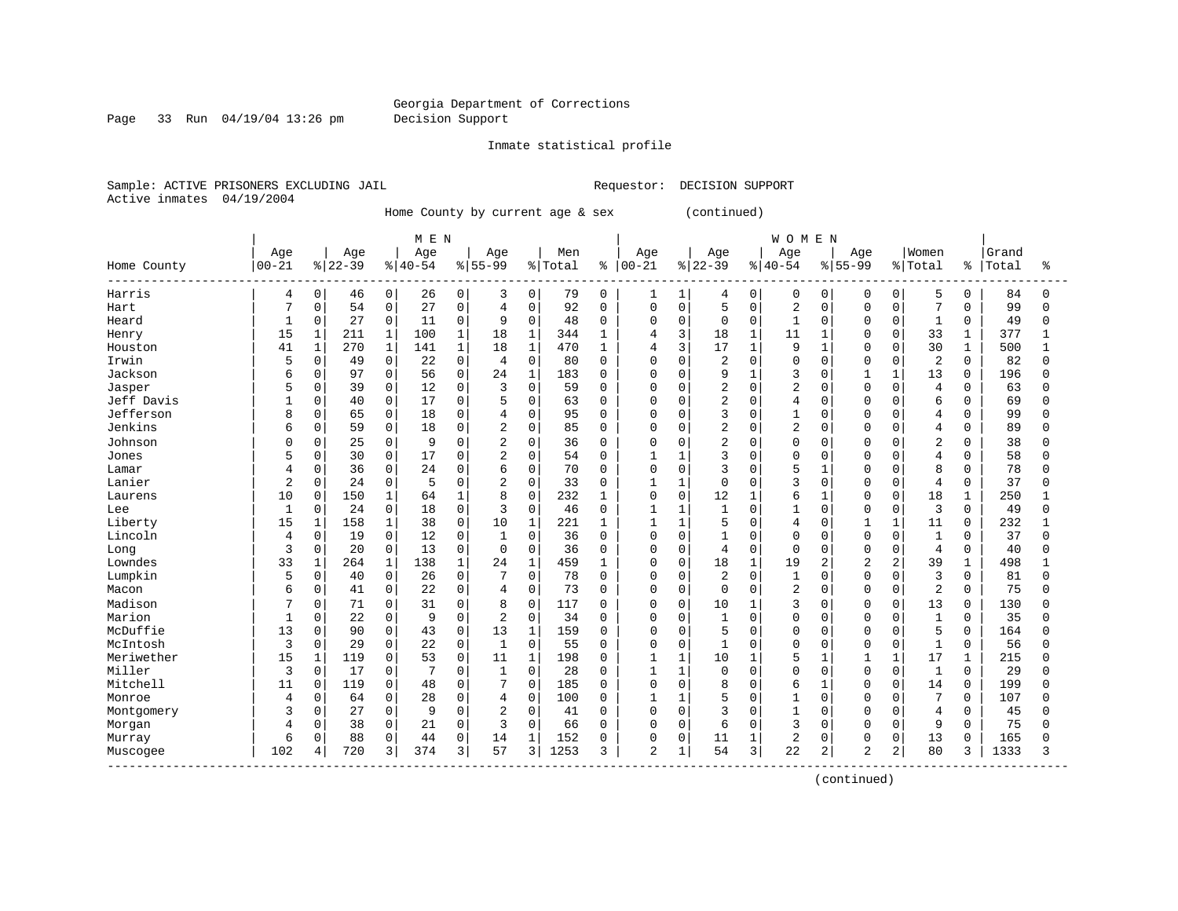Georgia Department of Corrections
Decision Support

Inmate statistical profile

Sample: ACTIVE PRISONERS EXCLUDING JAIL  Requestor: DECISION SUPPORT
Active inmates 04/19/2004

Home County by current age & sex (continued)

| Home County | MEN Age 00-21 | % | Age 22-39 | % | Age 40-54 | % | Age 55-99 | % | Men Total | % | WOMEN Age 00-21 | % | Age 22-39 | % | Age 40-54 | % | Age 55-99 | % | Women Total | % | Grand Total | % |
|---|---|---|---|---|---|---|---|---|---|---|---|---|---|---|---|---|---|---|---|---|---|---|
| Harris | 4 | 0 | 46 | 0 | 26 | 0 | 3 | 0 | 79 | 0 | 1 | 1 | 4 | 0 | 0 | 0 | 0 | 0 | 5 | 0 | 84 | 0 |
| Hart | 7 | 0 | 54 | 0 | 27 | 0 | 4 | 0 | 92 | 0 | 0 | 0 | 5 | 0 | 2 | 0 | 0 | 0 | 7 | 0 | 99 | 0 |
| Heard | 1 | 0 | 27 | 0 | 11 | 0 | 9 | 0 | 48 | 0 | 0 | 0 | 0 | 0 | 1 | 0 | 0 | 0 | 1 | 0 | 49 | 0 |
| Henry | 15 | 1 | 211 | 1 | 100 | 1 | 18 | 1 | 344 | 1 | 4 | 3 | 18 | 1 | 11 | 1 | 0 | 0 | 33 | 1 | 377 | 1 |
| Houston | 41 | 1 | 270 | 1 | 141 | 1 | 18 | 1 | 470 | 1 | 4 | 3 | 17 | 1 | 9 | 1 | 0 | 0 | 30 | 1 | 500 | 1 |
| Irwin | 5 | 0 | 49 | 0 | 22 | 0 | 4 | 0 | 80 | 0 | 0 | 0 | 2 | 0 | 0 | 0 | 0 | 0 | 2 | 0 | 82 | 0 |
| Jackson | 6 | 0 | 97 | 0 | 56 | 0 | 24 | 1 | 183 | 0 | 0 | 0 | 9 | 1 | 3 | 0 | 1 | 1 | 13 | 0 | 196 | 0 |
| Jasper | 5 | 0 | 39 | 0 | 12 | 0 | 3 | 0 | 59 | 0 | 0 | 0 | 2 | 0 | 2 | 0 | 0 | 0 | 4 | 0 | 63 | 0 |
| Jeff Davis | 1 | 0 | 40 | 0 | 17 | 0 | 5 | 0 | 63 | 0 | 0 | 0 | 2 | 0 | 4 | 0 | 0 | 0 | 6 | 0 | 69 | 0 |
| Jefferson | 8 | 0 | 65 | 0 | 18 | 0 | 4 | 0 | 95 | 0 | 0 | 0 | 3 | 0 | 1 | 0 | 0 | 0 | 4 | 0 | 99 | 0 |
| Jenkins | 6 | 0 | 59 | 0 | 18 | 0 | 2 | 0 | 85 | 0 | 0 | 0 | 2 | 0 | 2 | 0 | 0 | 0 | 4 | 0 | 89 | 0 |
| Johnson | 0 | 0 | 25 | 0 | 9 | 0 | 2 | 0 | 36 | 0 | 0 | 0 | 2 | 0 | 0 | 0 | 0 | 0 | 2 | 0 | 38 | 0 |
| Jones | 5 | 0 | 30 | 0 | 17 | 0 | 2 | 0 | 54 | 0 | 1 | 1 | 3 | 0 | 0 | 0 | 0 | 0 | 4 | 0 | 58 | 0 |
| Lamar | 4 | 0 | 36 | 0 | 24 | 0 | 6 | 0 | 70 | 0 | 0 | 0 | 3 | 0 | 5 | 1 | 0 | 0 | 8 | 0 | 78 | 0 |
| Lanier | 2 | 0 | 24 | 0 | 5 | 0 | 2 | 0 | 33 | 0 | 1 | 1 | 0 | 0 | 3 | 0 | 0 | 0 | 4 | 0 | 37 | 0 |
| Laurens | 10 | 0 | 150 | 1 | 64 | 1 | 8 | 0 | 232 | 1 | 0 | 0 | 12 | 1 | 6 | 1 | 0 | 0 | 18 | 1 | 250 | 1 |
| Lee | 1 | 0 | 24 | 0 | 18 | 0 | 3 | 0 | 46 | 0 | 1 | 1 | 1 | 0 | 1 | 0 | 0 | 0 | 3 | 0 | 49 | 0 |
| Liberty | 15 | 1 | 158 | 1 | 38 | 0 | 10 | 1 | 221 | 1 | 1 | 1 | 5 | 0 | 4 | 0 | 1 | 1 | 11 | 0 | 232 | 1 |
| Lincoln | 4 | 0 | 19 | 0 | 12 | 0 | 1 | 0 | 36 | 0 | 0 | 0 | 1 | 0 | 0 | 0 | 0 | 0 | 1 | 0 | 37 | 0 |
| Long | 3 | 0 | 20 | 0 | 13 | 0 | 0 | 0 | 36 | 0 | 0 | 0 | 4 | 0 | 0 | 0 | 0 | 0 | 4 | 0 | 40 | 0 |
| Lowndes | 33 | 1 | 264 | 1 | 138 | 1 | 24 | 1 | 459 | 1 | 0 | 0 | 18 | 1 | 19 | 2 | 2 | 2 | 39 | 1 | 498 | 1 |
| Lumpkin | 5 | 0 | 40 | 0 | 26 | 0 | 7 | 0 | 78 | 0 | 0 | 0 | 2 | 0 | 1 | 0 | 0 | 0 | 3 | 0 | 81 | 0 |
| Macon | 6 | 0 | 41 | 0 | 22 | 0 | 4 | 0 | 73 | 0 | 0 | 0 | 0 | 0 | 2 | 0 | 0 | 0 | 2 | 0 | 75 | 0 |
| Madison | 7 | 0 | 71 | 0 | 31 | 0 | 8 | 0 | 117 | 0 | 0 | 0 | 10 | 1 | 3 | 0 | 0 | 0 | 13 | 0 | 130 | 0 |
| Marion | 1 | 0 | 22 | 0 | 9 | 0 | 2 | 0 | 34 | 0 | 0 | 0 | 1 | 0 | 0 | 0 | 0 | 0 | 1 | 0 | 35 | 0 |
| McDuffie | 13 | 0 | 90 | 0 | 43 | 0 | 13 | 1 | 159 | 0 | 0 | 0 | 5 | 0 | 0 | 0 | 0 | 0 | 5 | 0 | 164 | 0 |
| McIntosh | 3 | 0 | 29 | 0 | 22 | 0 | 1 | 0 | 55 | 0 | 0 | 0 | 1 | 0 | 0 | 0 | 0 | 0 | 1 | 0 | 56 | 0 |
| Meriwether | 15 | 1 | 119 | 0 | 53 | 0 | 11 | 1 | 198 | 0 | 1 | 1 | 10 | 1 | 5 | 1 | 1 | 1 | 17 | 1 | 215 | 0 |
| Miller | 3 | 0 | 17 | 0 | 7 | 0 | 1 | 0 | 28 | 0 | 1 | 1 | 0 | 0 | 0 | 0 | 0 | 0 | 1 | 0 | 29 | 0 |
| Mitchell | 11 | 0 | 119 | 0 | 48 | 0 | 7 | 0 | 185 | 0 | 0 | 0 | 8 | 0 | 6 | 1 | 0 | 0 | 14 | 0 | 199 | 0 |
| Monroe | 4 | 0 | 64 | 0 | 28 | 0 | 4 | 0 | 100 | 0 | 1 | 1 | 5 | 0 | 1 | 0 | 0 | 0 | 7 | 0 | 107 | 0 |
| Montgomery | 3 | 0 | 27 | 0 | 9 | 0 | 2 | 0 | 41 | 0 | 0 | 0 | 3 | 0 | 1 | 0 | 0 | 0 | 4 | 0 | 45 | 0 |
| Morgan | 4 | 0 | 38 | 0 | 21 | 0 | 3 | 0 | 66 | 0 | 0 | 0 | 6 | 0 | 3 | 0 | 0 | 0 | 9 | 0 | 75 | 0 |
| Murray | 6 | 0 | 88 | 0 | 44 | 0 | 14 | 1 | 152 | 0 | 0 | 0 | 11 | 1 | 2 | 0 | 0 | 0 | 13 | 0 | 165 | 0 |
| Muscogee | 102 | 4 | 720 | 3 | 374 | 3 | 57 | 3 | 1253 | 3 | 2 | 1 | 54 | 3 | 22 | 2 | 2 | 2 | 80 | 3 | 1333 | 3 |

(continued)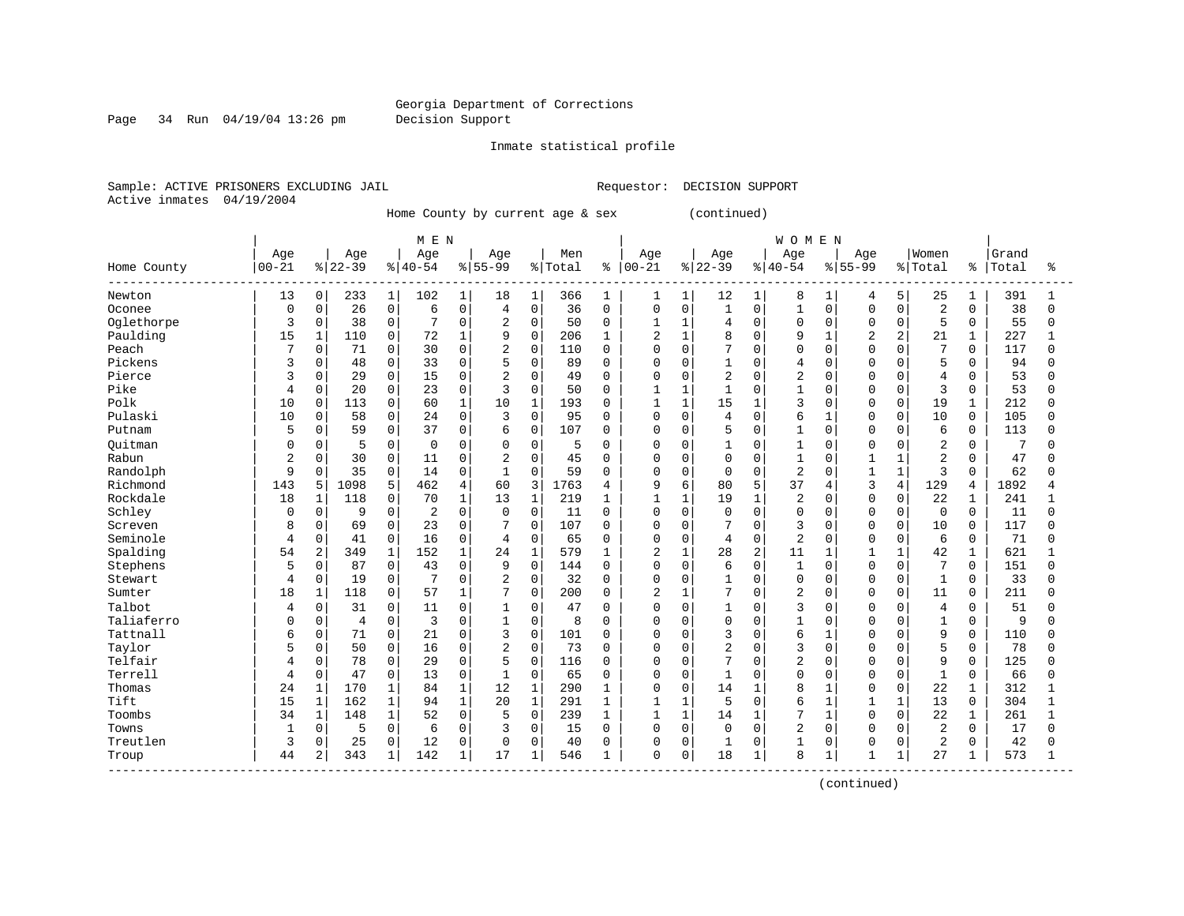Georgia Department of Corrections
Decision Support

Inmate statistical profile

Sample: ACTIVE PRISONERS EXCLUDING JAIL
Requestor: DECISION SUPPORT
Active inmates 04/19/2004

Home County by current age & sex (continued)

| Home County | MEN Age 00-21 | % | Age 22-39 | % | Age 40-54 | % | Age 55-99 | % | Men Total | % | WOMEN Age 00-21 | % | Age 22-39 | % | Age 40-54 | % | Age 55-99 | % | Women Total | % | Grand Total | % |
|---|---|---|---|---|---|---|---|---|---|---|---|---|---|---|---|---|---|---|---|---|---|---|
| Newton | 13 | 0 | 233 | 1 | 102 | 1 | 18 | 1 | 366 | 1 | 1 | 1 | 12 | 1 | 8 | 1 | 4 | 5 | 25 | 1 | 391 | 1 |
| Oconee | 0 | 0 | 26 | 0 | 6 | 0 | 4 | 0 | 36 | 0 | 0 | 0 | 1 | 0 | 1 | 0 | 0 | 0 | 2 | 0 | 38 | 0 |
| Oglethorpe | 3 | 0 | 38 | 0 | 7 | 0 | 2 | 0 | 50 | 0 | 1 | 1 | 4 | 0 | 0 | 0 | 0 | 0 | 5 | 0 | 55 | 0 |
| Paulding | 15 | 1 | 110 | 0 | 72 | 1 | 9 | 0 | 206 | 1 | 2 | 1 | 8 | 0 | 9 | 1 | 2 | 2 | 21 | 1 | 227 | 1 |
| Peach | 7 | 0 | 71 | 0 | 30 | 0 | 2 | 0 | 110 | 0 | 0 | 0 | 7 | 0 | 0 | 0 | 0 | 0 | 7 | 0 | 117 | 0 |
| Pickens | 3 | 0 | 48 | 0 | 33 | 0 | 5 | 0 | 89 | 0 | 0 | 0 | 1 | 0 | 4 | 0 | 0 | 0 | 5 | 0 | 94 | 0 |
| Pierce | 3 | 0 | 29 | 0 | 15 | 0 | 2 | 0 | 49 | 0 | 0 | 0 | 2 | 0 | 2 | 0 | 0 | 0 | 4 | 0 | 53 | 0 |
| Pike | 4 | 0 | 20 | 0 | 23 | 0 | 3 | 0 | 50 | 0 | 1 | 1 | 1 | 0 | 1 | 0 | 0 | 0 | 3 | 0 | 53 | 0 |
| Polk | 10 | 0 | 113 | 0 | 60 | 1 | 10 | 1 | 193 | 0 | 1 | 1 | 15 | 1 | 3 | 0 | 0 | 0 | 19 | 1 | 212 | 0 |
| Pulaski | 10 | 0 | 58 | 0 | 24 | 0 | 3 | 0 | 95 | 0 | 0 | 0 | 4 | 0 | 6 | 1 | 0 | 0 | 10 | 0 | 105 | 0 |
| Putnam | 5 | 0 | 59 | 0 | 37 | 0 | 6 | 0 | 107 | 0 | 0 | 0 | 5 | 0 | 1 | 0 | 0 | 0 | 6 | 0 | 113 | 0 |
| Quitman | 0 | 0 | 5 | 0 | 0 | 0 | 0 | 0 | 5 | 0 | 0 | 0 | 1 | 0 | 1 | 0 | 0 | 0 | 2 | 0 | 7 | 0 |
| Rabun | 2 | 0 | 30 | 0 | 11 | 0 | 2 | 0 | 45 | 0 | 0 | 0 | 0 | 0 | 1 | 0 | 1 | 1 | 2 | 0 | 47 | 0 |
| Randolph | 9 | 0 | 35 | 0 | 14 | 0 | 1 | 0 | 59 | 0 | 0 | 0 | 0 | 0 | 2 | 0 | 1 | 1 | 3 | 0 | 62 | 0 |
| Richmond | 143 | 5 | 1098 | 5 | 462 | 4 | 60 | 3 | 1763 | 4 | 9 | 6 | 80 | 5 | 37 | 4 | 3 | 4 | 129 | 4 | 1892 | 4 |
| Rockdale | 18 | 1 | 118 | 0 | 70 | 1 | 13 | 1 | 219 | 1 | 1 | 1 | 19 | 1 | 2 | 0 | 0 | 0 | 22 | 1 | 241 | 1 |
| Schley | 0 | 0 | 9 | 0 | 2 | 0 | 0 | 0 | 11 | 0 | 0 | 0 | 0 | 0 | 0 | 0 | 0 | 0 | 0 | 0 | 11 | 0 |
| Screven | 8 | 0 | 69 | 0 | 23 | 0 | 7 | 0 | 107 | 0 | 0 | 0 | 7 | 0 | 3 | 0 | 0 | 0 | 10 | 0 | 117 | 0 |
| Seminole | 4 | 0 | 41 | 0 | 16 | 0 | 4 | 0 | 65 | 0 | 0 | 0 | 4 | 0 | 2 | 0 | 0 | 0 | 6 | 0 | 71 | 0 |
| Spalding | 54 | 2 | 349 | 1 | 152 | 1 | 24 | 1 | 579 | 1 | 2 | 1 | 28 | 2 | 11 | 1 | 1 | 1 | 42 | 1 | 621 | 1 |
| Stephens | 5 | 0 | 87 | 0 | 43 | 0 | 9 | 0 | 144 | 0 | 0 | 0 | 6 | 0 | 1 | 0 | 0 | 0 | 7 | 0 | 151 | 0 |
| Stewart | 4 | 0 | 19 | 0 | 7 | 0 | 2 | 0 | 32 | 0 | 0 | 0 | 1 | 0 | 0 | 0 | 0 | 0 | 1 | 0 | 33 | 0 |
| Sumter | 18 | 1 | 118 | 0 | 57 | 1 | 7 | 0 | 200 | 0 | 2 | 1 | 7 | 0 | 2 | 0 | 0 | 0 | 11 | 0 | 211 | 0 |
| Talbot | 4 | 0 | 31 | 0 | 11 | 0 | 1 | 0 | 47 | 0 | 0 | 0 | 1 | 0 | 3 | 0 | 0 | 0 | 4 | 0 | 51 | 0 |
| Taliaferro | 0 | 0 | 4 | 0 | 3 | 0 | 1 | 0 | 8 | 0 | 0 | 0 | 0 | 0 | 1 | 0 | 0 | 0 | 1 | 0 | 9 | 0 |
| Tattnall | 6 | 0 | 71 | 0 | 21 | 0 | 3 | 0 | 101 | 0 | 0 | 0 | 3 | 0 | 6 | 1 | 0 | 0 | 9 | 0 | 110 | 0 |
| Taylor | 5 | 0 | 50 | 0 | 16 | 0 | 2 | 0 | 73 | 0 | 0 | 0 | 2 | 0 | 3 | 0 | 0 | 0 | 5 | 0 | 78 | 0 |
| Telfair | 4 | 0 | 78 | 0 | 29 | 0 | 5 | 0 | 116 | 0 | 0 | 0 | 7 | 0 | 2 | 0 | 0 | 0 | 9 | 0 | 125 | 0 |
| Terrell | 4 | 0 | 47 | 0 | 13 | 0 | 1 | 0 | 65 | 0 | 0 | 0 | 1 | 0 | 0 | 0 | 0 | 0 | 1 | 0 | 66 | 0 |
| Thomas | 24 | 1 | 170 | 1 | 84 | 1 | 12 | 1 | 290 | 1 | 0 | 0 | 14 | 1 | 8 | 1 | 0 | 0 | 22 | 1 | 312 | 1 |
| Tift | 15 | 1 | 162 | 1 | 94 | 1 | 20 | 1 | 291 | 1 | 1 | 1 | 5 | 0 | 6 | 1 | 1 | 1 | 13 | 0 | 304 | 1 |
| Toombs | 34 | 1 | 148 | 1 | 52 | 0 | 5 | 0 | 239 | 1 | 1 | 1 | 14 | 1 | 7 | 1 | 0 | 0 | 22 | 1 | 261 | 1 |
| Towns | 1 | 0 | 5 | 0 | 6 | 0 | 3 | 0 | 15 | 0 | 0 | 0 | 0 | 0 | 2 | 0 | 0 | 0 | 2 | 0 | 17 | 0 |
| Treutlen | 3 | 0 | 25 | 0 | 12 | 0 | 0 | 0 | 40 | 0 | 0 | 0 | 1 | 0 | 1 | 0 | 0 | 0 | 2 | 0 | 42 | 0 |
| Troup | 44 | 2 | 343 | 1 | 142 | 1 | 17 | 1 | 546 | 1 | 0 | 0 | 18 | 1 | 8 | 1 | 1 | 1 | 27 | 1 | 573 | 1 |

(continued)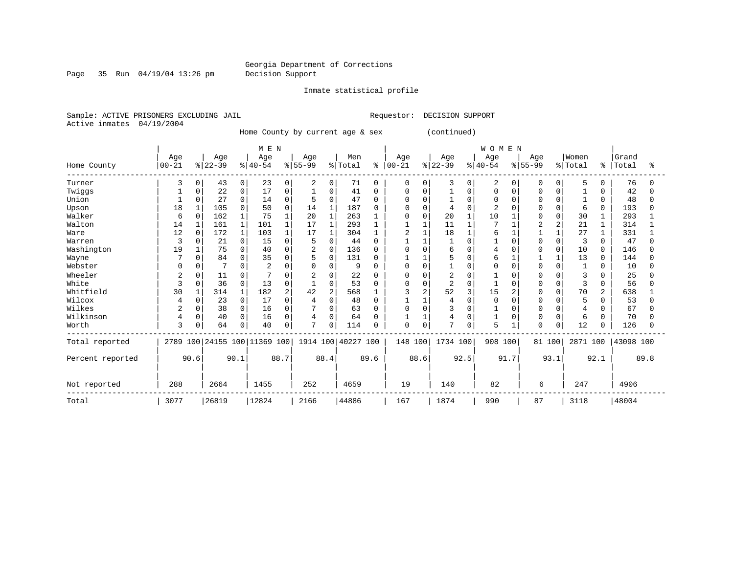Georgia Department of Corrections
Decision Support

Inmate statistical profile

Sample: ACTIVE PRISONERS EXCLUDING JAIL    Requestor: DECISION SUPPORT
Active inmates 04/19/2004

Home County by current age & sex (continued)

| Home County | MEN Age 00-21 | % | Age 22-39 | % | Age 40-54 | % | Age 55-99 | % | Men Total | % | WOMEN Age 00-21 | % | Age 22-39 | % | Age 40-54 | % | Age 55-99 | % | Women Total | % | Grand Total | % |
|---|---|---|---|---|---|---|---|---|---|---|---|---|---|---|---|---|---|---|---|---|---|---|
| Turner | 3 | 0 | 43 | 0 | 23 | 0 | 2 | 0 | 71 | 0 | 0 | 0 | 3 | 0 | 2 | 0 | 0 | 0 | 5 | 0 | 76 | 0 |
| Twiggs | 1 | 0 | 22 | 0 | 17 | 0 | 1 | 0 | 41 | 0 | 0 | 0 | 1 | 0 | 0 | 0 | 0 | 0 | 1 | 0 | 42 | 0 |
| Union | 1 | 0 | 27 | 0 | 14 | 0 | 5 | 0 | 47 | 0 | 0 | 0 | 1 | 0 | 0 | 0 | 0 | 0 | 1 | 0 | 48 | 0 |
| Upson | 18 | 1 | 105 | 0 | 50 | 0 | 14 | 1 | 187 | 0 | 0 | 0 | 4 | 0 | 2 | 0 | 0 | 0 | 6 | 0 | 193 | 0 |
| Walker | 6 | 0 | 162 | 1 | 75 | 1 | 20 | 1 | 263 | 1 | 0 | 0 | 20 | 1 | 10 | 1 | 0 | 0 | 30 | 1 | 293 | 1 |
| Walton | 14 | 1 | 161 | 1 | 101 | 1 | 17 | 1 | 293 | 1 | 1 | 1 | 11 | 1 | 7 | 1 | 2 | 2 | 21 | 1 | 314 | 1 |
| Ware | 12 | 0 | 172 | 1 | 103 | 1 | 17 | 1 | 304 | 1 | 2 | 1 | 18 | 1 | 6 | 1 | 1 | 1 | 27 | 1 | 331 | 1 |
| Warren | 3 | 0 | 21 | 0 | 15 | 0 | 5 | 0 | 44 | 0 | 1 | 1 | 1 | 0 | 1 | 0 | 0 | 0 | 3 | 0 | 47 | 0 |
| Washington | 19 | 1 | 75 | 0 | 40 | 0 | 2 | 0 | 136 | 0 | 0 | 0 | 6 | 0 | 4 | 0 | 0 | 0 | 10 | 0 | 146 | 0 |
| Wayne | 7 | 0 | 84 | 0 | 35 | 0 | 5 | 0 | 131 | 0 | 1 | 1 | 5 | 0 | 6 | 1 | 1 | 1 | 13 | 0 | 144 | 0 |
| Webster | 0 | 0 | 7 | 0 | 2 | 0 | 0 | 0 | 9 | 0 | 0 | 0 | 1 | 0 | 0 | 0 | 0 | 0 | 1 | 0 | 10 | 0 |
| Wheeler | 2 | 0 | 11 | 0 | 7 | 0 | 2 | 0 | 22 | 0 | 0 | 0 | 2 | 0 | 1 | 0 | 0 | 0 | 3 | 0 | 25 | 0 |
| White | 3 | 0 | 36 | 0 | 13 | 0 | 1 | 0 | 53 | 0 | 0 | 0 | 2 | 0 | 1 | 0 | 0 | 0 | 3 | 0 | 56 | 0 |
| Whitfield | 30 | 1 | 314 | 1 | 182 | 2 | 42 | 2 | 568 | 1 | 3 | 2 | 52 | 3 | 15 | 2 | 0 | 0 | 70 | 2 | 638 | 1 |
| Wilcox | 4 | 0 | 23 | 0 | 17 | 0 | 4 | 0 | 48 | 0 | 1 | 1 | 4 | 0 | 0 | 0 | 0 | 0 | 5 | 0 | 53 | 0 |
| Wilkes | 2 | 0 | 38 | 0 | 16 | 0 | 7 | 0 | 63 | 0 | 0 | 0 | 3 | 0 | 1 | 0 | 0 | 0 | 4 | 0 | 67 | 0 |
| Wilkinson | 4 | 0 | 40 | 0 | 16 | 0 | 4 | 0 | 64 | 0 | 1 | 1 | 4 | 0 | 1 | 0 | 0 | 0 | 6 | 0 | 70 | 0 |
| Worth | 3 | 0 | 64 | 0 | 40 | 0 | 7 | 0 | 114 | 0 | 0 | 0 | 7 | 0 | 5 | 1 | 0 | 0 | 12 | 0 | 126 | 0 |
| Total reported | 2789 | 100 | 24155 | 100 | 11369 | 100 | 1914 | 100 | 40227 | 100 | 148 | 100 | 1734 | 100 | 908 | 100 | 81 | 100 | 2871 | 100 | 43098 | 100 |
| Percent reported | | 90.6 | | 90.1 | | 88.7 | | 88.4 | | 89.6 | | 88.6 | | 92.5 | | 91.7 | | 93.1 | | 92.1 | | 89.8 |
| Not reported | 288 | | 2664 | | 1455 | | 252 | | 4659 | | 19 | | 140 | | 82 | | 6 | | 247 | | 4906 | |
| Total | 3077 | | 26819 | | 12824 | | 2166 | | 44886 | | 167 | | 1874 | | 990 | | 87 | | 3118 | | 48004 | |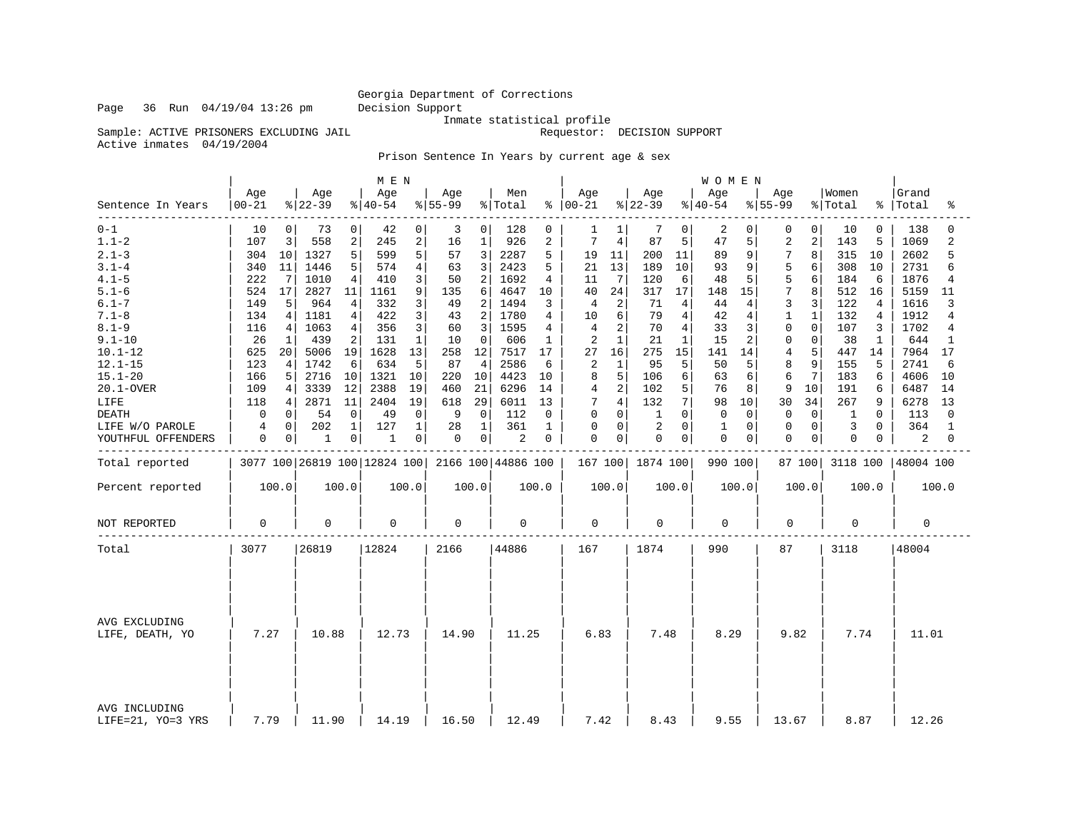Georgia Department of Corrections
Decision Support
Inmate statistical profile

Page 36 Run 04/19/04 13:26 pm

Sample: ACTIVE PRISONERS EXCLUDING JAIL    Requestor: DECISION SUPPORT
Active inmates 04/19/2004

Prison Sentence In Years by current age & sex

| Sentence In Years | MEN Age 00-21 | % | Age 22-39 | % | Age 40-54 | % | Age 55-99 | % | Men Total | % | WOMEN Age 00-21 | % | Age 22-39 | % | Age 40-54 | % | Age 55-99 | % | Women Total | % | Grand Total | % |
|---|---|---|---|---|---|---|---|---|---|---|---|---|---|---|---|---|---|---|---|---|---|---|
| 0-1 | 10 | 0 | 73 | 0 | 42 | 0 | 3 | 0 | 128 | 0 | 1 | 1 | 7 | 0 | 2 | 0 | 0 | 0 | 10 | 0 | 138 | 0 |
| 1.1-2 | 107 | 3 | 558 | 2 | 245 | 2 | 16 | 1 | 926 | 2 | 7 | 4 | 87 | 5 | 47 | 5 | 2 | 2 | 143 | 5 | 1069 | 2 |
| 2.1-3 | 304 | 10 | 1327 | 5 | 599 | 5 | 57 | 3 | 2287 | 5 | 19 | 11 | 200 | 11 | 89 | 9 | 7 | 8 | 315 | 10 | 2602 | 5 |
| 3.1-4 | 340 | 11 | 1446 | 5 | 574 | 4 | 63 | 3 | 2423 | 5 | 21 | 13 | 189 | 10 | 93 | 9 | 5 | 6 | 308 | 10 | 2731 | 6 |
| 4.1-5 | 222 | 7 | 1010 | 4 | 410 | 3 | 50 | 2 | 1692 | 4 | 11 | 7 | 120 | 6 | 48 | 5 | 5 | 6 | 184 | 6 | 1876 | 4 |
| 5.1-6 | 524 | 17 | 2827 | 11 | 1161 | 9 | 135 | 6 | 4647 | 10 | 40 | 24 | 317 | 17 | 148 | 15 | 7 | 8 | 512 | 16 | 5159 | 11 |
| 6.1-7 | 149 | 5 | 964 | 4 | 332 | 3 | 49 | 2 | 1494 | 3 | 4 | 2 | 71 | 4 | 44 | 4 | 3 | 3 | 122 | 4 | 1616 | 3 |
| 7.1-8 | 134 | 4 | 1181 | 4 | 422 | 3 | 43 | 2 | 1780 | 4 | 10 | 6 | 79 | 4 | 42 | 4 | 1 | 1 | 132 | 4 | 1912 | 4 |
| 8.1-9 | 116 | 4 | 1063 | 4 | 356 | 3 | 60 | 3 | 1595 | 4 | 4 | 2 | 70 | 4 | 33 | 3 | 0 | 0 | 107 | 3 | 1702 | 4 |
| 9.1-10 | 26 | 1 | 439 | 2 | 131 | 1 | 10 | 0 | 606 | 1 | 2 | 1 | 21 | 1 | 15 | 2 | 0 | 0 | 38 | 1 | 644 | 1 |
| 10.1-12 | 625 | 20 | 5006 | 19 | 1628 | 13 | 258 | 12 | 7517 | 17 | 27 | 16 | 275 | 15 | 141 | 14 | 4 | 5 | 447 | 14 | 7964 | 17 |
| 12.1-15 | 123 | 4 | 1742 | 6 | 634 | 5 | 87 | 4 | 2586 | 6 | 2 | 1 | 95 | 5 | 50 | 5 | 8 | 9 | 155 | 5 | 2741 | 6 |
| 15.1-20 | 166 | 5 | 2716 | 10 | 1321 | 10 | 220 | 10 | 4423 | 10 | 8 | 5 | 106 | 6 | 63 | 6 | 6 | 7 | 183 | 6 | 4606 | 10 |
| 20.1-OVER | 109 | 4 | 3339 | 12 | 2388 | 19 | 460 | 21 | 6296 | 14 | 4 | 2 | 102 | 5 | 76 | 8 | 9 | 10 | 191 | 6 | 6487 | 14 |
| LIFE | 118 | 4 | 2871 | 11 | 2404 | 19 | 618 | 29 | 6011 | 13 | 7 | 4 | 132 | 7 | 98 | 10 | 30 | 34 | 267 | 9 | 6278 | 13 |
| DEATH | 0 | 0 | 54 | 0 | 49 | 0 | 9 | 0 | 112 | 0 | 0 | 0 | 1 | 0 | 0 | 0 | 0 | 0 | 1 | 0 | 113 | 0 |
| LIFE W/O PAROLE | 4 | 0 | 202 | 1 | 127 | 1 | 28 | 1 | 361 | 1 | 0 | 0 | 2 | 0 | 1 | 0 | 0 | 0 | 3 | 0 | 364 | 1 |
| YOUTHFUL OFFENDERS | 0 | 0 | 1 | 0 | 1 | 0 | 0 | 0 | 2 | 0 | 0 | 0 | 0 | 0 | 0 | 0 | 0 | 0 | 0 | 0 | 2 | 0 |
| Total reported | 3077 | 100 | 26819 | 100 | 12824 | 100 | 2166 | 100 | 44886 | 100 | 167 | 100 | 1874 | 100 | 990 | 100 | 87 | 100 | 3118 | 100 | 48004 | 100 |
| Percent reported | 100.0 | | 100.0 | | 100.0 | | 100.0 | | 100.0 | | 100.0 | | 100.0 | | 100.0 | | 100.0 | | 100.0 | | 100.0 | |
| NOT REPORTED | 0 | | 0 | | 0 | | 0 | | 0 | | 0 | | 0 | | 0 | | 0 | | 0 | | 0 | |
| Total | 3077 | | 26819 | | 12824 | | 2166 | | 44886 | | 167 | | 1874 | | 990 | | 87 | | 3118 | | 48004 | |
| AVG EXCLUDING LIFE, DEATH, YO | 7.27 | | 10.88 | | 12.73 | | 14.90 | | 11.25 | | 6.83 | | 7.48 | | 8.29 | | 9.82 | | 7.74 | | 11.01 | |
| AVG INCLUDING LIFE=21, YO=3 YRS | 7.79 | | 11.90 | | 14.19 | | 16.50 | | 12.49 | | 7.42 | | 8.43 | | 9.55 | | 13.67 | | 8.87 | | 12.26 | |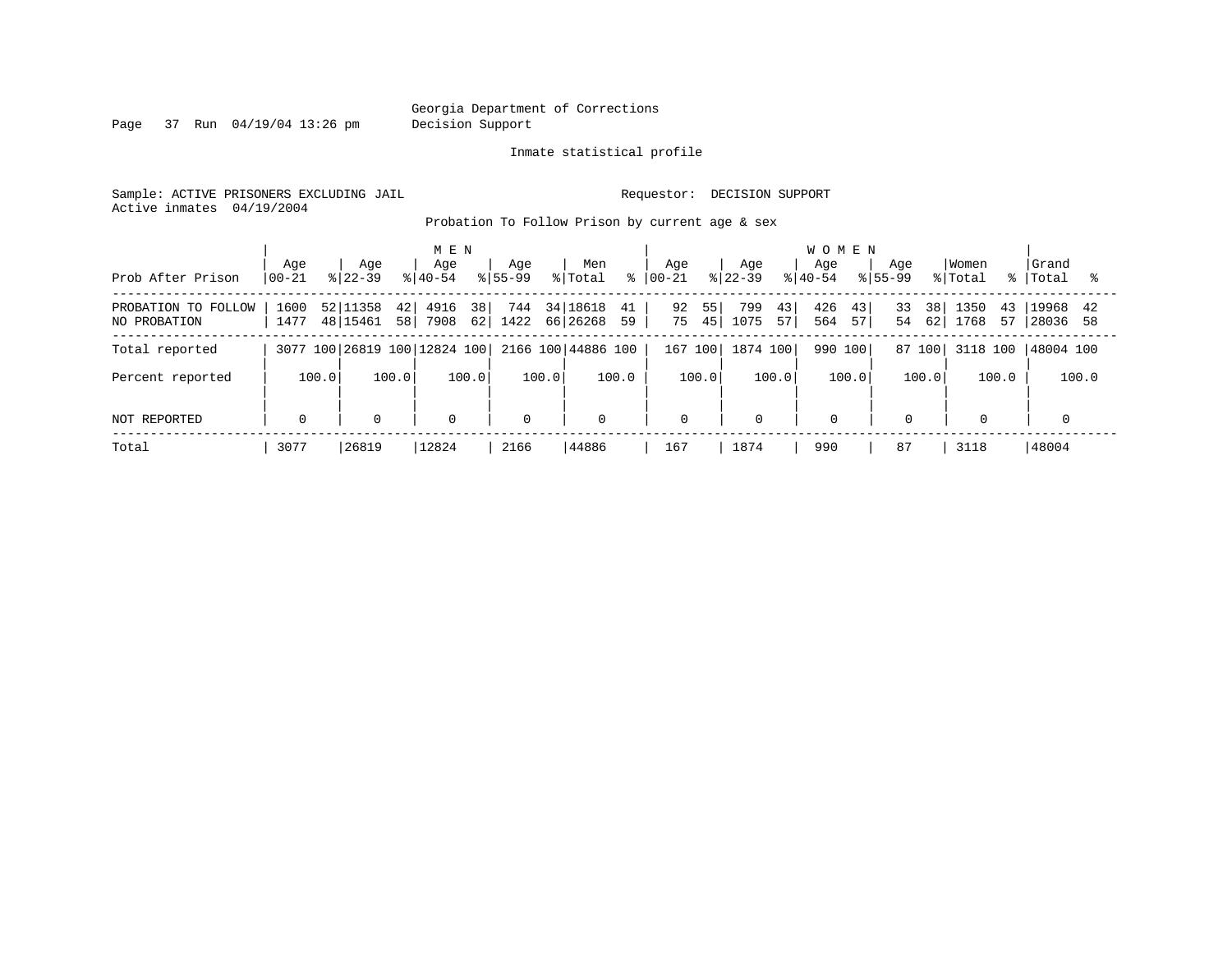Georgia Department of Corrections
Decision Support

Inmate statistical profile

Sample: ACTIVE PRISONERS EXCLUDING JAIL

Requestor: DECISION SUPPORT

Active inmates 04/19/2004

Probation To Follow Prison by current age & sex

| Prob After Prison | MEN Age 00-21 | % | Age 22-39 | % | Age 40-54 | % | Age 55-99 | % | Men Total | % | WOMEN Age 00-21 | % | Age 22-39 | % | Age 40-54 | % | Age 55-99 | % | Women Total | % | Grand Total | % |
|---|---|---|---|---|---|---|---|---|---|---|---|---|---|---|---|---|---|---|---|---|---|---|
| PROBATION TO FOLLOW | 1600 | 52 | 11358 | 42 | 4916 | 38 | 744 | 34 | 18618 | 41 | 92 | 55 | 799 | 43 | 426 | 43 | 33 | 38 | 1350 | 43 | 19968 | 42 |
| NO PROBATION | 1477 | 48 | 15461 | 58 | 7908 | 62 | 1422 | 66 | 26268 | 59 | 75 | 45 | 1075 | 57 | 564 | 57 | 54 | 62 | 1768 | 57 | 28036 | 58 |
| Total reported | 3077 | 100 | 26819 | 100 | 12824 | 100 | 2166 | 100 | 44886 | 100 | 167 | 100 | 1874 | 100 | 990 | 100 | 87 | 100 | 3118 | 100 | 48004 | 100 |
| Percent reported | | 100.0 | | 100.0 | | 100.0 | | 100.0 | | 100.0 | | 100.0 | | 100.0 | | 100.0 | | 100.0 | | 100.0 | | 100.0 |
| NOT REPORTED | 0 | | 0 | | 0 | | 0 | | 0 | | 0 | | 0 | | 0 | | 0 | | 0 | | 0 | |
| Total | 3077 | | 26819 | | 12824 | | 2166 | | 44886 | | 167 | | 1874 | | 990 | | 87 | | 3118 | | 48004 | |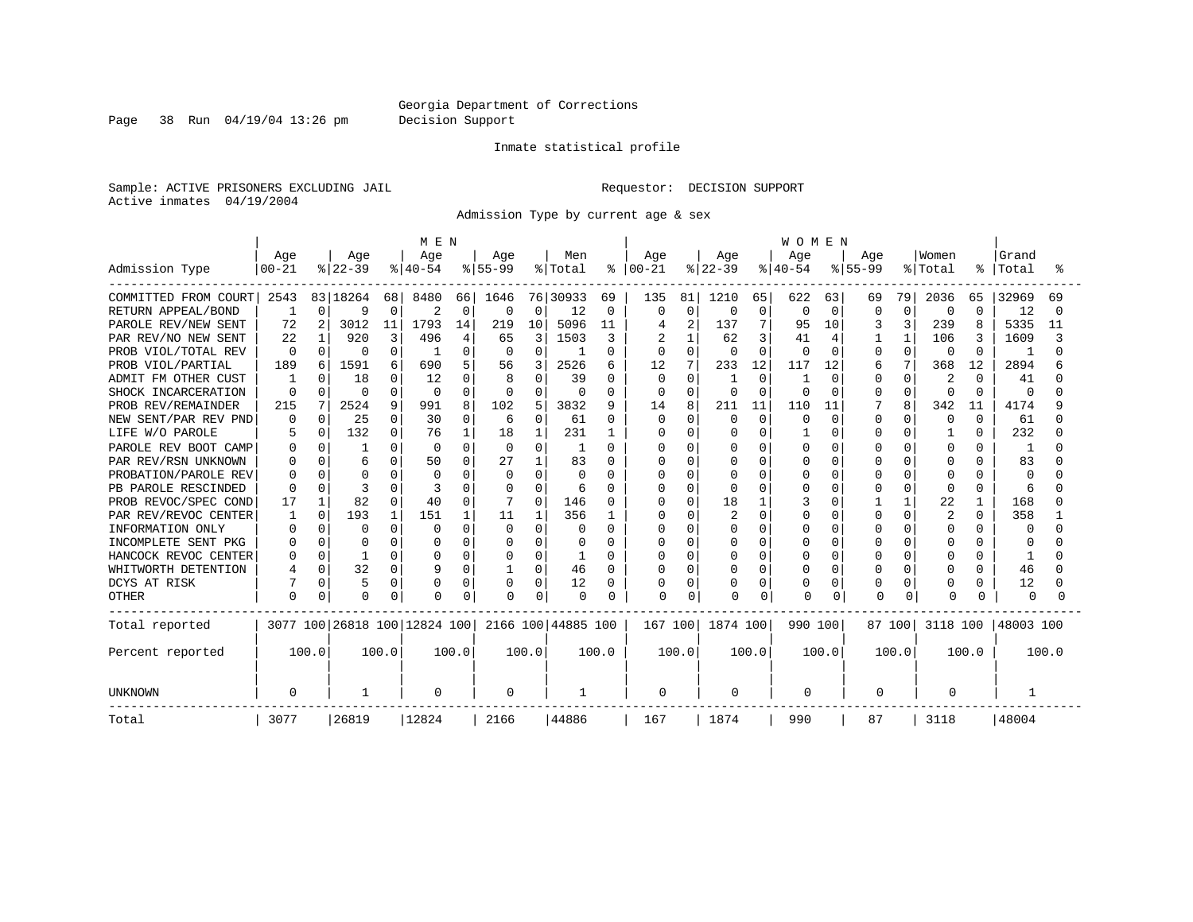Georgia Department of Corrections
Decision Support

Inmate statistical profile

Sample: ACTIVE PRISONERS EXCLUDING JAIL

Requestor: DECISION SUPPORT

Active inmates 04/19/2004

Admission Type by current age & sex

| Admission Type | MEN Age 00-21 | % | Age 22-39 | % | Age 40-54 | % | Age 55-99 | % | Men Total | % | WOMEN Age 00-21 | % | Age 22-39 | % | Age 40-54 | % | Age 55-99 | % | Women Total | % | Grand Total | % |
|---|---|---|---|---|---|---|---|---|---|---|---|---|---|---|---|---|---|---|---|---|---|---|
| COMMITTED FROM COURT | 2543 | 83 | 18264 | 68 | 8480 | 66 | 1646 | 76 | 30933 | 69 | 135 | 81 | 1210 | 65 | 622 | 63 | 69 | 79 | 2036 | 65 | 32969 | 69 |
| RETURN APPEAL/BOND | 1 | 0 | 9 | 0 | 2 | 0 | 0 | 0 | 12 | 0 | 0 | 0 | 0 | 0 | 0 | 0 | 0 | 0 | 0 | 0 | 12 | 0 |
| PAROLE REV/NEW SENT | 72 | 2 | 3012 | 11 | 1793 | 14 | 219 | 10 | 5096 | 11 | 4 | 2 | 137 | 7 | 95 | 10 | 3 | 3 | 239 | 8 | 5335 | 11 |
| PAR REV/NO NEW SENT | 22 | 1 | 920 | 3 | 496 | 4 | 65 | 3 | 1503 | 3 | 2 | 1 | 62 | 3 | 41 | 4 | 1 | 1 | 106 | 3 | 1609 | 3 |
| PROB VIOL/TOTAL REV | 0 | 0 | 0 | 0 | 1 | 0 | 0 | 0 | 1 | 0 | 0 | 0 | 0 | 0 | 0 | 0 | 0 | 0 | 0 | 0 | 1 | 0 |
| PROB VIOL/PARTIAL | 189 | 6 | 1591 | 6 | 690 | 5 | 56 | 3 | 2526 | 6 | 12 | 7 | 233 | 12 | 117 | 12 | 6 | 7 | 368 | 12 | 2894 | 6 |
| ADMIT FM OTHER CUST | 1 | 0 | 18 | 0 | 12 | 0 | 8 | 0 | 39 | 0 | 0 | 0 | 1 | 0 | 1 | 0 | 0 | 0 | 2 | 0 | 41 | 0 |
| SHOCK INCARCERATION | 0 | 0 | 0 | 0 | 0 | 0 | 0 | 0 | 0 | 0 | 0 | 0 | 0 | 0 | 0 | 0 | 0 | 0 | 0 | 0 | 0 | 0 |
| PROB REV/REMAINDER | 215 | 7 | 2524 | 9 | 991 | 8 | 102 | 5 | 3832 | 9 | 14 | 8 | 211 | 11 | 110 | 11 | 7 | 8 | 342 | 11 | 4174 | 9 |
| NEW SENT/PAR REV PND | 0 | 0 | 25 | 0 | 30 | 0 | 6 | 0 | 61 | 0 | 0 | 0 | 0 | 0 | 0 | 0 | 0 | 0 | 0 | 0 | 61 | 0 |
| LIFE W/O PAROLE | 5 | 0 | 132 | 0 | 76 | 1 | 18 | 1 | 231 | 1 | 0 | 0 | 0 | 0 | 1 | 0 | 0 | 0 | 1 | 0 | 232 | 0 |
| PAROLE REV BOOT CAMP | 0 | 0 | 1 | 0 | 0 | 0 | 0 | 0 | 1 | 0 | 0 | 0 | 0 | 0 | 0 | 0 | 0 | 0 | 0 | 0 | 1 | 0 |
| PAR REV/RSN UNKNOWN | 0 | 0 | 6 | 0 | 50 | 0 | 27 | 1 | 83 | 0 | 0 | 0 | 0 | 0 | 0 | 0 | 0 | 0 | 0 | 0 | 83 | 0 |
| PROBATION/PAROLE REV | 0 | 0 | 0 | 0 | 0 | 0 | 0 | 0 | 0 | 0 | 0 | 0 | 0 | 0 | 0 | 0 | 0 | 0 | 0 | 0 | 0 | 0 |
| PB PAROLE RESCINDED | 0 | 0 | 3 | 0 | 3 | 0 | 0 | 0 | 6 | 0 | 0 | 0 | 0 | 0 | 0 | 0 | 0 | 0 | 0 | 0 | 6 | 0 |
| PROB REVOC/SPEC COND | 17 | 1 | 82 | 0 | 40 | 0 | 7 | 0 | 146 | 0 | 0 | 0 | 18 | 1 | 3 | 0 | 1 | 1 | 22 | 1 | 168 | 0 |
| PAR REV/REVOC CENTER | 1 | 0 | 193 | 1 | 151 | 1 | 11 | 1 | 356 | 1 | 0 | 0 | 2 | 0 | 0 | 0 | 0 | 0 | 2 | 0 | 358 | 1 |
| INFORMATION ONLY | 0 | 0 | 0 | 0 | 0 | 0 | 0 | 0 | 0 | 0 | 0 | 0 | 0 | 0 | 0 | 0 | 0 | 0 | 0 | 0 | 0 | 0 |
| INCOMPLETE SENT PKG | 0 | 0 | 0 | 0 | 0 | 0 | 0 | 0 | 0 | 0 | 0 | 0 | 0 | 0 | 0 | 0 | 0 | 0 | 0 | 0 | 0 | 0 |
| HANCOCK REVOC CENTER | 0 | 0 | 1 | 0 | 0 | 0 | 0 | 0 | 1 | 0 | 0 | 0 | 0 | 0 | 0 | 0 | 0 | 0 | 0 | 0 | 1 | 0 |
| WHITWORTH DETENTION | 4 | 0 | 32 | 0 | 9 | 0 | 1 | 0 | 46 | 0 | 0 | 0 | 0 | 0 | 0 | 0 | 0 | 0 | 0 | 0 | 46 | 0 |
| DCYS AT RISK | 7 | 0 | 5 | 0 | 0 | 0 | 0 | 0 | 12 | 0 | 0 | 0 | 0 | 0 | 0 | 0 | 0 | 0 | 0 | 0 | 12 | 0 |
| OTHER | 0 | 0 | 0 | 0 | 0 | 0 | 0 | 0 | 0 | 0 | 0 | 0 | 0 | 0 | 0 | 0 | 0 | 0 | 0 | 0 | 0 | 0 |
| Total reported | 3077 | 100 | 26818 | 100 | 12824 | 100 | 2166 | 100 | 44885 | 100 | 167 | 100 | 1874 | 100 | 990 | 100 | 87 | 100 | 3118 | 100 | 48003 | 100 |
| Percent reported | 100.0 | | 100.0 | | 100.0 | | 100.0 | | 100.0 | | 100.0 | | 100.0 | | 100.0 | | 100.0 | | 100.0 | | 100.0 | |
| UNKNOWN | 0 | | 1 | | 0 | | 0 | | 1 | | 0 | | 0 | | 0 | | 0 | | 0 | | 1 | |
| Total | 3077 | | 26819 | | 12824 | | 2166 | | 44886 | | 167 | | 1874 | | 990 | | 87 | | 3118 | | 48004 | |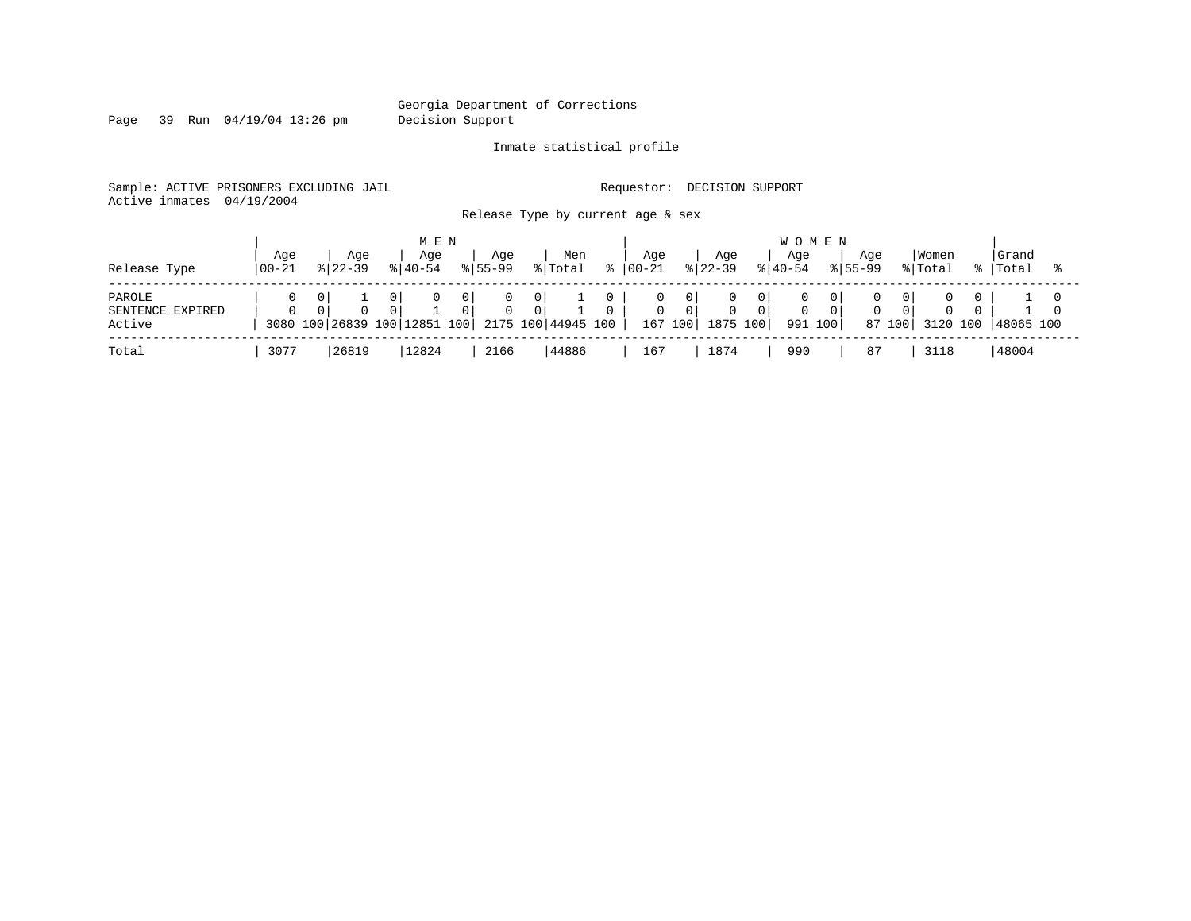Georgia Department of Corrections
Decision Support

Inmate statistical profile

Sample: ACTIVE PRISONERS EXCLUDING JAIL

Requestor: DECISION SUPPORT

Active inmates 04/19/2004

Release Type by current age & sex

| Release Type | MEN Age 00-21 | % | Age 22-39 | % | Age 40-54 | % | Age 55-99 | % | Men Total | % | WOMEN Age 00-21 | % | Age 22-39 | % | Age 40-54 | % | Age 55-99 | % | Women Total | % | Grand Total | % |
|---|---|---|---|---|---|---|---|---|---|---|---|---|---|---|---|---|---|---|---|---|---|---|
| PAROLE | 0 | 0 | 1 | 0 | 0 | 0 | 0 | 0 | 1 | 0 | 0 | 0 | 0 | 0 | 0 | 0 | 0 | 0 | 0 | 0 | 1 | 0 |
| SENTENCE EXPIRED | 0 | 0 | 0 | 0 | 1 | 0 | 0 | 0 | 1 | 0 | 0 | 0 | 0 | 0 | 0 | 0 | 0 | 0 | 0 | 0 | 1 | 0 |
| Active | 3080 | 100 | 26839 | 100 | 12851 | 100 | 2175 | 100 | 44945 | 100 | 167 | 100 | 1875 | 100 | 991 | 100 | 87 | 100 | 3120 | 100 | 48065 | 100 |
| Total | 3077 | | 26819 | | 12824 | | 2166 | | 44886 | | 167 | | 1874 | | 990 | | 87 | | 3118 | | 48004 | |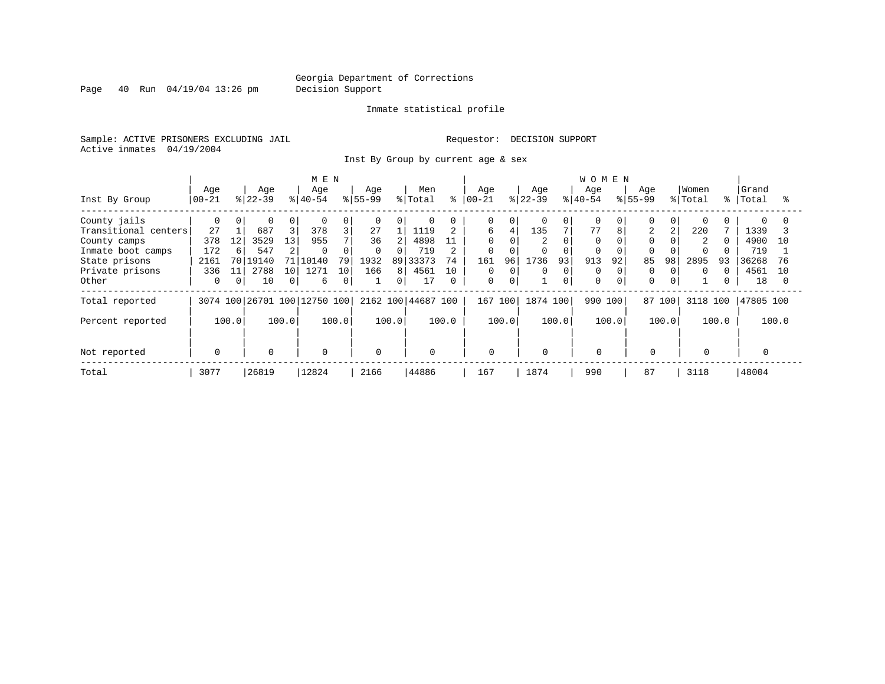Georgia Department of Corrections
Decision Support

Inmate statistical profile

Sample: ACTIVE PRISONERS EXCLUDING JAIL

Requestor: DECISION SUPPORT

Active inmates 04/19/2004

Inst By Group by current age & sex

| Inst By Group | MEN Age 00-21 | % | Age 22-39 | % | Age 40-54 | % | Age 55-99 | % | Men Total | % | WOMEN Age 00-21 | % | Age 22-39 | % | Age 40-54 | % | Age 55-99 | % | Women Total | % | Grand Total | % |
|---|---|---|---|---|---|---|---|---|---|---|---|---|---|---|---|---|---|---|---|---|---|---|
| County jails | 0 | 0 | 0 | 0 | 0 | 0 | 0 | 0 | 0 | 0 | 0 | 0 | 0 | 0 | 0 | 0 | 0 | 0 | 0 | 0 | 0 | 0 |
| Transitional centers | 27 | 1 | 687 | 3 | 378 | 3 | 27 | 1 | 1119 | 2 | 6 | 4 | 135 | 7 | 77 | 8 | 2 | 2 | 220 | 7 | 1339 | 3 |
| County camps | 378 | 12 | 3529 | 13 | 955 | 7 | 36 | 2 | 4898 | 11 | 0 | 0 | 2 | 0 | 0 | 0 | 0 | 0 | 2 | 0 | 4900 | 10 |
| Inmate boot camps | 172 | 6 | 547 | 2 | 0 | 0 | 0 | 0 | 719 | 2 | 0 | 0 | 0 | 0 | 0 | 0 | 0 | 0 | 0 | 0 | 719 | 1 |
| State prisons | 2161 | 70 | 19140 | 71 | 10140 | 79 | 1932 | 89 | 33373 | 74 | 161 | 96 | 1736 | 93 | 913 | 92 | 85 | 98 | 2895 | 93 | 36268 | 76 |
| Private prisons | 336 | 11 | 2788 | 10 | 1271 | 10 | 166 | 8 | 4561 | 10 | 0 | 0 | 0 | 0 | 0 | 0 | 0 | 0 | 0 | 0 | 4561 | 10 |
| Other | 0 | 0 | 10 | 0 | 6 | 0 | 1 | 0 | 17 | 0 | 0 | 0 | 1 | 0 | 0 | 0 | 0 | 0 | 1 | 0 | 18 | 0 |
| Total reported | 3074 | 100 | 26701 | 100 | 12750 | 100 | 2162 | 100 | 44687 | 100 | 167 | 100 | 1874 | 100 | 990 | 100 | 87 | 100 | 3118 | 100 | 47805 | 100 |
| Percent reported | 100.0 | | 100.0 | | 100.0 | | 100.0 | | 100.0 | | 100.0 | | 100.0 | | 100.0 | | 100.0 | | 100.0 | | 100.0 | |
| Not reported | 0 | | 0 | | 0 | | 0 | | 0 | | 0 | | 0 | | 0 | | 0 | | 0 | | 0 | |
| Total | 3077 | | 26819 | | 12824 | | 2166 | | 44886 | | 167 | | 1874 | | 990 | | 87 | | 3118 | | 48004 | |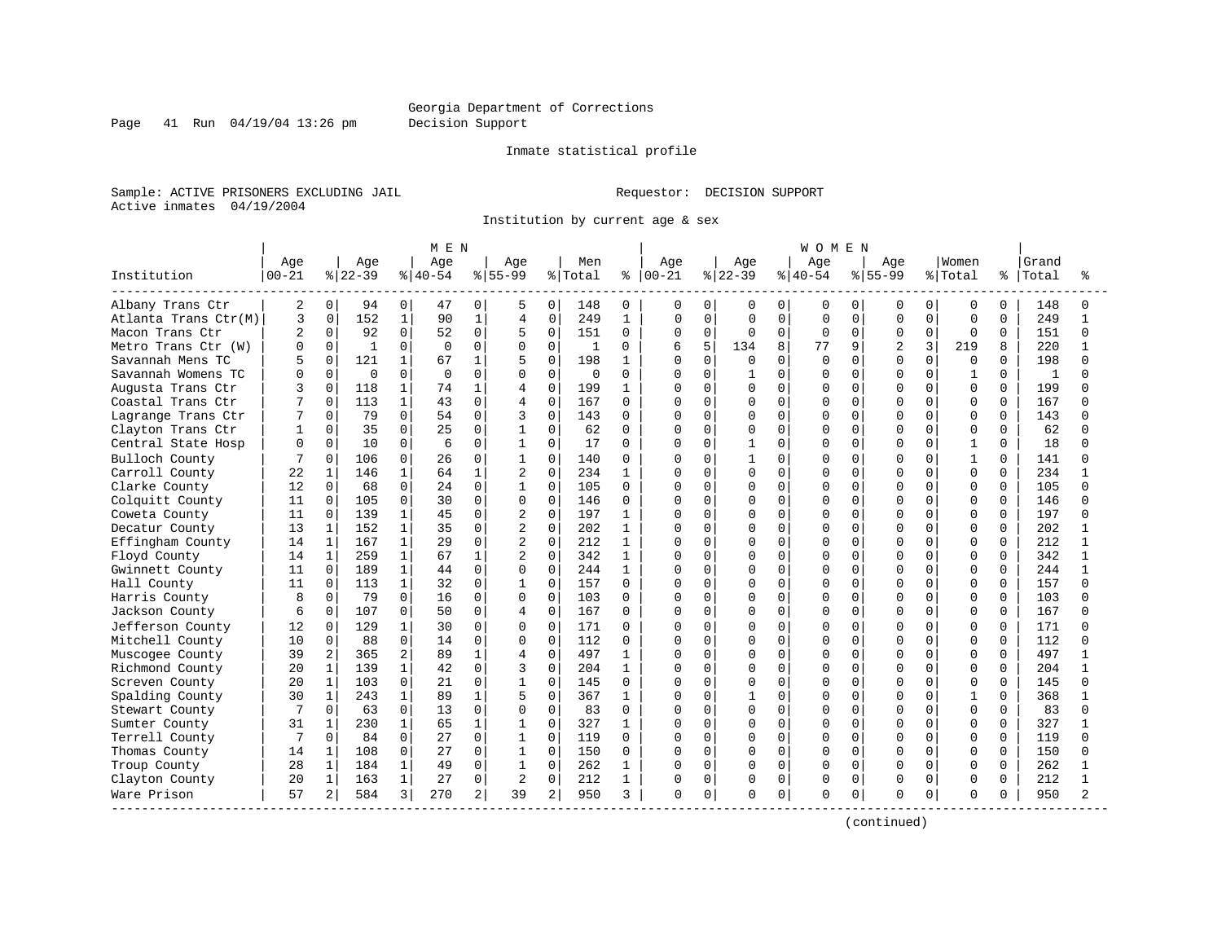Georgia Department of Corrections
Decision Support

Inmate statistical profile

Sample: ACTIVE PRISONERS EXCLUDING JAIL

Requestor: DECISION SUPPORT

Active inmates 04/19/2004

Institution by current age & sex

| Institution | MEN Age 00-21 | % | Age 22-39 | % | Age 40-54 | % | Age 55-99 | % | Men Total | % | WOMEN Age 00-21 | % | Age 22-39 | % | Age 40-54 | % | Age 55-99 | % | Women Total | % | Grand Total | % |
|---|---|---|---|---|---|---|---|---|---|---|---|---|---|---|---|---|---|---|---|---|---|---|
| Albany Trans Ctr | 2 | 0 | 94 | 0 | 47 | 0 | 5 | 0 | 148 | 0 | 0 | 0 | 0 | 0 | 0 | 0 | 0 | 0 | 0 | 0 | 148 | 0 |
| Atlanta Trans Ctr(M) | 3 | 0 | 152 | 1 | 90 | 1 | 4 | 0 | 249 | 1 | 0 | 0 | 0 | 0 | 0 | 0 | 0 | 0 | 0 | 0 | 249 | 1 |
| Macon Trans Ctr | 2 | 0 | 92 | 0 | 52 | 0 | 5 | 0 | 151 | 0 | 0 | 0 | 0 | 0 | 0 | 0 | 0 | 0 | 0 | 0 | 151 | 0 |
| Metro Trans Ctr (W) | 0 | 0 | 1 | 0 | 0 | 0 | 0 | 0 | 1 | 0 | 6 | 5 | 134 | 8 | 77 | 9 | 2 | 3 | 219 | 8 | 220 | 1 |
| Savannah Mens TC | 5 | 0 | 121 | 1 | 67 | 1 | 5 | 0 | 198 | 1 | 0 | 0 | 0 | 0 | 0 | 0 | 0 | 0 | 0 | 0 | 198 | 0 |
| Savannah Womens TC | 0 | 0 | 0 | 0 | 0 | 0 | 0 | 0 | 0 | 0 | 0 | 0 | 1 | 0 | 0 | 0 | 0 | 0 | 1 | 0 | 1 | 0 |
| Augusta Trans Ctr | 3 | 0 | 118 | 1 | 74 | 1 | 4 | 0 | 199 | 1 | 0 | 0 | 0 | 0 | 0 | 0 | 0 | 0 | 0 | 0 | 199 | 0 |
| Coastal Trans Ctr | 7 | 0 | 113 | 1 | 43 | 0 | 4 | 0 | 167 | 0 | 0 | 0 | 0 | 0 | 0 | 0 | 0 | 0 | 0 | 0 | 167 | 0 |
| Lagrange Trans Ctr | 7 | 0 | 79 | 0 | 54 | 0 | 3 | 0 | 143 | 0 | 0 | 0 | 0 | 0 | 0 | 0 | 0 | 0 | 0 | 0 | 143 | 0 |
| Clayton Trans Ctr | 1 | 0 | 35 | 0 | 25 | 0 | 1 | 0 | 62 | 0 | 0 | 0 | 0 | 0 | 0 | 0 | 0 | 0 | 0 | 0 | 62 | 0 |
| Central State Hosp | 0 | 0 | 10 | 0 | 6 | 0 | 1 | 0 | 17 | 0 | 0 | 0 | 1 | 0 | 0 | 0 | 0 | 0 | 1 | 0 | 18 | 0 |
| Bulloch County | 7 | 0 | 106 | 0 | 26 | 0 | 1 | 0 | 140 | 0 | 0 | 0 | 1 | 0 | 0 | 0 | 0 | 0 | 1 | 0 | 141 | 0 |
| Carroll County | 22 | 1 | 146 | 1 | 64 | 1 | 2 | 0 | 234 | 1 | 0 | 0 | 0 | 0 | 0 | 0 | 0 | 0 | 0 | 0 | 234 | 1 |
| Clarke County | 12 | 0 | 68 | 0 | 24 | 0 | 1 | 0 | 105 | 0 | 0 | 0 | 0 | 0 | 0 | 0 | 0 | 0 | 0 | 0 | 105 | 0 |
| Colquitt County | 11 | 0 | 105 | 0 | 30 | 0 | 0 | 0 | 146 | 0 | 0 | 0 | 0 | 0 | 0 | 0 | 0 | 0 | 0 | 0 | 146 | 0 |
| Coweta County | 11 | 0 | 139 | 1 | 45 | 0 | 2 | 0 | 197 | 1 | 0 | 0 | 0 | 0 | 0 | 0 | 0 | 0 | 0 | 0 | 197 | 0 |
| Decatur County | 13 | 1 | 152 | 1 | 35 | 0 | 2 | 0 | 202 | 1 | 0 | 0 | 0 | 0 | 0 | 0 | 0 | 0 | 0 | 0 | 202 | 1 |
| Effingham County | 14 | 1 | 167 | 1 | 29 | 0 | 2 | 0 | 212 | 1 | 0 | 0 | 0 | 0 | 0 | 0 | 0 | 0 | 0 | 0 | 212 | 1 |
| Floyd County | 14 | 1 | 259 | 1 | 67 | 1 | 2 | 0 | 342 | 1 | 0 | 0 | 0 | 0 | 0 | 0 | 0 | 0 | 0 | 0 | 342 | 1 |
| Gwinnett County | 11 | 0 | 189 | 1 | 44 | 0 | 0 | 0 | 244 | 1 | 0 | 0 | 0 | 0 | 0 | 0 | 0 | 0 | 0 | 0 | 244 | 1 |
| Hall County | 11 | 0 | 113 | 1 | 32 | 0 | 1 | 0 | 157 | 0 | 0 | 0 | 0 | 0 | 0 | 0 | 0 | 0 | 0 | 0 | 157 | 0 |
| Harris County | 8 | 0 | 79 | 0 | 16 | 0 | 0 | 0 | 103 | 0 | 0 | 0 | 0 | 0 | 0 | 0 | 0 | 0 | 0 | 0 | 103 | 0 |
| Jackson County | 6 | 0 | 107 | 0 | 50 | 0 | 4 | 0 | 167 | 0 | 0 | 0 | 0 | 0 | 0 | 0 | 0 | 0 | 0 | 0 | 167 | 0 |
| Jefferson County | 12 | 0 | 129 | 1 | 30 | 0 | 0 | 0 | 171 | 0 | 0 | 0 | 0 | 0 | 0 | 0 | 0 | 0 | 0 | 0 | 171 | 0 |
| Mitchell County | 10 | 0 | 88 | 0 | 14 | 0 | 0 | 0 | 112 | 0 | 0 | 0 | 0 | 0 | 0 | 0 | 0 | 0 | 0 | 0 | 112 | 0 |
| Muscogee County | 39 | 2 | 365 | 2 | 89 | 1 | 4 | 0 | 497 | 1 | 0 | 0 | 0 | 0 | 0 | 0 | 0 | 0 | 0 | 0 | 497 | 1 |
| Richmond County | 20 | 1 | 139 | 1 | 42 | 0 | 3 | 0 | 204 | 1 | 0 | 0 | 0 | 0 | 0 | 0 | 0 | 0 | 0 | 0 | 204 | 1 |
| Screven County | 20 | 1 | 103 | 0 | 21 | 0 | 1 | 0 | 145 | 0 | 0 | 0 | 0 | 0 | 0 | 0 | 0 | 0 | 0 | 0 | 145 | 0 |
| Spalding County | 30 | 1 | 243 | 1 | 89 | 1 | 5 | 0 | 367 | 1 | 0 | 0 | 1 | 0 | 0 | 0 | 0 | 0 | 1 | 0 | 368 | 1 |
| Stewart County | 7 | 0 | 63 | 0 | 13 | 0 | 0 | 0 | 83 | 0 | 0 | 0 | 0 | 0 | 0 | 0 | 0 | 0 | 0 | 0 | 83 | 0 |
| Sumter County | 31 | 1 | 230 | 1 | 65 | 1 | 1 | 0 | 327 | 1 | 0 | 0 | 0 | 0 | 0 | 0 | 0 | 0 | 0 | 0 | 327 | 1 |
| Terrell County | 7 | 0 | 84 | 0 | 27 | 0 | 1 | 0 | 119 | 0 | 0 | 0 | 0 | 0 | 0 | 0 | 0 | 0 | 0 | 0 | 119 | 0 |
| Thomas County | 14 | 1 | 108 | 0 | 27 | 0 | 1 | 0 | 150 | 0 | 0 | 0 | 0 | 0 | 0 | 0 | 0 | 0 | 0 | 0 | 150 | 0 |
| Troup County | 28 | 1 | 184 | 1 | 49 | 0 | 1 | 0 | 262 | 1 | 0 | 0 | 0 | 0 | 0 | 0 | 0 | 0 | 0 | 0 | 262 | 1 |
| Clayton County | 20 | 1 | 163 | 1 | 27 | 0 | 2 | 0 | 212 | 1 | 0 | 0 | 0 | 0 | 0 | 0 | 0 | 0 | 0 | 0 | 212 | 1 |
| Ware Prison | 57 | 2 | 584 | 3 | 270 | 2 | 39 | 2 | 950 | 3 | 0 | 0 | 0 | 0 | 0 | 0 | 0 | 0 | 0 | 0 | 950 | 2 |

(continued)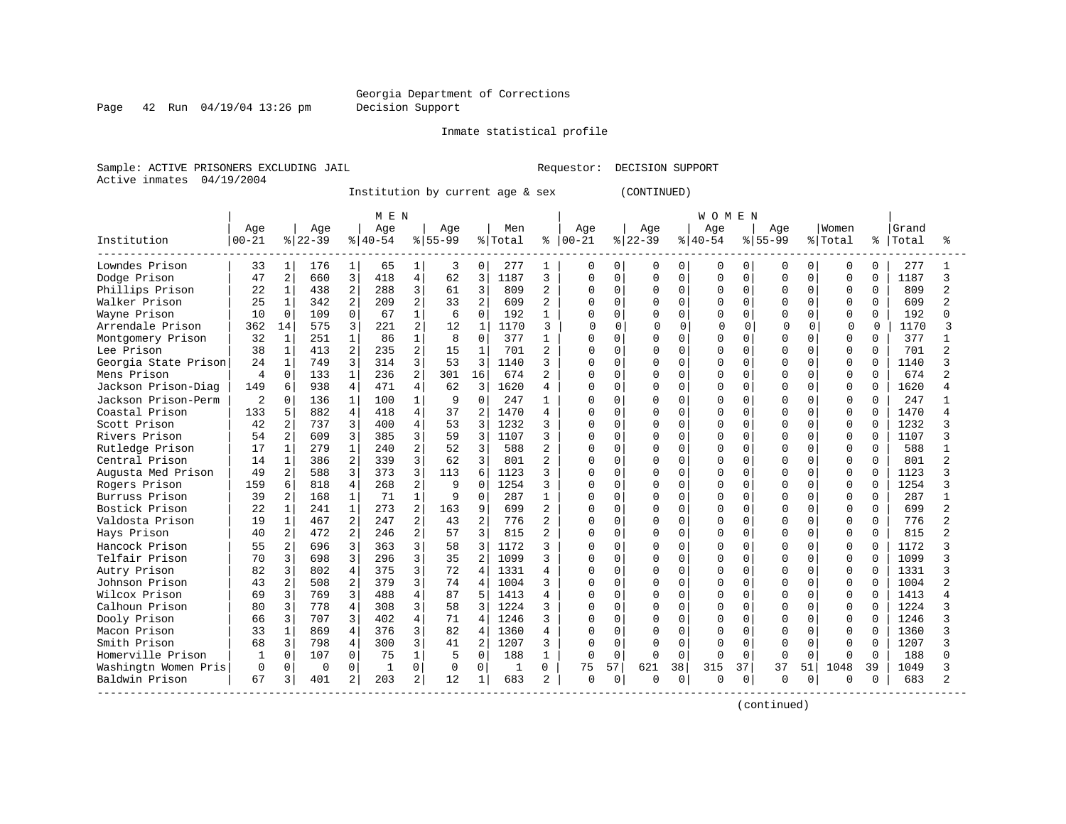Georgia Department of Corrections
Decision Support

Inmate statistical profile

Sample: ACTIVE PRISONERS EXCLUDING JAIL                                   Requestor: DECISION SUPPORT
Active inmates 04/19/2004

Institution by current age & sex (CONTINUED)

| | MEN | | | | | | | | | | WOMEN | | | | | | | | | | | |
|---|---|---|---|---|---|---|---|---|---|---|---|---|---|---|---|---|---|---|---|---|---|---|
| Institution | Age 00-21 | % | Age 22-39 | % | Age 40-54 | % | Age 55-99 | % | Men Total | % | Age 00-21 | % | Age 22-39 | % | Age 40-54 | % | Age 55-99 | % | Women Total | % | Grand Total | % |
| Lowndes Prison | 33 | 1 | 176 | 1 | 65 | 1 | 3 | 0 | 277 | 1 | 0 | 0 | 0 | 0 | 0 | 0 | 0 | 0 | 0 | 0 | 277 | 1 |
| Dodge Prison | 47 | 2 | 660 | 3 | 418 | 4 | 62 | 3 | 1187 | 3 | 0 | 0 | 0 | 0 | 0 | 0 | 0 | 0 | 0 | 0 | 1187 | 3 |
| Phillips Prison | 22 | 1 | 438 | 2 | 288 | 3 | 61 | 3 | 809 | 2 | 0 | 0 | 0 | 0 | 0 | 0 | 0 | 0 | 0 | 0 | 809 | 2 |
| Walker Prison | 25 | 1 | 342 | 2 | 209 | 2 | 33 | 2 | 609 | 2 | 0 | 0 | 0 | 0 | 0 | 0 | 0 | 0 | 0 | 0 | 609 | 2 |
| Wayne Prison | 10 | 0 | 109 | 0 | 67 | 1 | 6 | 0 | 192 | 1 | 0 | 0 | 0 | 0 | 0 | 0 | 0 | 0 | 0 | 0 | 192 | 0 |
| Arrendale Prison | 362 | 14 | 575 | 3 | 221 | 2 | 12 | 1 | 1170 | 3 | 0 | 0 | 0 | 0 | 0 | 0 | 0 | 0 | 0 | 0 | 1170 | 3 |
| Montgomery Prison | 32 | 1 | 251 | 1 | 86 | 1 | 8 | 0 | 377 | 1 | 0 | 0 | 0 | 0 | 0 | 0 | 0 | 0 | 0 | 0 | 377 | 1 |
| Lee Prison | 38 | 1 | 413 | 2 | 235 | 2 | 15 | 1 | 701 | 2 | 0 | 0 | 0 | 0 | 0 | 0 | 0 | 0 | 0 | 0 | 701 | 2 |
| Georgia State Prison | 24 | 1 | 749 | 3 | 314 | 3 | 53 | 3 | 1140 | 3 | 0 | 0 | 0 | 0 | 0 | 0 | 0 | 0 | 0 | 0 | 1140 | 3 |
| Mens Prison | 4 | 0 | 133 | 1 | 236 | 2 | 301 | 16 | 674 | 2 | 0 | 0 | 0 | 0 | 0 | 0 | 0 | 0 | 0 | 0 | 674 | 2 |
| Jackson Prison-Diag | 149 | 6 | 938 | 4 | 471 | 4 | 62 | 3 | 1620 | 4 | 0 | 0 | 0 | 0 | 0 | 0 | 0 | 0 | 0 | 0 | 1620 | 4 |
| Jackson Prison-Perm | 2 | 0 | 136 | 1 | 100 | 1 | 9 | 0 | 247 | 1 | 0 | 0 | 0 | 0 | 0 | 0 | 0 | 0 | 0 | 0 | 247 | 1 |
| Coastal Prison | 133 | 5 | 882 | 4 | 418 | 4 | 37 | 2 | 1470 | 4 | 0 | 0 | 0 | 0 | 0 | 0 | 0 | 0 | 0 | 0 | 1470 | 4 |
| Scott Prison | 42 | 2 | 737 | 3 | 400 | 4 | 53 | 3 | 1232 | 3 | 0 | 0 | 0 | 0 | 0 | 0 | 0 | 0 | 0 | 0 | 1232 | 3 |
| Rivers Prison | 54 | 2 | 609 | 3 | 385 | 3 | 59 | 3 | 1107 | 3 | 0 | 0 | 0 | 0 | 0 | 0 | 0 | 0 | 0 | 0 | 1107 | 3 |
| Rutledge Prison | 17 | 1 | 279 | 1 | 240 | 2 | 52 | 3 | 588 | 2 | 0 | 0 | 0 | 0 | 0 | 0 | 0 | 0 | 0 | 0 | 588 | 1 |
| Central Prison | 14 | 1 | 386 | 2 | 339 | 3 | 62 | 3 | 801 | 2 | 0 | 0 | 0 | 0 | 0 | 0 | 0 | 0 | 0 | 0 | 801 | 2 |
| Augusta Med Prison | 49 | 2 | 588 | 3 | 373 | 3 | 113 | 6 | 1123 | 3 | 0 | 0 | 0 | 0 | 0 | 0 | 0 | 0 | 0 | 0 | 1123 | 3 |
| Rogers Prison | 159 | 6 | 818 | 4 | 268 | 2 | 9 | 0 | 1254 | 3 | 0 | 0 | 0 | 0 | 0 | 0 | 0 | 0 | 0 | 0 | 1254 | 3 |
| Burruss Prison | 39 | 2 | 168 | 1 | 71 | 1 | 9 | 0 | 287 | 1 | 0 | 0 | 0 | 0 | 0 | 0 | 0 | 0 | 0 | 0 | 287 | 1 |
| Bostick Prison | 22 | 1 | 241 | 1 | 273 | 2 | 163 | 9 | 699 | 2 | 0 | 0 | 0 | 0 | 0 | 0 | 0 | 0 | 0 | 0 | 699 | 2 |
| Valdosta Prison | 19 | 1 | 467 | 2 | 247 | 2 | 43 | 2 | 776 | 2 | 0 | 0 | 0 | 0 | 0 | 0 | 0 | 0 | 0 | 0 | 776 | 2 |
| Hays Prison | 40 | 2 | 472 | 2 | 246 | 2 | 57 | 3 | 815 | 2 | 0 | 0 | 0 | 0 | 0 | 0 | 0 | 0 | 0 | 0 | 815 | 2 |
| Hancock Prison | 55 | 2 | 696 | 3 | 363 | 3 | 58 | 3 | 1172 | 3 | 0 | 0 | 0 | 0 | 0 | 0 | 0 | 0 | 0 | 0 | 1172 | 3 |
| Telfair Prison | 70 | 3 | 698 | 3 | 296 | 3 | 35 | 2 | 1099 | 3 | 0 | 0 | 0 | 0 | 0 | 0 | 0 | 0 | 0 | 0 | 1099 | 3 |
| Autry Prison | 82 | 3 | 802 | 4 | 375 | 3 | 72 | 4 | 1331 | 4 | 0 | 0 | 0 | 0 | 0 | 0 | 0 | 0 | 0 | 0 | 1331 | 3 |
| Johnson Prison | 43 | 2 | 508 | 2 | 379 | 3 | 74 | 4 | 1004 | 3 | 0 | 0 | 0 | 0 | 0 | 0 | 0 | 0 | 0 | 0 | 1004 | 2 |
| Wilcox Prison | 69 | 3 | 769 | 3 | 488 | 4 | 87 | 5 | 1413 | 4 | 0 | 0 | 0 | 0 | 0 | 0 | 0 | 0 | 0 | 0 | 1413 | 4 |
| Calhoun Prison | 80 | 3 | 778 | 4 | 308 | 3 | 58 | 3 | 1224 | 3 | 0 | 0 | 0 | 0 | 0 | 0 | 0 | 0 | 0 | 0 | 1224 | 3 |
| Dooly Prison | 66 | 3 | 707 | 3 | 402 | 4 | 71 | 4 | 1246 | 3 | 0 | 0 | 0 | 0 | 0 | 0 | 0 | 0 | 0 | 0 | 1246 | 3 |
| Macon Prison | 33 | 1 | 869 | 4 | 376 | 3 | 82 | 4 | 1360 | 4 | 0 | 0 | 0 | 0 | 0 | 0 | 0 | 0 | 0 | 0 | 1360 | 3 |
| Smith Prison | 68 | 3 | 798 | 4 | 300 | 3 | 41 | 2 | 1207 | 3 | 0 | 0 | 0 | 0 | 0 | 0 | 0 | 0 | 0 | 0 | 1207 | 3 |
| Homerville Prison | 1 | 0 | 107 | 0 | 75 | 1 | 5 | 0 | 188 | 1 | 0 | 0 | 0 | 0 | 0 | 0 | 0 | 0 | 0 | 0 | 188 | 0 |
| Washingtn Women Pris | 0 | 0 | 0 | 0 | 1 | 0 | 0 | 0 | 1 | 0 | 75 | 57 | 621 | 38 | 315 | 37 | 37 | 51 | 1048 | 39 | 1049 | 3 |
| Baldwin Prison | 67 | 3 | 401 | 2 | 203 | 2 | 12 | 1 | 683 | 2 | 0 | 0 | 0 | 0 | 0 | 0 | 0 | 0 | 0 | 0 | 683 | 2 |

(continued)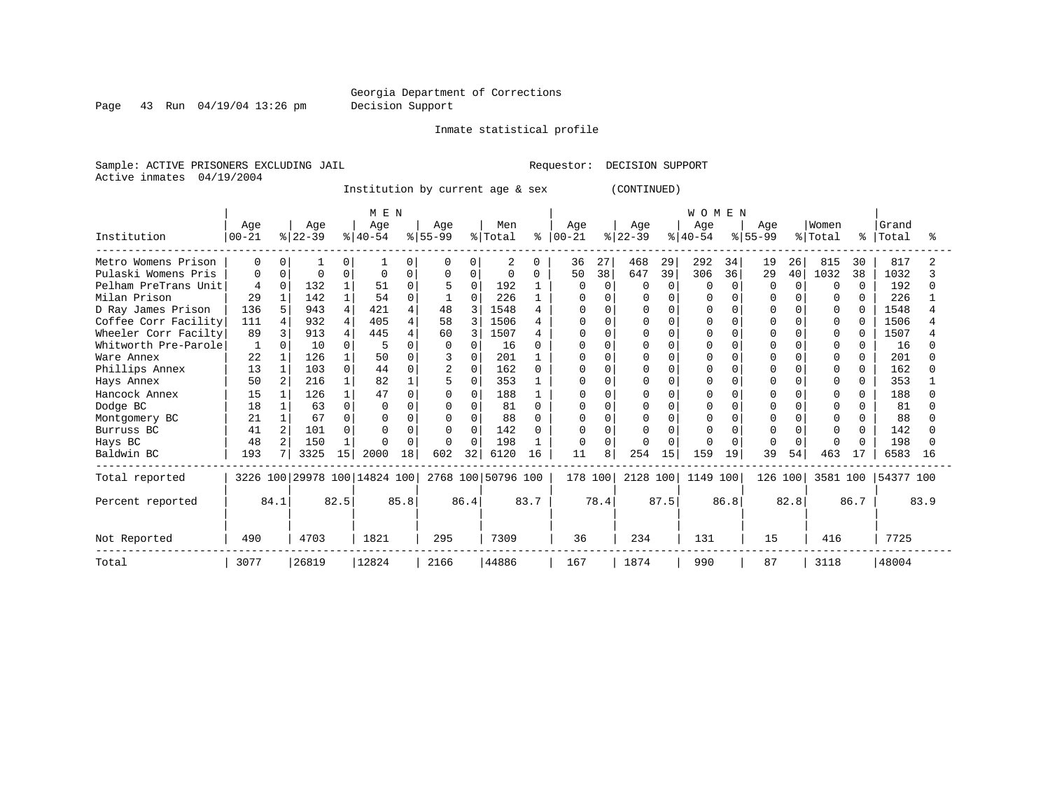Georgia Department of Corrections
Decision Support

Inmate statistical profile

Sample: ACTIVE PRISONERS EXCLUDING JAIL                Requestor: DECISION SUPPORT
Active inmates 04/19/2004

Institution by current age & sex (CONTINUED)

| Institution | MEN Age 00-21 | % | Age 22-39 | % | Age 40-54 | % | Age 55-99 | % | Men Total | % | WOMEN Age 00-21 | % | Age 22-39 | % | Age 40-54 | % | Age 55-99 | % | Women Total | % | Grand Total | % |
|---|---|---|---|---|---|---|---|---|---|---|---|---|---|---|---|---|---|---|---|---|---|---|
| Metro Womens Prison | 0 | 0 | 1 | 0 | 1 | 0 | 0 | 0 | 2 | 0 | 36 | 27 | 468 | 29 | 292 | 34 | 19 | 26 | 815 | 30 | 817 | 2 |
| Pulaski Womens Pris | 0 | 0 | 0 | 0 | 0 | 0 | 0 | 0 | 0 | 0 | 50 | 38 | 647 | 39 | 306 | 36 | 29 | 40 | 1032 | 38 | 1032 | 3 |
| Pelham PreTrans Unit | 4 | 0 | 132 | 1 | 51 | 0 | 5 | 0 | 192 | 1 | 0 | 0 | 0 | 0 | 0 | 0 | 0 | 0 | 0 | 0 | 192 | 0 |
| Milan Prison | 29 | 1 | 142 | 1 | 54 | 0 | 1 | 0 | 226 | 1 | 0 | 0 | 0 | 0 | 0 | 0 | 0 | 0 | 0 | 0 | 226 | 1 |
| D Ray James Prison | 136 | 5 | 943 | 4 | 421 | 4 | 48 | 3 | 1548 | 4 | 0 | 0 | 0 | 0 | 0 | 0 | 0 | 0 | 0 | 0 | 1548 | 4 |
| Coffee Corr Facility | 111 | 4 | 932 | 4 | 405 | 4 | 58 | 3 | 1506 | 4 | 0 | 0 | 0 | 0 | 0 | 0 | 0 | 0 | 0 | 0 | 1506 | 4 |
| Wheeler Corr Facilty | 89 | 3 | 913 | 4 | 445 | 4 | 60 | 3 | 1507 | 4 | 0 | 0 | 0 | 0 | 0 | 0 | 0 | 0 | 0 | 0 | 1507 | 4 |
| Whitworth Pre-Parole | 1 | 0 | 10 | 0 | 5 | 0 | 0 | 0 | 16 | 0 | 0 | 0 | 0 | 0 | 0 | 0 | 0 | 0 | 0 | 0 | 16 | 0 |
| Ware Annex | 22 | 1 | 126 | 1 | 50 | 0 | 3 | 0 | 201 | 1 | 0 | 0 | 0 | 0 | 0 | 0 | 0 | 0 | 0 | 0 | 201 | 0 |
| Phillips Annex | 13 | 1 | 103 | 0 | 44 | 0 | 2 | 0 | 162 | 0 | 0 | 0 | 0 | 0 | 0 | 0 | 0 | 0 | 0 | 0 | 162 | 0 |
| Hays Annex | 50 | 2 | 216 | 1 | 82 | 1 | 5 | 0 | 353 | 1 | 0 | 0 | 0 | 0 | 0 | 0 | 0 | 0 | 0 | 0 | 353 | 1 |
| Hancock Annex | 15 | 1 | 126 | 1 | 47 | 0 | 0 | 0 | 188 | 1 | 0 | 0 | 0 | 0 | 0 | 0 | 0 | 0 | 0 | 0 | 188 | 0 |
| Dodge BC | 18 | 1 | 63 | 0 | 0 | 0 | 0 | 0 | 81 | 0 | 0 | 0 | 0 | 0 | 0 | 0 | 0 | 0 | 0 | 0 | 81 | 0 |
| Montgomery BC | 21 | 1 | 67 | 0 | 0 | 0 | 0 | 0 | 88 | 0 | 0 | 0 | 0 | 0 | 0 | 0 | 0 | 0 | 0 | 0 | 88 | 0 |
| Burruss BC | 41 | 2 | 101 | 0 | 0 | 0 | 0 | 0 | 142 | 0 | 0 | 0 | 0 | 0 | 0 | 0 | 0 | 0 | 0 | 0 | 142 | 0 |
| Hays BC | 48 | 2 | 150 | 1 | 0 | 0 | 0 | 0 | 198 | 1 | 0 | 0 | 0 | 0 | 0 | 0 | 0 | 0 | 0 | 0 | 198 | 0 |
| Baldwin BC | 193 | 7 | 3325 | 15 | 2000 | 18 | 602 | 32 | 6120 | 16 | 11 | 8 | 254 | 15 | 159 | 19 | 39 | 54 | 463 | 17 | 6583 | 16 |
| Total reported | 3226 | 100 | 29978 | 100 | 14824 | 100 | 2768 | 100 | 50796 | 100 | 178 | 100 | 2128 | 100 | 1149 | 100 | 126 | 100 | 3581 | 100 | 54377 | 100 |
| Percent reported | | 84.1 | | 82.5 | | 85.8 | | 86.4 | | 83.7 | | 78.4 | | 87.5 | | 86.8 | | 82.8 | | 86.7 | | 83.9 |
| Not Reported | 490 | | 4703 | | 1821 | | 295 | | 7309 | | 36 | | 234 | | 131 | | 15 | | 416 | | 7725 | |
| Total | 3077 | | 26819 | | 12824 | | 2166 | | 44886 | | 167 | | 1874 | | 990 | | 87 | | 3118 | | 48004 | |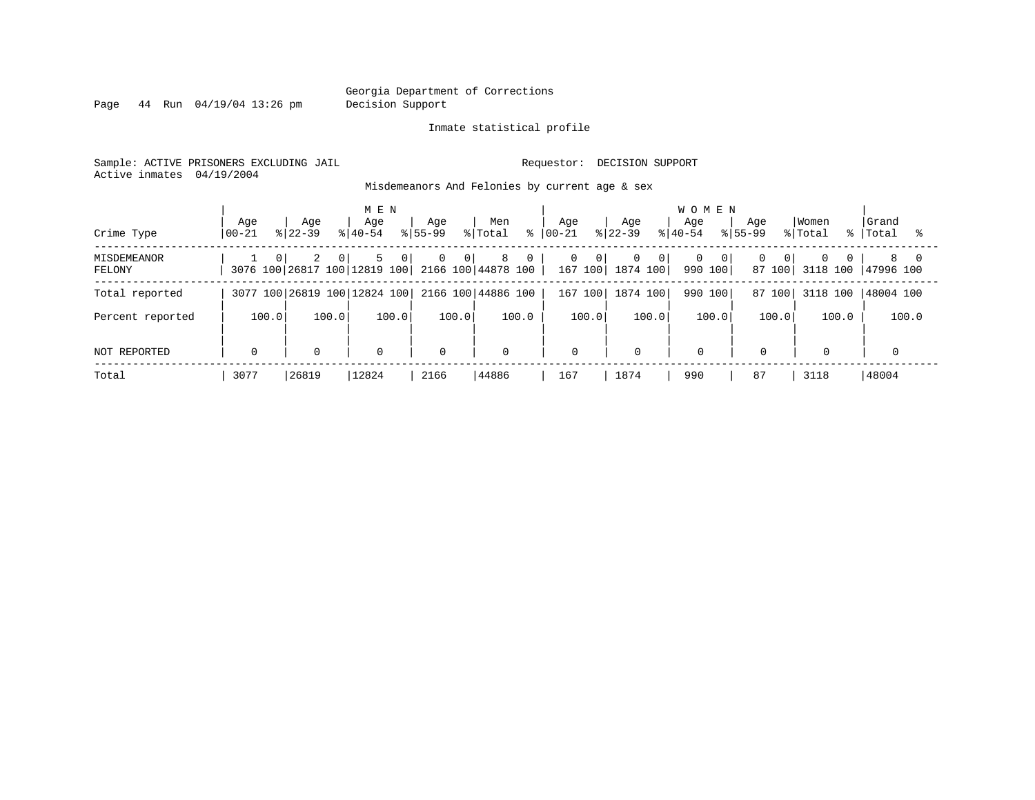Georgia Department of Corrections
Decision Support

Inmate statistical profile

Sample: ACTIVE PRISONERS EXCLUDING JAIL

Requestor: DECISION SUPPORT

Active inmates 04/19/2004

Misdemeanors And Felonies by current age & sex

| Crime Type | MEN Age 00-21 | % | Age 22-39 | % | Age 40-54 | % | Age 55-99 | % | Men Total | % | WOMEN Age 00-21 | % | Age 22-39 | % | Age 40-54 | % | Age 55-99 | % | Women Total | % | Grand Total | % |
|---|---|---|---|---|---|---|---|---|---|---|---|---|---|---|---|---|---|---|---|---|---|---|
| MISDEMEANOR | 1 | 0 | 2 | 0 | 5 | 0 | 0 | 0 | 8 | 0 | 0 | 0 | 0 | 0 | 0 | 0 | 0 | 0 | 0 | 0 | 8 | 0 |
| FELONY | 3076 | 100 | 26817 | 100 | 12819 | 100 | 2166 | 100 | 44878 | 100 | 167 | 100 | 1874 | 100 | 990 | 100 | 87 | 100 | 3118 | 100 | 47996 | 100 |
| Total reported | 3077 | 100 | 26819 | 100 | 12824 | 100 | 2166 | 100 | 44886 | 100 | 167 | 100 | 1874 | 100 | 990 | 100 | 87 | 100 | 3118 | 100 | 48004 | 100 |
| Percent reported | 100.0 | | 100.0 | | 100.0 | | 100.0 | | 100.0 | | 100.0 | | 100.0 | | 100.0 | | 100.0 | | 100.0 | | 100.0 | |
| NOT REPORTED | 0 | | 0 | | 0 | | 0 | | 0 | | 0 | | 0 | | 0 | | 0 | | 0 | | 0 | |
| Total | 3077 | | 26819 | | 12824 | | 2166 | | 44886 | | 167 | | 1874 | | 990 | | 87 | | 3118 | | 48004 | |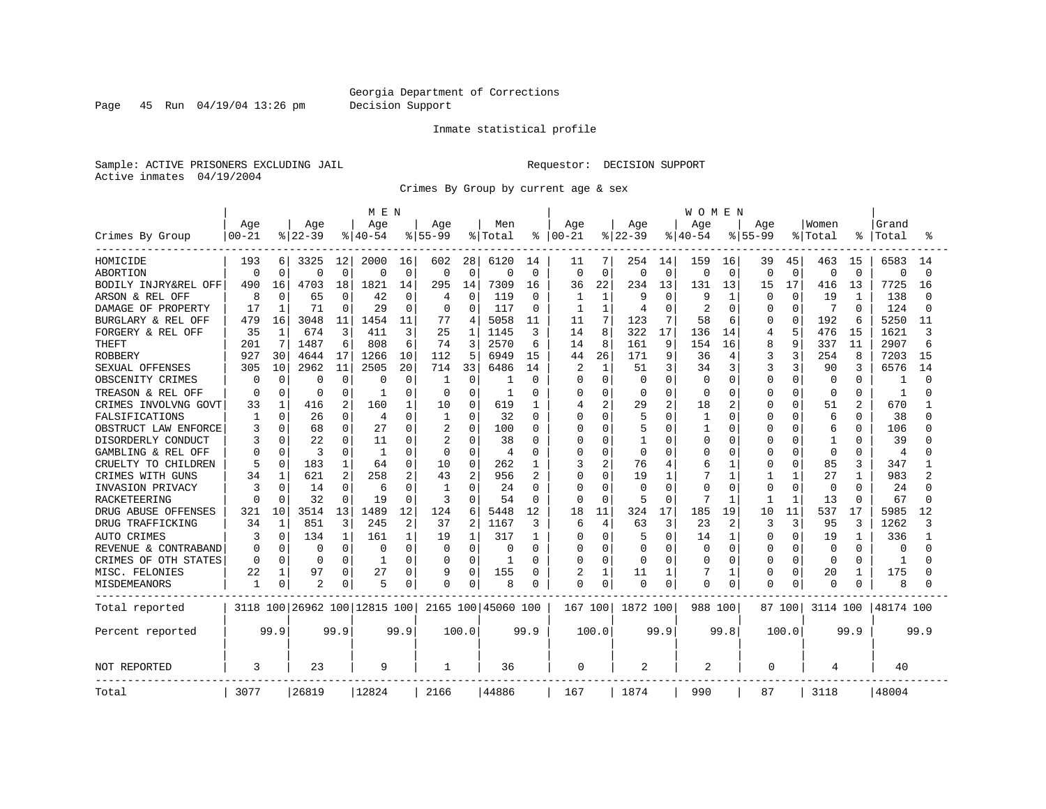Georgia Department of Corrections
Decision Support

Inmate statistical profile

Sample: ACTIVE PRISONERS EXCLUDING JAIL                    Requestor: DECISION SUPPORT
Active inmates 04/19/2004

Crimes By Group by current age & sex

| Crimes By Group | MEN Age 00-21 | % | Age 22-39 | % | Age 40-54 | % | Age 55-99 | % | Men Total | % | WOMEN Age 00-21 | % | Age 22-39 | % | Age 40-54 | % | Age 55-99 | % | Women Total | % | Grand Total | % |
|---|---|---|---|---|---|---|---|---|---|---|---|---|---|---|---|---|---|---|---|---|---|---|
| HOMICIDE | 193 | 6 | 3325 | 12 | 2000 | 16 | 602 | 28 | 6120 | 14 | 11 | 7 | 254 | 14 | 159 | 16 | 39 | 45 | 463 | 15 | 6583 | 14 |
| ABORTION | 0 | 0 | 0 | 0 | 0 | 0 | 0 | 0 | 0 | 0 | 0 | 0 | 0 | 0 | 0 | 0 | 0 | 0 | 0 | 0 | 0 | 0 |
| BODILY INJRY&REL OFF | 490 | 16 | 4703 | 18 | 1821 | 14 | 295 | 14 | 7309 | 16 | 36 | 22 | 234 | 13 | 131 | 13 | 15 | 17 | 416 | 13 | 7725 | 16 |
| ARSON & REL OFF | 8 | 0 | 65 | 0 | 42 | 0 | 4 | 0 | 119 | 0 | 1 | 1 | 9 | 0 | 9 | 1 | 0 | 0 | 19 | 1 | 138 | 0 |
| DAMAGE OF PROPERTY | 17 | 1 | 71 | 0 | 29 | 0 | 0 | 0 | 117 | 0 | 1 | 1 | 4 | 0 | 2 | 0 | 0 | 0 | 7 | 0 | 124 | 0 |
| BURGLARY & REL OFF | 479 | 16 | 3048 | 11 | 1454 | 11 | 77 | 4 | 5058 | 11 | 11 | 7 | 123 | 7 | 58 | 6 | 0 | 0 | 192 | 6 | 5250 | 11 |
| FORGERY & REL OFF | 35 | 1 | 674 | 3 | 411 | 3 | 25 | 1 | 1145 | 3 | 14 | 8 | 322 | 17 | 136 | 14 | 4 | 5 | 476 | 15 | 1621 | 3 |
| THEFT | 201 | 7 | 1487 | 6 | 808 | 6 | 74 | 3 | 2570 | 6 | 14 | 8 | 161 | 9 | 154 | 16 | 8 | 9 | 337 | 11 | 2907 | 6 |
| ROBBERY | 927 | 30 | 4644 | 17 | 1266 | 10 | 112 | 5 | 6949 | 15 | 44 | 26 | 171 | 9 | 36 | 4 | 3 | 3 | 254 | 8 | 7203 | 15 |
| SEXUAL OFFENSES | 305 | 10 | 2962 | 11 | 2505 | 20 | 714 | 33 | 6486 | 14 | 2 | 1 | 51 | 3 | 34 | 3 | 3 | 3 | 90 | 3 | 6576 | 14 |
| OBSCENITY CRIMES | 0 | 0 | 0 | 0 | 0 | 0 | 1 | 0 | 1 | 0 | 0 | 0 | 0 | 0 | 0 | 0 | 0 | 0 | 0 | 0 | 1 | 0 |
| TREASON & REL OFF | 0 | 0 | 0 | 0 | 1 | 0 | 0 | 0 | 1 | 0 | 0 | 0 | 0 | 0 | 0 | 0 | 0 | 0 | 0 | 0 | 1 | 0 |
| CRIMES INVOLVNG GOVT | 33 | 1 | 416 | 2 | 160 | 1 | 10 | 0 | 619 | 1 | 4 | 2 | 29 | 2 | 18 | 2 | 0 | 0 | 51 | 2 | 670 | 1 |
| FALSIFICATIONS | 1 | 0 | 26 | 0 | 4 | 0 | 1 | 0 | 32 | 0 | 0 | 0 | 5 | 0 | 1 | 0 | 0 | 0 | 6 | 0 | 38 | 0 |
| OBSTRUCT LAW ENFORCE | 3 | 0 | 68 | 0 | 27 | 0 | 2 | 0 | 100 | 0 | 0 | 0 | 5 | 0 | 1 | 0 | 0 | 0 | 6 | 0 | 106 | 0 |
| DISORDERLY CONDUCT | 3 | 0 | 22 | 0 | 11 | 0 | 2 | 0 | 38 | 0 | 0 | 0 | 1 | 0 | 0 | 0 | 0 | 0 | 1 | 0 | 39 | 0 |
| GAMBLING & REL OFF | 0 | 0 | 3 | 0 | 1 | 0 | 0 | 0 | 4 | 0 | 0 | 0 | 0 | 0 | 0 | 0 | 0 | 0 | 0 | 0 | 4 | 0 |
| CRUELTY TO CHILDREN | 5 | 0 | 183 | 1 | 64 | 0 | 10 | 0 | 262 | 1 | 3 | 2 | 76 | 4 | 6 | 1 | 0 | 0 | 85 | 3 | 347 | 1 |
| CRIMES WITH GUNS | 34 | 1 | 621 | 2 | 258 | 2 | 43 | 2 | 956 | 2 | 0 | 0 | 19 | 1 | 7 | 1 | 1 | 1 | 27 | 1 | 983 | 2 |
| INVASION PRIVACY | 3 | 0 | 14 | 0 | 6 | 0 | 1 | 0 | 24 | 0 | 0 | 0 | 0 | 0 | 0 | 0 | 0 | 0 | 0 | 0 | 24 | 0 |
| RACKETEERING | 0 | 0 | 32 | 0 | 19 | 0 | 3 | 0 | 54 | 0 | 0 | 0 | 5 | 0 | 7 | 1 | 1 | 1 | 13 | 0 | 67 | 0 |
| DRUG ABUSE OFFENSES | 321 | 10 | 3514 | 13 | 1489 | 12 | 124 | 6 | 5448 | 12 | 18 | 11 | 324 | 17 | 185 | 19 | 10 | 11 | 537 | 17 | 5985 | 12 |
| DRUG TRAFFICKING | 34 | 1 | 851 | 3 | 245 | 2 | 37 | 2 | 1167 | 3 | 6 | 4 | 63 | 3 | 23 | 2 | 3 | 3 | 95 | 3 | 1262 | 3 |
| AUTO CRIMES | 3 | 0 | 134 | 1 | 161 | 1 | 19 | 1 | 317 | 1 | 0 | 0 | 5 | 0 | 14 | 1 | 0 | 0 | 19 | 1 | 336 | 1 |
| REVENUE & CONTRABAND | 0 | 0 | 0 | 0 | 0 | 0 | 0 | 0 | 0 | 0 | 0 | 0 | 0 | 0 | 0 | 0 | 0 | 0 | 0 | 0 | 0 | 0 |
| CRIMES OF OTH STATES | 0 | 0 | 0 | 0 | 1 | 0 | 0 | 0 | 1 | 0 | 0 | 0 | 0 | 0 | 0 | 0 | 0 | 0 | 0 | 0 | 1 | 0 |
| MISC. FELONIES | 22 | 1 | 97 | 0 | 27 | 0 | 9 | 0 | 155 | 0 | 2 | 1 | 11 | 1 | 7 | 1 | 0 | 0 | 20 | 1 | 175 | 0 |
| MISDEMEANORS | 1 | 0 | 2 | 0 | 5 | 0 | 0 | 0 | 8 | 0 | 0 | 0 | 0 | 0 | 0 | 0 | 0 | 0 | 0 | 0 | 8 | 0 |
| Total reported | 3118 | 100 | 26962 | 100 | 12815 | 100 | 2165 | 100 | 45060 | 100 | 167 | 100 | 1872 | 100 | 988 | 100 | 87 | 100 | 3114 | 100 | 48174 | 100 |
| Percent reported | | 99.9 | | 99.9 | | 99.9 | | 100.0 | | 99.9 | | 100.0 | | 99.9 | | 99.8 | | 100.0 | | 99.9 | | 99.9 |
| NOT REPORTED | 3 | | 23 | | 9 | | 1 | | 36 | | 0 | | 2 | | 2 | | 0 | | 4 | | 40 | |
| Total | 3077 | | 26819 | | 12824 | | 2166 | | 44886 | | 167 | | 1874 | | 990 | | 87 | | 3118 | | 48004 | |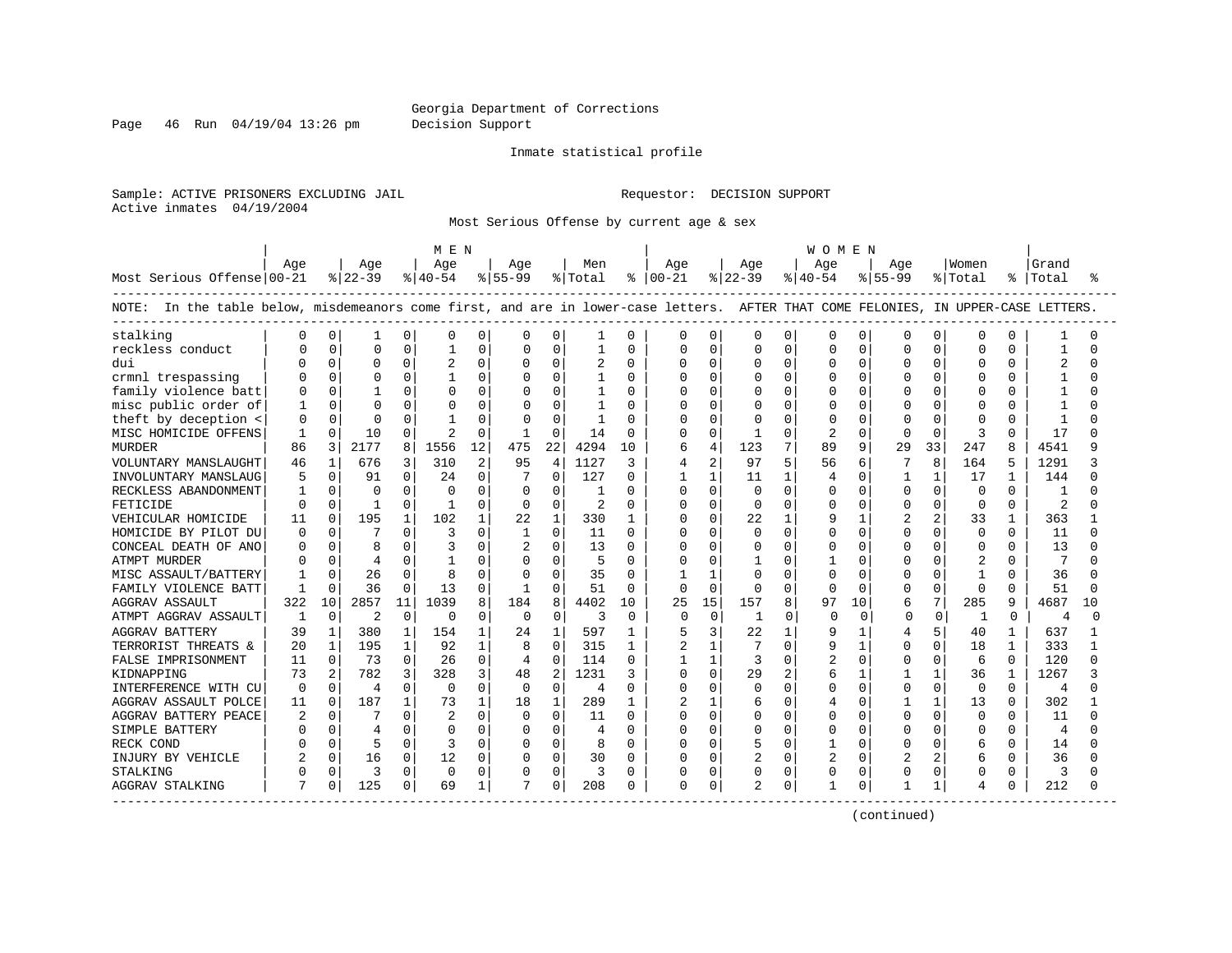Georgia Department of Corrections
Decision Support

Inmate statistical profile

Sample: ACTIVE PRISONERS EXCLUDING JAIL

Requestor: DECISION SUPPORT

Active inmates 04/19/2004

Most Serious Offense by current age & sex

| Most Serious Offense | MEN Age 00-21 | % | Age 22-39 | % | Age 40-54 | % | Age 55-99 | % | Men Total | % | WOMEN Age 00-21 | % | Age 22-39 | % | Age 40-54 | % | Age 55-99 | % | Women Total | % | Grand Total | % |
|---|---|---|---|---|---|---|---|---|---|---|---|---|---|---|---|---|---|---|---|---|---|---|
| NOTE: In the table below, misdemeanors come first, and are in lower-case letters. AFTER THAT COME FELONIES, IN UPPER-CASE LETTERS. | | | | | | | | | | | | | | | | | | | | | | |
| stalking | 0 | 0 | 1 | 0 | 0 | 0 | 0 | 0 | 1 | 0 | 0 | 0 | 0 | 0 | 0 | 0 | 0 | 0 | 0 | 0 | 1 | 0 |
| reckless conduct | 0 | 0 | 0 | 0 | 1 | 0 | 0 | 0 | 1 | 0 | 0 | 0 | 0 | 0 | 0 | 0 | 0 | 0 | 0 | 0 | 1 | 0 |
| dui | 0 | 0 | 0 | 0 | 2 | 0 | 0 | 0 | 2 | 0 | 0 | 0 | 0 | 0 | 0 | 0 | 0 | 0 | 0 | 0 | 2 | 0 |
| crmnl trespassing | 0 | 0 | 0 | 0 | 1 | 0 | 0 | 0 | 1 | 0 | 0 | 0 | 0 | 0 | 0 | 0 | 0 | 0 | 0 | 0 | 1 | 0 |
| family violence batt | 0 | 0 | 1 | 0 | 0 | 0 | 0 | 0 | 1 | 0 | 0 | 0 | 0 | 0 | 0 | 0 | 0 | 0 | 0 | 0 | 1 | 0 |
| misc public order of | 1 | 0 | 0 | 0 | 0 | 0 | 0 | 0 | 1 | 0 | 0 | 0 | 0 | 0 | 0 | 0 | 0 | 0 | 0 | 0 | 1 | 0 |
| theft by deception < | 0 | 0 | 0 | 0 | 1 | 0 | 0 | 0 | 1 | 0 | 0 | 0 | 0 | 0 | 0 | 0 | 0 | 0 | 0 | 0 | 1 | 0 |
| MISC HOMICIDE OFFENS | 1 | 0 | 10 | 0 | 2 | 0 | 1 | 0 | 14 | 0 | 0 | 0 | 1 | 0 | 2 | 0 | 0 | 0 | 3 | 0 | 17 | 0 |
| MURDER | 86 | 3 | 2177 | 8 | 1556 | 12 | 475 | 22 | 4294 | 10 | 6 | 4 | 123 | 7 | 89 | 9 | 29 | 33 | 247 | 8 | 4541 | 9 |
| VOLUNTARY MANSLAUGHT | 46 | 1 | 676 | 3 | 310 | 2 | 95 | 4 | 1127 | 3 | 4 | 2 | 97 | 5 | 56 | 6 | 7 | 8 | 164 | 5 | 1291 | 3 |
| INVOLUNTARY MANSLAUG | 5 | 0 | 91 | 0 | 24 | 0 | 7 | 0 | 127 | 0 | 1 | 1 | 11 | 1 | 4 | 0 | 1 | 1 | 17 | 1 | 144 | 0 |
| RECKLESS ABANDONMENT | 1 | 0 | 0 | 0 | 0 | 0 | 0 | 0 | 1 | 0 | 0 | 0 | 0 | 0 | 0 | 0 | 0 | 0 | 0 | 0 | 1 | 0 |
| FETICIDE | 0 | 0 | 1 | 0 | 1 | 0 | 0 | 0 | 2 | 0 | 0 | 0 | 0 | 0 | 0 | 0 | 0 | 0 | 0 | 0 | 2 | 0 |
| VEHICULAR HOMICIDE | 11 | 0 | 195 | 1 | 102 | 1 | 22 | 1 | 330 | 1 | 0 | 0 | 22 | 1 | 9 | 1 | 2 | 2 | 33 | 1 | 363 | 1 |
| HOMICIDE BY PILOT DU | 0 | 0 | 7 | 0 | 3 | 0 | 1 | 0 | 11 | 0 | 0 | 0 | 0 | 0 | 0 | 0 | 0 | 0 | 0 | 0 | 11 | 0 |
| CONCEAL DEATH OF ANO | 0 | 0 | 8 | 0 | 3 | 0 | 2 | 0 | 13 | 0 | 0 | 0 | 0 | 0 | 0 | 0 | 0 | 0 | 0 | 0 | 13 | 0 |
| ATMPT MURDER | 0 | 0 | 4 | 0 | 1 | 0 | 0 | 0 | 5 | 0 | 0 | 0 | 1 | 0 | 1 | 0 | 0 | 0 | 2 | 0 | 7 | 0 |
| MISC ASSAULT/BATTERY | 1 | 0 | 26 | 0 | 8 | 0 | 0 | 0 | 35 | 0 | 1 | 1 | 0 | 0 | 0 | 0 | 0 | 0 | 1 | 0 | 36 | 0 |
| FAMILY VIOLENCE BATT | 1 | 0 | 36 | 0 | 13 | 0 | 1 | 0 | 51 | 0 | 0 | 0 | 0 | 0 | 0 | 0 | 0 | 0 | 0 | 0 | 51 | 0 |
| AGGRAV ASSAULT | 322 | 10 | 2857 | 11 | 1039 | 8 | 184 | 8 | 4402 | 10 | 25 | 15 | 157 | 8 | 97 | 10 | 6 | 7 | 285 | 9 | 4687 | 10 |
| ATMPT AGGRAV ASSAULT | 1 | 0 | 2 | 0 | 0 | 0 | 0 | 0 | 3 | 0 | 0 | 0 | 1 | 0 | 0 | 0 | 0 | 0 | 1 | 0 | 4 | 0 |
| AGGRAV BATTERY | 39 | 1 | 380 | 1 | 154 | 1 | 24 | 1 | 597 | 1 | 5 | 3 | 22 | 1 | 9 | 1 | 4 | 5 | 40 | 1 | 637 | 1 |
| TERRORIST THREATS & | 20 | 1 | 195 | 1 | 92 | 1 | 8 | 0 | 315 | 1 | 2 | 1 | 7 | 0 | 9 | 1 | 0 | 0 | 18 | 1 | 333 | 1 |
| FALSE IMPRISONMENT | 11 | 0 | 73 | 0 | 26 | 0 | 4 | 0 | 114 | 0 | 1 | 1 | 3 | 0 | 2 | 0 | 0 | 0 | 6 | 0 | 120 | 0 |
| KIDNAPPING | 73 | 2 | 782 | 3 | 328 | 3 | 48 | 2 | 1231 | 3 | 0 | 0 | 29 | 2 | 6 | 1 | 1 | 1 | 36 | 1 | 1267 | 3 |
| INTERFERENCE WITH CU | 0 | 0 | 4 | 0 | 0 | 0 | 0 | 0 | 4 | 0 | 0 | 0 | 0 | 0 | 0 | 0 | 0 | 0 | 0 | 0 | 4 | 0 |
| AGGRAV ASSAULT POLCE | 11 | 0 | 187 | 1 | 73 | 1 | 18 | 1 | 289 | 1 | 2 | 1 | 6 | 0 | 4 | 0 | 1 | 1 | 13 | 0 | 302 | 1 |
| AGGRAV BATTERY PEACE | 2 | 0 | 7 | 0 | 2 | 0 | 0 | 0 | 11 | 0 | 0 | 0 | 0 | 0 | 0 | 0 | 0 | 0 | 0 | 0 | 11 | 0 |
| SIMPLE BATTERY | 0 | 0 | 4 | 0 | 0 | 0 | 0 | 0 | 4 | 0 | 0 | 0 | 0 | 0 | 0 | 0 | 0 | 0 | 0 | 0 | 4 | 0 |
| RECK COND | 0 | 0 | 5 | 0 | 3 | 0 | 0 | 0 | 8 | 0 | 0 | 0 | 5 | 0 | 1 | 0 | 0 | 0 | 6 | 0 | 14 | 0 |
| INJURY BY VEHICLE | 2 | 0 | 16 | 0 | 12 | 0 | 0 | 0 | 30 | 0 | 0 | 0 | 2 | 0 | 2 | 0 | 2 | 2 | 6 | 0 | 36 | 0 |
| STALKING | 0 | 0 | 3 | 0 | 0 | 0 | 0 | 0 | 3 | 0 | 0 | 0 | 0 | 0 | 0 | 0 | 0 | 0 | 0 | 0 | 3 | 0 |
| AGGRAV STALKING | 7 | 0 | 125 | 0 | 69 | 1 | 7 | 0 | 208 | 0 | 0 | 0 | 2 | 0 | 1 | 0 | 1 | 1 | 4 | 0 | 212 | 0 |

(continued)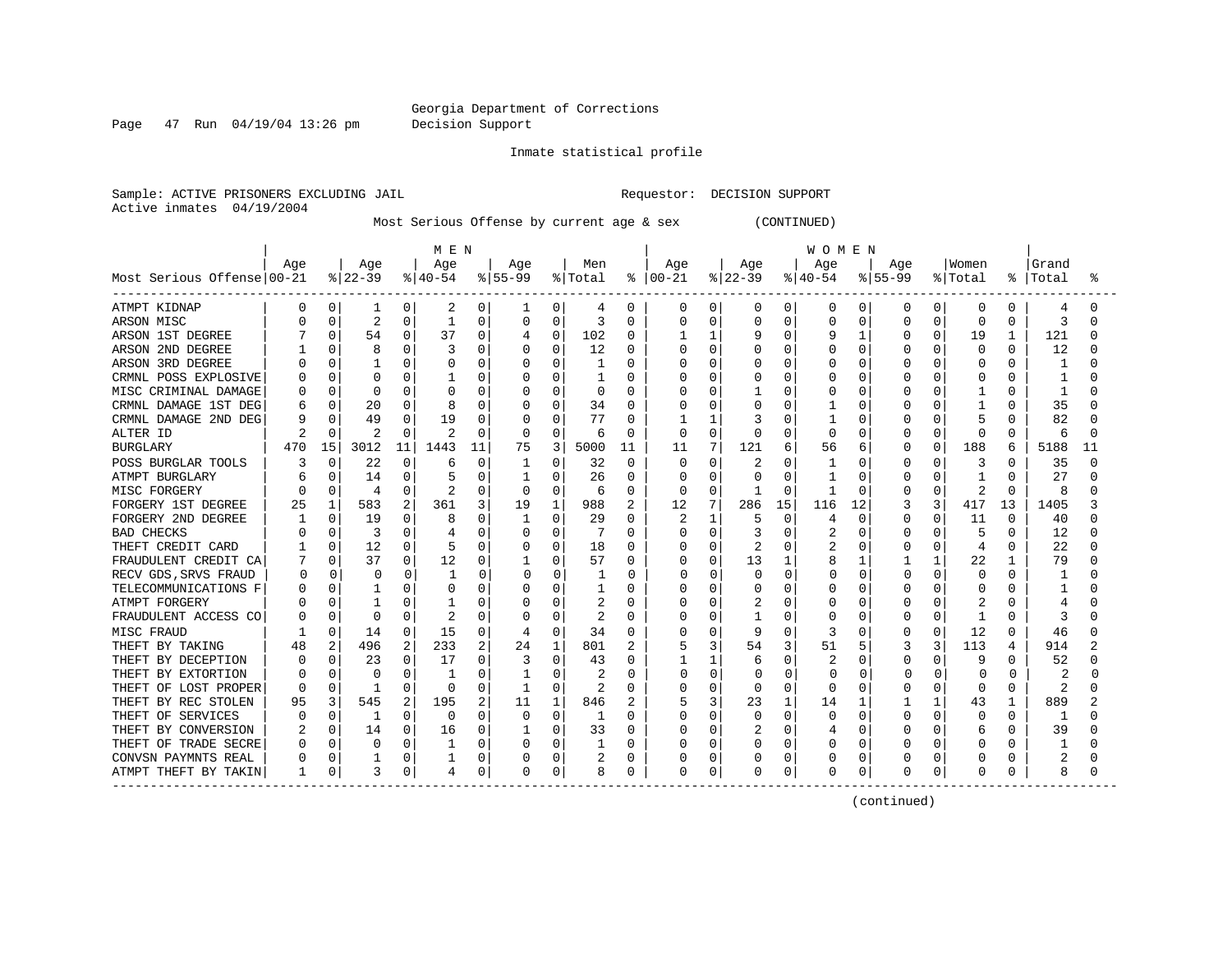Georgia Department of Corrections
Decision Support

Page 47 Run 04/19/04 13:26 pm

Inmate statistical profile

Sample: ACTIVE PRISONERS EXCLUDING JAIL
Active inmates 04/19/2004

Requestor: DECISION SUPPORT

Most Serious Offense by current age & sex (CONTINUED)

| Most Serious Offense | MEN Age 00-21 | % | Age 22-39 | % | Age 40-54 | % | Age 55-99 | % | Men Total | % | WOMEN Age 00-21 | % | Age 22-39 | % | Age 40-54 | % | Age 55-99 | % | Women Total | % | Grand Total | % |
|---|---|---|---|---|---|---|---|---|---|---|---|---|---|---|---|---|---|---|---|---|---|---|
| ATMPT KIDNAP | 0 | 0 | 1 | 0 | 2 | 0 | 1 | 0 | 4 | 0 | 0 | 0 | 0 | 0 | 0 | 0 | 0 | 0 | 0 | 0 | 4 | 0 |
| ARSON MISC | 0 | 0 | 2 | 0 | 1 | 0 | 0 | 0 | 3 | 0 | 0 | 0 | 0 | 0 | 0 | 0 | 0 | 0 | 0 | 0 | 3 | 0 |
| ARSON 1ST DEGREE | 7 | 0 | 54 | 0 | 37 | 0 | 4 | 0 | 102 | 0 | 1 | 1 | 9 | 0 | 9 | 1 | 0 | 0 | 19 | 1 | 121 | 0 |
| ARSON 2ND DEGREE | 1 | 0 | 8 | 0 | 3 | 0 | 0 | 0 | 12 | 0 | 0 | 0 | 0 | 0 | 0 | 0 | 0 | 0 | 0 | 0 | 12 | 0 |
| ARSON 3RD DEGREE | 0 | 0 | 1 | 0 | 0 | 0 | 0 | 0 | 1 | 0 | 0 | 0 | 0 | 0 | 0 | 0 | 0 | 0 | 0 | 0 | 1 | 0 |
| CRMNL POSS EXPLOSIVE | 0 | 0 | 0 | 0 | 1 | 0 | 0 | 0 | 1 | 0 | 0 | 0 | 0 | 0 | 0 | 0 | 0 | 0 | 0 | 0 | 1 | 0 |
| MISC CRIMINAL DAMAGE | 0 | 0 | 0 | 0 | 0 | 0 | 0 | 0 | 0 | 0 | 0 | 0 | 1 | 0 | 0 | 0 | 0 | 0 | 1 | 0 | 1 | 0 |
| CRMNL DAMAGE 1ST DEG | 6 | 0 | 20 | 0 | 8 | 0 | 0 | 0 | 34 | 0 | 0 | 0 | 0 | 0 | 1 | 0 | 0 | 0 | 1 | 0 | 35 | 0 |
| CRMNL DAMAGE 2ND DEG | 9 | 0 | 49 | 0 | 19 | 0 | 0 | 0 | 77 | 0 | 1 | 1 | 3 | 0 | 1 | 0 | 0 | 0 | 5 | 0 | 82 | 0 |
| ALTER ID | 2 | 0 | 2 | 0 | 2 | 0 | 0 | 0 | 6 | 0 | 0 | 0 | 0 | 0 | 0 | 0 | 0 | 0 | 0 | 0 | 6 | 0 |
| BURGLARY | 470 | 15 | 3012 | 11 | 1443 | 11 | 75 | 3 | 5000 | 11 | 11 | 7 | 121 | 6 | 56 | 6 | 0 | 0 | 188 | 6 | 5188 | 11 |
| POSS BURGLAR TOOLS | 3 | 0 | 22 | 0 | 6 | 0 | 1 | 0 | 32 | 0 | 0 | 0 | 2 | 0 | 1 | 0 | 0 | 0 | 3 | 0 | 35 | 0 |
| ATMPT BURGLARY | 6 | 0 | 14 | 0 | 5 | 0 | 1 | 0 | 26 | 0 | 0 | 0 | 0 | 0 | 1 | 0 | 0 | 0 | 1 | 0 | 27 | 0 |
| MISC FORGERY | 0 | 0 | 4 | 0 | 2 | 0 | 0 | 0 | 6 | 0 | 0 | 0 | 1 | 0 | 1 | 0 | 0 | 0 | 2 | 0 | 8 | 0 |
| FORGERY 1ST DEGREE | 25 | 1 | 583 | 2 | 361 | 3 | 19 | 1 | 988 | 2 | 12 | 7 | 286 | 15 | 116 | 12 | 3 | 3 | 417 | 13 | 1405 | 3 |
| FORGERY 2ND DEGREE | 1 | 0 | 19 | 0 | 8 | 0 | 1 | 0 | 29 | 0 | 2 | 1 | 5 | 0 | 4 | 0 | 0 | 0 | 11 | 0 | 40 | 0 |
| BAD CHECKS | 0 | 0 | 3 | 0 | 4 | 0 | 0 | 0 | 7 | 0 | 0 | 0 | 3 | 0 | 2 | 0 | 0 | 0 | 5 | 0 | 12 | 0 |
| THEFT CREDIT CARD | 1 | 0 | 12 | 0 | 5 | 0 | 0 | 0 | 18 | 0 | 0 | 0 | 2 | 0 | 2 | 0 | 0 | 0 | 4 | 0 | 22 | 0 |
| FRAUDULENT CREDIT CA | 7 | 0 | 37 | 0 | 12 | 0 | 1 | 0 | 57 | 0 | 0 | 0 | 13 | 1 | 8 | 1 | 1 | 1 | 22 | 1 | 79 | 0 |
| RECV GDS,SRVS FRAUD | 0 | 0 | 0 | 0 | 1 | 0 | 0 | 0 | 1 | 0 | 0 | 0 | 0 | 0 | 0 | 0 | 0 | 0 | 0 | 0 | 1 | 0 |
| TELECOMMUNICATIONS F | 0 | 0 | 1 | 0 | 0 | 0 | 0 | 0 | 1 | 0 | 0 | 0 | 0 | 0 | 0 | 0 | 0 | 0 | 0 | 0 | 1 | 0 |
| ATMPT FORGERY | 0 | 0 | 1 | 0 | 1 | 0 | 0 | 0 | 2 | 0 | 0 | 0 | 2 | 0 | 0 | 0 | 0 | 0 | 2 | 0 | 4 | 0 |
| FRAUDULENT ACCESS CO | 0 | 0 | 0 | 0 | 2 | 0 | 0 | 0 | 2 | 0 | 0 | 0 | 1 | 0 | 0 | 0 | 0 | 0 | 1 | 0 | 3 | 0 |
| MISC FRAUD | 1 | 0 | 14 | 0 | 15 | 0 | 4 | 0 | 34 | 0 | 0 | 0 | 9 | 0 | 3 | 0 | 0 | 0 | 12 | 0 | 46 | 0 |
| THEFT BY TAKING | 48 | 2 | 496 | 2 | 233 | 2 | 24 | 1 | 801 | 2 | 5 | 3 | 54 | 3 | 51 | 5 | 3 | 3 | 113 | 4 | 914 | 2 |
| THEFT BY DECEPTION | 0 | 0 | 23 | 0 | 17 | 0 | 3 | 0 | 43 | 0 | 1 | 1 | 6 | 0 | 2 | 0 | 0 | 0 | 9 | 0 | 52 | 0 |
| THEFT BY EXTORTION | 0 | 0 | 0 | 0 | 1 | 0 | 1 | 0 | 2 | 0 | 0 | 0 | 0 | 0 | 0 | 0 | 0 | 0 | 0 | 0 | 2 | 0 |
| THEFT OF LOST PROPER | 0 | 0 | 1 | 0 | 0 | 0 | 1 | 0 | 2 | 0 | 0 | 0 | 0 | 0 | 0 | 0 | 0 | 0 | 0 | 0 | 2 | 0 |
| THEFT BY REC STOLEN | 95 | 3 | 545 | 2 | 195 | 2 | 11 | 1 | 846 | 2 | 5 | 3 | 23 | 1 | 14 | 1 | 1 | 1 | 43 | 1 | 889 | 2 |
| THEFT OF SERVICES | 0 | 0 | 1 | 0 | 0 | 0 | 0 | 0 | 1 | 0 | 0 | 0 | 0 | 0 | 0 | 0 | 0 | 0 | 0 | 0 | 1 | 0 |
| THEFT BY CONVERSION | 2 | 0 | 14 | 0 | 16 | 0 | 1 | 0 | 33 | 0 | 0 | 0 | 2 | 0 | 4 | 0 | 0 | 0 | 6 | 0 | 39 | 0 |
| THEFT OF TRADE SECRE | 0 | 0 | 0 | 0 | 1 | 0 | 0 | 0 | 1 | 0 | 0 | 0 | 0 | 0 | 0 | 0 | 0 | 0 | 0 | 0 | 1 | 0 |
| CONVSN PAYMNTS REAL | 0 | 0 | 1 | 0 | 1 | 0 | 0 | 0 | 2 | 0 | 0 | 0 | 0 | 0 | 0 | 0 | 0 | 0 | 0 | 0 | 2 | 0 |
| ATMPT THEFT BY TAKIN | 1 | 0 | 3 | 0 | 4 | 0 | 0 | 0 | 8 | 0 | 0 | 0 | 0 | 0 | 0 | 0 | 0 | 0 | 0 | 0 | 8 | 0 |

(continued)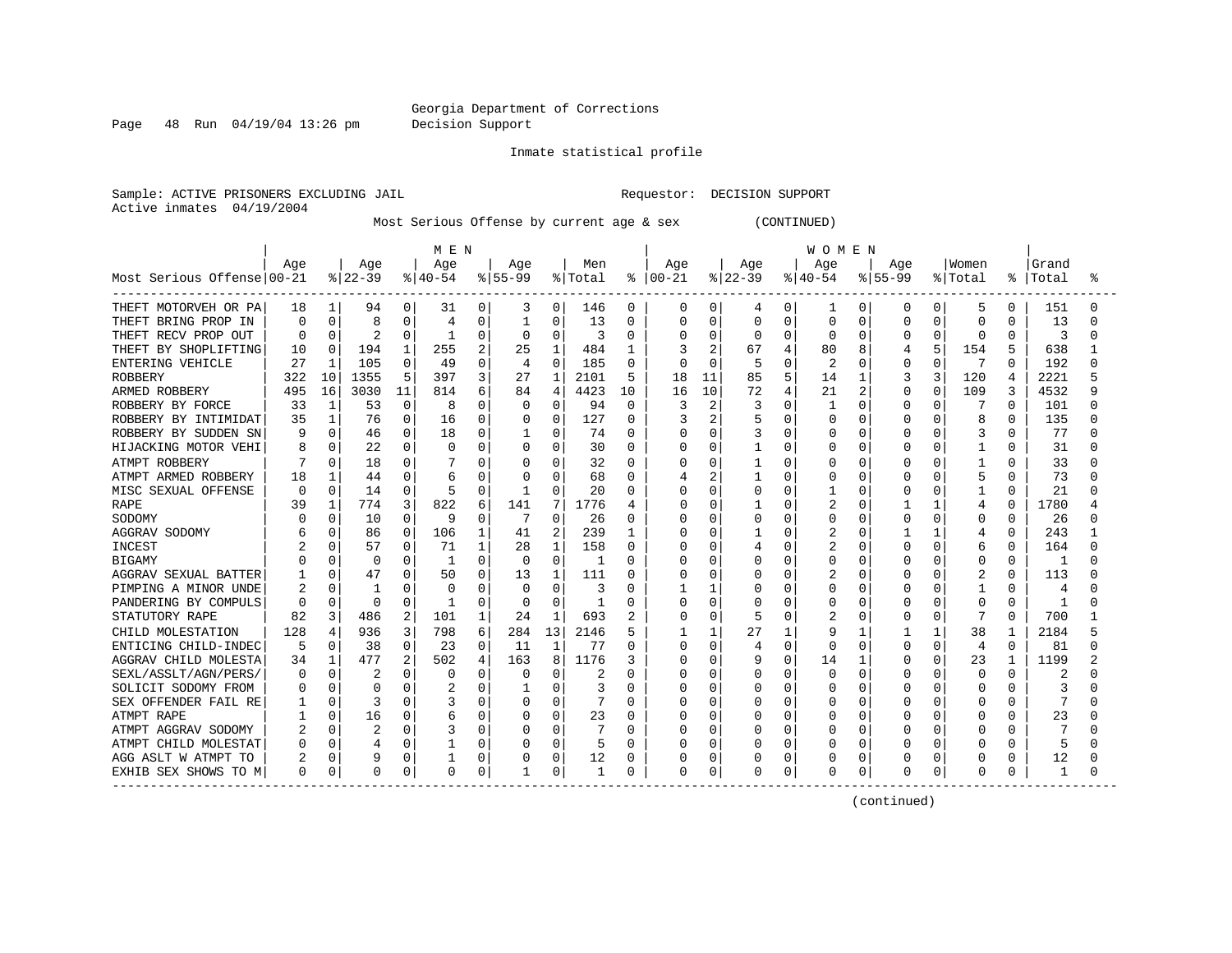Georgia Department of Corrections
Decision Support

Inmate statistical profile

Sample: ACTIVE PRISONERS EXCLUDING JAIL
Active inmates 04/19/2004

Requestor: DECISION SUPPORT

Most Serious Offense by current age & sex (CONTINUED)

| Most Serious Offense | MEN Age 00-21 | % | Age 22-39 | % | Age 40-54 | % | Age 55-99 | % | Men Total | % | WOMEN Age 00-21 | % | Age 22-39 | % | Age 40-54 | % | Age 55-99 | % | Women Total | % | Grand Total | % |
|---|---|---|---|---|---|---|---|---|---|---|---|---|---|---|---|---|---|---|---|---|---|---|
| THEFT MOTORVEH OR PA | 18 | 1 | 94 | 0 | 31 | 0 | 3 | 0 | 146 | 0 | 0 | 0 | 4 | 0 | 1 | 0 | 0 | 0 | 5 | 0 | 151 | 0 |
| THEFT BRING PROP IN | 0 | 0 | 8 | 0 | 4 | 0 | 1 | 0 | 13 | 0 | 0 | 0 | 0 | 0 | 0 | 0 | 0 | 0 | 0 | 0 | 13 | 0 |
| THEFT RECV PROP OUT | 0 | 0 | 2 | 0 | 1 | 0 | 0 | 0 | 3 | 0 | 0 | 0 | 0 | 0 | 0 | 0 | 0 | 0 | 0 | 0 | 3 | 0 |
| THEFT BY SHOPLIFTING | 10 | 0 | 194 | 1 | 255 | 2 | 25 | 1 | 484 | 1 | 3 | 2 | 67 | 4 | 80 | 8 | 4 | 5 | 154 | 5 | 638 | 1 |
| ENTERING VEHICLE | 27 | 1 | 105 | 0 | 49 | 0 | 4 | 0 | 185 | 0 | 0 | 0 | 5 | 0 | 2 | 0 | 0 | 0 | 7 | 0 | 192 | 0 |
| ROBBERY | 322 | 10 | 1355 | 5 | 397 | 3 | 27 | 1 | 2101 | 5 | 18 | 11 | 85 | 5 | 14 | 1 | 3 | 3 | 120 | 4 | 2221 | 5 |
| ARMED ROBBERY | 495 | 16 | 3030 | 11 | 814 | 6 | 84 | 4 | 4423 | 10 | 16 | 10 | 72 | 4 | 21 | 2 | 0 | 0 | 109 | 3 | 4532 | 9 |
| ROBBERY BY FORCE | 33 | 1 | 53 | 0 | 8 | 0 | 0 | 0 | 94 | 0 | 3 | 2 | 3 | 0 | 1 | 0 | 0 | 0 | 7 | 0 | 101 | 0 |
| ROBBERY BY INTIMIDAT | 35 | 1 | 76 | 0 | 16 | 0 | 0 | 0 | 127 | 0 | 3 | 2 | 5 | 0 | 0 | 0 | 0 | 0 | 8 | 0 | 135 | 0 |
| ROBBERY BY SUDDEN SN | 9 | 0 | 46 | 0 | 18 | 0 | 1 | 0 | 74 | 0 | 0 | 0 | 3 | 0 | 0 | 0 | 0 | 0 | 3 | 0 | 77 | 0 |
| HIJACKING MOTOR VEHI | 8 | 0 | 22 | 0 | 0 | 0 | 0 | 0 | 30 | 0 | 0 | 0 | 1 | 0 | 0 | 0 | 0 | 0 | 1 | 0 | 31 | 0 |
| ATMPT ROBBERY | 7 | 0 | 18 | 0 | 7 | 0 | 0 | 0 | 32 | 0 | 0 | 0 | 1 | 0 | 0 | 0 | 0 | 0 | 1 | 0 | 33 | 0 |
| ATMPT ARMED ROBBERY | 18 | 1 | 44 | 0 | 6 | 0 | 0 | 0 | 68 | 0 | 4 | 2 | 1 | 0 | 0 | 0 | 0 | 0 | 5 | 0 | 73 | 0 |
| MISC SEXUAL OFFENSE | 0 | 0 | 14 | 0 | 5 | 0 | 1 | 0 | 20 | 0 | 0 | 0 | 0 | 0 | 1 | 0 | 0 | 0 | 1 | 0 | 21 | 0 |
| RAPE | 39 | 1 | 774 | 3 | 822 | 6 | 141 | 7 | 1776 | 4 | 0 | 0 | 1 | 0 | 2 | 0 | 1 | 1 | 4 | 0 | 1780 | 4 |
| SODOMY | 0 | 0 | 10 | 0 | 9 | 0 | 7 | 0 | 26 | 0 | 0 | 0 | 0 | 0 | 0 | 0 | 0 | 0 | 0 | 0 | 26 | 0 |
| AGGRAV SODOMY | 6 | 0 | 86 | 0 | 106 | 1 | 41 | 2 | 239 | 1 | 0 | 0 | 1 | 0 | 2 | 0 | 1 | 1 | 4 | 0 | 243 | 1 |
| INCEST | 2 | 0 | 57 | 0 | 71 | 1 | 28 | 1 | 158 | 0 | 0 | 0 | 4 | 0 | 2 | 0 | 0 | 0 | 6 | 0 | 164 | 0 |
| BIGAMY | 0 | 0 | 0 | 0 | 1 | 0 | 0 | 0 | 1 | 0 | 0 | 0 | 0 | 0 | 0 | 0 | 0 | 0 | 0 | 0 | 1 | 0 |
| AGGRAV SEXUAL BATTER | 1 | 0 | 47 | 0 | 50 | 0 | 13 | 1 | 111 | 0 | 0 | 0 | 0 | 0 | 2 | 0 | 0 | 0 | 2 | 0 | 113 | 0 |
| PIMPING A MINOR UNDE | 2 | 0 | 1 | 0 | 0 | 0 | 0 | 0 | 3 | 0 | 1 | 1 | 0 | 0 | 0 | 0 | 0 | 0 | 1 | 0 | 4 | 0 |
| PANDERING BY COMPULS | 0 | 0 | 0 | 0 | 1 | 0 | 0 | 0 | 1 | 0 | 0 | 0 | 0 | 0 | 0 | 0 | 0 | 0 | 0 | 0 | 1 | 0 |
| STATUTORY RAPE | 82 | 3 | 486 | 2 | 101 | 1 | 24 | 1 | 693 | 2 | 0 | 0 | 5 | 0 | 2 | 0 | 0 | 0 | 7 | 0 | 700 | 1 |
| CHILD MOLESTATION | 128 | 4 | 936 | 3 | 798 | 6 | 284 | 13 | 2146 | 5 | 1 | 1 | 27 | 1 | 9 | 1 | 1 | 1 | 38 | 1 | 2184 | 5 |
| ENTICING CHILD-INDEC | 5 | 0 | 38 | 0 | 23 | 0 | 11 | 1 | 77 | 0 | 0 | 0 | 4 | 0 | 0 | 0 | 0 | 0 | 4 | 0 | 81 | 0 |
| AGGRAV CHILD MOLESTA | 34 | 1 | 477 | 2 | 502 | 4 | 163 | 8 | 1176 | 3 | 0 | 0 | 9 | 0 | 14 | 1 | 0 | 0 | 23 | 1 | 1199 | 2 |
| SEXL/ASSLT/AGN/PERS/ | 0 | 0 | 2 | 0 | 0 | 0 | 0 | 0 | 2 | 0 | 0 | 0 | 0 | 0 | 0 | 0 | 0 | 0 | 0 | 0 | 2 | 0 |
| SOLICIT SODOMY FROM | 0 | 0 | 0 | 0 | 2 | 0 | 1 | 0 | 3 | 0 | 0 | 0 | 0 | 0 | 0 | 0 | 0 | 0 | 0 | 0 | 3 | 0 |
| SEX OFFENDER FAIL RE | 1 | 0 | 3 | 0 | 3 | 0 | 0 | 0 | 7 | 0 | 0 | 0 | 0 | 0 | 0 | 0 | 0 | 0 | 0 | 0 | 7 | 0 |
| ATMPT RAPE | 1 | 0 | 16 | 0 | 6 | 0 | 0 | 0 | 23 | 0 | 0 | 0 | 0 | 0 | 0 | 0 | 0 | 0 | 0 | 0 | 23 | 0 |
| ATMPT AGGRAV SODOMY | 2 | 0 | 2 | 0 | 3 | 0 | 0 | 0 | 7 | 0 | 0 | 0 | 0 | 0 | 0 | 0 | 0 | 0 | 0 | 0 | 7 | 0 |
| ATMPT CHILD MOLESTAT | 0 | 0 | 4 | 0 | 1 | 0 | 0 | 0 | 5 | 0 | 0 | 0 | 0 | 0 | 0 | 0 | 0 | 0 | 0 | 0 | 5 | 0 |
| AGG ASLT W ATMPT TO | 2 | 0 | 9 | 0 | 1 | 0 | 0 | 0 | 12 | 0 | 0 | 0 | 0 | 0 | 0 | 0 | 0 | 0 | 0 | 0 | 12 | 0 |
| EXHIB SEX SHOWS TO M | 0 | 0 | 0 | 0 | 0 | 0 | 1 | 0 | 1 | 0 | 0 | 0 | 0 | 0 | 0 | 0 | 0 | 0 | 0 | 0 | 1 | 0 |

(continued)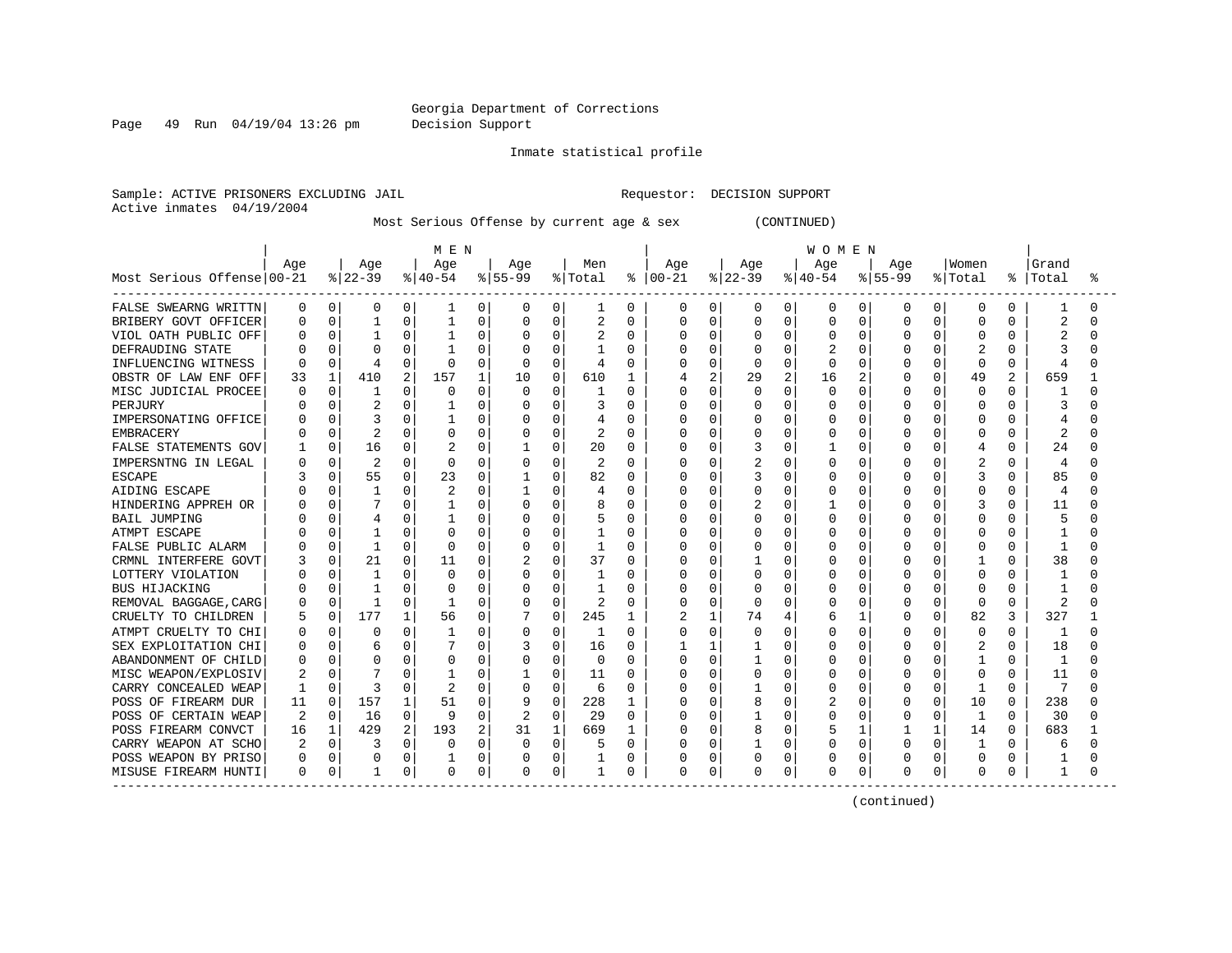Georgia Department of Corrections
Decision Support

Inmate statistical profile

Sample: ACTIVE PRISONERS EXCLUDING JAIL    Requestor: DECISION SUPPORT
Active inmates 04/19/2004

Most Serious Offense by current age & sex (CONTINUED)

| Most Serious Offense | MEN Age 00-21 | % | Age 22-39 | % | Age 40-54 | % | Age 55-99 | % | Men Total | % | WOMEN Age 00-21 | % | Age 22-39 | % | Age 40-54 | % | Age 55-99 | % | Women Total | % | Grand Total | % |
|---|---|---|---|---|---|---|---|---|---|---|---|---|---|---|---|---|---|---|---|---|---|---|
| FALSE SWEARNG WRITTN | 0 | 0 | 0 | 0 | 1 | 0 | 0 | 0 | 1 | 0 | 0 | 0 | 0 | 0 | 0 | 0 | 0 | 0 | 0 | 0 | 1 | 0 |
| BRIBERY GOVT OFFICER | 0 | 0 | 1 | 0 | 1 | 0 | 0 | 0 | 2 | 0 | 0 | 0 | 0 | 0 | 0 | 0 | 0 | 0 | 0 | 0 | 2 | 0 |
| VIOL OATH PUBLIC OFF | 0 | 0 | 1 | 0 | 1 | 0 | 0 | 0 | 2 | 0 | 0 | 0 | 0 | 0 | 0 | 0 | 0 | 0 | 0 | 0 | 2 | 0 |
| DEFRAUDING STATE | 0 | 0 | 0 | 0 | 1 | 0 | 0 | 0 | 1 | 0 | 0 | 0 | 0 | 0 | 2 | 0 | 0 | 0 | 2 | 0 | 3 | 0 |
| INFLUENCING WITNESS | 0 | 0 | 4 | 0 | 0 | 0 | 0 | 0 | 4 | 0 | 0 | 0 | 0 | 0 | 0 | 0 | 0 | 0 | 0 | 0 | 4 | 0 |
| OBSTR OF LAW ENF OFF | 33 | 1 | 410 | 2 | 157 | 1 | 10 | 0 | 610 | 1 | 4 | 2 | 29 | 2 | 16 | 2 | 0 | 0 | 49 | 2 | 659 | 1 |
| MISC JUDICIAL PROCEE | 0 | 0 | 1 | 0 | 0 | 0 | 0 | 0 | 1 | 0 | 0 | 0 | 0 | 0 | 0 | 0 | 0 | 0 | 0 | 0 | 1 | 0 |
| PERJURY | 0 | 0 | 2 | 0 | 1 | 0 | 0 | 0 | 3 | 0 | 0 | 0 | 0 | 0 | 0 | 0 | 0 | 0 | 0 | 0 | 3 | 0 |
| IMPERSONATING OFFICE | 0 | 0 | 3 | 0 | 1 | 0 | 0 | 0 | 4 | 0 | 0 | 0 | 0 | 0 | 0 | 0 | 0 | 0 | 0 | 0 | 4 | 0 |
| EMBRACERY | 0 | 0 | 2 | 0 | 0 | 0 | 0 | 0 | 2 | 0 | 0 | 0 | 0 | 0 | 0 | 0 | 0 | 0 | 0 | 0 | 2 | 0 |
| FALSE STATEMENTS GOV | 1 | 0 | 16 | 0 | 2 | 0 | 1 | 0 | 20 | 0 | 0 | 0 | 3 | 0 | 1 | 0 | 0 | 0 | 4 | 0 | 24 | 0 |
| IMPERSNTNG IN LEGAL | 0 | 0 | 2 | 0 | 0 | 0 | 0 | 0 | 2 | 0 | 0 | 0 | 2 | 0 | 0 | 0 | 0 | 0 | 2 | 0 | 4 | 0 |
| ESCAPE | 3 | 0 | 55 | 0 | 23 | 0 | 1 | 0 | 82 | 0 | 0 | 0 | 3 | 0 | 0 | 0 | 0 | 0 | 3 | 0 | 85 | 0 |
| AIDING ESCAPE | 0 | 0 | 1 | 0 | 2 | 0 | 1 | 0 | 4 | 0 | 0 | 0 | 0 | 0 | 0 | 0 | 0 | 0 | 0 | 0 | 4 | 0 |
| HINDERING APPREH OR | 0 | 0 | 7 | 0 | 1 | 0 | 0 | 0 | 8 | 0 | 0 | 0 | 2 | 0 | 1 | 0 | 0 | 0 | 3 | 0 | 11 | 0 |
| BAIL JUMPING | 0 | 0 | 4 | 0 | 1 | 0 | 0 | 0 | 5 | 0 | 0 | 0 | 0 | 0 | 0 | 0 | 0 | 0 | 0 | 0 | 5 | 0 |
| ATMPT ESCAPE | 0 | 0 | 1 | 0 | 0 | 0 | 0 | 0 | 1 | 0 | 0 | 0 | 0 | 0 | 0 | 0 | 0 | 0 | 0 | 0 | 1 | 0 |
| FALSE PUBLIC ALARM | 0 | 0 | 1 | 0 | 0 | 0 | 0 | 0 | 1 | 0 | 0 | 0 | 0 | 0 | 0 | 0 | 0 | 0 | 0 | 0 | 1 | 0 |
| CRMNL INTERFERE GOVT | 3 | 0 | 21 | 0 | 11 | 0 | 2 | 0 | 37 | 0 | 0 | 0 | 1 | 0 | 0 | 0 | 0 | 0 | 1 | 0 | 38 | 0 |
| LOTTERY VIOLATION | 0 | 0 | 1 | 0 | 0 | 0 | 0 | 0 | 1 | 0 | 0 | 0 | 0 | 0 | 0 | 0 | 0 | 0 | 0 | 0 | 1 | 0 |
| BUS HIJACKING | 0 | 0 | 1 | 0 | 0 | 0 | 0 | 0 | 1 | 0 | 0 | 0 | 0 | 0 | 0 | 0 | 0 | 0 | 0 | 0 | 1 | 0 |
| REMOVAL BAGGAGE,CARG | 0 | 0 | 1 | 0 | 1 | 0 | 0 | 0 | 2 | 0 | 0 | 0 | 0 | 0 | 0 | 0 | 0 | 0 | 0 | 0 | 2 | 0 |
| CRUELTY TO CHILDREN | 5 | 0 | 177 | 1 | 56 | 0 | 7 | 0 | 245 | 1 | 2 | 1 | 74 | 4 | 6 | 1 | 0 | 0 | 82 | 3 | 327 | 1 |
| ATMPT CRUELTY TO CHI | 0 | 0 | 0 | 0 | 1 | 0 | 0 | 0 | 1 | 0 | 0 | 0 | 0 | 0 | 0 | 0 | 0 | 0 | 0 | 0 | 1 | 0 |
| SEX EXPLOITATION CHI | 0 | 0 | 6 | 0 | 7 | 0 | 3 | 0 | 16 | 0 | 1 | 1 | 1 | 0 | 0 | 0 | 0 | 0 | 2 | 0 | 18 | 0 |
| ABANDONMENT OF CHILD | 0 | 0 | 0 | 0 | 0 | 0 | 0 | 0 | 0 | 0 | 0 | 0 | 1 | 0 | 0 | 0 | 0 | 0 | 1 | 0 | 1 | 0 |
| MISC WEAPON/EXPLOSIV | 2 | 0 | 7 | 0 | 1 | 0 | 1 | 0 | 11 | 0 | 0 | 0 | 0 | 0 | 0 | 0 | 0 | 0 | 0 | 0 | 11 | 0 |
| CARRY CONCEALED WEAP | 1 | 0 | 3 | 0 | 2 | 0 | 0 | 0 | 6 | 0 | 0 | 0 | 1 | 0 | 0 | 0 | 0 | 0 | 1 | 0 | 7 | 0 |
| POSS OF FIREARM DUR | 11 | 0 | 157 | 1 | 51 | 0 | 9 | 0 | 228 | 1 | 0 | 0 | 8 | 0 | 2 | 0 | 0 | 0 | 10 | 0 | 238 | 0 |
| POSS OF CERTAIN WEAP | 2 | 0 | 16 | 0 | 9 | 0 | 2 | 0 | 29 | 0 | 0 | 0 | 1 | 0 | 0 | 0 | 0 | 0 | 1 | 0 | 30 | 0 |
| POSS FIREARM CONVCT | 16 | 1 | 429 | 2 | 193 | 2 | 31 | 1 | 669 | 1 | 0 | 0 | 8 | 0 | 5 | 1 | 1 | 1 | 14 | 0 | 683 | 1 |
| CARRY WEAPON AT SCHO | 2 | 0 | 3 | 0 | 0 | 0 | 0 | 0 | 5 | 0 | 0 | 0 | 1 | 0 | 0 | 0 | 0 | 0 | 1 | 0 | 6 | 0 |
| POSS WEAPON BY PRISO | 0 | 0 | 0 | 0 | 1 | 0 | 0 | 0 | 1 | 0 | 0 | 0 | 0 | 0 | 0 | 0 | 0 | 0 | 0 | 0 | 1 | 0 |
| MISUSE FIREARM HUNTI | 0 | 0 | 1 | 0 | 0 | 0 | 0 | 0 | 1 | 0 | 0 | 0 | 0 | 0 | 0 | 0 | 0 | 0 | 0 | 0 | 1 | 0 |

(continued)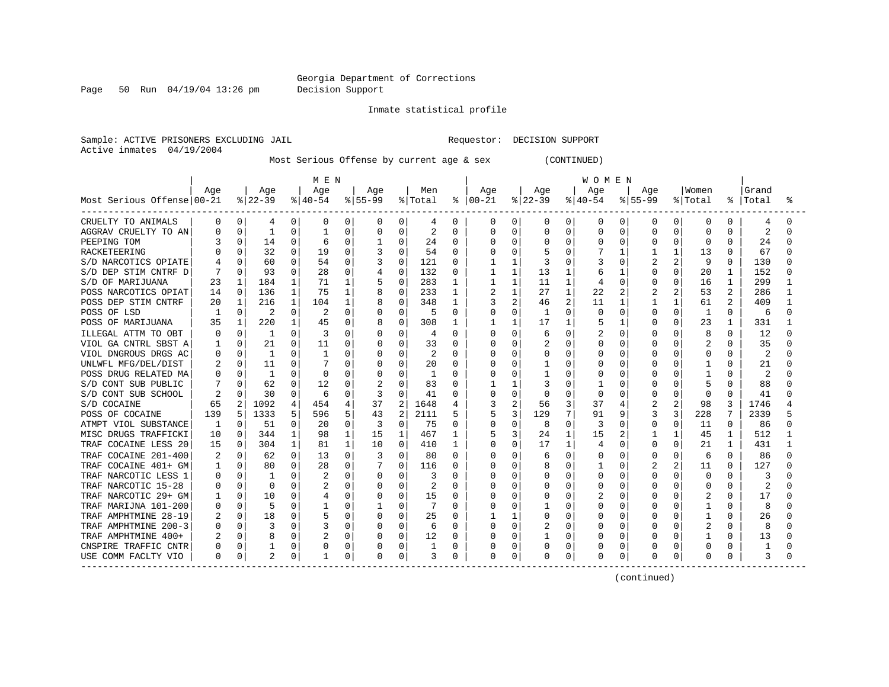Georgia Department of Corrections
Decision Support

Page 50 Run 04/19/04 13:26 pm

Inmate statistical profile

Sample: ACTIVE PRISONERS EXCLUDING JAIL

Requestor: DECISION SUPPORT

Active inmates 04/19/2004

Most Serious Offense by current age & sex (CONTINUED)

| Most Serious Offense | MEN Age 00-21 | % | Age 22-39 | % | Age 40-54 | % | Age 55-99 | % | Men Total | % | WOMEN Age 00-21 | % | Age 22-39 | % | Age 40-54 | % | Age 55-99 | % | Women Total | % | Grand Total | % |
|---|---|---|---|---|---|---|---|---|---|---|---|---|---|---|---|---|---|---|---|---|---|---|
| CRUELTY TO ANIMALS | 0 | 0 | 4 | 0 | 0 | 0 | 0 | 0 | 4 | 0 | 0 | 0 | 0 | 0 | 0 | 0 | 0 | 0 | 0 | 0 | 4 | 0 |
| AGGRAV CRUELTY TO AN | 0 | 0 | 1 | 0 | 1 | 0 | 0 | 0 | 2 | 0 | 0 | 0 | 0 | 0 | 0 | 0 | 0 | 0 | 0 | 0 | 2 | 0 |
| PEEPING TOM | 3 | 0 | 14 | 0 | 6 | 0 | 1 | 0 | 24 | 0 | 0 | 0 | 0 | 0 | 0 | 0 | 0 | 0 | 0 | 0 | 24 | 0 |
| RACKETEERING | 0 | 0 | 32 | 0 | 19 | 0 | 3 | 0 | 54 | 0 | 0 | 0 | 5 | 0 | 7 | 1 | 1 | 1 | 13 | 0 | 67 | 0 |
| S/D NARCOTICS OPIATE | 4 | 0 | 60 | 0 | 54 | 0 | 3 | 0 | 121 | 0 | 1 | 1 | 3 | 0 | 3 | 0 | 2 | 2 | 9 | 0 | 130 | 0 |
| S/D DEP STIM CNTRF D | 7 | 0 | 93 | 0 | 28 | 0 | 4 | 0 | 132 | 0 | 1 | 1 | 13 | 1 | 6 | 1 | 0 | 0 | 20 | 1 | 152 | 0 |
| S/D OF MARIJUANA | 23 | 1 | 184 | 1 | 71 | 1 | 5 | 0 | 283 | 1 | 1 | 1 | 11 | 1 | 4 | 0 | 0 | 0 | 16 | 1 | 299 | 1 |
| POSS NARCOTICS OPIAT | 14 | 0 | 136 | 1 | 75 | 1 | 8 | 0 | 233 | 1 | 2 | 1 | 27 | 1 | 22 | 2 | 2 | 2 | 53 | 2 | 286 | 1 |
| POSS DEP STIM CNTRF | 20 | 1 | 216 | 1 | 104 | 1 | 8 | 0 | 348 | 1 | 3 | 2 | 46 | 2 | 11 | 1 | 1 | 1 | 61 | 2 | 409 | 1 |
| POSS OF LSD | 1 | 0 | 2 | 0 | 2 | 0 | 0 | 0 | 5 | 0 | 0 | 0 | 1 | 0 | 0 | 0 | 0 | 0 | 1 | 0 | 6 | 0 |
| POSS OF MARIJUANA | 35 | 1 | 220 | 1 | 45 | 0 | 8 | 0 | 308 | 1 | 1 | 1 | 17 | 1 | 5 | 1 | 0 | 0 | 23 | 1 | 331 | 1 |
| ILLEGAL ATTM TO OBT | 0 | 0 | 1 | 0 | 3 | 0 | 0 | 0 | 4 | 0 | 0 | 0 | 6 | 0 | 2 | 0 | 0 | 0 | 8 | 0 | 12 | 0 |
| VIOL GA CNTRL SBST A | 1 | 0 | 21 | 0 | 11 | 0 | 0 | 0 | 33 | 0 | 0 | 0 | 2 | 0 | 0 | 0 | 0 | 0 | 2 | 0 | 35 | 0 |
| VIOL DNGROUS DRGS AC | 0 | 0 | 1 | 0 | 1 | 0 | 0 | 0 | 2 | 0 | 0 | 0 | 0 | 0 | 0 | 0 | 0 | 0 | 0 | 0 | 2 | 0 |
| UNLWFL MFG/DEL/DIST | 2 | 0 | 11 | 0 | 7 | 0 | 0 | 0 | 20 | 0 | 0 | 0 | 1 | 0 | 0 | 0 | 0 | 0 | 1 | 0 | 21 | 0 |
| POSS DRUG RELATED MA | 0 | 0 | 1 | 0 | 0 | 0 | 0 | 0 | 1 | 0 | 0 | 0 | 1 | 0 | 0 | 0 | 0 | 0 | 1 | 0 | 2 | 0 |
| S/D CONT SUB PUBLIC | 7 | 0 | 62 | 0 | 12 | 0 | 2 | 0 | 83 | 0 | 1 | 1 | 3 | 0 | 1 | 0 | 0 | 0 | 5 | 0 | 88 | 0 |
| S/D CONT SUB SCHOOL | 2 | 0 | 30 | 0 | 6 | 0 | 3 | 0 | 41 | 0 | 0 | 0 | 0 | 0 | 0 | 0 | 0 | 0 | 0 | 0 | 41 | 0 |
| S/D COCAINE | 65 | 2 | 1092 | 4 | 454 | 4 | 37 | 2 | 1648 | 4 | 3 | 2 | 56 | 3 | 37 | 4 | 2 | 2 | 98 | 3 | 1746 | 4 |
| POSS OF COCAINE | 139 | 5 | 1333 | 5 | 596 | 5 | 43 | 2 | 2111 | 5 | 5 | 3 | 129 | 7 | 91 | 9 | 3 | 3 | 228 | 7 | 2339 | 5 |
| ATMPT VIOL SUBSTANCE | 1 | 0 | 51 | 0 | 20 | 0 | 3 | 0 | 75 | 0 | 0 | 0 | 8 | 0 | 3 | 0 | 0 | 0 | 11 | 0 | 86 | 0 |
| MISC DRUGS TRAFFICKI | 10 | 0 | 344 | 1 | 98 | 1 | 15 | 1 | 467 | 1 | 5 | 3 | 24 | 1 | 15 | 2 | 1 | 1 | 45 | 1 | 512 | 1 |
| TRAF COCAINE LESS 20 | 15 | 0 | 304 | 1 | 81 | 1 | 10 | 0 | 410 | 1 | 0 | 0 | 17 | 1 | 4 | 0 | 0 | 0 | 21 | 1 | 431 | 1 |
| TRAF COCAINE 201-400 | 2 | 0 | 62 | 0 | 13 | 0 | 3 | 0 | 80 | 0 | 0 | 0 | 6 | 0 | 0 | 0 | 0 | 0 | 6 | 0 | 86 | 0 |
| TRAF COCAINE 401+ GM | 1 | 0 | 80 | 0 | 28 | 0 | 7 | 0 | 116 | 0 | 0 | 0 | 8 | 0 | 1 | 0 | 2 | 2 | 11 | 0 | 127 | 0 |
| TRAF NARCOTIC LESS 1 | 0 | 0 | 1 | 0 | 2 | 0 | 0 | 0 | 3 | 0 | 0 | 0 | 0 | 0 | 0 | 0 | 0 | 0 | 0 | 0 | 3 | 0 |
| TRAF NARCOTIC 15-28 | 0 | 0 | 0 | 0 | 2 | 0 | 0 | 0 | 2 | 0 | 0 | 0 | 0 | 0 | 0 | 0 | 0 | 0 | 0 | 0 | 2 | 0 |
| TRAF NARCOTIC 29+ GM | 1 | 0 | 10 | 0 | 4 | 0 | 0 | 0 | 15 | 0 | 0 | 0 | 0 | 0 | 2 | 0 | 0 | 0 | 2 | 0 | 17 | 0 |
| TRAF MARIJNA 101-200 | 0 | 0 | 5 | 0 | 1 | 0 | 1 | 0 | 7 | 0 | 0 | 0 | 1 | 0 | 0 | 0 | 0 | 0 | 1 | 0 | 8 | 0 |
| TRAF AMPHTMINE 28-19 | 2 | 0 | 18 | 0 | 5 | 0 | 0 | 0 | 25 | 0 | 1 | 1 | 0 | 0 | 0 | 0 | 0 | 0 | 1 | 0 | 26 | 0 |
| TRAF AMPHTMINE 200-3 | 0 | 0 | 3 | 0 | 3 | 0 | 0 | 0 | 6 | 0 | 0 | 0 | 2 | 0 | 0 | 0 | 0 | 0 | 2 | 0 | 8 | 0 |
| TRAF AMPHTMINE 400+ | 2 | 0 | 8 | 0 | 2 | 0 | 0 | 0 | 12 | 0 | 0 | 0 | 1 | 0 | 0 | 0 | 0 | 0 | 1 | 0 | 13 | 0 |
| CNSPIRE TRAFFIC CNTR | 0 | 0 | 1 | 0 | 0 | 0 | 0 | 0 | 1 | 0 | 0 | 0 | 0 | 0 | 0 | 0 | 0 | 0 | 0 | 0 | 1 | 0 |
| USE COMM FACLTY VIO | 0 | 0 | 2 | 0 | 1 | 0 | 0 | 0 | 3 | 0 | 0 | 0 | 0 | 0 | 0 | 0 | 0 | 0 | 0 | 0 | 3 | 0 |

(continued)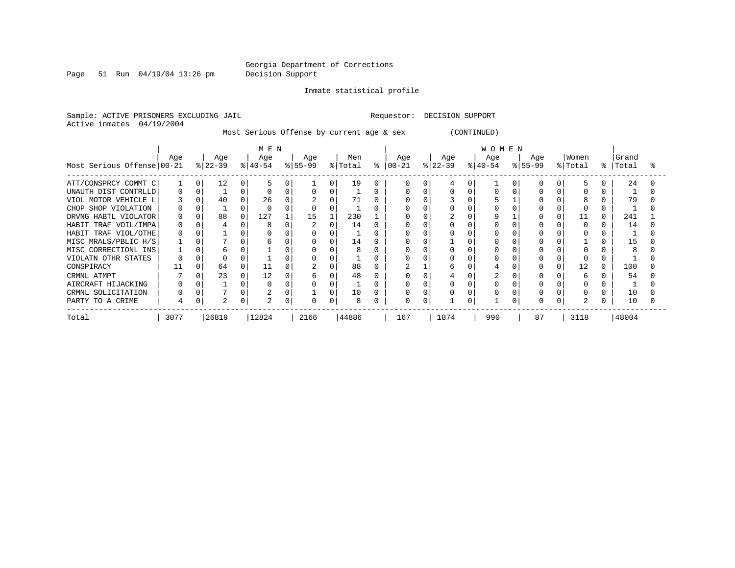Georgia Department of Corrections
Decision Support

Inmate statistical profile

Sample: ACTIVE PRISONERS EXCLUDING JAIL    Requestor: DECISION SUPPORT
Active inmates 04/19/2004

Most Serious Offense by current age & sex (CONTINUED)

| Most Serious Offense | MEN Age 00-21 | % | Age 22-39 | % | Age 40-54 | % | Age 55-99 | % | Men Total | % | WOMEN Age 00-21 | % | Age 22-39 | % | Age 40-54 | % | Age 55-99 | % | Women Total | % | Grand Total | % |
|---|---|---|---|---|---|---|---|---|---|---|---|---|---|---|---|---|---|---|---|---|---|---|
| ATT/CONSPRCY COMMT C | 1 | 0 | 12 | 0 | 5 | 0 | 1 | 0 | 19 | 0 | 0 | 0 | 4 | 0 | 1 | 0 | 0 | 0 | 5 | 0 | 24 | 0 |
| UNAUTH DIST CONTRLLD | 0 | 0 | 1 | 0 | 0 | 0 | 0 | 0 | 1 | 0 | 0 | 0 | 0 | 0 | 0 | 0 | 0 | 0 | 0 | 0 | 1 | 0 |
| VIOL MOTOR VEHICLE L | 3 | 0 | 40 | 0 | 26 | 0 | 2 | 0 | 71 | 0 | 0 | 0 | 3 | 0 | 5 | 1 | 0 | 0 | 8 | 0 | 79 | 0 |
| CHOP SHOP VIOLATION | 0 | 0 | 1 | 0 | 0 | 0 | 0 | 0 | 1 | 0 | 0 | 0 | 0 | 0 | 0 | 0 | 0 | 0 | 0 | 0 | 1 | 0 |
| DRVNG HABTL VIOLATOR | 0 | 0 | 88 | 0 | 127 | 1 | 15 | 1 | 230 | 1 | 0 | 0 | 2 | 0 | 9 | 1 | 0 | 0 | 11 | 0 | 241 | 1 |
| HABIT TRAF VOIL/IMPA | 0 | 0 | 4 | 0 | 8 | 0 | 2 | 0 | 14 | 0 | 0 | 0 | 0 | 0 | 0 | 0 | 0 | 0 | 0 | 0 | 14 | 0 |
| HABIT TRAF VIOL/OTHE | 0 | 0 | 1 | 0 | 0 | 0 | 0 | 0 | 1 | 0 | 0 | 0 | 0 | 0 | 0 | 0 | 0 | 0 | 0 | 0 | 1 | 0 |
| MISC MRALS/PBLIC H/S | 1 | 0 | 7 | 0 | 6 | 0 | 0 | 0 | 14 | 0 | 0 | 0 | 1 | 0 | 0 | 0 | 0 | 0 | 1 | 0 | 15 | 0 |
| MISC CORRECTIONL INS | 1 | 0 | 6 | 0 | 1 | 0 | 0 | 0 | 8 | 0 | 0 | 0 | 0 | 0 | 0 | 0 | 0 | 0 | 0 | 0 | 8 | 0 |
| VIOLATN OTHR STATES | 0 | 0 | 0 | 0 | 1 | 0 | 0 | 0 | 1 | 0 | 0 | 0 | 0 | 0 | 0 | 0 | 0 | 0 | 0 | 0 | 1 | 0 |
| CONSPIRACY | 11 | 0 | 64 | 0 | 11 | 0 | 2 | 0 | 88 | 0 | 2 | 1 | 6 | 0 | 4 | 0 | 0 | 0 | 12 | 0 | 100 | 0 |
| CRMNL ATMPT | 7 | 0 | 23 | 0 | 12 | 0 | 6 | 0 | 48 | 0 | 0 | 0 | 4 | 0 | 2 | 0 | 0 | 0 | 6 | 0 | 54 | 0 |
| AIRCRAFT HIJACKING | 0 | 0 | 1 | 0 | 0 | 0 | 0 | 0 | 1 | 0 | 0 | 0 | 0 | 0 | 0 | 0 | 0 | 0 | 0 | 0 | 1 | 0 |
| CRMNL SOLICITATION | 0 | 0 | 7 | 0 | 2 | 0 | 1 | 0 | 10 | 0 | 0 | 0 | 0 | 0 | 0 | 0 | 0 | 0 | 0 | 0 | 10 | 0 |
| PARTY TO A CRIME | 4 | 0 | 2 | 0 | 2 | 0 | 0 | 0 | 8 | 0 | 0 | 0 | 1 | 0 | 1 | 0 | 0 | 0 | 2 | 0 | 10 | 0 |
| Total | 3077 | | 26819 | | 12824 | | 2166 | | 44886 | | 167 | | 1874 | | 990 | | 87 | | 3118 | | 48004 | |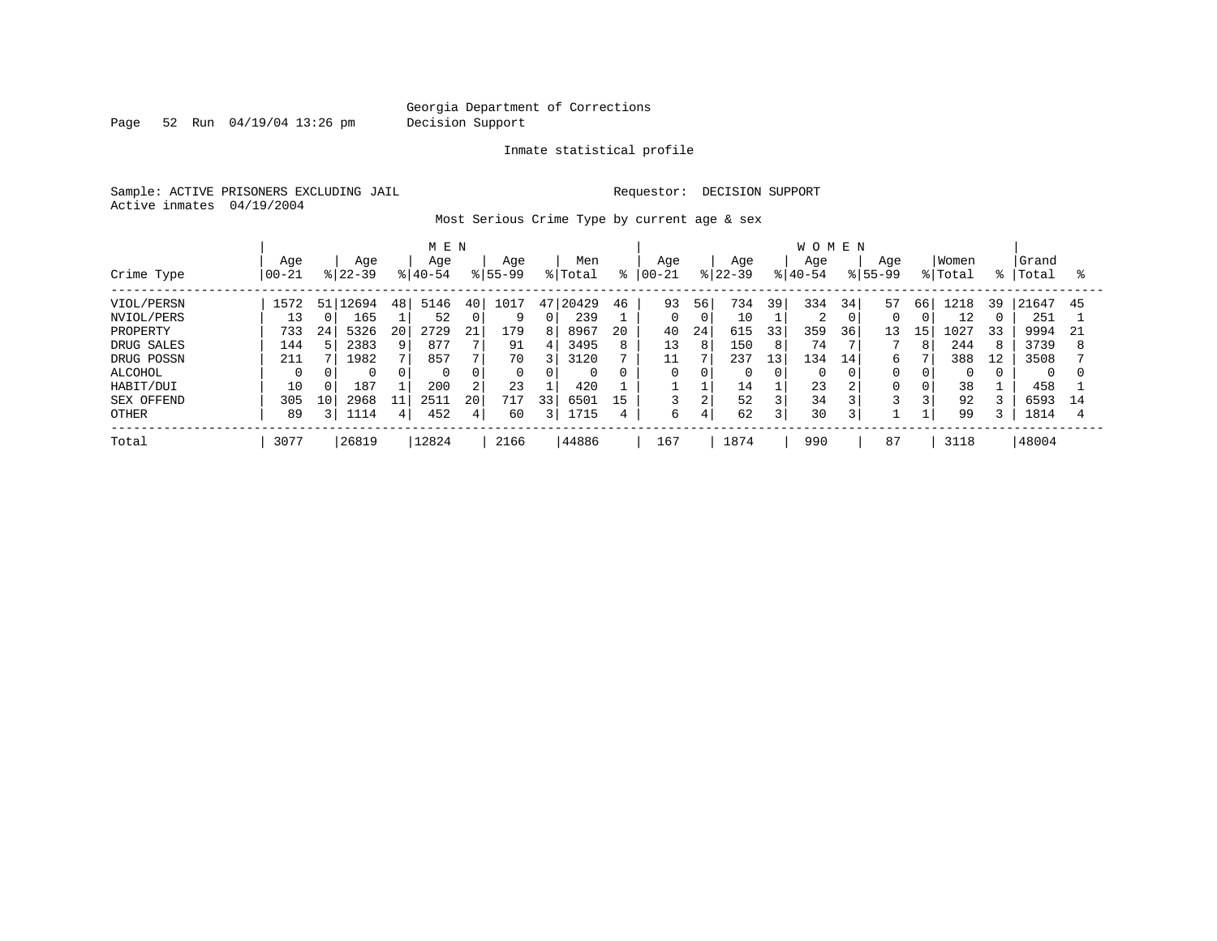Georgia Department of Corrections
Decision Support

Inmate statistical profile

Sample: ACTIVE PRISONERS EXCLUDING JAIL

Requestor: DECISION SUPPORT

Active inmates 04/19/2004

Most Serious Crime Type by current age & sex

| | MEN | | | | | | | | | | WOMEN | | | | | | | | | | | |
|---|---|---|---|---|---|---|---|---|---|---|---|---|---|---|---|---|---|---|---|---|---|---|
| Crime Type | Age 00-21 | % | Age 22-39 | % | Age 40-54 | % | Age 55-99 | % | Men Total | % | Age 00-21 | % | Age 22-39 | % | Age 40-54 | % | Age 55-99 | % | Women Total | % | Grand Total | % |
| VIOL/PERSN | 1572 | 51 | 12694 | 48 | 5146 | 40 | 1017 | 47 | 20429 | 46 | 93 | 56 | 734 | 39 | 334 | 34 | 57 | 66 | 1218 | 39 | 21647 | 45 |
| NVIOL/PERS | 13 | 0 | 165 | 1 | 52 | 0 | 9 | 0 | 239 | 1 | 0 | 0 | 10 | 1 | 2 | 0 | 0 | 0 | 12 | 0 | 251 | 1 |
| PROPERTY | 733 | 24 | 5326 | 20 | 2729 | 21 | 179 | 8 | 8967 | 20 | 40 | 24 | 615 | 33 | 359 | 36 | 13 | 15 | 1027 | 33 | 9994 | 21 |
| DRUG SALES | 144 | 5 | 2383 | 9 | 877 | 7 | 91 | 4 | 3495 | 8 | 13 | 8 | 150 | 8 | 74 | 7 | 7 | 8 | 244 | 8 | 3739 | 8 |
| DRUG POSSN | 211 | 7 | 1982 | 7 | 857 | 7 | 70 | 3 | 3120 | 7 | 11 | 7 | 237 | 13 | 134 | 14 | 6 | 7 | 388 | 12 | 3508 | 7 |
| ALCOHOL | 0 | 0 | 0 | 0 | 0 | 0 | 0 | 0 | 0 | 0 | 0 | 0 | 0 | 0 | 0 | 0 | 0 | 0 | 0 | 0 | 0 | 0 |
| HABIT/DUI | 10 | 0 | 187 | 1 | 200 | 2 | 23 | 1 | 420 | 1 | 1 | 1 | 14 | 1 | 23 | 2 | 0 | 0 | 38 | 1 | 458 | 1 |
| SEX OFFEND | 305 | 10 | 2968 | 11 | 2511 | 20 | 717 | 33 | 6501 | 15 | 3 | 2 | 52 | 3 | 34 | 3 | 3 | 3 | 92 | 3 | 6593 | 14 |
| OTHER | 89 | 3 | 1114 | 4 | 452 | 4 | 60 | 3 | 1715 | 4 | 6 | 4 | 62 | 3 | 30 | 3 | 1 | 1 | 99 | 3 | 1814 | 4 |
| Total | 3077 | | 26819 | | 12824 | | 2166 | | 44886 | | 167 | | 1874 | | 990 | | 87 | | 3118 | | 48004 | |